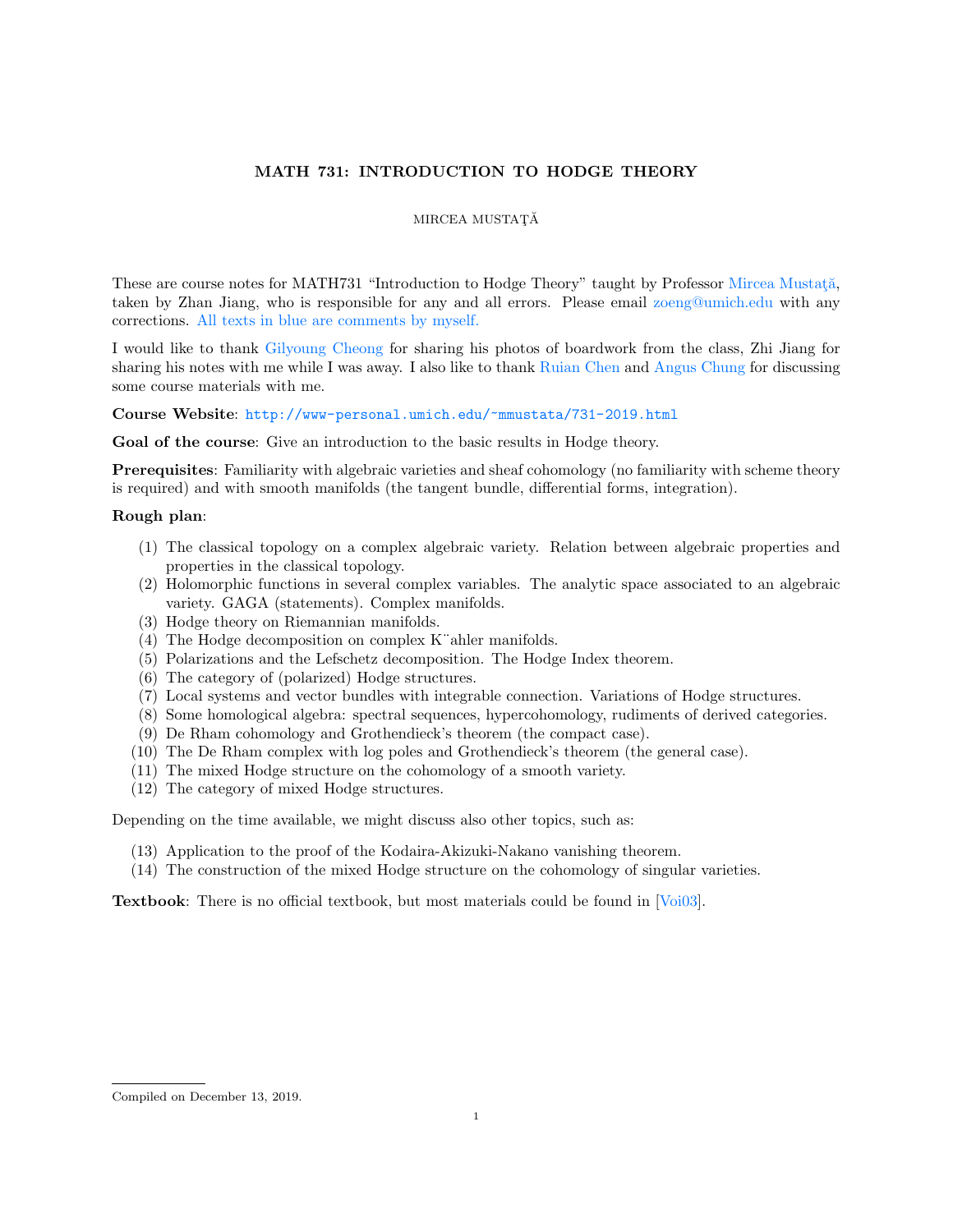# MATH 731: INTRODUCTION TO HODGE THEORY

MIRCEA MUSTAŢĂ

These are course notes for MATH731 "Introduction to Hodge Theory" taught by Professor Mircea Mustaţă, taken by Zhan Jiang, who is responsible for any and all errors. Please email zoeng@umich.edu with any corrections. All texts in blue are comments by myself.

I would like to thank Gilyoung Cheong for sharing his photos of boardwork from the class, Zhi Jiang for sharing his notes with me while I was away. I also like to thank Ruian Chen and Angus Chung for discussing some course materials with me.

**Course Website**: `http://www-personal.umich.edu/~mmustata/731-2019.html`

**Goal of the course**: Give an introduction to the basic results in Hodge theory.

**Prerequisites**: Familiarity with algebraic varieties and sheaf cohomology (no familiarity with scheme theory is required) and with smooth manifolds (the tangent bundle, differential forms, integration).

**Rough plan**:

(1) The classical topology on a complex algebraic variety. Relation between algebraic properties and properties in the classical topology.
(2) Holomorphic functions in several complex variables. The analytic space associated to an algebraic variety. GAGA (statements). Complex manifolds.
(3) Hodge theory on Riemannian manifolds.
(4) The Hodge decomposition on complex Kähler manifolds.
(5) Polarizations and the Lefschetz decomposition. The Hodge Index theorem.
(6) The category of (polarized) Hodge structures.
(7) Local systems and vector bundles with integrable connection. Variations of Hodge structures.
(8) Some homological algebra: spectral sequences, hypercohomology, rudiments of derived categories.
(9) De Rham cohomology and Grothendieck's theorem (the compact case).
(10) The De Rham complex with log poles and Grothendieck's theorem (the general case).
(11) The mixed Hodge structure on the cohomology of a smooth variety.
(12) The category of mixed Hodge structures.

Depending on the time available, we might discuss also other topics, such as:

(13) Application to the proof of the Kodaira-Akizuki-Nakano vanishing theorem.
(14) The construction of the mixed Hodge structure on the cohomology of singular varieties.

**Textbook**: There is no official textbook, but most materials could be found in [Voi03].

Compiled on December 13, 2019.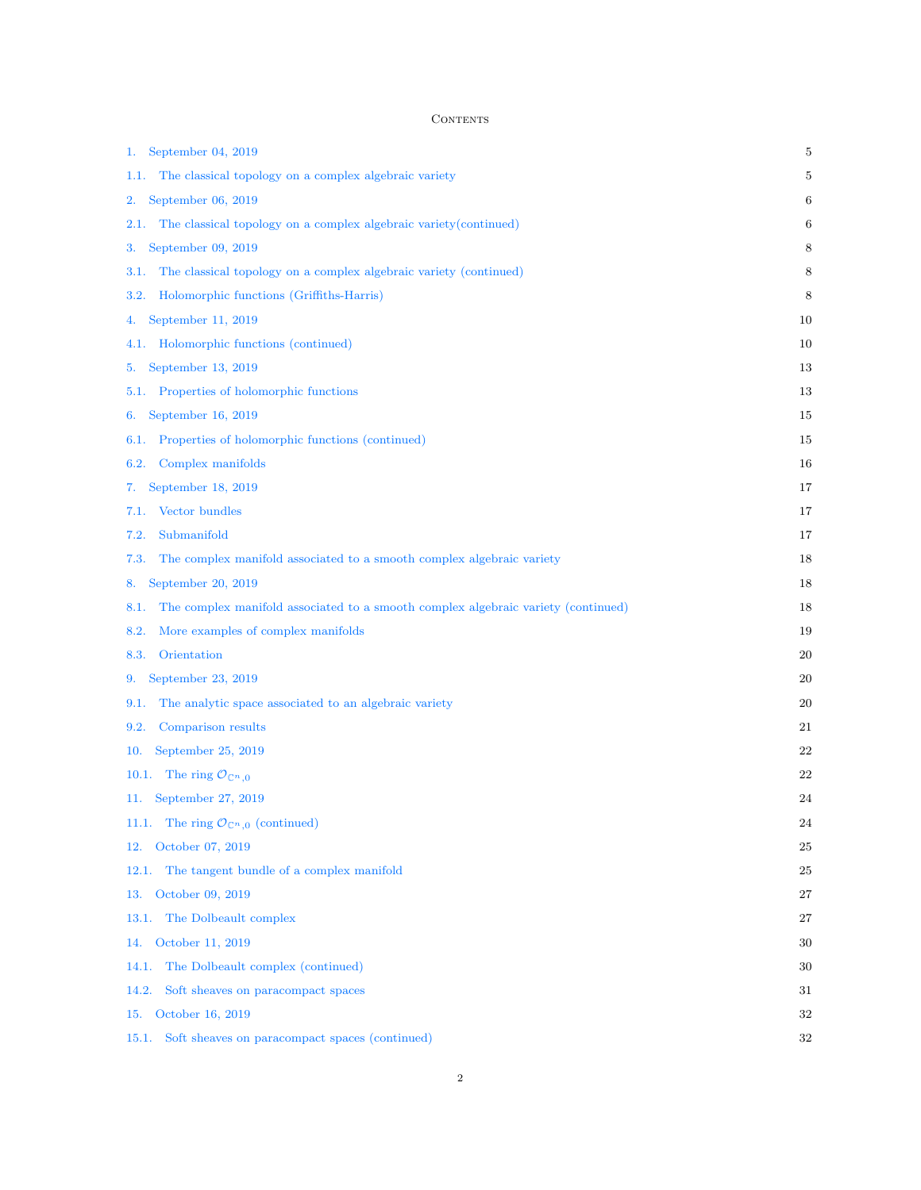# Contents

| | |
|---|---|
| 1. September 04, 2019 | 5 |
| 1.1. The classical topology on a complex algebraic variety | 5 |
| 2. September 06, 2019 | 6 |
| 2.1. The classical topology on a complex algebraic variety(continued) | 6 |
| 3. September 09, 2019 | 8 |
| 3.1. The classical topology on a complex algebraic variety (continued) | 8 |
| 3.2. Holomorphic functions (Griffiths-Harris) | 8 |
| 4. September 11, 2019 | 10 |
| 4.1. Holomorphic functions (continued) | 10 |
| 5. September 13, 2019 | 13 |
| 5.1. Properties of holomorphic functions | 13 |
| 6. September 16, 2019 | 15 |
| 6.1. Properties of holomorphic functions (continued) | 15 |
| 6.2. Complex manifolds | 16 |
| 7. September 18, 2019 | 17 |
| 7.1. Vector bundles | 17 |
| 7.2. Submanifold | 17 |
| 7.3. The complex manifold associated to a smooth complex algebraic variety | 18 |
| 8. September 20, 2019 | 18 |
| 8.1. The complex manifold associated to a smooth complex algebraic variety (continued) | 18 |
| 8.2. More examples of complex manifolds | 19 |
| 8.3. Orientation | 20 |
| 9. September 23, 2019 | 20 |
| 9.1. The analytic space associated to an algebraic variety | 20 |
| 9.2. Comparison results | 21 |
| 10. September 25, 2019 | 22 |
| 10.1. The ring $\mathcal{O}_{\mathbb{C}^n,0}$ | 22 |
| 11. September 27, 2019 | 24 |
| 11.1. The ring $\mathcal{O}_{\mathbb{C}^n,0}$ (continued) | 24 |
| 12. October 07, 2019 | 25 |
| 12.1. The tangent bundle of a complex manifold | 25 |
| 13. October 09, 2019 | 27 |
| 13.1. The Dolbeault complex | 27 |
| 14. October 11, 2019 | 30 |
| 14.1. The Dolbeault complex (continued) | 30 |
| 14.2. Soft sheaves on paracompact spaces | 31 |
| 15. October 16, 2019 | 32 |
| 15.1. Soft sheaves on paracompact spaces (continued) | 32 |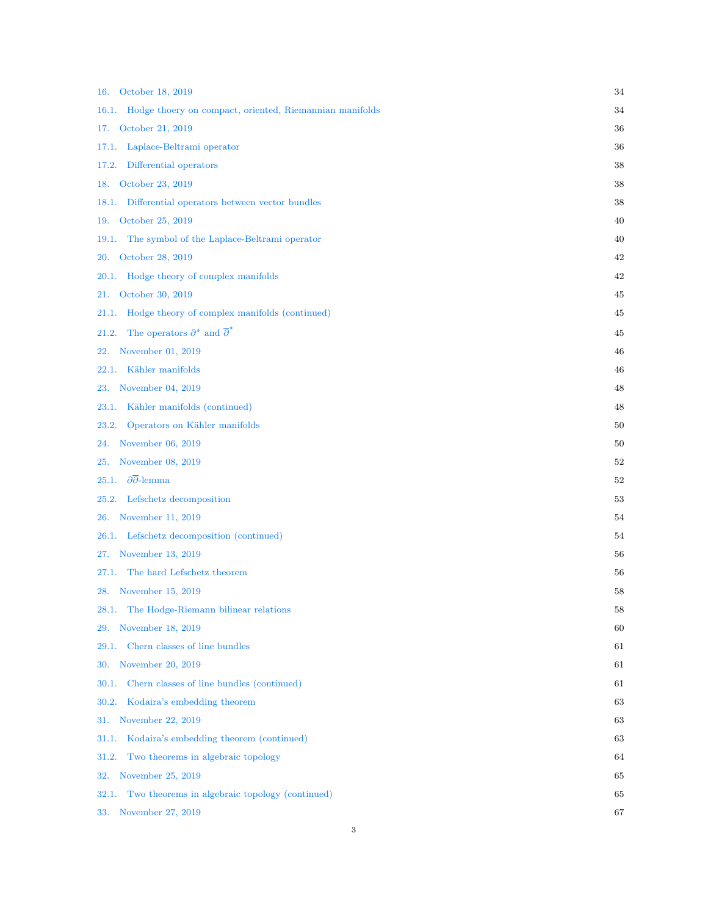16. October 18, 2019 34

16.1. Hodge thoery on compact, oriented, Riemannian manifolds 34

17. October 21, 2019 36

17.1. Laplace-Beltrami operator 36

17.2. Differential operators 38

18. October 23, 2019 38

18.1. Differential operators between vector bundles 38

19. October 25, 2019 40

19.1. The symbol of the Laplace-Beltrami operator 40

20. October 28, 2019 42

20.1. Hodge theory of complex manifolds 42

21. October 30, 2019 45

21.1. Hodge theory of complex manifolds (continued) 45

21.2. The operators $\partial^*$ and $\overline{\partial}^*$ 45

22. November 01, 2019 46

22.1. Kähler manifolds 46

23. November 04, 2019 48

23.1. Kähler manifolds (continued) 48

23.2. Operators on Kähler manifolds 50

24. November 06, 2019 50

25. November 08, 2019 52

25.1. $\partial\overline{\partial}$-lemma 52

25.2. Lefschetz decomposition 53

26. November 11, 2019 54

26.1. Lefschetz decomposition (continued) 54

27. November 13, 2019 56

27.1. The hard Lefschetz theorem 56

28. November 15, 2019 58

28.1. The Hodge-Riemann bilinear relations 58

29. November 18, 2019 60

29.1. Chern classes of line bundles 61

30. November 20, 2019 61

30.1. Chern classes of line bundles (continued) 61

30.2. Kodaira's embedding theorem 63

31. November 22, 2019 63

31.1. Kodaira's embedding theorem (continued) 63

31.2. Two theorems in algebraic topology 64

32. November 25, 2019 65

32.1. Two theorems in algebraic topology (continued) 65

33. November 27, 2019 67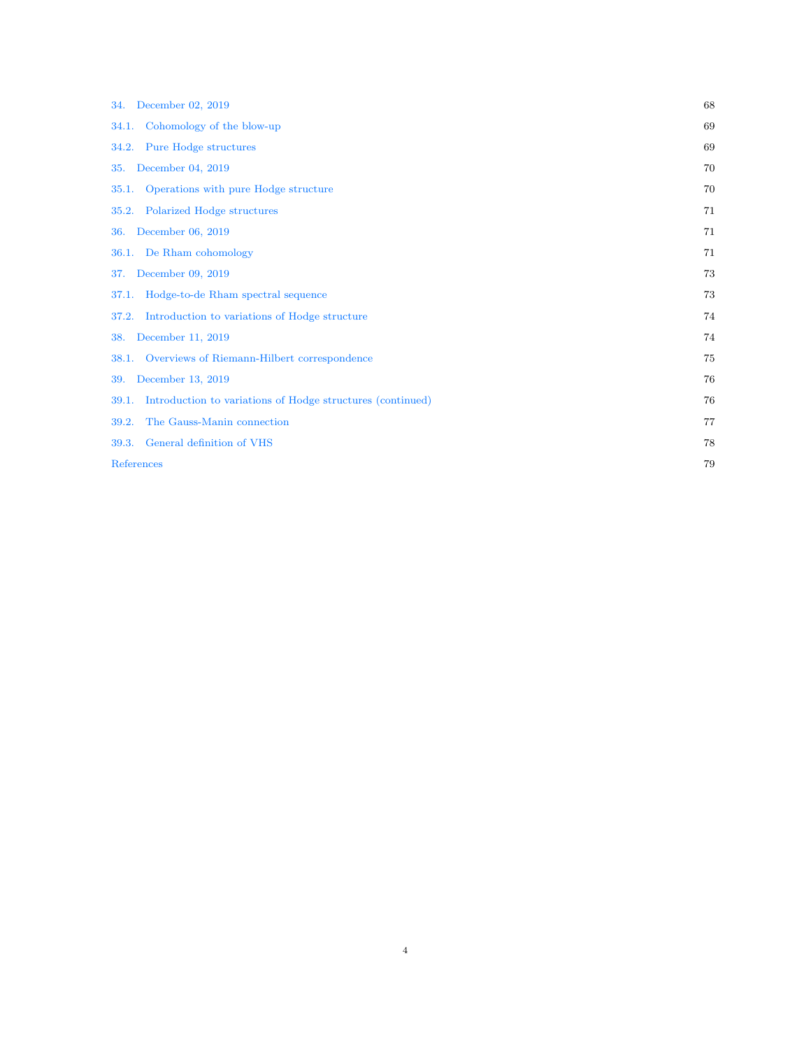| | |
|---|---|
| 34. December 02, 2019 | 68 |
| 34.1. Cohomology of the blow-up | 69 |
| 34.2. Pure Hodge structures | 69 |
| 35. December 04, 2019 | 70 |
| 35.1. Operations with pure Hodge structure | 70 |
| 35.2. Polarized Hodge structures | 71 |
| 36. December 06, 2019 | 71 |
| 36.1. De Rham cohomology | 71 |
| 37. December 09, 2019 | 73 |
| 37.1. Hodge-to-de Rham spectral sequence | 73 |
| 37.2. Introduction to variations of Hodge structure | 74 |
| 38. December 11, 2019 | 74 |
| 38.1. Overviews of Riemann-Hilbert correspondence | 75 |
| 39. December 13, 2019 | 76 |
| 39.1. Introduction to variations of Hodge structures (continued) | 76 |
| 39.2. The Gauss-Manin connection | 77 |
| 39.3. General definition of VHS | 78 |
| References | 79 |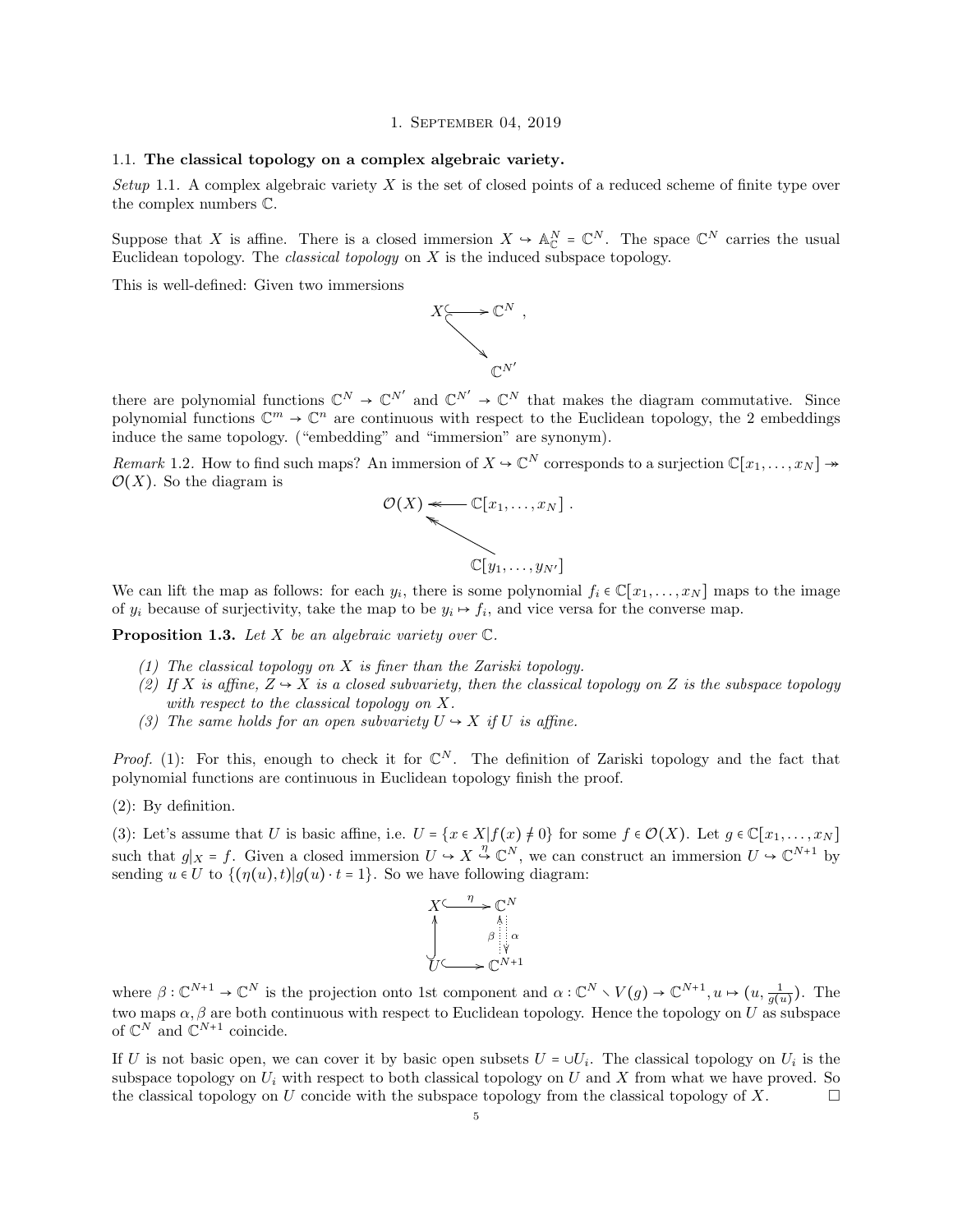## 1. September 04, 2019

### 1.1. The classical topology on a complex algebraic variety.

*Setup* 1.1. A complex algebraic variety $X$ is the set of closed points of a reduced scheme of finite type over the complex numbers $\mathbb{C}$.

Suppose that $X$ is affine. There is a closed immersion $X \hookrightarrow \mathbb{A}^N_{\mathbb{C}} = \mathbb{C}^N$. The space $\mathbb{C}^N$ carries the usual Euclidean topology. The *classical topology* on $X$ is the induced subspace topology.

This is well-defined: Given two immersions

$$\begin{array}{ccc} X & \hookrightarrow & \mathbb{C}^N \\ & \searrow & \\ & & \mathbb{C}^{N'} \end{array},$$

there are polynomial functions $\mathbb{C}^N \to \mathbb{C}^{N'}$ and $\mathbb{C}^{N'} \to \mathbb{C}^N$ that makes the diagram commutative. Since polynomial functions $\mathbb{C}^m \to \mathbb{C}^n$ are continuous with respect to the Euclidean topology, the 2 embeddings induce the same topology. ("embedding" and "immersion" are synonym).

*Remark* 1.2. How to find such maps? An immersion of $X \hookrightarrow \mathbb{C}^N$ corresponds to a surjection $\mathbb{C}[x_1, \dots, x_N] \twoheadrightarrow \mathcal{O}(X)$. So the diagram is

$$\begin{array}{ccc} \mathcal{O}(X) & \twoheadleftarrow & \mathbb{C}[x_1, \dots, x_N] \\ & \nwarrow & \\ & & \mathbb{C}[y_1, \dots, y_{N'}] \end{array}.$$

We can lift the map as follows: for each $y_i$, there is some polynomial $f_i \in \mathbb{C}[x_1, \dots, x_N]$ maps to the image of $y_i$ because of surjectivity, take the map to be $y_i \mapsto f_i$, and vice versa for the converse map.

**Proposition 1.3.** *Let $X$ be an algebraic variety over $\mathbb{C}$.*

*(1) The classical topology on $X$ is finer than the Zariski topology.*
*(2) If $X$ is affine, $Z \hookrightarrow X$ is a closed subvariety, then the classical topology on $Z$ is the subspace topology with respect to the classical topology on $X$.*
*(3) The same holds for an open subvariety $U \hookrightarrow X$ if $U$ is affine.*

*Proof.* (1): For this, enough to check it for $\mathbb{C}^N$. The definition of Zariski topology and the fact that polynomial functions are continuous in Euclidean topology finish the proof.

(2): By definition.

(3): Let's assume that $U$ is basic affine, i.e. $U = \{x \in X | f(x) \neq 0\}$ for some $f \in \mathcal{O}(X)$. Let $g \in \mathbb{C}[x_1, \dots, x_N]$ such that $g|_X = f$. Given a closed immersion $U \hookrightarrow X \overset{\eta}{\hookrightarrow} \mathbb{C}^N$, we can construct an immersion $U \hookrightarrow \mathbb{C}^{N+1}$ by sending $u \in U$ to $\{(\eta(u), t) | g(u) \cdot t = 1\}$. So we have following diagram:

$$\begin{array}{ccc} X & \overset{\eta}{\hookrightarrow} & \mathbb{C}^N \\ \uparrow & & \beta \uparrow \; \downarrow \alpha \\ U & \hookrightarrow & \mathbb{C}^{N+1} \end{array}$$

where $\beta : \mathbb{C}^{N+1} \to \mathbb{C}^N$ is the projection onto 1st component and $\alpha : \mathbb{C}^N \smallsetminus V(g) \to \mathbb{C}^{N+1}, u \mapsto (u, \frac{1}{g(u)})$. The two maps $\alpha, \beta$ are both continuous with respect to Euclidean topology. Hence the topology on $U$ as subspace of $\mathbb{C}^N$ and $\mathbb{C}^{N+1}$ coincide.

If $U$ is not basic open, we can cover it by basic open subsets $U = \cup U_i$. The classical topology on $U_i$ is the subspace topology on $U_i$ with respect to both classical topology on $U$ and $X$ from what we have proved. So the classical topology on $U$ concide with the subspace topology from the classical topology of $X$. $\square$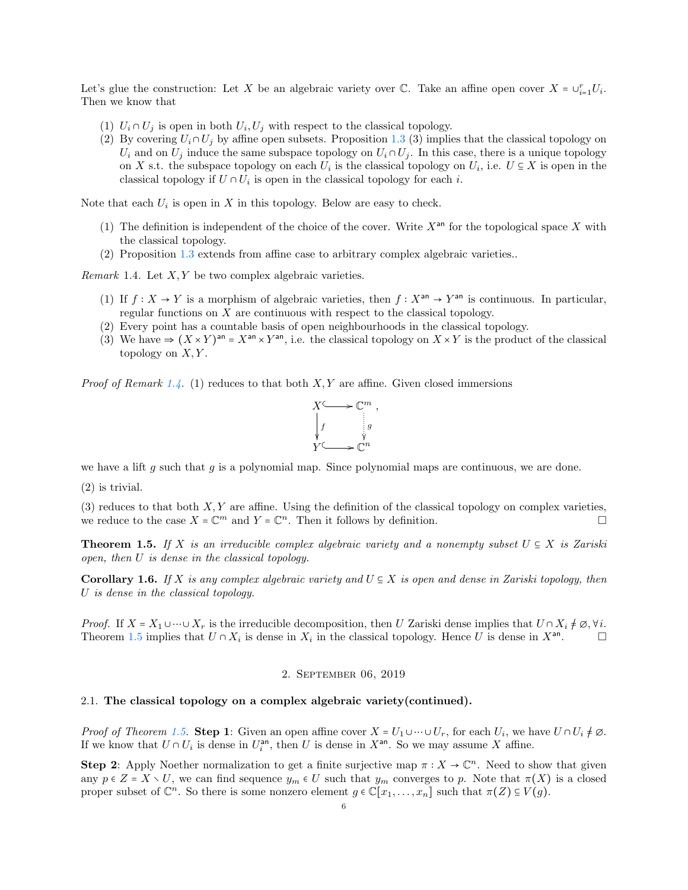Let's glue the construction: Let $X$ be an algebraic variety over $\mathbb{C}$. Take an affine open cover $X = \cup_{i=1}^r U_i$. Then we know that

(1) $U_i \cap U_j$ is open in both $U_i, U_j$ with respect to the classical topology.
(2) By covering $U_i \cap U_j$ by affine open subsets. Proposition 1.3 (3) implies that the classical topology on $U_i$ and on $U_j$ induce the same subspace topology on $U_i \cap U_j$. In this case, there is a unique topology on $X$ s.t. the subspace topology on each $U_i$ is the classical topology on $U_i$, i.e. $U \subseteq X$ is open in the classical topology if $U \cap U_i$ is open in the classical topology for each $i$.

Note that each $U_i$ is open in $X$ in this topology. Below are easy to check.

(1) The definition is independent of the choice of the cover. Write $X^{\mathsf{an}}$ for the topological space $X$ with the classical topology.
(2) Proposition 1.3 extends from affine case to arbitrary complex algebraic varieties..

*Remark* 1.4. Let $X, Y$ be two complex algebraic varieties.

(1) If $f : X \to Y$ is a morphism of algebraic varieties, then $f : X^{\mathsf{an}} \to Y^{\mathsf{an}}$ is continuous. In particular, regular functions on $X$ are continuous with respect to the classical topology.
(2) Every point has a countable basis of open neighbourhoods in the classical topology.
(3) We have $\Rightarrow (X \times Y)^{\mathsf{an}} = X^{\mathsf{an}} \times Y^{\mathsf{an}}$, i.e. the classical topology on $X \times Y$ is the product of the classical topology on $X, Y$.

*Proof of Remark 1.4.* (1) reduces to that both $X, Y$ are affine. Given closed immersions

$$\begin{array}{ccc} X & \hookrightarrow & \mathbb{C}^m \\ \downarrow f & & \vdots\, g \\ Y & \hookrightarrow & \mathbb{C}^n \end{array}$$

we have a lift $g$ such that $g$ is a polynomial map. Since polynomial maps are continuous, we are done.

(2) is trivial.

(3) reduces to that both $X, Y$ are affine. Using the definition of the classical topology on complex varieties, we reduce to the case $X = \mathbb{C}^m$ and $Y = \mathbb{C}^n$. Then it follows by definition. $\square$

**Theorem 1.5.** *If $X$ is an irreducible complex algebraic variety and a nonempty subset $U \subseteq X$ is Zariski open, then $U$ is dense in the classical topology.*

**Corollary 1.6.** *If $X$ is any complex algebraic variety and $U \subseteq X$ is open and dense in Zariski topology, then $U$ is dense in the classical topology.*

*Proof.* If $X = X_1 \cup \cdots \cup X_r$ is the irreducible decomposition, then $U$ Zariski dense implies that $U \cap X_i \neq \varnothing, \forall i$. Theorem 1.5 implies that $U \cap X_i$ is dense in $X_i$ in the classical topology. Hence $U$ is dense in $X^{\mathsf{an}}$. $\square$

## 2. September 06, 2019

### 2.1. The classical topology on a complex algebraic variety(continued).

*Proof of Theorem 1.5.* **Step 1**: Given an open affine cover $X = U_1 \cup \cdots \cup U_r$, for each $U_i$, we have $U \cap U_i \neq \varnothing$. If we know that $U \cap U_i$ is dense in $U_i^{\mathsf{an}}$, then $U$ is dense in $X^{\mathsf{an}}$. So we may assume $X$ affine.

**Step 2**: Apply Noether normalization to get a finite surjective map $\pi : X \to \mathbb{C}^n$. Need to show that given any $p \in Z = X \setminus U$, we can find sequence $y_m \in U$ such that $y_m$ converges to $p$. Note that $\pi(X)$ is a closed proper subset of $\mathbb{C}^n$. So there is some nonzero element $g \in \mathbb{C}[x_1, \ldots, x_n]$ such that $\pi(Z) \subseteq V(g)$.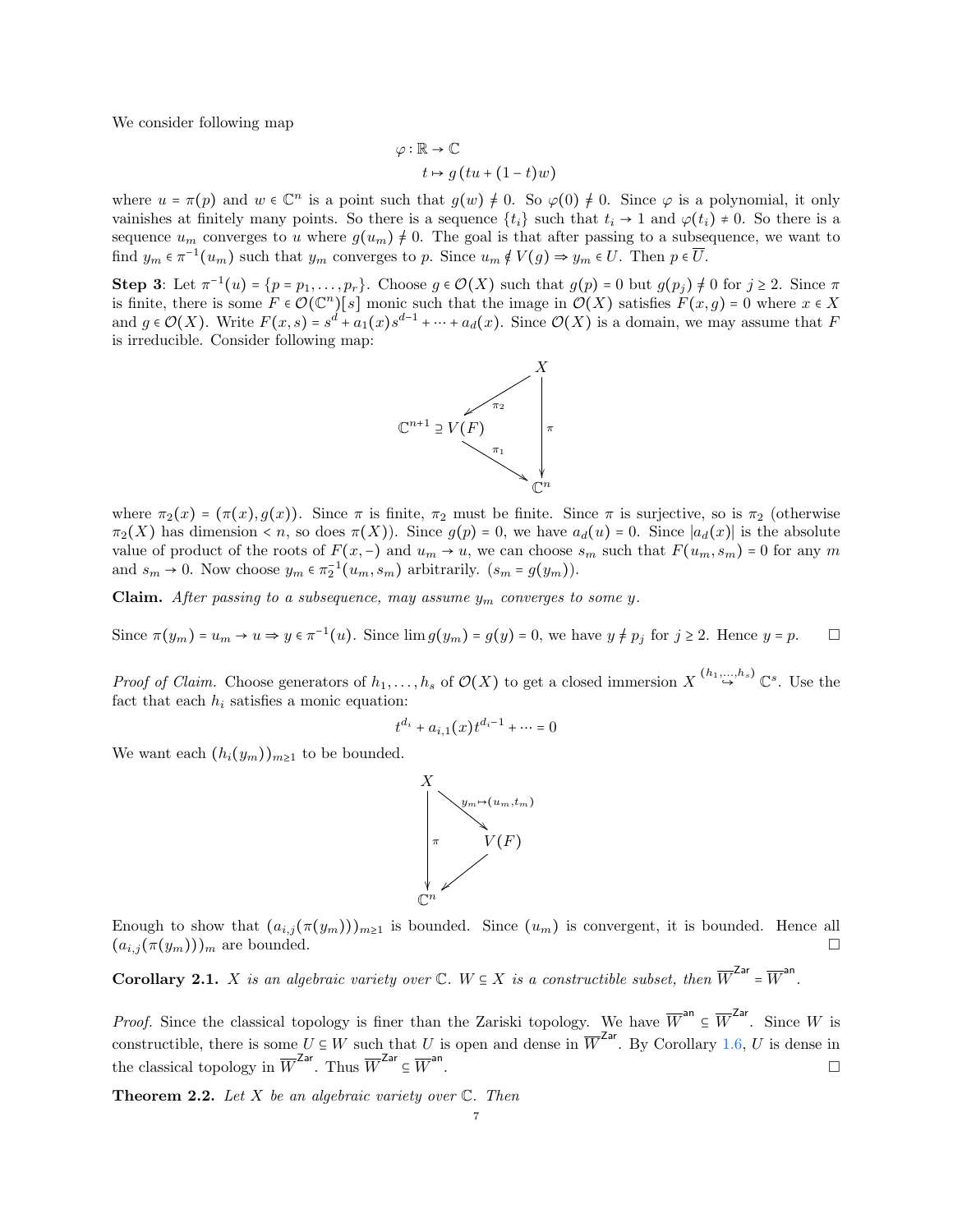We consider following map

$$\varphi : \mathbb{R} \to \mathbb{C}$$
$$t \mapsto g\left(tu + (1-t)w\right)$$

where $u = \pi(p)$ and $w \in \mathbb{C}^n$ is a point such that $g(w) \neq 0$. So $\varphi(0) \neq 0$. Since $\varphi$ is a polynomial, it only vainishes at finitely many points. So there is a sequence $\{t_i\}$ such that $t_i \to 1$ and $\varphi(t_i) \neq 0$. So there is a sequence $u_m$ converges to $u$ where $g(u_m) \neq 0$. The goal is that after passing to a subsequence, we want to find $y_m \in \pi^{-1}(u_m)$ such that $y_m$ converges to $p$. Since $u_m \notin V(g) \Rightarrow y_m \in U$. Then $p \in \overline{U}$.

**Step 3**: Let $\pi^{-1}(u) = \{p = p_1, \ldots, p_r\}$. Choose $g \in \mathcal{O}(X)$ such that $g(p) = 0$ but $g(p_j) \neq 0$ for $j \geq 2$. Since $\pi$ is finite, there is some $F \in \mathcal{O}(\mathbb{C}^n)[s]$ monic such that the image in $\mathcal{O}(X)$ satisfies $F(x, g) = 0$ where $x \in X$ and $g \in \mathcal{O}(X)$. Write $F(x, s) = s^d + a_1(x)s^{d-1} + \cdots + a_d(x)$. Since $\mathcal{O}(X)$ is a domain, we may assume that $F$ is irreducible. Consider following map:

$$\begin{array}{ccc} & & X \\ & \swarrow^{\pi_2} & \downarrow \pi \\ \mathbb{C}^{n+1} \supseteq V(F) & & \\ & \searrow_{\pi_1} & \\ & & \mathbb{C}^n \end{array}$$

where $\pi_2(x) = (\pi(x), g(x))$. Since $\pi$ is finite, $\pi_2$ must be finite. Since $\pi$ is surjective, so is $\pi_2$ (otherwise $\pi_2(X)$ has dimension $< n$, so does $\pi(X)$). Since $g(p) = 0$, we have $a_d(u) = 0$. Since $|a_d(x)|$ is the absolute value of product of the roots of $F(x, -)$ and $u_m \to u$, we can choose $s_m$ such that $F(u_m, s_m) = 0$ for any $m$ and $s_m \to 0$. Now choose $y_m \in \pi_2^{-1}(u_m, s_m)$ arbitrarily. ($s_m = g(y_m)$).

**Claim.** *After passing to a subsequence, may assume $y_m$ converges to some $y$.*

Since $\pi(y_m) = u_m \to u \Rightarrow y \in \pi^{-1}(u)$. Since $\lim g(y_m) = g(y) = 0$, we have $y \neq p_j$ for $j \geq 2$. Hence $y = p$. □

*Proof of Claim.* Choose generators of $h_1, \ldots, h_s$ of $\mathcal{O}(X)$ to get a closed immersion $X \overset{(h_1,\ldots,h_s)}{\hookrightarrow} \mathbb{C}^s$. Use the fact that each $h_i$ satisfies a monic equation:

$$t^{d_i} + a_{i,1}(x)t^{d_i - 1} + \cdots = 0$$

We want each $(h_i(y_m))_{m \geq 1}$ to be bounded.

$$\begin{array}{ccc} X & \xrightarrow{y_m \mapsto (u_m, t_m)} & V(F) \\ \downarrow \pi & \swarrow & \\ \mathbb{C}^n & & \end{array}$$

Enough to show that $(a_{i,j}(\pi(y_m)))_{m \geq 1}$ is bounded. Since $(u_m)$ is convergent, it is bounded. Hence all $(a_{i,j}(\pi(y_m)))_m$ are bounded. □

**Corollary 2.1.** *$X$ is an algebraic variety over $\mathbb{C}$. $W \subseteq X$ is a constructible subset, then $\overline{W}^{\mathsf{Zar}} = \overline{W}^{\mathsf{an}}$.*

*Proof.* Since the classical topology is finer than the Zariski topology. We have $\overline{W}^{\mathsf{an}} \subseteq \overline{W}^{\mathsf{Zar}}$. Since $W$ is constructible, there is some $U \subseteq W$ such that $U$ is open and dense in $\overline{W}^{\mathsf{Zar}}$. By Corollary 1.6, $U$ is dense in the classical topology in $\overline{W}^{\mathsf{Zar}}$. Thus $\overline{W}^{\mathsf{Zar}} \subseteq \overline{W}^{\mathsf{an}}$. □

**Theorem 2.2.** *Let $X$ be an algebraic variety over $\mathbb{C}$. Then*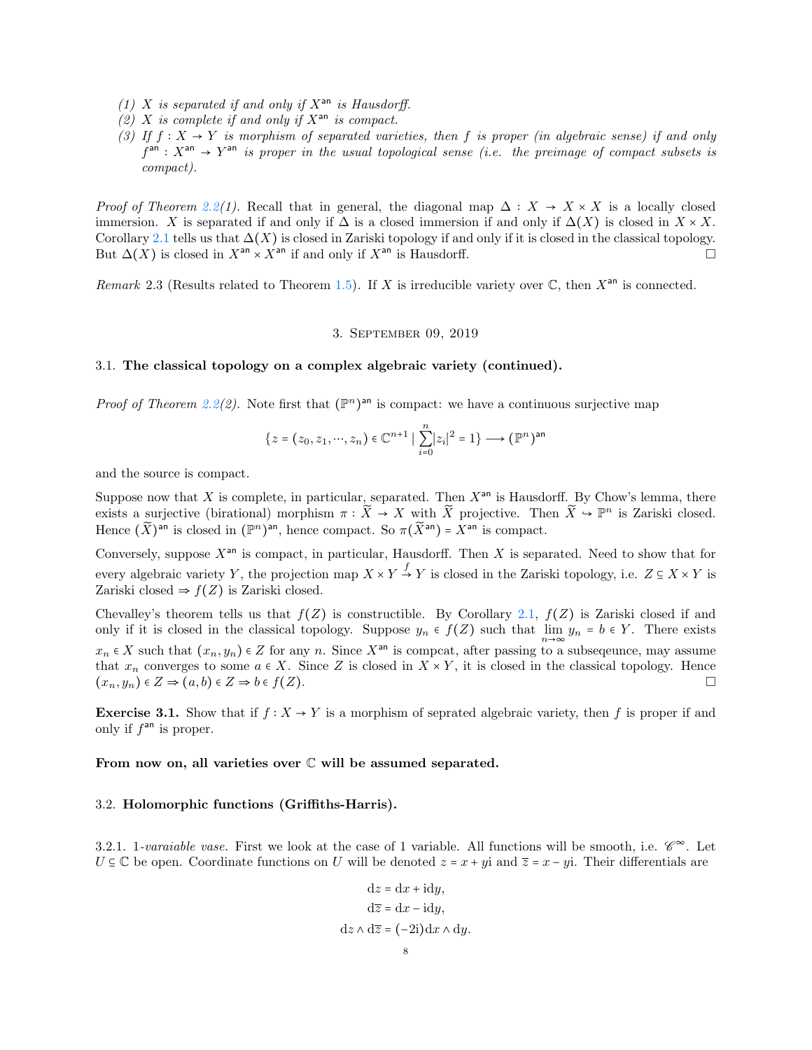*(1) $X$ is separated if and only if $X^{\mathsf{an}}$ is Hausdorff.*
*(2) $X$ is complete if and only if $X^{\mathsf{an}}$ is compact.*
*(3) If $f : X \to Y$ is morphism of separated varieties, then $f$ is proper (in algebraic sense) if and only $f^{\mathsf{an}} : X^{\mathsf{an}} \to Y^{\mathsf{an}}$ is proper in the usual topological sense (i.e. the preimage of compact subsets is compact).*

*Proof of Theorem 2.2(1).* Recall that in general, the diagonal map $\Delta : X \to X \times X$ is a locally closed immersion. $X$ is separated if and only if $\Delta$ is a closed immersion if and only if $\Delta(X)$ is closed in $X \times X$. Corollary 2.1 tells us that $\Delta(X)$ is closed in Zariski topology if and only if it is closed in the classical topology. But $\Delta(X)$ is closed in $X^{\mathsf{an}} \times X^{\mathsf{an}}$ if and only if $X^{\mathsf{an}}$ is Hausdorff. □

*Remark* 2.3 (Results related to Theorem 1.5). If $X$ is irreducible variety over $\mathbb{C}$, then $X^{\mathsf{an}}$ is connected.

# 3. September 09, 2019

## 3.1. The classical topology on a complex algebraic variety (continued).

*Proof of Theorem 2.2(2).* Note first that $(\mathbb{P}^n)^{\mathsf{an}}$ is compact: we have a continuous surjective map

$$\{z = (z_0, z_1, \cdots, z_n) \in \mathbb{C}^{n+1} \mid \sum_{i=0}^{n} |z_i|^2 = 1\} \longrightarrow (\mathbb{P}^n)^{\mathsf{an}}$$

and the source is compact.

Suppose now that $X$ is complete, in particular, separated. Then $X^{\mathsf{an}}$ is Hausdorff. By Chow's lemma, there exists a surjective (birational) morphism $\pi : \widetilde{X} \to X$ with $\widetilde{X}$ projective. Then $\widetilde{X} \hookrightarrow \mathbb{P}^n$ is Zariski closed. Hence $(\widetilde{X})^{\mathsf{an}}$ is closed in $(\mathbb{P}^n)^{\mathsf{an}}$, hence compact. So $\pi(\widetilde{X}^{\mathsf{an}}) = X^{\mathsf{an}}$ is compact.

Conversely, suppose $X^{\mathsf{an}}$ is compact, in particular, Hausdorff. Then $X$ is separated. Need to show that for every algebraic variety $Y$, the projection map $X \times Y \xrightarrow{f} Y$ is closed in the Zariski topology, i.e. $Z \subseteq X \times Y$ is Zariski closed $\Rightarrow f(Z)$ is Zariski closed.

Chevalley's theorem tells us that $f(Z)$ is constructible. By Corollary 2.1, $f(Z)$ is Zariski closed if and only if it is closed in the classical topology. Suppose $y_n \in f(Z)$ such that $\lim_{n\to\infty} y_n = b \in Y$. There exists $x_n \in X$ such that $(x_n, y_n) \in Z$ for any $n$. Since $X^{\mathsf{an}}$ is compcat, after passing to a subseqeunce, may assume that $x_n$ converges to some $a \in X$. Since $Z$ is closed in $X \times Y$, it is closed in the classical topology. Hence $(x_n, y_n) \in Z \Rightarrow (a, b) \in Z \Rightarrow b \in f(Z)$. □

**Exercise 3.1.** Show that if $f : X \to Y$ is a morphism of seprated algebraic variety, then $f$ is proper if and only if $f^{\mathsf{an}}$ is proper.

**From now on, all varieties over $\mathbb{C}$ will be assumed separated.**

## 3.2. Holomorphic functions (Griffiths-Harris).

3.2.1. *1-varaiable vase.* First we look at the case of 1 variable. All functions will be smooth, i.e. $\mathscr{C}^\infty$. Let $U \subseteq \mathbb{C}$ be open. Coordinate functions on $U$ will be denoted $z = x + y\mathrm{i}$ and $\overline{z} = x - y\mathrm{i}$. Their differentials are

$$\mathrm{d}z = \mathrm{d}x + \mathrm{i}\mathrm{d}y,$$
$$\mathrm{d}\overline{z} = \mathrm{d}x - \mathrm{i}\mathrm{d}y,$$
$$\mathrm{d}z \wedge \mathrm{d}\overline{z} = (-2\mathrm{i})\mathrm{d}x \wedge \mathrm{d}y.$$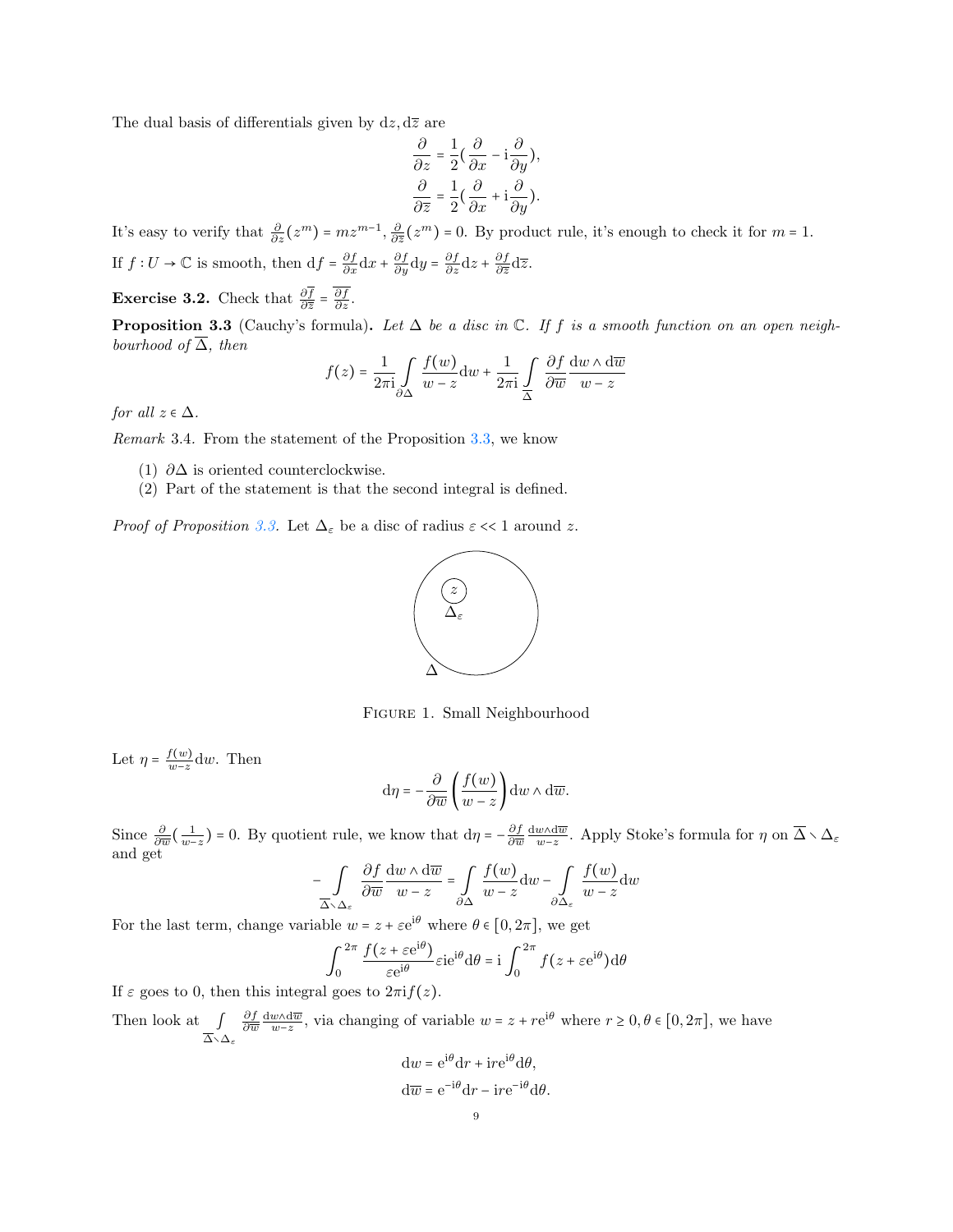The dual basis of differentials given by $\mathrm{d}z, \mathrm{d}\overline{z}$ are

$$\frac{\partial}{\partial z} = \frac{1}{2}(\frac{\partial}{\partial x} - \mathrm{i}\frac{\partial}{\partial y}),$$

$$\frac{\partial}{\partial \overline{z}} = \frac{1}{2}(\frac{\partial}{\partial x} + \mathrm{i}\frac{\partial}{\partial y}).$$

It's easy to verify that $\frac{\partial}{\partial z}(z^m) = mz^{m-1}$, $\frac{\partial}{\partial \overline{z}}(z^m) = 0$. By product rule, it's enough to check it for $m = 1$.

If $f : U \to \mathbb{C}$ is smooth, then $\mathrm{d}f = \frac{\partial f}{\partial x}\mathrm{d}x + \frac{\partial f}{\partial y}\mathrm{d}y = \frac{\partial f}{\partial z}\mathrm{d}z + \frac{\partial f}{\partial \overline{z}}\mathrm{d}\overline{z}$.

**Exercise 3.2.** Check that $\frac{\partial \overline{f}}{\partial \overline{z}} = \overline{\frac{\partial f}{\partial z}}$.

**Proposition 3.3** (Cauchy's formula). *Let $\Delta$ be a disc in $\mathbb{C}$. If $f$ is a smooth function on an open neighbourhood of $\overline{\Delta}$, then*

$$f(z) = \frac{1}{2\pi \mathrm{i}}\int_{\partial\Delta} \frac{f(w)}{w - z}\mathrm{d}w + \frac{1}{2\pi \mathrm{i}}\int_{\overline{\Delta}} \frac{\partial f}{\partial \overline{w}}\frac{\mathrm{d}w \wedge \mathrm{d}\overline{w}}{w - z}$$

*for all $z \in \Delta$.*

*Remark* 3.4. From the statement of the Proposition 3.3, we know

(1) $\partial\Delta$ is oriented counterclockwise.
(2) Part of the statement is that the second integral is defined.

*Proof of Proposition 3.3.* Let $\Delta_\varepsilon$ be a disc of radius $\varepsilon << 1$ around $z$.

Figure 1. Small Neighbourhood

Let $\eta = \frac{f(w)}{w-z}\mathrm{d}w$. Then

$$\mathrm{d}\eta = -\frac{\partial}{\partial \overline{w}}\left(\frac{f(w)}{w - z}\right)\mathrm{d}w \wedge \mathrm{d}\overline{w}.$$

Since $\frac{\partial}{\partial \overline{w}}(\frac{1}{w-z}) = 0$. By quotient rule, we know that $\mathrm{d}\eta = -\frac{\partial f}{\partial \overline{w}}\frac{\mathrm{d}w\wedge\mathrm{d}\overline{w}}{w-z}$. Apply Stoke's formula for $\eta$ on $\overline{\Delta} \smallsetminus \Delta_\varepsilon$ and get

$$-\int_{\overline{\Delta}\smallsetminus\Delta_\varepsilon} \frac{\partial f}{\partial \overline{w}}\frac{\mathrm{d}w \wedge \mathrm{d}\overline{w}}{w - z} = \int_{\partial\Delta} \frac{f(w)}{w - z}\mathrm{d}w - \int_{\partial\Delta_\varepsilon} \frac{f(w)}{w - z}\mathrm{d}w$$

For the last term, change variable $w = z + \varepsilon \mathrm{e}^{\mathrm{i}\theta}$ where $\theta \in [0, 2\pi]$, we get

$$\int_0^{2\pi} \frac{f(z + \varepsilon\mathrm{e}^{\mathrm{i}\theta})}{\varepsilon\mathrm{e}^{\mathrm{i}\theta}}\varepsilon\mathrm{i}\mathrm{e}^{\mathrm{i}\theta}\mathrm{d}\theta = \mathrm{i}\int_0^{2\pi} f(z + \varepsilon\mathrm{e}^{\mathrm{i}\theta})\mathrm{d}\theta$$

If $\varepsilon$ goes to 0, then this integral goes to $2\pi\mathrm{i}f(z)$.

Then look at $\int_{\overline{\Delta}\smallsetminus\Delta_\varepsilon} \frac{\partial f}{\partial \overline{w}}\frac{\mathrm{d}w\wedge\mathrm{d}\overline{w}}{w-z}$, via changing of variable $w = z + r\mathrm{e}^{\mathrm{i}\theta}$ where $r \geq 0, \theta \in [0, 2\pi]$, we have

$$\mathrm{d}w = \mathrm{e}^{\mathrm{i}\theta}\mathrm{d}r + \mathrm{i}r\mathrm{e}^{\mathrm{i}\theta}\mathrm{d}\theta,$$

$$\mathrm{d}\overline{w} = \mathrm{e}^{-\mathrm{i}\theta}\mathrm{d}r - \mathrm{i}r\mathrm{e}^{-\mathrm{i}\theta}\mathrm{d}\theta.$$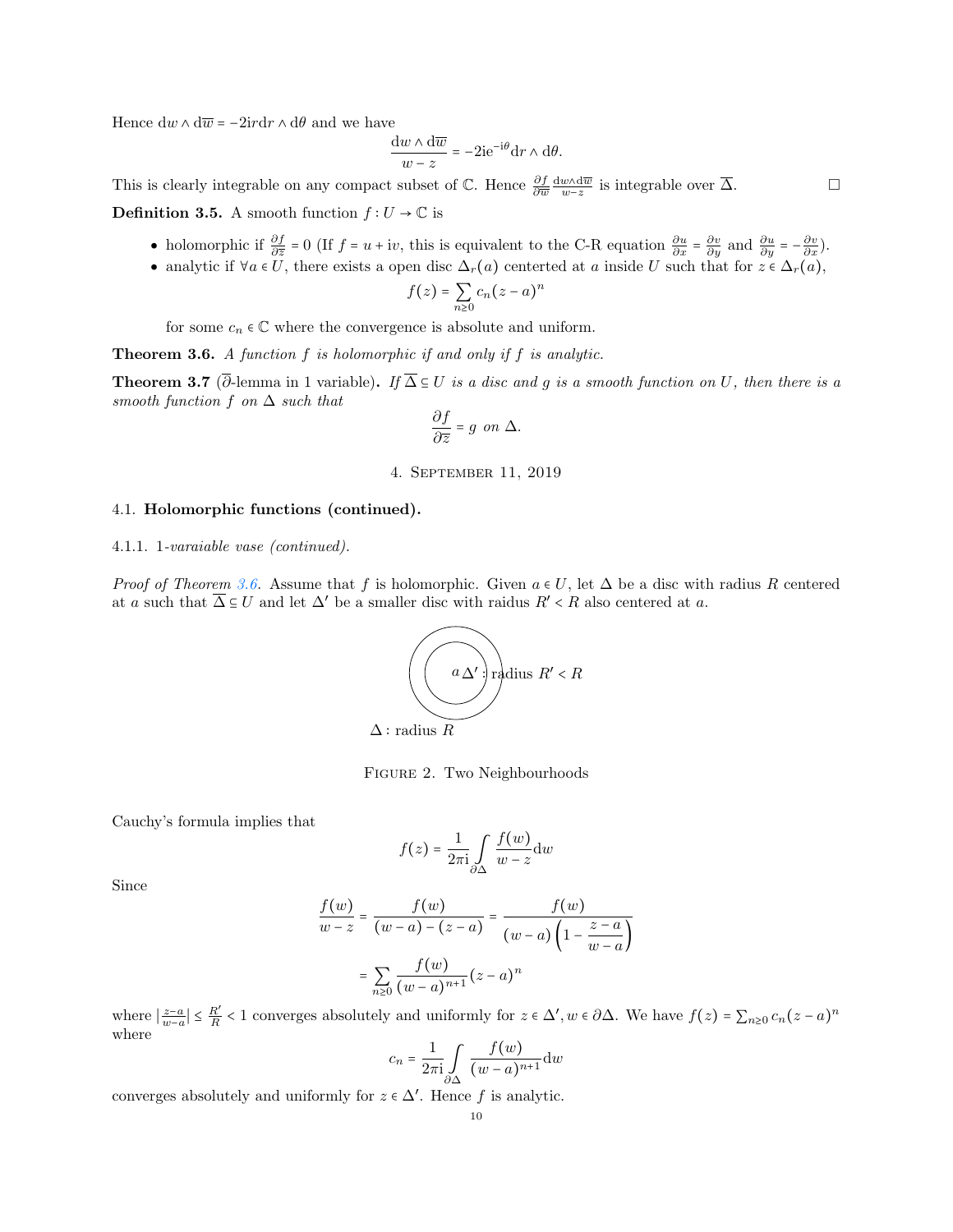Hence $\mathrm{d}w \wedge \mathrm{d}\overline{w} = -2\mathrm{i}r\mathrm{d}r \wedge \mathrm{d}\theta$ and we have

$$\frac{\mathrm{d}w \wedge \mathrm{d}\overline{w}}{w - z} = -2\mathrm{i}e^{-\mathrm{i}\theta}\mathrm{d}r \wedge \mathrm{d}\theta.$$

This is clearly integrable on any compact subset of $\mathbb{C}$. Hence $\frac{\partial f}{\partial \overline{w}} \frac{\mathrm{d}w\wedge \mathrm{d}\overline{w}}{w-z}$ is integrable over $\overline{\Delta}$. □

**Definition 3.5.** A smooth function $f : U \to \mathbb{C}$ is

- holomorphic if $\frac{\partial f}{\partial \overline{z}} = 0$ (If $f = u + \mathrm{i}v$, this is equivalent to the C-R equation $\frac{\partial u}{\partial x} = \frac{\partial v}{\partial y}$ and $\frac{\partial u}{\partial y} = -\frac{\partial v}{\partial x}$).
- analytic if $\forall a \in U$, there exists a open disc $\Delta_r(a)$ centerted at $a$ inside $U$ such that for $z \in \Delta_r(a)$,

$$f(z) = \sum_{n\geq 0} c_n(z-a)^n$$

  for some $c_n \in \mathbb{C}$ where the convergence is absolute and uniform.

**Theorem 3.6.** *A function $f$ is holomorphic if and only if $f$ is analytic.*

**Theorem 3.7** ($\overline{\partial}$-lemma in 1 variable)**.** *If $\overline{\Delta} \subseteq U$ is a disc and $g$ is a smooth function on $U$, then there is a smooth function $f$ on $\Delta$ such that*

$$\frac{\partial f}{\partial \overline{z}} = g \text{ on } \Delta.$$

## 4. September 11, 2019

### 4.1. Holomorphic functions (continued).

#### 4.1.1. 1-*varaiable vase (continued).*

*Proof of Theorem 3.6.* Assume that $f$ is holomorphic. Given $a \in U$, let $\Delta$ be a disc with radius $R$ centered at $a$ such that $\overline{\Delta} \subseteq U$ and let $\Delta'$ be a smaller disc with raidus $R' < R$ also centered at $a$.

$a$ $\Delta'$ : radius $R' < R$

$\Delta$ : radius $R$

Figure 2. Two Neighbourhoods

Cauchy's formula implies that

$$f(z) = \frac{1}{2\pi \mathrm{i}} \int_{\partial\Delta} \frac{f(w)}{w-z}\mathrm{d}w$$

Since

$$\frac{f(w)}{w-z} = \frac{f(w)}{(w-a)-(z-a)} = \frac{f(w)}{(w-a)\left(1 - \dfrac{z-a}{w-a}\right)}$$
$$= \sum_{n\geq 0} \frac{f(w)}{(w-a)^{n+1}}(z-a)^n$$

where $\left|\frac{z-a}{w-a}\right| \leq \frac{R'}{R} < 1$ converges absolutely and uniformly for $z \in \Delta', w \in \partial\Delta$. We have $f(z) = \sum_{n\geq 0} c_n(z-a)^n$ where

$$c_n = \frac{1}{2\pi \mathrm{i}} \int_{\partial\Delta} \frac{f(w)}{(w-a)^{n+1}}\mathrm{d}w$$

converges absolutely and uniformly for $z \in \Delta'$. Hence $f$ is analytic.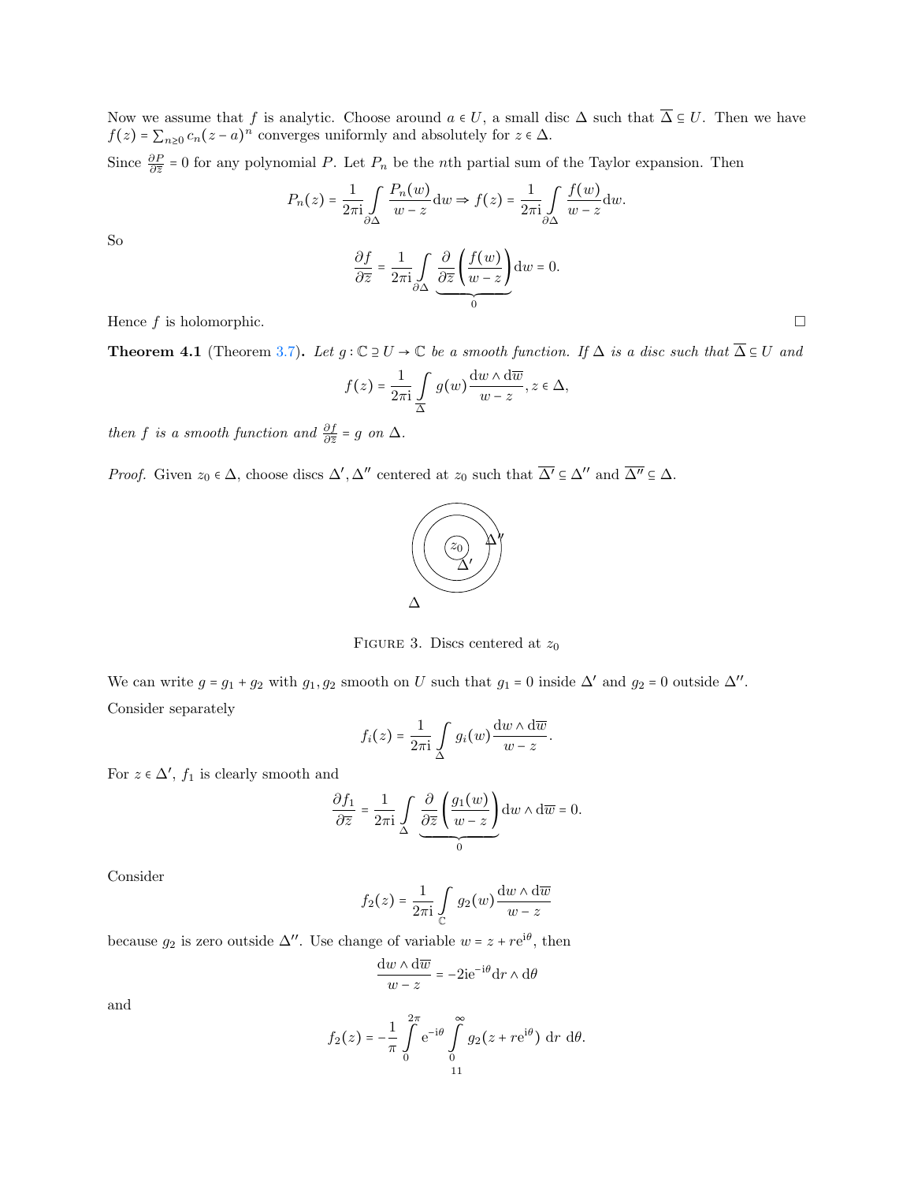Now we assume that $f$ is analytic. Choose around $a \in U$, a small disc $\Delta$ such that $\overline{\Delta} \subseteq U$. Then we have $f(z) = \sum_{n \geq 0} c_n (z-a)^n$ converges uniformly and absolutely for $z \in \Delta$.

Since $\frac{\partial P}{\partial \overline{z}} = 0$ for any polynomial $P$. Let $P_n$ be the $n$th partial sum of the Taylor expansion. Then

$$P_n(z) = \frac{1}{2\pi \mathrm{i}} \int\limits_{\partial \Delta} \frac{P_n(w)}{w - z} \mathrm{d}w \Rightarrow f(z) = \frac{1}{2\pi \mathrm{i}} \int\limits_{\partial \Delta} \frac{f(w)}{w - z} \mathrm{d}w.$$

So

$$\frac{\partial f}{\partial \overline{z}} = \frac{1}{2\pi \mathrm{i}} \int\limits_{\partial \Delta} \underbrace{\frac{\partial}{\partial \overline{z}} \left( \frac{f(w)}{w - z} \right)}_{0} \mathrm{d}w = 0.$$

Hence $f$ is holomorphic. □

**Theorem 4.1** (Theorem 3.7)**.** *Let $g : \mathbb{C} \supseteq U \to \mathbb{C}$ be a smooth function. If $\Delta$ is a disc such that $\overline{\Delta} \subseteq U$ and*

$$f(z) = \frac{1}{2\pi \mathrm{i}} \int\limits_{\Delta} g(w) \frac{\mathrm{d}w \wedge \mathrm{d}\overline{w}}{w - z}, z \in \Delta,$$

*then $f$ is a smooth function and $\frac{\partial f}{\partial \overline{z}} = g$ on $\Delta$.*

*Proof.* Given $z_0 \in \Delta$, choose discs $\Delta', \Delta''$ centered at $z_0$ such that $\overline{\Delta'} \subseteq \Delta''$ and $\overline{\Delta''} \subseteq \Delta$.

FIGURE 3. Discs centered at $z_0$

We can write $g = g_1 + g_2$ with $g_1, g_2$ smooth on $U$ such that $g_1 = 0$ inside $\Delta'$ and $g_2 = 0$ outside $\Delta''$.

Consider separately

$$f_i(z) = \frac{1}{2\pi \mathrm{i}} \int\limits_{\Delta} g_i(w) \frac{\mathrm{d}w \wedge \mathrm{d}\overline{w}}{w - z}.$$

For $z \in \Delta'$, $f_1$ is clearly smooth and

$$\frac{\partial f_1}{\partial \overline{z}} = \frac{1}{2\pi \mathrm{i}} \int\limits_{\Delta} \underbrace{\frac{\partial}{\partial \overline{z}} \left( \frac{g_1(w)}{w - z} \right)}_{0} \mathrm{d}w \wedge \mathrm{d}\overline{w} = 0.$$

Consider

$$f_2(z) = \frac{1}{2\pi \mathrm{i}} \int\limits_{\mathbb{C}} g_2(w) \frac{\mathrm{d}w \wedge \mathrm{d}\overline{w}}{w - z}$$

because $g_2$ is zero outside $\Delta''$. Use change of variable $w = z + r\mathrm{e}^{\mathrm{i}\theta}$, then

$$\frac{\mathrm{d}w \wedge \mathrm{d}\overline{w}}{w - z} = -2\mathrm{i}\mathrm{e}^{-\mathrm{i}\theta} \mathrm{d}r \wedge \mathrm{d}\theta$$

and

$$f_2(z) = -\frac{1}{\pi} \int_0^{2\pi} \mathrm{e}^{-\mathrm{i}\theta} \int_0^{\infty} g_2(z + r\mathrm{e}^{\mathrm{i}\theta}) \ \mathrm{d}r \ \mathrm{d}\theta.$$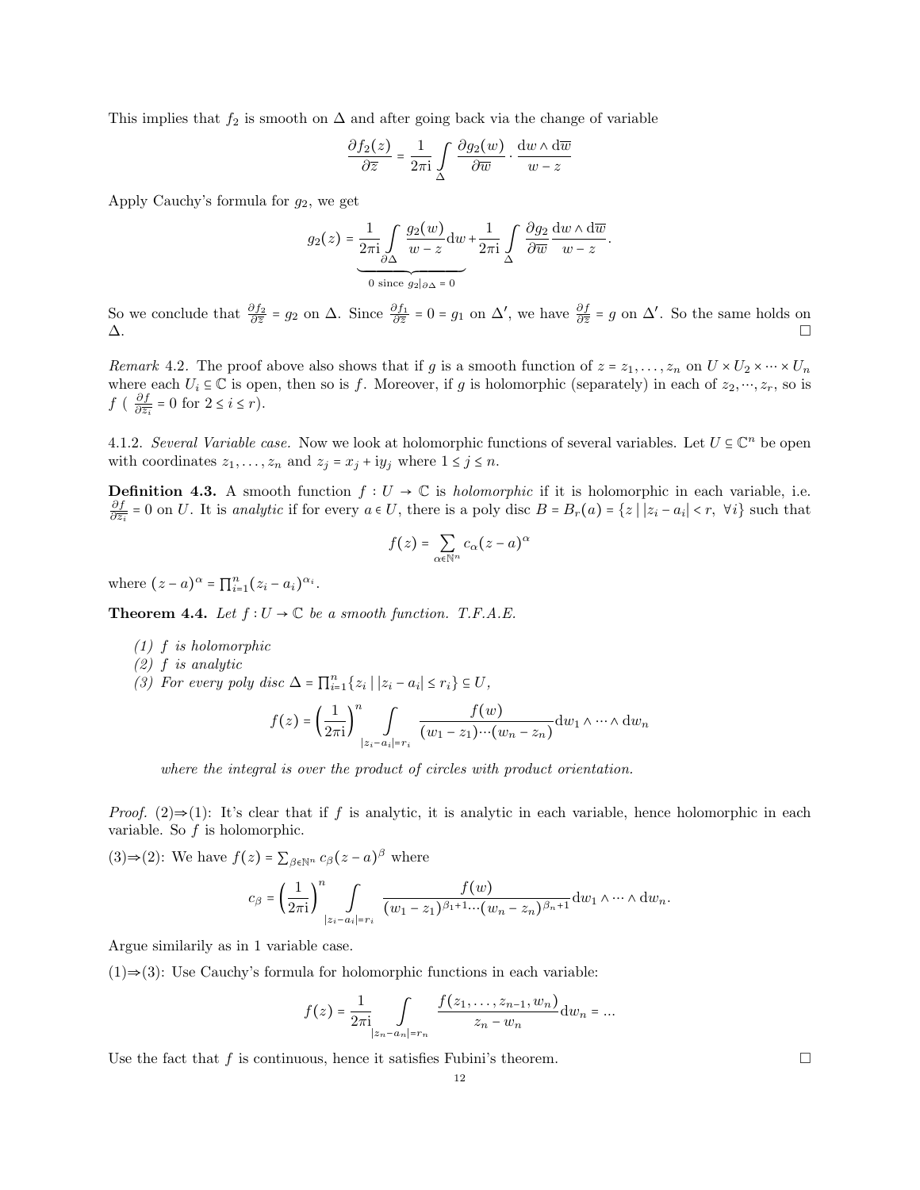This implies that $f_2$ is smooth on $\Delta$ and after going back via the change of variable

$$\frac{\partial f_2(z)}{\partial \overline{z}} = \frac{1}{2\pi \mathrm{i}} \int_{\Delta} \frac{\partial g_2(w)}{\partial \overline{w}} \cdot \frac{\mathrm{d}w \wedge \mathrm{d}\overline{w}}{w - z}$$

Apply Cauchy's formula for $g_2$, we get

$$g_2(z) = \underbrace{\frac{1}{2\pi \mathrm{i}} \int_{\partial \Delta} \frac{g_2(w)}{w - z} \mathrm{d}w}_{0 \text{ since } g_2|_{\partial \Delta} = 0} + \frac{1}{2\pi \mathrm{i}} \int_{\Delta} \frac{\partial g_2}{\partial \overline{w}} \frac{\mathrm{d}w \wedge \mathrm{d}\overline{w}}{w - z}.$$

So we conclude that $\frac{\partial f_2}{\partial \overline{z}} = g_2$ on $\Delta$. Since $\frac{\partial f_1}{\partial \overline{z}} = 0 = g_1$ on $\Delta'$, we have $\frac{\partial f}{\partial \overline{z}} = g$ on $\Delta'$. So the same holds on $\Delta$. □

*Remark* 4.2. The proof above also shows that if $g$ is a smooth function of $z = z_1, \dots, z_n$ on $U \times U_2 \times \cdots \times U_n$ where each $U_i \subseteq \mathbb{C}$ is open, then so is $f$. Moreover, if $g$ is holomorphic (separately) in each of $z_2, \cdots, z_r$, so is $f$ ( $\frac{\partial f}{\partial \overline{z_i}} = 0$ for $2 \leq i \leq r$).

4.1.2. *Several Variable case.* Now we look at holomorphic functions of several variables. Let $U \subseteq \mathbb{C}^n$ be open with coordinates $z_1, \dots, z_n$ and $z_j = x_j + \mathrm{i}y_j$ where $1 \leq j \leq n$.

**Definition 4.3.** A smooth function $f : U \to \mathbb{C}$ is *holomorphic* if it is holomorphic in each variable, i.e. $\frac{\partial f}{\partial \overline{z_i}} = 0$ on $U$. It is *analytic* if for every $a \in U$, there is a poly disc $B = B_r(a) = \{z \mid |z_i - a_i| < r, \ \forall i\}$ such that

$$f(z) = \sum_{\alpha \in \mathbb{N}^n} c_\alpha (z - a)^\alpha$$

where $(z - a)^\alpha = \prod_{i=1}^n (z_i - a_i)^{\alpha_i}$.

**Theorem 4.4.** *Let $f : U \to \mathbb{C}$ be a smooth function. T.F.A.E.*

*(1) $f$ is holomorphic*
*(2) $f$ is analytic*
*(3) For every poly disc $\Delta = \prod_{i=1}^n \{z_i \mid |z_i - a_i| \leq r_i\} \subseteq U$,*

$$f(z) = \left(\frac{1}{2\pi \mathrm{i}}\right)^n \int_{|z_i - a_i| = r_i} \frac{f(w)}{(w_1 - z_1) \cdots (w_n - z_n)} \mathrm{d}w_1 \wedge \cdots \wedge \mathrm{d}w_n$$

*where the integral is over the product of circles with product orientation.*

*Proof.* (2)⇒(1): It's clear that if $f$ is analytic, it is analytic in each variable, hence holomorphic in each variable. So $f$ is holomorphic.

(3)⇒(2): We have $f(z) = \sum_{\beta \in \mathbb{N}^n} c_\beta (z - a)^\beta$ where

$$c_\beta = \left(\frac{1}{2\pi \mathrm{i}}\right)^n \int_{|z_i - a_i| = r_i} \frac{f(w)}{(w_1 - z_1)^{\beta_1 + 1} \cdots (w_n - z_n)^{\beta_n + 1}} \mathrm{d}w_1 \wedge \cdots \wedge \mathrm{d}w_n.$$

Argue similarily as in 1 variable case.

(1)⇒(3): Use Cauchy's formula for holomorphic functions in each variable:

$$f(z) = \frac{1}{2\pi \mathrm{i}} \int_{|z_n - a_n| = r_n} \frac{f(z_1, \dots, z_{n-1}, w_n)}{z_n - w_n} \mathrm{d}w_n = \dots$$

Use the fact that $f$ is continuous, hence it satisfies Fubini's theorem. □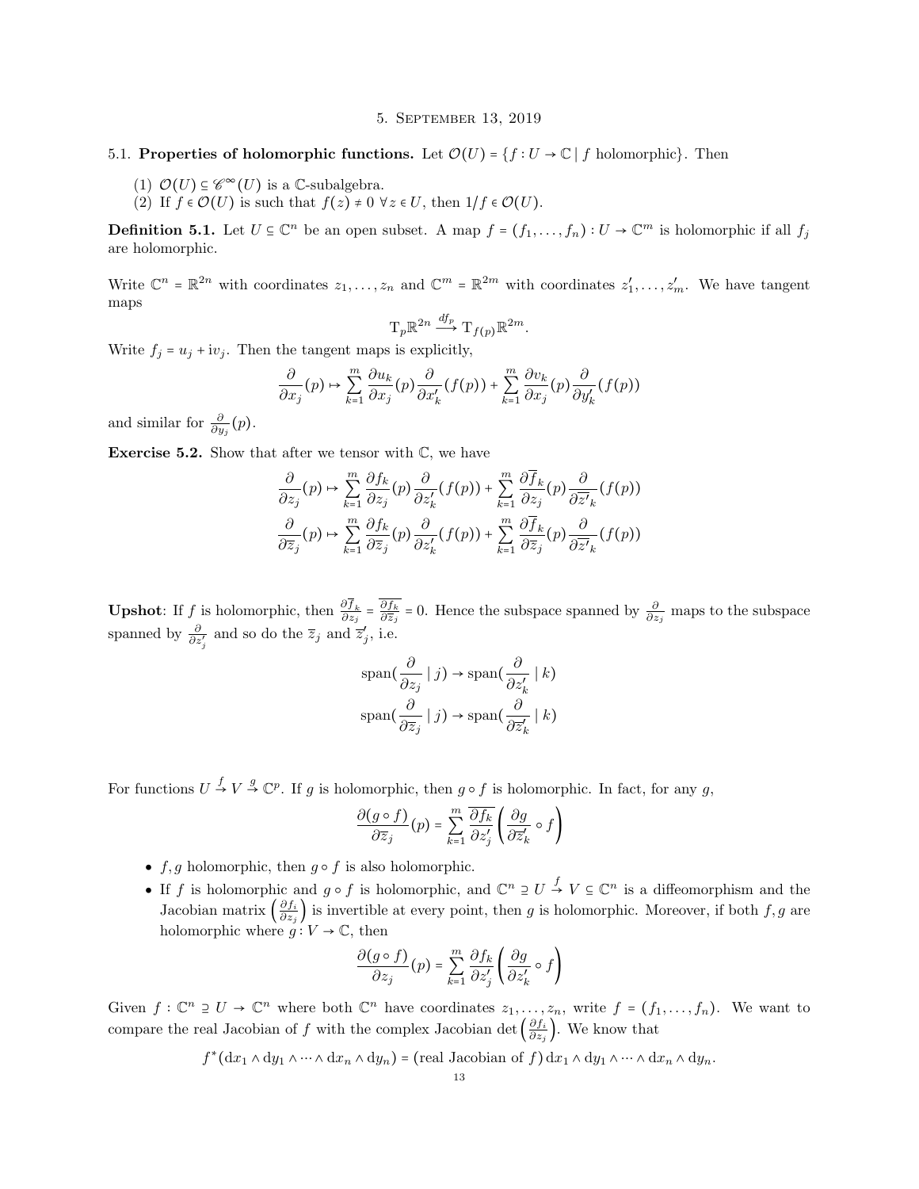## 5. September 13, 2019

### 5.1. Properties of holomorphic functions.

Let $\mathcal{O}(U) = \{f : U \to \mathbb{C} \mid f \text{ holomorphic}\}$. Then

(1) $\mathcal{O}(U) \subseteq \mathscr{C}^\infty(U)$ is a $\mathbb{C}$-subalgebra.
(2) If $f \in \mathcal{O}(U)$ is such that $f(z) \neq 0 \ \forall z \in U$, then $1/f \in \mathcal{O}(U)$.

**Definition 5.1.** Let $U \subseteq \mathbb{C}^n$ be an open subset. A map $f = (f_1, \dots, f_n) : U \to \mathbb{C}^m$ is holomorphic if all $f_j$ are holomorphic.

Write $\mathbb{C}^n = \mathbb{R}^{2n}$ with coordinates $z_1, \dots, z_n$ and $\mathbb{C}^m = \mathbb{R}^{2m}$ with coordinates $z_1', \dots, z_m'$. We have tangent maps

$$\mathrm{T}_p \mathbb{R}^{2n} \xrightarrow{df_p} \mathrm{T}_{f(p)} \mathbb{R}^{2m}.$$

Write $f_j = u_j + \mathrm{i} v_j$. Then the tangent maps is explicitly,

$$\frac{\partial}{\partial x_j}(p) \mapsto \sum_{k=1}^m \frac{\partial u_k}{\partial x_j}(p) \frac{\partial}{\partial x_k'}(f(p)) + \sum_{k=1}^m \frac{\partial v_k}{\partial x_j}(p) \frac{\partial}{\partial y_k'}(f(p))$$

and similar for $\frac{\partial}{\partial y_j}(p)$.

**Exercise 5.2.** Show that after we tensor with $\mathbb{C}$, we have

$$\frac{\partial}{\partial z_j}(p) \mapsto \sum_{k=1}^m \frac{\partial f_k}{\partial z_j}(p) \frac{\partial}{\partial z_k'}(f(p)) + \sum_{k=1}^m \frac{\partial \overline{f}_k}{\partial z_j}(p) \frac{\partial}{\partial \overline{z'}_k}(f(p))$$
$$\frac{\partial}{\partial \overline{z}_j}(p) \mapsto \sum_{k=1}^m \frac{\partial f_k}{\partial \overline{z}_j}(p) \frac{\partial}{\partial z_k'}(f(p)) + \sum_{k=1}^m \frac{\partial \overline{f}_k}{\partial \overline{z}_j}(p) \frac{\partial}{\partial \overline{z'}_k}(f(p))$$

**Upshot**: If $f$ is holomorphic, then $\frac{\partial \overline{f}_k}{\partial z_j} = \overline{\frac{\partial f_k}{\partial \overline{z}_j}} = 0$. Hence the subspace spanned by $\frac{\partial}{\partial z_j}$ maps to the subspace spanned by $\frac{\partial}{\partial z_j'}$ and so do the $\overline{z}_j$ and $\overline{z}_j'$, i.e.

$$\mathrm{span}\Big(\frac{\partial}{\partial z_j} \mid j\Big) \to \mathrm{span}\Big(\frac{\partial}{\partial z_k'} \mid k\Big)$$
$$\mathrm{span}\Big(\frac{\partial}{\partial \overline{z}_j} \mid j\Big) \to \mathrm{span}\Big(\frac{\partial}{\partial \overline{z}_k'} \mid k\Big)$$

For functions $U \xrightarrow{f} V \xrightarrow{g} \mathbb{C}^p$. If $g$ is holomorphic, then $g \circ f$ is holomorphic. In fact, for any $g$,

$$\frac{\partial (g \circ f)}{\partial \overline{z}_j}(p) = \sum_{k=1}^m \overline{\frac{\partial f_k}{\partial z_j'}} \left( \frac{\partial g}{\partial \overline{z}_k'} \circ f \right)$$

- $f, g$ holomorphic, then $g \circ f$ is also holomorphic.
- If $f$ is holomorphic and $g \circ f$ is holomorphic, and $\mathbb{C}^n \supseteq U \xrightarrow{f} V \subseteq \mathbb{C}^n$ is a diffeomorphism and the Jacobian matrix $\left(\frac{\partial f_i}{\partial z_j}\right)$ is invertible at every point, then $g$ is holomorphic. Moreover, if both $f, g$ are holomorphic where $g : V \to \mathbb{C}$, then
$$\frac{\partial (g \circ f)}{\partial z_j}(p) = \sum_{k=1}^m \frac{\partial f_k}{\partial z_j'} \left( \frac{\partial g}{\partial z_k'} \circ f \right)$$

Given $f : \mathbb{C}^n \supseteq U \to \mathbb{C}^n$ where both $\mathbb{C}^n$ have coordinates $z_1, \dots, z_n$, write $f = (f_1, \dots, f_n)$. We want to compare the real Jacobian of $f$ with the complex Jacobian $\det\left(\frac{\partial f_i}{\partial z_j}\right)$. We know that

$$f^*(\mathrm{d}x_1 \wedge \mathrm{d}y_1 \wedge \dots \wedge \mathrm{d}x_n \wedge \mathrm{d}y_n) = (\text{real Jacobian of } f)\, \mathrm{d}x_1 \wedge \mathrm{d}y_1 \wedge \dots \wedge \mathrm{d}x_n \wedge \mathrm{d}y_n.$$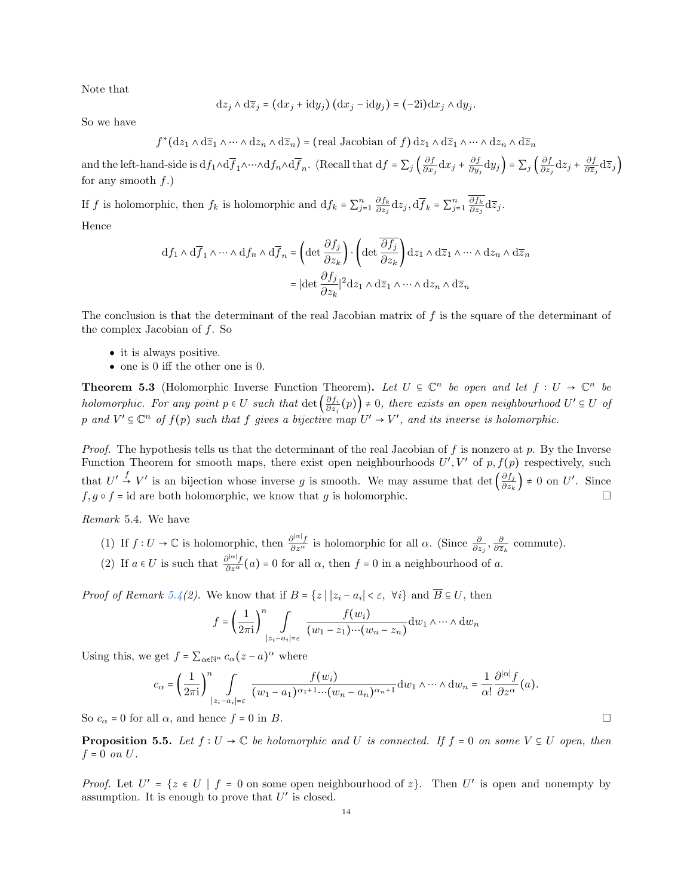Note that

$$\mathrm{d}z_j \wedge \mathrm{d}\overline{z}_j = (\mathrm{d}x_j + \mathrm{i}\mathrm{d}y_j)(\mathrm{d}x_j - \mathrm{i}\mathrm{d}y_j) = (-2\mathrm{i})\mathrm{d}x_j \wedge \mathrm{d}y_j.$$

So we have

$$f^*(\mathrm{d}z_1 \wedge \mathrm{d}\overline{z}_1 \wedge \cdots \wedge \mathrm{d}z_n \wedge \mathrm{d}\overline{z}_n) = (\text{real Jacobian of } f)\, \mathrm{d}z_1 \wedge \mathrm{d}\overline{z}_1 \wedge \cdots \wedge \mathrm{d}z_n \wedge \mathrm{d}\overline{z}_n$$

and the left-hand-side is $\mathrm{d}f_1 \wedge \mathrm{d}\overline{f}_1 \wedge \cdots \wedge \mathrm{d}f_n \wedge \mathrm{d}\overline{f}_n$. (Recall that $\mathrm{d}f = \sum_j \left( \frac{\partial f}{\partial x_j}\mathrm{d}x_j + \frac{\partial f}{\partial y_j}\mathrm{d}y_j \right) = \sum_j \left( \frac{\partial f}{\partial z_j}\mathrm{d}z_j + \frac{\partial f}{\partial \overline{z}_j}\mathrm{d}\overline{z}_j \right)$ for any smooth $f$.)

If $f$ is holomorphic, then $f_k$ is holomorphic and $\mathrm{d}f_k = \sum_{j=1}^n \frac{\partial f_k}{\partial z_j}\mathrm{d}z_j, \mathrm{d}\overline{f}_k = \sum_{j=1}^n \overline{\frac{\partial f_k}{\partial z_j}}\mathrm{d}\overline{z}_j$.

Hence

$$\begin{aligned}
\mathrm{d}f_1 \wedge \mathrm{d}\overline{f}_1 \wedge \cdots \wedge \mathrm{d}f_n \wedge \mathrm{d}\overline{f}_n &= \left( \det \frac{\partial f_j}{\partial z_k} \right) \cdot \left( \det \overline{\frac{\partial f_j}{\partial z_k}} \right) \mathrm{d}z_1 \wedge \mathrm{d}\overline{z}_1 \wedge \cdots \wedge \mathrm{d}z_n \wedge \mathrm{d}\overline{z}_n \\
&= |\det \frac{\partial f_j}{\partial z_k}|^2 \mathrm{d}z_1 \wedge \mathrm{d}\overline{z}_1 \wedge \cdots \wedge \mathrm{d}z_n \wedge \mathrm{d}\overline{z}_n
\end{aligned}$$

The conclusion is that the determinant of the real Jacobian matrix of $f$ is the square of the determinant of the complex Jacobian of $f$. So

- it is always positive.
- one is 0 iff the other one is 0.

**Theorem 5.3** (Holomorphic Inverse Function Theorem)**.** *Let $U \subseteq \mathbb{C}^n$ be open and let $f : U \to \mathbb{C}^n$ be holomorphic. For any point $p \in U$ such that $\det\left(\frac{\partial f_i}{\partial z_j}(p)\right) \neq 0$, there exists an open neighbourhood $U' \subseteq U$ of $p$ and $V' \subseteq \mathbb{C}^n$ of $f(p)$ such that $f$ gives a bijective map $U' \to V'$, and its inverse is holomorphic.*

*Proof.* The hypothesis tells us that the determinant of the real Jacobian of $f$ is nonzero at $p$. By the Inverse Function Theorem for smooth maps, there exist open neighbourhoods $U', V'$ of $p, f(p)$ respectively, such that $U' \xrightarrow{f} V'$ is an bijection whose inverse $g$ is smooth. We may assume that $\det\left(\frac{\partial f_j}{\partial z_k}\right) \neq 0$ on $U'$. Since $f, g \circ f = \mathrm{id}$ are both holomorphic, we know that $g$ is holomorphic. □

*Remark* 5.4. We have

(1) If $f : U \to \mathbb{C}$ is holomorphic, then $\frac{\partial^{|\alpha|} f}{\partial z^\alpha}$ is holomorphic for all $\alpha$. (Since $\frac{\partial}{\partial z_j}, \frac{\partial}{\partial \overline{z}_k}$ commute).

(2) If $a \in U$ is such that $\frac{\partial^{|\alpha|} f}{\partial z^\alpha}(a) = 0$ for all $\alpha$, then $f = 0$ in a neighbourhood of $a$.

*Proof of Remark 5.4(2).* We know that if $B = \{z \mid |z_i - a_i| < \varepsilon,\ \forall i\}$ and $\overline{B} \subseteq U$, then

$$f = \left(\frac{1}{2\pi\mathrm{i}}\right)^n \int\limits_{|z_i - a_i| = \varepsilon} \frac{f(w_i)}{(w_1 - z_1)\cdots(w_n - z_n)} \mathrm{d}w_1 \wedge \cdots \wedge \mathrm{d}w_n$$

Using this, we get $f = \sum_{\alpha \in \mathbb{N}^n} c_\alpha (z - a)^\alpha$ where

$$c_\alpha = \left(\frac{1}{2\pi\mathrm{i}}\right)^n \int\limits_{|z_i - a_i| = \varepsilon} \frac{f(w_i)}{(w_1 - a_1)^{\alpha_1 + 1}\cdots(w_n - a_n)^{\alpha_n + 1}} \mathrm{d}w_1 \wedge \cdots \wedge \mathrm{d}w_n = \frac{1}{\alpha!}\frac{\partial^{|\alpha|} f}{\partial z^\alpha}(a).$$

So $c_\alpha = 0$ for all $\alpha$, and hence $f = 0$ in $B$. □

**Proposition 5.5.** *Let $f : U \to \mathbb{C}$ be holomorphic and $U$ is connected. If $f = 0$ on some $V \subseteq U$ open, then $f = 0$ on $U$.*

*Proof.* Let $U' = \{z \in U \mid f = 0 \text{ on some open neighbourhood of } z\}$. Then $U'$ is open and nonempty by assumption. It is enough to prove that $U'$ is closed.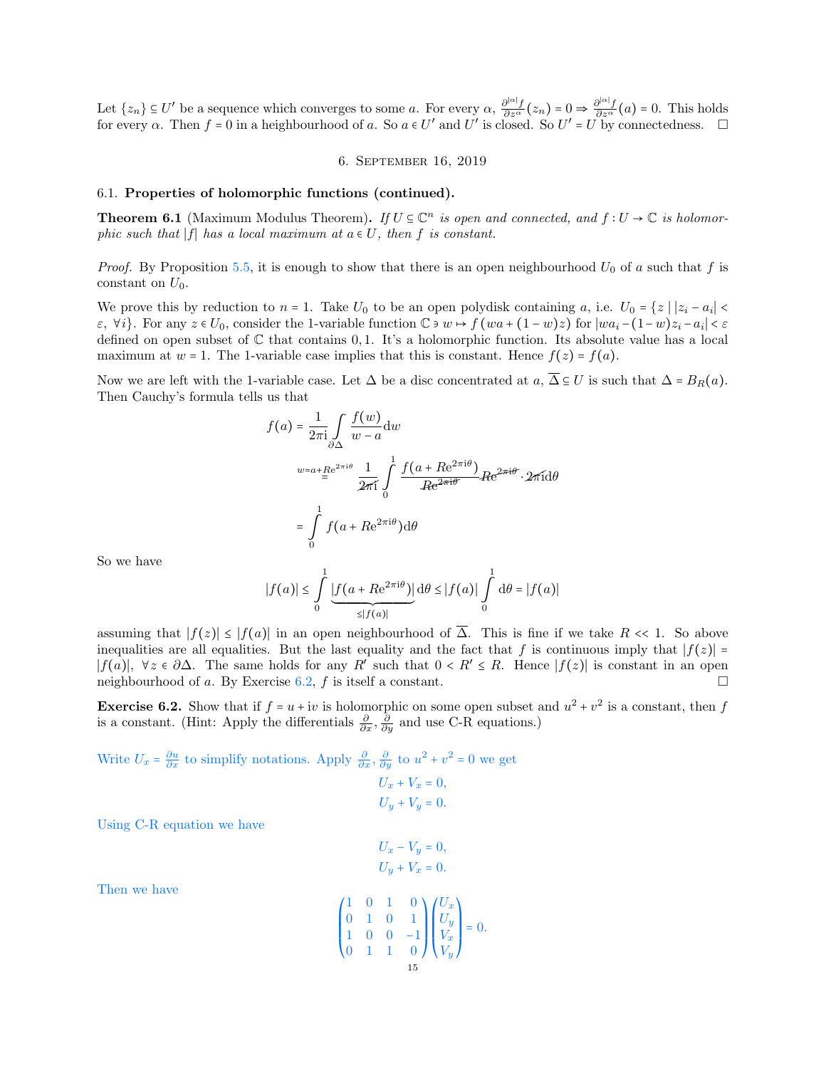Let $\{z_n\} \subseteq U'$ be a sequence which converges to some $a$. For every $\alpha$, $\frac{\partial^{|\alpha|} f}{\partial z^\alpha}(z_n) = 0 \Rightarrow \frac{\partial^{|\alpha|} f}{\partial z^\alpha}(a) = 0$. This holds for every $\alpha$. Then $f = 0$ in a neighbourhood of $a$. So $a \in U'$ and $U'$ is closed. So $U' = U$ by connectedness. □

## 6. September 16, 2019

### 6.1. Properties of holomorphic functions (continued).

**Theorem 6.1** (Maximum Modulus Theorem)**.** *If $U \subseteq \mathbb{C}^n$ is open and connected, and $f : U \to \mathbb{C}$ is holomorphic such that $|f|$ has a local maximum at $a \in U$, then $f$ is constant.*

*Proof.* By Proposition 5.5, it is enough to show that there is an open neighbourhood $U_0$ of $a$ such that $f$ is constant on $U_0$.

We prove this by reduction to $n = 1$. Take $U_0$ to be an open polydisk containing $a$, i.e. $U_0 = \{z \mid |z_i - a_i| < \varepsilon, \ \forall i\}$. For any $z \in U_0$, consider the 1-variable function $\mathbb{C} \ni w \mapsto f(wa + (1-w)z)$ for $|wa_i - (1-w)z_i - a_i| < \varepsilon$ defined on open subset of $\mathbb{C}$ that contains $0, 1$. It's a holomorphic function. Its absolute value has a local maximum at $w = 1$. The 1-variable case implies that this is constant. Hence $f(z) = f(a)$.

Now we are left with the 1-variable case. Let $\Delta$ be a disc concentrated at $a$, $\overline{\Delta} \subseteq U$ is such that $\Delta = B_R(a)$. Then Cauchy's formula tells us that

$$
\begin{aligned}
f(a) &= \frac{1}{2\pi \mathrm{i}} \int_{\partial\Delta} \frac{f(w)}{w-a} \mathrm{d}w \\
&\overset{w=a+Re^{2\pi \mathrm{i}\theta}}{=} \frac{1}{\cancel{2\pi \mathrm{i}}} \int_0^1 \frac{f(a+Re^{2\pi \mathrm{i}\theta})}{\cancel{Re^{2\pi \mathrm{i}\theta}}} \cancel{Re^{2\pi \mathrm{i}\theta}} \cdot \cancel{2\pi \mathrm{i}} \mathrm{d}\theta \\
&= \int_0^1 f(a+Re^{2\pi \mathrm{i}\theta}) \mathrm{d}\theta
\end{aligned}
$$

So we have

$$
|f(a)| \le \int_0^1 \underbrace{|f(a+Re^{2\pi \mathrm{i}\theta})|}_{\le |f(a)|} \mathrm{d}\theta \le |f(a)| \int_0^1 \mathrm{d}\theta = |f(a)|
$$

assuming that $|f(z)| \le |f(a)|$ in an open neighbourhood of $\overline{\Delta}$. This is fine if we take $R << 1$. So above inequalities are all equalities. But the last equality and the fact that $f$ is continuous imply that $|f(z)| = |f(a)|, \ \forall z \in \partial\Delta$. The same holds for any $R'$ such that $0 < R' \le R$. Hence $|f(z)|$ is constant in an open neighbourhood of $a$. By Exercise 6.2, $f$ is itself a constant. □

**Exercise 6.2.** Show that if $f = u + \mathrm{i}v$ is holomorphic on some open subset and $u^2 + v^2$ is a constant, then $f$ is a constant. (Hint: Apply the differentials $\frac{\partial}{\partial x}, \frac{\partial}{\partial y}$ and use C-R equations.)

Write $U_x = \frac{\partial u}{\partial x}$ to simplify notations. Apply $\frac{\partial}{\partial x}, \frac{\partial}{\partial y}$ to $u^2 + v^2 = 0$ we get

$$
\begin{aligned}
U_x + V_x &= 0, \\
U_y + V_y &= 0.
\end{aligned}
$$

Using C-R equation we have

$$
\begin{aligned}
U_x - V_y &= 0, \\
U_y + V_x &= 0.
\end{aligned}
$$

Then we have

$$
\begin{pmatrix} 1 & 0 & 1 & 0 \\ 0 & 1 & 0 & 1 \\ 1 & 0 & 0 & -1 \\ 0 & 1 & 1 & 0 \end{pmatrix} \begin{pmatrix} U_x \\ U_y \\ V_x \\ V_y \end{pmatrix} = 0.
$$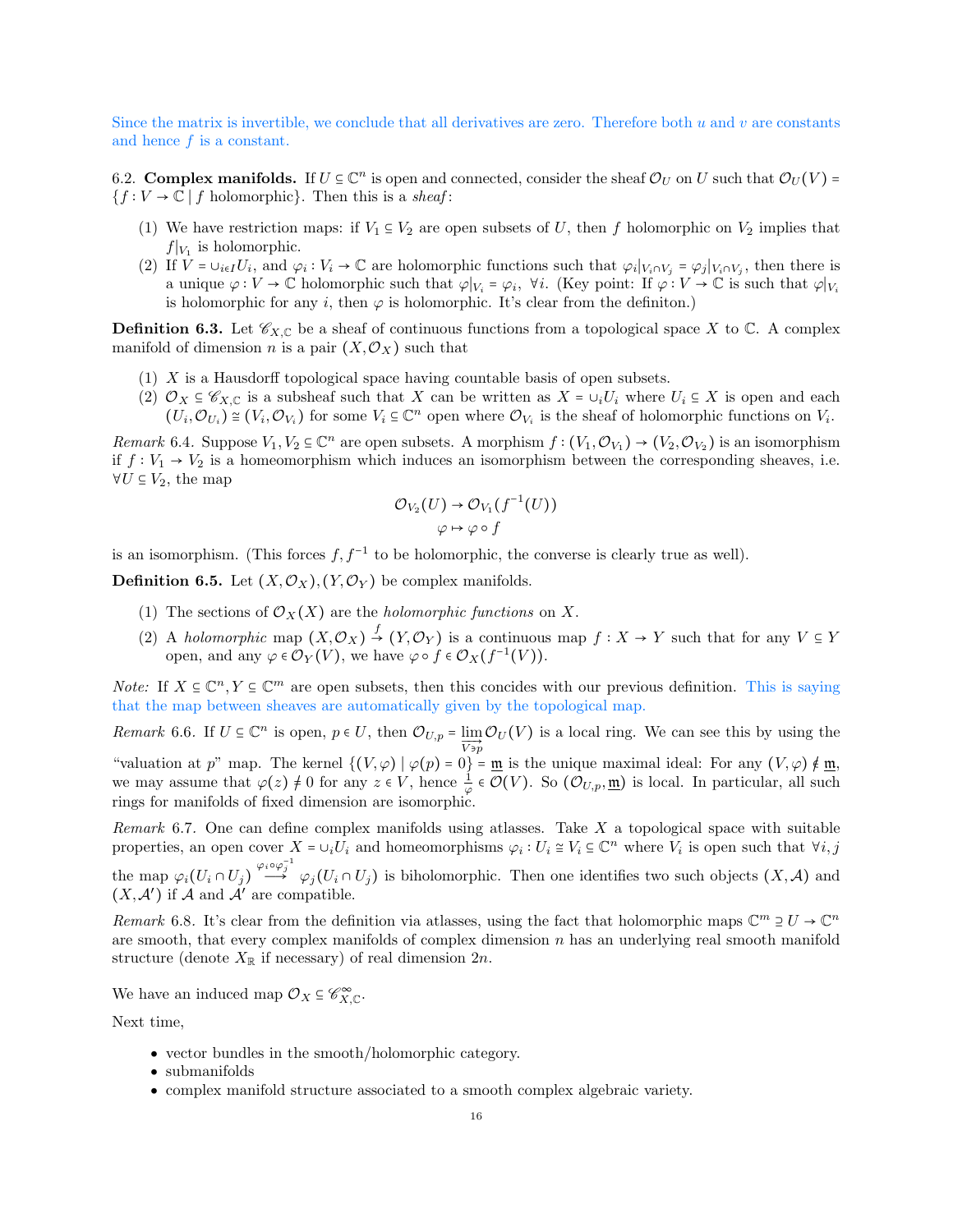Since the matrix is invertible, we conclude that all derivatives are zero. Therefore both $u$ and $v$ are constants and hence $f$ is a constant.

6.2. **Complex manifolds.** If $U \subseteq \mathbb{C}^n$ is open and connected, consider the sheaf $\mathcal{O}_U$ on $U$ such that $\mathcal{O}_U(V) = \{f : V \to \mathbb{C} \mid f \text{ holomorphic}\}$. Then this is a *sheaf*:

(1) We have restriction maps: if $V_1 \subseteq V_2$ are open subsets of $U$, then $f$ holomorphic on $V_2$ implies that $f|_{V_1}$ is holomorphic.
(2) If $V = \cup_{i \in I} U_i$, and $\varphi_i : V_i \to \mathbb{C}$ are holomorphic functions such that $\varphi_i|_{V_i \cap V_j} = \varphi_j|_{V_i \cap V_j}$, then there is a unique $\varphi : V \to \mathbb{C}$ holomorphic such that $\varphi|_{V_i} = \varphi_i$, $\forall i$. (Key point: If $\varphi : V \to \mathbb{C}$ is such that $\varphi|_{V_i}$ is holomorphic for any $i$, then $\varphi$ is holomorphic. It's clear from the definiton.)

**Definition 6.3.** Let $\mathscr{C}_{X,\mathbb{C}}$ be a sheaf of continuous functions from a topological space $X$ to $\mathbb{C}$. A complex manifold of dimension $n$ is a pair $(X, \mathcal{O}_X)$ such that

(1) $X$ is a Hausdorff topological space having countable basis of open subsets.
(2) $\mathcal{O}_X \subseteq \mathscr{C}_{X,\mathbb{C}}$ is a subsheaf such that $X$ can be written as $X = \cup_i U_i$ where $U_i \subseteq X$ is open and each $(U_i, \mathcal{O}_{U_i}) \cong (V_i, \mathcal{O}_{V_i})$ for some $V_i \subseteq \mathbb{C}^n$ open where $\mathcal{O}_{V_i}$ is the sheaf of holomorphic functions on $V_i$.

*Remark* 6.4. Suppose $V_1, V_2 \subseteq \mathbb{C}^n$ are open subsets. A morphism $f : (V_1, \mathcal{O}_{V_1}) \to (V_2, \mathcal{O}_{V_2})$ is an isomorphism if $f : V_1 \to V_2$ is a homeomorphism which induces an isomorphism between the corresponding sheaves, i.e. $\forall U \subseteq V_2$, the map

$$\mathcal{O}_{V_2}(U) \to \mathcal{O}_{V_1}(f^{-1}(U))$$
$$\varphi \mapsto \varphi \circ f$$

is an isomorphism. (This forces $f, f^{-1}$ to be holomorphic, the converse is clearly true as well).

**Definition 6.5.** Let $(X, \mathcal{O}_X), (Y, \mathcal{O}_Y)$ be complex manifolds.

(1) The sections of $\mathcal{O}_X(X)$ are the *holomorphic functions* on $X$.
(2) A *holomorphic* map $(X, \mathcal{O}_X) \xrightarrow{f} (Y, \mathcal{O}_Y)$ is a continuous map $f : X \to Y$ such that for any $V \subseteq Y$ open, and any $\varphi \in \mathcal{O}_Y(V)$, we have $\varphi \circ f \in \mathcal{O}_X(f^{-1}(V))$.

*Note:* If $X \subseteq \mathbb{C}^n, Y \subseteq \mathbb{C}^m$ are open subsets, then this concides with our previous definition. This is saying that the map between sheaves are automatically given by the topological map.

*Remark* 6.6. If $U \subseteq \mathbb{C}^n$ is open, $p \in U$, then $\mathcal{O}_{U,p} = \varinjlim_{V \ni p} \mathcal{O}_U(V)$ is a local ring. We can see this by using the "valuation at $p$" map. The kernel $\{(V, \varphi) \mid \varphi(p) = 0\} = \mathfrak{m}$ is the unique maximal ideal: For any $(V, \varphi) \notin \mathfrak{m}$, we may assume that $\varphi(z) \neq 0$ for any $z \in V$, hence $\frac{1}{\varphi} \in \mathcal{O}(V)$. So $(\mathcal{O}_{U,p}, \mathfrak{m})$ is local. In particular, all such rings for manifolds of fixed dimension are isomorphic.

*Remark* 6.7. One can define complex manifolds using atlasses. Take $X$ a topological space with suitable properties, an open cover $X = \cup_i U_i$ and homeomorphisms $\varphi_i : U_i \cong V_i \subseteq \mathbb{C}^n$ where $V_i$ is open such that $\forall i, j$ the map $\varphi_i(U_i \cap U_j) \xrightarrow{\varphi_i \circ \varphi_j^{-1}} \varphi_j(U_i \cap U_j)$ is biholomorphic. Then one identifies two such objects $(X, \mathcal{A})$ and $(X, \mathcal{A}')$ if $\mathcal{A}$ and $\mathcal{A}'$ are compatible.

*Remark* 6.8. It's clear from the definition via atlasses, using the fact that holomorphic maps $\mathbb{C}^m \supseteq U \to \mathbb{C}^n$ are smooth, that every complex manifolds of complex dimension $n$ has an underlying real smooth manifold structure (denote $X_{\mathbb{R}}$ if necessary) of real dimension $2n$.

We have an induced map $\mathcal{O}_X \subseteq \mathscr{C}^\infty_{X,\mathbb{C}}$.

Next time,

- vector bundles in the smooth/holomorphic category.
- submanifolds
- complex manifold structure associated to a smooth complex algebraic variety.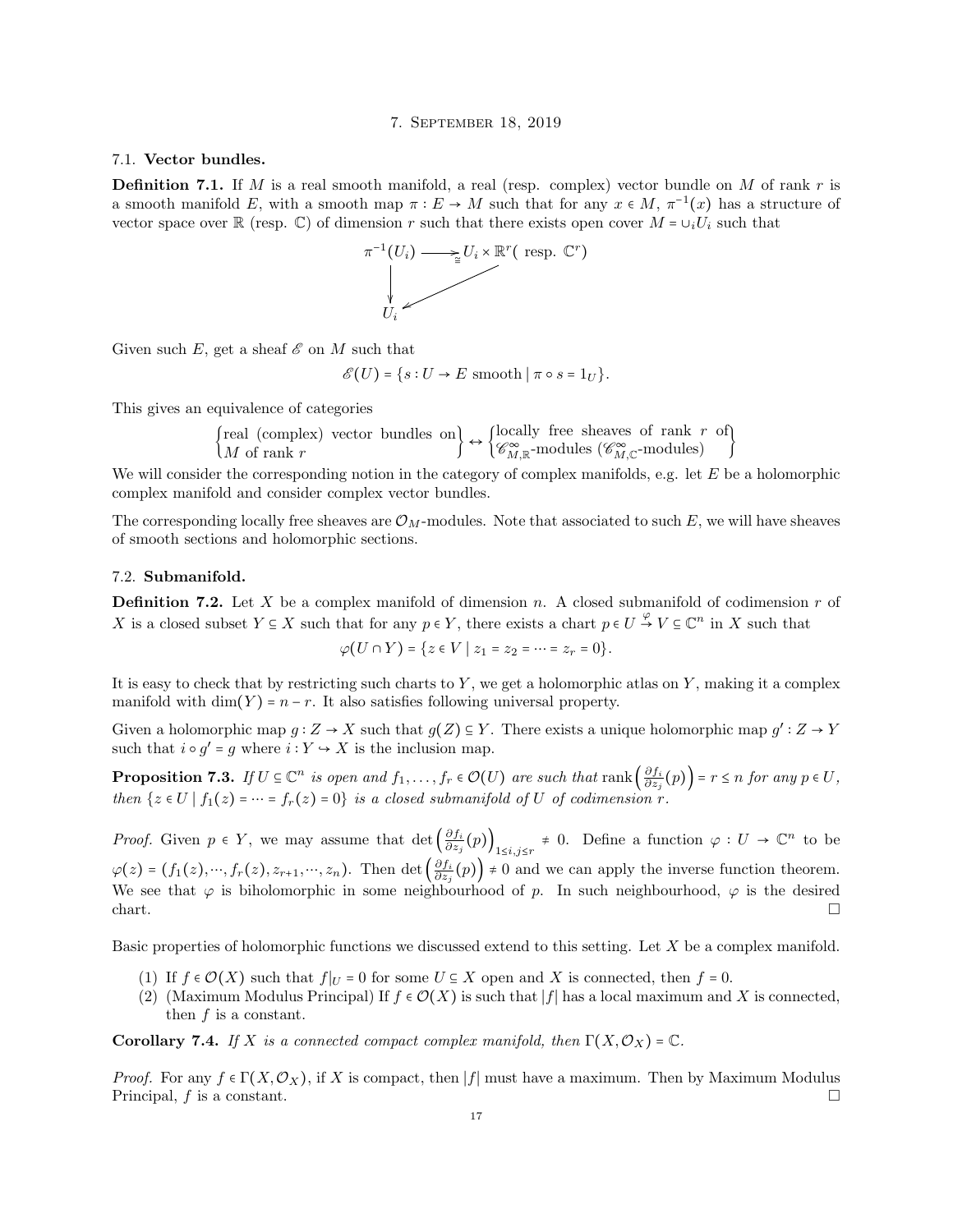# 7. September 18, 2019

## 7.1. Vector bundles.

**Definition 7.1.** If $M$ is a real smooth manifold, a real (resp. complex) vector bundle on $M$ of rank $r$ is a smooth manifold $E$, with a smooth map $\pi : E \to M$ such that for any $x \in M$, $\pi^{-1}(x)$ has a structure of vector space over $\mathbb{R}$ (resp. $\mathbb{C}$) of dimension $r$ such that there exists open cover $M = \cup_i U_i$ such that

$$\begin{array}{ccc} \pi^{-1}(U_i) & \xrightarrow{\cong} & U_i \times \mathbb{R}^r (\text{ resp. } \mathbb{C}^r) \\ \downarrow & \swarrow & \\ U_i & & \end{array}$$

Given such $E$, get a sheaf $\mathscr{E}$ on $M$ such that

$$\mathscr{E}(U) = \{s : U \to E \text{ smooth} \mid \pi \circ s = 1_U\}.$$

This gives an equivalence of categories

$$\left\{\begin{matrix}\text{real (complex) vector bundles on} \\ M \text{ of rank } r\end{matrix}\right\} \leftrightarrow \left\{\begin{matrix}\text{locally free sheaves of rank } r \text{ of} \\ \mathscr{C}^\infty_{M,\mathbb{R}}\text{-modules } (\mathscr{C}^\infty_{M,\mathbb{C}}\text{-modules})\end{matrix}\right\}$$

We will consider the corresponding notion in the category of complex manifolds, e.g. let $E$ be a holomorphic complex manifold and consider complex vector bundles.

The corresponding locally free sheaves are $\mathcal{O}_M$-modules. Note that associated to such $E$, we will have sheaves of smooth sections and holomorphic sections.

## 7.2. Submanifold.

**Definition 7.2.** Let $X$ be a complex manifold of dimension $n$. A closed submanifold of codimension $r$ of $X$ is a closed subset $Y \subseteq X$ such that for any $p \in Y$, there exists a chart $p \in U \overset{\varphi}{\to} V \subseteq \mathbb{C}^n$ in $X$ such that

$$\varphi(U \cap Y) = \{z \in V \mid z_1 = z_2 = \cdots = z_r = 0\}.$$

It is easy to check that by restricting such charts to $Y$, we get a holomorphic atlas on $Y$, making it a complex manifold with $\dim(Y) = n - r$. It also satisfies following universal property.

Given a holomorphic map $g : Z \to X$ such that $g(Z) \subseteq Y$. There exists a unique holomorphic map $g' : Z \to Y$ such that $i \circ g' = g$ where $i : Y \hookrightarrow X$ is the inclusion map.

**Proposition 7.3.** *If $U \subseteq \mathbb{C}^n$ is open and $f_1, \ldots, f_r \in \mathcal{O}(U)$ are such that $\operatorname{rank}\left(\frac{\partial f_i}{\partial z_j}(p)\right) = r \leq n$ for any $p \in U$, then $\{z \in U \mid f_1(z) = \cdots = f_r(z) = 0\}$ is a closed submanifold of $U$ of codimension $r$.*

*Proof.* Given $p \in Y$, we may assume that $\det\left(\frac{\partial f_i}{\partial z_j}(p)\right)_{1 \leq i,j \leq r} \neq 0$. Define a function $\varphi : U \to \mathbb{C}^n$ to be $\varphi(z) = (f_1(z), \cdots, f_r(z), z_{r+1}, \cdots, z_n)$. Then $\det\left(\frac{\partial f_i}{\partial z_j}(p)\right) \neq 0$ and we can apply the inverse function theorem. We see that $\varphi$ is biholomorphic in some neighbourhood of $p$. In such neighbourhood, $\varphi$ is the desired chart. $\square$

Basic properties of holomorphic functions we discussed extend to this setting. Let $X$ be a complex manifold.

1. If $f \in \mathcal{O}(X)$ such that $f|_U = 0$ for some $U \subseteq X$ open and $X$ is connected, then $f = 0$.
2. (Maximum Modulus Principal) If $f \in \mathcal{O}(X)$ is such that $|f|$ has a local maximum and $X$ is connected, then $f$ is a constant.

**Corollary 7.4.** *If $X$ is a connected compact complex manifold, then $\Gamma(X, \mathcal{O}_X) = \mathbb{C}$.*

*Proof.* For any $f \in \Gamma(X, \mathcal{O}_X)$, if $X$ is compact, then $|f|$ must have a maximum. Then by Maximum Modulus Principal, $f$ is a constant. $\square$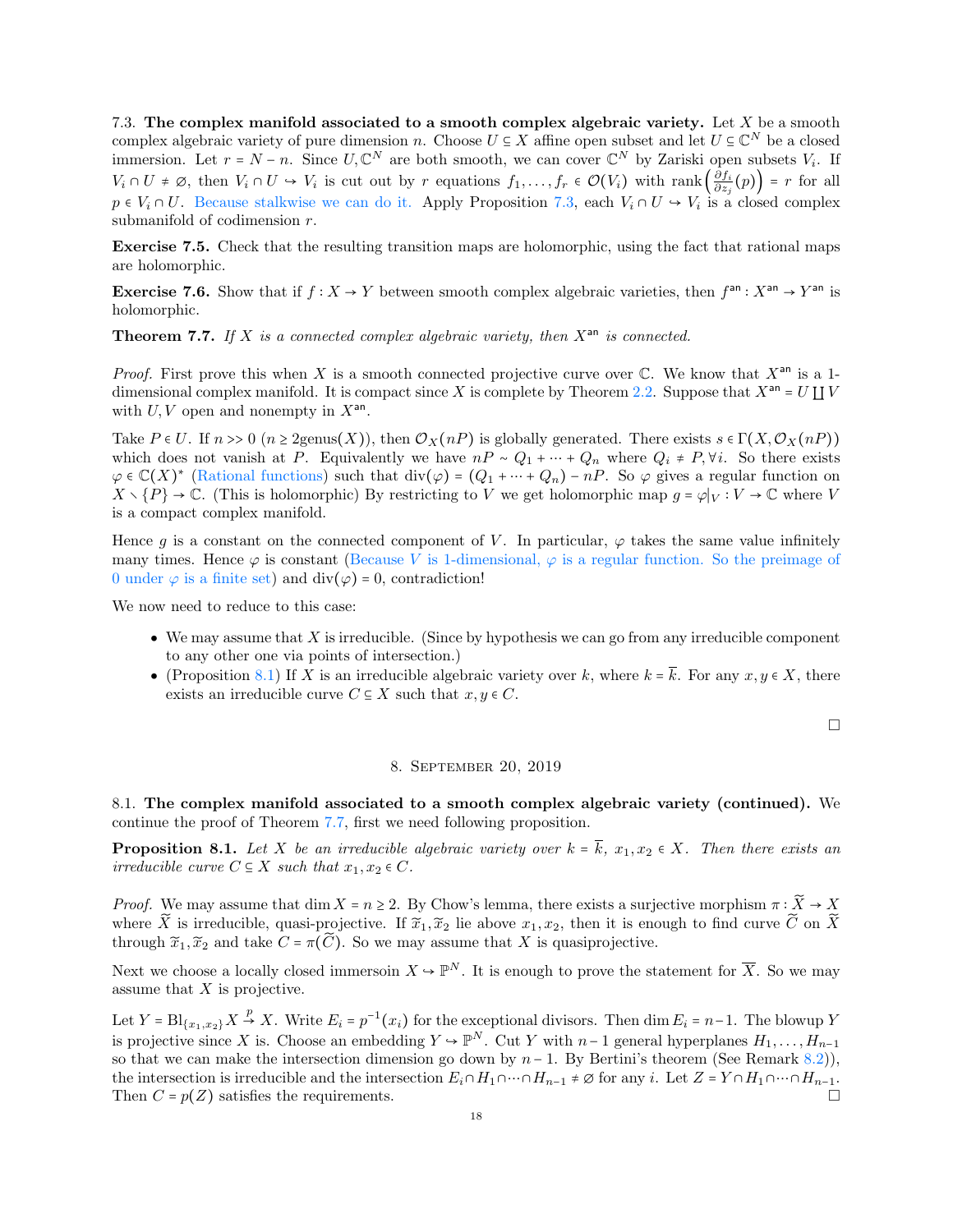7.3. **The complex manifold associated to a smooth complex algebraic variety.** Let $X$ be a smooth complex algebraic variety of pure dimension $n$. Choose $U \subseteq X$ affine open subset and let $U \subseteq \mathbb{C}^N$ be a closed immersion. Let $r = N - n$. Since $U, \mathbb{C}^N$ are both smooth, we can cover $\mathbb{C}^N$ by Zariski open subsets $V_i$. If $V_i \cap U \neq \varnothing$, then $V_i \cap U \hookrightarrow V_i$ is cut out by $r$ equations $f_1, \ldots, f_r \in \mathcal{O}(V_i)$ with $\operatorname{rank}\left(\frac{\partial f_i}{\partial z_j}(p)\right) = r$ for all $p \in V_i \cap U$. Because stalkwise we can do it. Apply Proposition 7.3, each $V_i \cap U \hookrightarrow V_i$ is a closed complex submanifold of codimension $r$.

**Exercise 7.5.** Check that the resulting transition maps are holomorphic, using the fact that rational maps are holomorphic.

**Exercise 7.6.** Show that if $f : X \to Y$ between smooth complex algebraic varieties, then $f^{\mathsf{an}} : X^{\mathsf{an}} \to Y^{\mathsf{an}}$ is holomorphic.

**Theorem 7.7.** *If $X$ is a connected complex algebraic variety, then $X^{\mathsf{an}}$ is connected.*

*Proof.* First prove this when $X$ is a smooth connected projective curve over $\mathbb{C}$. We know that $X^{\mathsf{an}}$ is a 1-dimensional complex manifold. It is compact since $X$ is complete by Theorem 2.2. Suppose that $X^{\mathsf{an}} = U \coprod V$ with $U, V$ open and nonempty in $X^{\mathsf{an}}$.

Take $P \in U$. If $n >> 0$ ($n \geq 2\text{genus}(X)$), then $\mathcal{O}_X(nP)$ is globally generated. There exists $s \in \Gamma(X, \mathcal{O}_X(nP))$ which does not vanish at $P$. Equivalently we have $nP \sim Q_1 + \cdots + Q_n$ where $Q_i \neq P, \forall i$. So there exists $\varphi \in \mathbb{C}(X)^*$ (Rational functions) such that $\operatorname{div}(\varphi) = (Q_1 + \cdots + Q_n) - nP$. So $\varphi$ gives a regular function on $X \smallsetminus \{P\} \to \mathbb{C}$. (This is holomorphic) By restricting to $V$ we get holomorphic map $g = \varphi|_V : V \to \mathbb{C}$ where $V$ is a compact complex manifold.

Hence $g$ is a constant on the connected component of $V$. In particular, $\varphi$ takes the same value infinitely many times. Hence $\varphi$ is constant (Because $V$ is 1-dimensional, $\varphi$ is a regular function. So the preimage of 0 under $\varphi$ is a finite set) and $\operatorname{div}(\varphi) = 0$, contradiction!

We now need to reduce to this case:

- We may assume that $X$ is irreducible. (Since by hypothesis we can go from any irreducible component to any other one via points of intersection.)
- (Proposition 8.1) If $X$ is an irreducible algebraic variety over $k$, where $k = \overline{k}$. For any $x, y \in X$, there exists an irreducible curve $C \subseteq X$ such that $x, y \in C$.

□

## 8. September 20, 2019

8.1. **The complex manifold associated to a smooth complex algebraic variety (continued).** We continue the proof of Theorem 7.7, first we need following proposition.

**Proposition 8.1.** *Let $X$ be an irreducible algebraic variety over $k = \overline{k}$, $x_1, x_2 \in X$. Then there exists an irreducible curve $C \subseteq X$ such that $x_1, x_2 \in C$.*

*Proof.* We may assume that $\dim X = n \geq 2$. By Chow's lemma, there exists a surjective morphism $\pi : \widetilde{X} \to X$ where $\widetilde{X}$ is irreducible, quasi-projective. If $\widetilde{x}_1, \widetilde{x}_2$ lie above $x_1, x_2$, then it is enough to find curve $\widetilde{C}$ on $\widetilde{X}$ through $\widetilde{x}_1, \widetilde{x}_2$ and take $C = \pi(\widetilde{C})$. So we may assume that $X$ is quasiprojective.

Next we choose a locally closed immersoin $X \hookrightarrow \mathbb{P}^N$. It is enough to prove the statement for $\overline{X}$. So we may assume that $X$ is projective.

Let $Y = \operatorname{Bl}_{\{x_1, x_2\}} X \xrightarrow{p} X$. Write $E_i = p^{-1}(x_i)$ for the exceptional divisors. Then $\dim E_i = n - 1$. The blowup $Y$ is projective since $X$ is. Choose an embedding $Y \hookrightarrow \mathbb{P}^N$. Cut $Y$ with $n-1$ general hyperplanes $H_1, \ldots, H_{n-1}$ so that we can make the intersection dimension go down by $n-1$. By Bertini's theorem (See Remark 8.2)), the intersection is irreducible and the intersection $E_i \cap H_1 \cap \cdots \cap H_{n-1} \neq \varnothing$ for any $i$. Let $Z = Y \cap H_1 \cap \cdots \cap H_{n-1}$. Then $C = p(Z)$ satisfies the requirements. □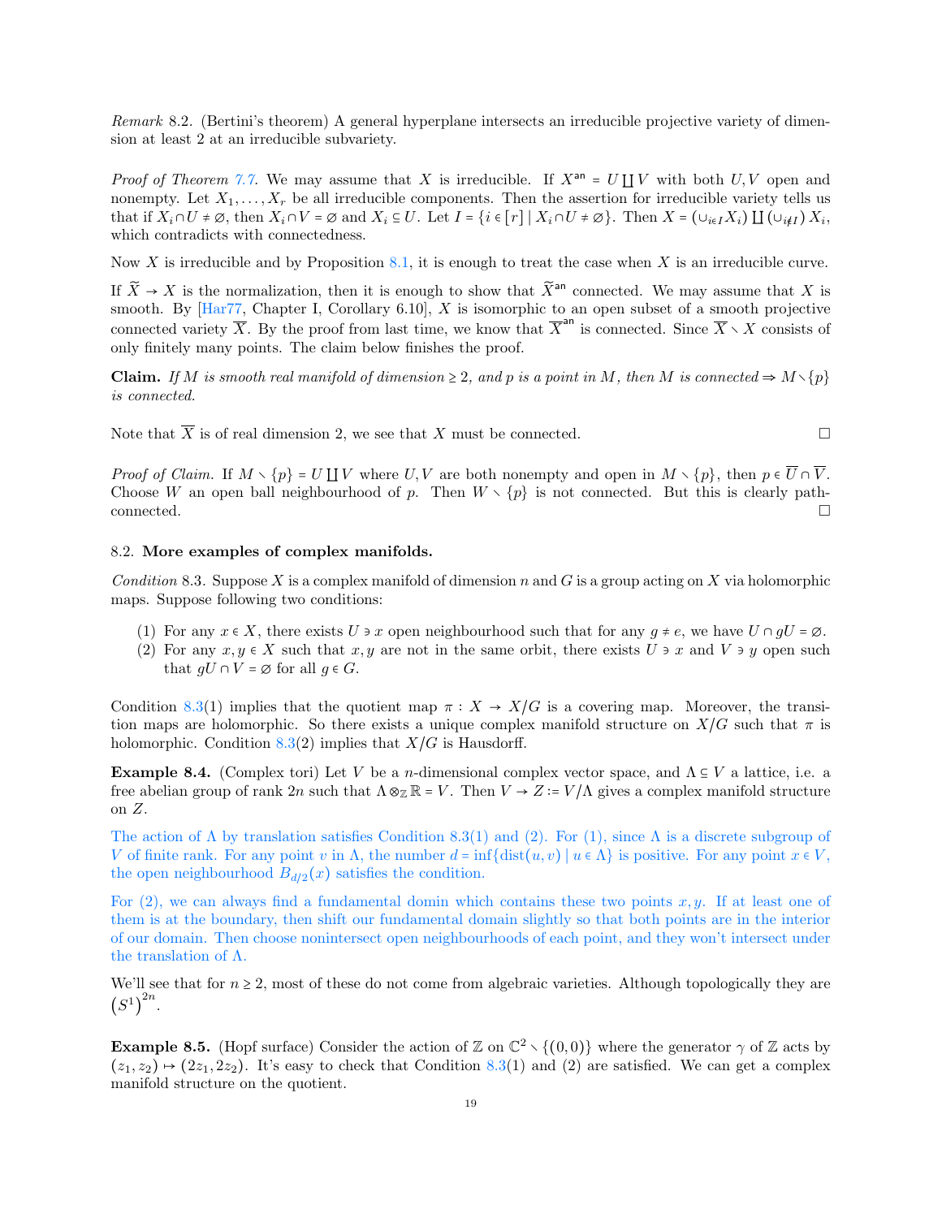*Remark* 8.2. (Bertini's theorem) A general hyperplane intersects an irreducible projective variety of dimension at least 2 at an irreducible subvariety.

*Proof of Theorem 7.7.* We may assume that $X$ is irreducible. If $X^{\mathsf{an}} = U \coprod V$ with both $U, V$ open and nonempty. Let $X_1, \ldots, X_r$ be all irreducible components. Then the assertion for irreducible variety tells us that if $X_i \cap U \neq \varnothing$, then $X_i \cap V = \varnothing$ and $X_i \subseteq U$. Let $I = \{i \in [r] \mid X_i \cap U \neq \varnothing\}$. Then $X = (\cup_{i \in I} X_i) \coprod (\cup_{i \notin I}) X_i$, which contradicts with connectedness.

Now $X$ is irreducible and by Proposition 8.1, it is enough to treat the case when $X$ is an irreducible curve.

If $\widetilde{X} \to X$ is the normalization, then it is enough to show that $\widetilde{X}^{\mathsf{an}}$ connected. We may assume that $X$ is smooth. By [Har77, Chapter I, Corollary 6.10], $X$ is isomorphic to an open subset of a smooth projective connected variety $\overline{X}$. By the proof from last time, we know that $\overline{X}^{\mathsf{an}}$ is connected. Since $\overline{X} \setminus X$ consists of only finitely many points. The claim below finishes the proof.

**Claim.** *If $M$ is smooth real manifold of dimension $\geq 2$, and $p$ is a point in $M$, then $M$ is connected $\Rightarrow M \setminus \{p\}$ is connected.*

Note that $\overline{X}$ is of real dimension 2, we see that $X$ must be connected. ∎

*Proof of Claim.* If $M \setminus \{p\} = U \coprod V$ where $U, V$ are both nonempty and open in $M \setminus \{p\}$, then $p \in \overline{U} \cap \overline{V}$. Choose $W$ an open ball neighbourhood of $p$. Then $W \setminus \{p\}$ is not connected. But this is clearly path-connected. ∎

### 8.2. More examples of complex manifolds.

*Condition* 8.3. Suppose $X$ is a complex manifold of dimension $n$ and $G$ is a group acting on $X$ via holomorphic maps. Suppose following two conditions:

1. For any $x \in X$, there exists $U \ni x$ open neighbourhood such that for any $g \neq e$, we have $U \cap gU = \varnothing$.
2. For any $x, y \in X$ such that $x, y$ are not in the same orbit, there exists $U \ni x$ and $V \ni y$ open such that $gU \cap V = \varnothing$ for all $g \in G$.

Condition 8.3(1) implies that the quotient map $\pi : X \to X/G$ is a covering map. Moreover, the transition maps are holomorphic. So there exists a unique complex manifold structure on $X/G$ such that $\pi$ is holomorphic. Condition 8.3(2) implies that $X/G$ is Hausdorff.

**Example 8.4.** (Complex tori) Let $V$ be a $n$-dimensional complex vector space, and $\Lambda \subseteq V$ a lattice, i.e. a free abelian group of rank $2n$ such that $\Lambda \otimes_{\mathbb{Z}} \mathbb{R} = V$. Then $V \to Z := V/\Lambda$ gives a complex manifold structure on $Z$.

The action of $\Lambda$ by translation satisfies Condition 8.3(1) and (2). For (1), since $\Lambda$ is a discrete subgroup of $V$ of finite rank. For any point $v$ in $\Lambda$, the number $d = \inf\{\mathrm{dist}(u, v) \mid u \in \Lambda\}$ is positive. For any point $x \in V$, the open neighbourhood $B_{d/2}(x)$ satisfies the condition.

For (2), we can always find a fundamental domin which contains these two points $x, y$. If at least one of them is at the boundary, then shift our fundamental domain slightly so that both points are in the interior of our domain. Then choose nonintersect open neighbourhoods of each point, and they won't intersect under the translation of $\Lambda$.

We'll see that for $n \geq 2$, most of these do not come from algebraic varieties. Although topologically they are $\left(S^1\right)^{2n}$.

**Example 8.5.** (Hopf surface) Consider the action of $\mathbb{Z}$ on $\mathbb{C}^2 \setminus \{(0,0)\}$ where the generator $\gamma$ of $\mathbb{Z}$ acts by $(z_1, z_2) \mapsto (2z_1, 2z_2)$. It's easy to check that Condition 8.3(1) and (2) are satisfied. We can get a complex manifold structure on the quotient.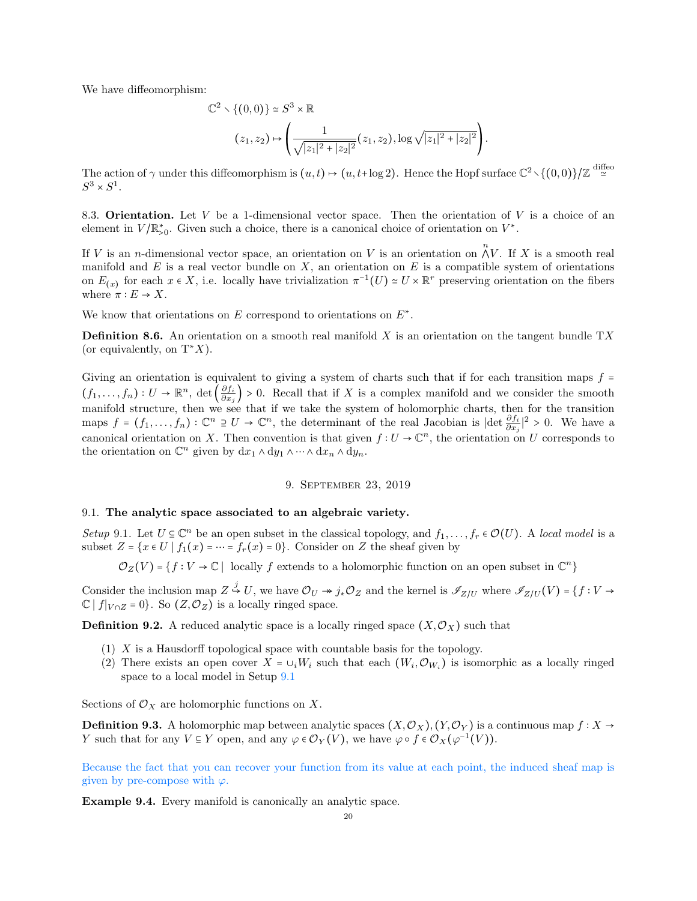We have diffeomorphism:

$$\mathbb{C}^2 \smallsetminus \{(0,0)\} \simeq S^3 \times \mathbb{R}$$

$$(z_1, z_2) \mapsto \left( \frac{1}{\sqrt{|z_1|^2 + |z_2|^2}}(z_1, z_2), \log \sqrt{|z_1|^2 + |z_2|^2} \right).$$

The action of $\gamma$ under this diffeomorphism is $(u,t) \mapsto (u, t + \log 2)$. Hence the Hopf surface $\mathbb{C}^2 \smallsetminus \{(0,0)\}/\mathbb{Z} \overset{\text{diffeo}}{\simeq} S^3 \times S^1$.

8.3. **Orientation.** Let $V$ be a 1-dimensional vector space. Then the orientation of $V$ is a choice of an element in $V/\mathbb{R}^*_{>0}$. Given such a choice, there is a canonical choice of orientation on $V^*$.

If $V$ is an $n$-dimensional vector space, an orientation on $V$ is an orientation on $\overset{n}{\wedge} V$. If $X$ is a smooth real manifold and $E$ is a real vector bundle on $X$, an orientation on $E$ is a compatible system of orientations on $E_{(x)}$ for each $x \in X$, i.e. locally have trivialization $\pi^{-1}(U) \simeq U \times \mathbb{R}^r$ preserving orientation on the fibers where $\pi : E \to X$.

We know that orientations on $E$ correspond to orientations on $E^*$.

**Definition 8.6.** An orientation on a smooth real manifold $X$ is an orientation on the tangent bundle $\mathrm{T}X$ (or equivalently, on $\mathrm{T}^*X$).

Giving an orientation is equivalent to giving a system of charts such that if for each transition maps $f = (f_1, \ldots, f_n) : U \to \mathbb{R}^n$, $\det\left(\frac{\partial f_i}{\partial x_j}\right) > 0$. Recall that if $X$ is a complex manifold and we consider the smooth manifold structure, then we see that if we take the system of holomorphic charts, then for the transition maps $f = (f_1, \ldots, f_n) : \mathbb{C}^n \supseteq U \to \mathbb{C}^n$, the determinant of the real Jacobian is $|\det \frac{\partial f_i}{\partial x_j}|^2 > 0$. We have a canonical orientation on $X$. Then convention is that given $f : U \to \mathbb{C}^n$, the orientation on $U$ corresponds to the orientation on $\mathbb{C}^n$ given by $\mathrm{d}x_1 \wedge \mathrm{d}y_1 \wedge \cdots \wedge \mathrm{d}x_n \wedge \mathrm{d}y_n$.

## 9. September 23, 2019

### 9.1. The analytic space associated to an algebraic variety.

*Setup* 9.1. Let $U \subseteq \mathbb{C}^n$ be an open subset in the classical topology, and $f_1, \ldots, f_r \in \mathcal{O}(U)$. A *local model* is a subset $Z = \{x \in U \mid f_1(x) = \cdots = f_r(x) = 0\}$. Consider on $Z$ the sheaf given by

$$\mathcal{O}_Z(V) = \{f : V \to \mathbb{C} \mid \text{ locally } f \text{ extends to a holomorphic function on an open subset in } \mathbb{C}^n\}$$

Consider the inclusion map $Z \overset{j}{\hookrightarrow} U$, we have $\mathcal{O}_U \twoheadrightarrow j_*\mathcal{O}_Z$ and the kernel is $\mathscr{I}_{Z/U}$ where $\mathscr{I}_{Z/U}(V) = \{f : V \to \mathbb{C} \mid f|_{V \cap Z} = 0\}$. So $(Z, \mathcal{O}_Z)$ is a locally ringed space.

**Definition 9.2.** A reduced analytic space is a locally ringed space $(X, \mathcal{O}_X)$ such that

1. $X$ is a Hausdorff topological space with countable basis for the topology.
2. There exists an open cover $X = \cup_i W_i$ such that each $(W_i, \mathcal{O}_{W_i})$ is isomorphic as a locally ringed space to a local model in Setup 9.1

Sections of $\mathcal{O}_X$ are holomorphic functions on $X$.

**Definition 9.3.** A holomorphic map between analytic spaces $(X, \mathcal{O}_X), (Y, \mathcal{O}_Y)$ is a continuous map $f : X \to Y$ such that for any $V \subseteq Y$ open, and any $\varphi \in \mathcal{O}_Y(V)$, we have $\varphi \circ f \in \mathcal{O}_X(\varphi^{-1}(V))$.

Because the fact that you can recover your function from its value at each point, the induced sheaf map is given by pre-compose with $\varphi$.

**Example 9.4.** Every manifold is canonically an analytic space.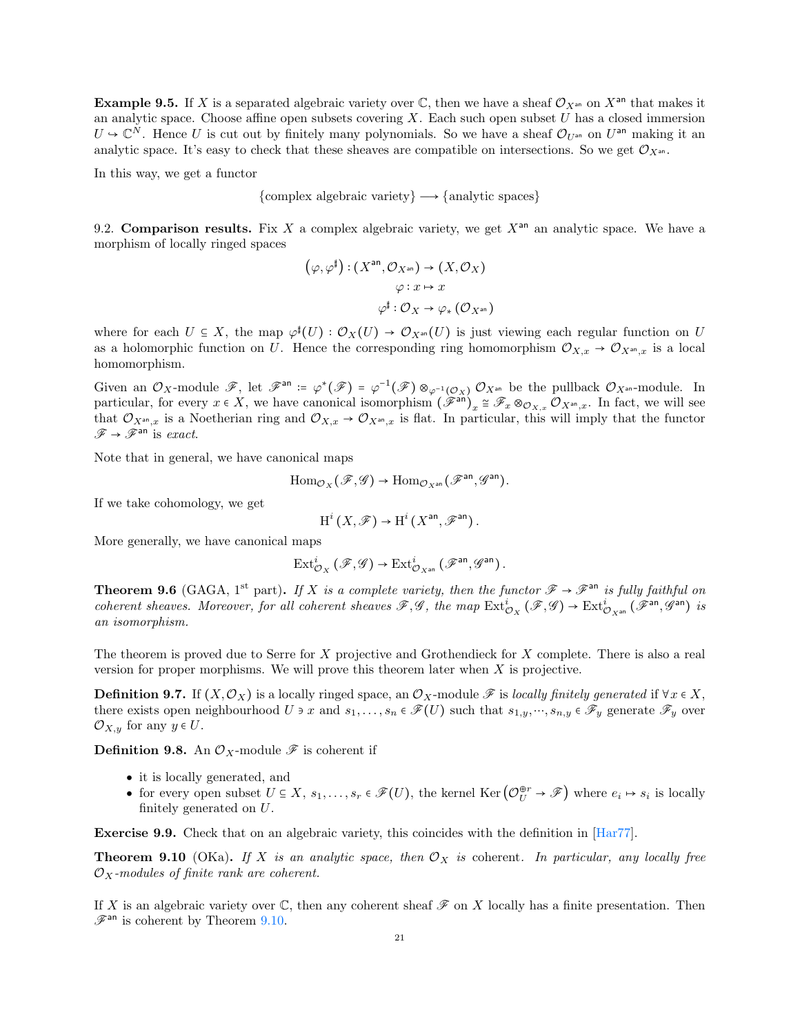**Example 9.5.** If $X$ is a separated algebraic variety over $\mathbb{C}$, then we have a sheaf $\mathcal{O}_{X^{\mathsf{an}}}$ on $X^{\mathsf{an}}$ that makes it an analytic space. Choose affine open subsets covering $X$. Each such open subset $U$ has a closed immersion $U \hookrightarrow \mathbb{C}^N$. Hence $U$ is cut out by finitely many polynomials. So we have a sheaf $\mathcal{O}_{U^{\mathsf{an}}}$ on $U^{\mathsf{an}}$ making it an analytic space. It's easy to check that these sheaves are compatible on intersections. So we get $\mathcal{O}_{X^{\mathsf{an}}}$.

In this way, we get a functor

$$\{\text{complex algebraic variety}\} \longrightarrow \{\text{analytic spaces}\}$$

## 9.2. Comparison results.

Fix $X$ a complex algebraic variety, we get $X^{\mathsf{an}}$ an analytic space. We have a morphism of locally ringed spaces

$$\left(\varphi, \varphi^\sharp\right) : \left(X^{\mathsf{an}}, \mathcal{O}_{X^{\mathsf{an}}}\right) \to \left(X, \mathcal{O}_X\right)$$
$$\varphi : x \mapsto x$$
$$\varphi^\sharp : \mathcal{O}_X \to \varphi_* \left(\mathcal{O}_{X^{\mathsf{an}}}\right)$$

where for each $U \subseteq X$, the map $\varphi^\sharp(U) : \mathcal{O}_X(U) \to \mathcal{O}_{X^{\mathsf{an}}}(U)$ is just viewing each regular function on $U$ as a holomorphic function on $U$. Hence the corresponding ring homomorphism $\mathcal{O}_{X,x} \to \mathcal{O}_{X^{\mathsf{an}},x}$ is a local homomorphism.

Given an $\mathcal{O}_X$-module $\mathscr{F}$, let $\mathscr{F}^{\mathsf{an}} \coloneqq \varphi^*(\mathscr{F}) = \varphi^{-1}(\mathscr{F}) \otimes_{\varphi^{-1}(\mathcal{O}_X)} \mathcal{O}_{X^{\mathsf{an}}}$ be the pullback $\mathcal{O}_{X^{\mathsf{an}}}$-module. In particular, for every $x \in X$, we have canonical isomorphism $\left(\mathscr{F}^{\mathsf{an}}\right)_x \cong \mathscr{F}_x \otimes_{\mathcal{O}_{X,x}} \mathcal{O}_{X^{\mathsf{an}},x}$. In fact, we will see that $\mathcal{O}_{X^{\mathsf{an}},x}$ is a Noetherian ring and $\mathcal{O}_{X,x} \to \mathcal{O}_{X^{\mathsf{an}},x}$ is flat. In particular, this will imply that the functor $\mathscr{F} \to \mathscr{F}^{\mathsf{an}}$ is *exact*.

Note that in general, we have canonical maps

$$\operatorname{Hom}_{\mathcal{O}_X}(\mathscr{F}, \mathscr{G}) \to \operatorname{Hom}_{\mathcal{O}_{X^{\mathsf{an}}}}(\mathscr{F}^{\mathsf{an}}, \mathscr{G}^{\mathsf{an}}).$$

If we take cohomology, we get

$$\mathrm{H}^i\left(X, \mathscr{F}\right) \to \mathrm{H}^i\left(X^{\mathsf{an}}, \mathscr{F}^{\mathsf{an}}\right).$$

More generally, we have canonical maps

$$\operatorname{Ext}^i_{\mathcal{O}_X}\left(\mathscr{F}, \mathscr{G}\right) \to \operatorname{Ext}^i_{\mathcal{O}_{X^{\mathsf{an}}}}\left(\mathscr{F}^{\mathsf{an}}, \mathscr{G}^{\mathsf{an}}\right).$$

**Theorem 9.6** (GAGA, 1st part)**.** *If $X$ is a complete variety, then the functor $\mathscr{F} \to \mathscr{F}^{\mathsf{an}}$ is fully faithful on coherent sheaves. Moreover, for all coherent sheaves $\mathscr{F}, \mathscr{G}$, the map $\operatorname{Ext}^i_{\mathcal{O}_X}\left(\mathscr{F}, \mathscr{G}\right) \to \operatorname{Ext}^i_{\mathcal{O}_{X^{\mathsf{an}}}}\left(\mathscr{F}^{\mathsf{an}}, \mathscr{G}^{\mathsf{an}}\right)$ is an isomorphism.*

The theorem is proved due to Serre for $X$ projective and Grothendieck for $X$ complete. There is also a real version for proper morphisms. We will prove this theorem later when $X$ is projective.

**Definition 9.7.** If $(X, \mathcal{O}_X)$ is a locally ringed space, an $\mathcal{O}_X$-module $\mathscr{F}$ is *locally finitely generated* if $\forall x \in X$, there exists open neighbourhood $U \ni x$ and $s_1, \ldots, s_n \in \mathscr{F}(U)$ such that $s_{1,y}, \cdots, s_{n,y} \in \mathscr{F}_y$ generate $\mathscr{F}_y$ over $\mathcal{O}_{X,y}$ for any $y \in U$.

**Definition 9.8.** An $\mathcal{O}_X$-module $\mathscr{F}$ is coherent if

- it is locally generated, and
- for every open subset $U \subseteq X$, $s_1, \ldots, s_r \in \mathscr{F}(U)$, the kernel $\operatorname{Ker}\left(\mathcal{O}_U^{\oplus r} \to \mathscr{F}\right)$ where $e_i \mapsto s_i$ is locally finitely generated on $U$.

**Exercise 9.9.** Check that on an algebraic variety, this coincides with the definition in [Har77].

**Theorem 9.10** (OKa)**.** *If $X$ is an analytic space, then $\mathcal{O}_X$ is* coherent*. In particular, any locally free $\mathcal{O}_X$-modules of finite rank are coherent.*

If $X$ is an algebraic variety over $\mathbb{C}$, then any coherent sheaf $\mathscr{F}$ on $X$ locally has a finite presentation. Then $\mathscr{F}^{\mathsf{an}}$ is coherent by Theorem 9.10.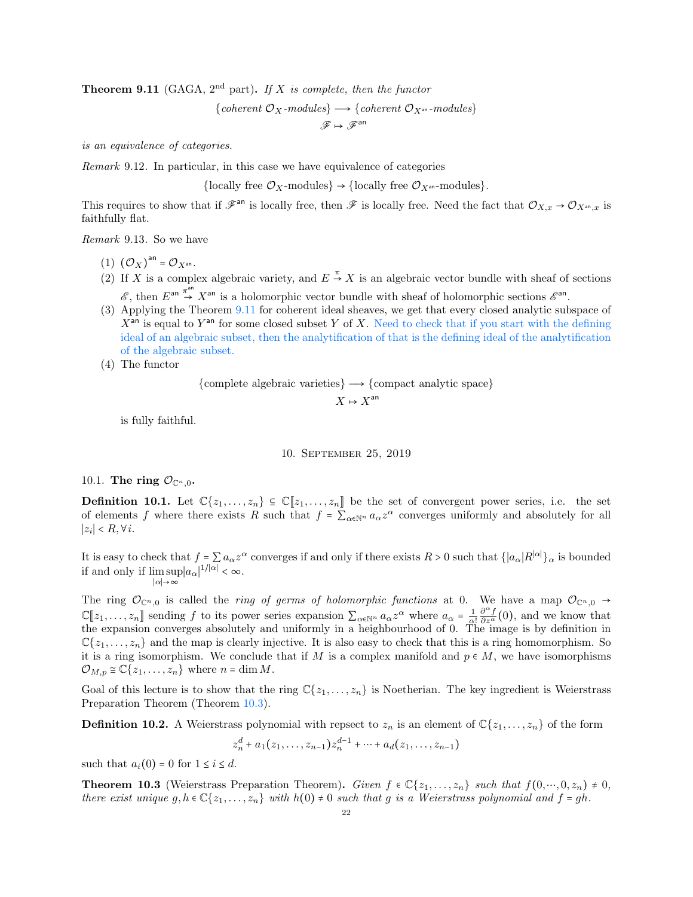**Theorem 9.11** (GAGA, 2[nd] part)**.** *If $X$ is complete, then the functor*

$$\{\textit{coherent } \mathcal{O}_X\textit{-modules}\} \longrightarrow \{\textit{coherent } \mathcal{O}_{X^{\mathsf{an}}}\textit{-modules}\}$$
$$\mathscr{F} \mapsto \mathscr{F}^{\mathsf{an}}$$

*is an equivalence of categories.*

*Remark* 9.12. In particular, in this case we have equivalence of categories

$$\{\text{locally free } \mathcal{O}_X\text{-modules}\} \to \{\text{locally free } \mathcal{O}_{X^{\mathsf{an}}}\text{-modules}\}.$$

This requires to show that if $\mathscr{F}^{\mathsf{an}}$ is locally free, then $\mathscr{F}$ is locally free. Need the fact that $\mathcal{O}_{X,x} \to \mathcal{O}_{X^{\mathsf{an}},x}$ is faithfully flat.

*Remark* 9.13. So we have

1. $(\mathcal{O}_X)^{\mathsf{an}} = \mathcal{O}_{X^{\mathsf{an}}}$.
2. If $X$ is a complex algebraic variety, and $E \xrightarrow{\pi} X$ is an algebraic vector bundle with sheaf of sections $\mathscr{E}$, then $E^{\mathsf{an}} \xrightarrow{\pi^{\mathsf{an}}} X^{\mathsf{an}}$ is a holomorphic vector bundle with sheaf of holomorphic sections $\mathscr{E}^{\mathsf{an}}$.
3. Applying the Theorem 9.11 for coherent ideal sheaves, we get that every closed analytic subspace of $X^{\mathsf{an}}$ is equal to $Y^{\mathsf{an}}$ for some closed subset $Y$ of $X$. Need to check that if you start with the defining ideal of an algebraic subset, then the analytification of that is the defining ideal of the analytification of the algebraic subset.
4. The functor

$$\{\text{complete algebraic varieties}\} \longrightarrow \{\text{compact analytic space}\}$$
$$X \mapsto X^{\mathsf{an}}$$

   is fully faithful.

## 10. September 25, 2019

### 10.1. The ring $\mathcal{O}_{\mathbb{C}^n,0}$.

**Definition 10.1.** Let $\mathbb{C}\{z_1,\dots,z_n\} \subseteq \mathbb{C}[\![z_1,\dots,z_n]\!]$ be the set of convergent power series, i.e. the set of elements $f$ where there exists $R$ such that $f = \sum_{\alpha\in\mathbb{N}^n} a_\alpha z^\alpha$ converges uniformly and absolutely for all $|z_i| < R, \forall i$.

It is easy to check that $f = \sum a_\alpha z^\alpha$ converges if and only if there exists $R > 0$ such that $\{|a_\alpha| R^{|\alpha|}\}_\alpha$ is bounded if and only if $\limsup_{|\alpha|\to\infty} |a_\alpha|^{1/|\alpha|} < \infty$.

The ring $\mathcal{O}_{\mathbb{C}^n,0}$ is called the *ring of germs of holomorphic functions* at 0. We have a map $\mathcal{O}_{\mathbb{C}^n,0} \to \mathbb{C}[\![z_1,\dots,z_n]\!]$ sending $f$ to its power series expansion $\sum_{\alpha\in\mathbb{N}^n} a_\alpha z^\alpha$ where $a_\alpha = \frac{1}{\alpha!}\frac{\partial^\alpha f}{\partial z^\alpha}(0)$, and we know that the expansion converges absolutely and uniformly in a heighbourhood of 0. The image is by definition in $\mathbb{C}\{z_1,\dots,z_n\}$ and the map is clearly injective. It is also easy to check that this is a ring homomorphism. So it is a ring isomorphism. We conclude that if $M$ is a complex manifold and $p \in M$, we have isomorphisms $\mathcal{O}_{M,p} \cong \mathbb{C}\{z_1,\dots,z_n\}$ where $n = \dim M$.

Goal of this lecture is to show that the ring $\mathbb{C}\{z_1,\dots,z_n\}$ is Noetherian. The key ingredient is Weierstrass Preparation Theorem (Theorem 10.3).

**Definition 10.2.** A Weierstrass polynomial with repsect to $z_n$ is an element of $\mathbb{C}\{z_1,\dots,z_n\}$ of the form

$$z_n^d + a_1(z_1,\dots,z_{n-1})z_n^{d-1} + \cdots + a_d(z_1,\dots,z_{n-1})$$

such that $a_i(0) = 0$ for $1 \le i \le d$.

**Theorem 10.3** (Weierstrass Preparation Theorem)**.** *Given $f \in \mathbb{C}\{z_1,\dots,z_n\}$ such that $f(0,\cdots,0,z_n) \neq 0$, there exist unique $g, h \in \mathbb{C}\{z_1,\dots,z_n\}$ with $h(0) \neq 0$ such that $g$ is a Weierstrass polynomial and $f = gh$.*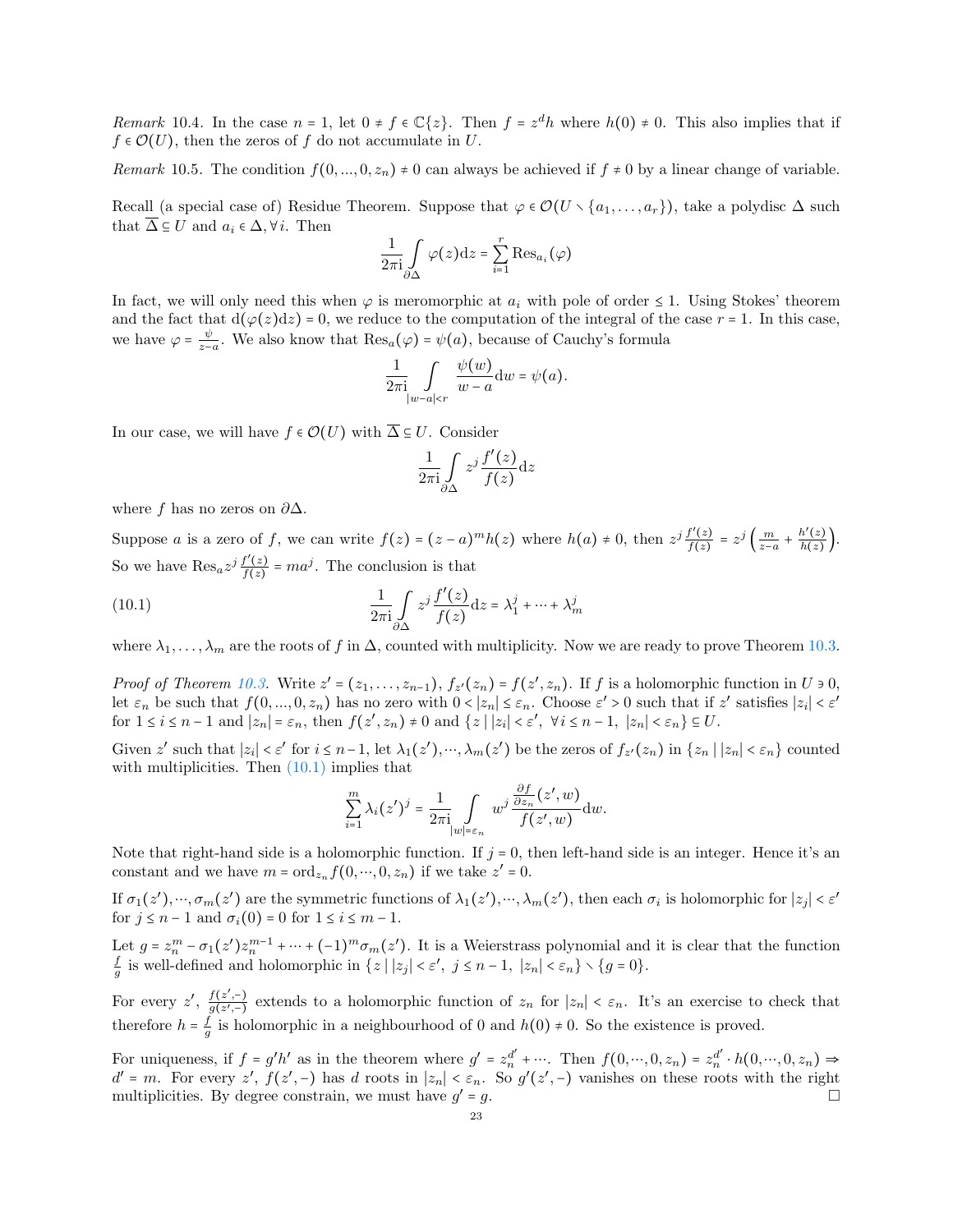*Remark* 10.4. In the case $n = 1$, let $0 \neq f \in \mathbb{C}\{z\}$. Then $f = z^d h$ where $h(0) \neq 0$. This also implies that if $f \in \mathcal{O}(U)$, then the zeros of $f$ do not accumulate in $U$.

*Remark* 10.5. The condition $f(0, ..., 0, z_n) \neq 0$ can always be achieved if $f \neq 0$ by a linear change of variable.

Recall (a special case of) Residue Theorem. Suppose that $\varphi \in \mathcal{O}(U \smallsetminus \{a_1, \ldots, a_r\})$, take a polydisc $\Delta$ such that $\overline{\Delta} \subseteq U$ and $a_i \in \Delta, \forall i$. Then

$$\frac{1}{2\pi \mathrm{i}} \int_{\partial \Delta} \varphi(z) \mathrm{d}z = \sum_{i=1}^{r} \operatorname{Res}_{a_i}(\varphi)$$

In fact, we will only need this when $\varphi$ is meromorphic at $a_i$ with pole of order $\leq 1$. Using Stokes' theorem and the fact that $\mathrm{d}(\varphi(z)\mathrm{d}z) = 0$, we reduce to the computation of the integral of the case $r = 1$. In this case, we have $\varphi = \frac{\psi}{z-a}$. We also know that $\operatorname{Res}_a(\varphi) = \psi(a)$, because of Cauchy's formula

$$\frac{1}{2\pi \mathrm{i}} \int_{|w-a|<r} \frac{\psi(w)}{w-a} \mathrm{d}w = \psi(a).$$

In our case, we will have $f \in \mathcal{O}(U)$ with $\overline{\Delta} \subseteq U$. Consider

$$\frac{1}{2\pi \mathrm{i}} \int_{\partial \Delta} z^j \frac{f'(z)}{f(z)} \mathrm{d}z$$

where $f$ has no zeros on $\partial \Delta$.

Suppose $a$ is a zero of $f$, we can write $f(z) = (z-a)^m h(z)$ where $h(a) \neq 0$, then $z^j \frac{f'(z)}{f(z)} = z^j \left( \frac{m}{z-a} + \frac{h'(z)}{h(z)} \right)$. So we have $\operatorname{Res}_a z^j \frac{f'(z)}{f(z)} = m a^j$. The conclusion is that

$$\frac{1}{2\pi \mathrm{i}} \int_{\partial \Delta} z^j \frac{f'(z)}{f(z)} \mathrm{d}z = \lambda_1^j + \cdots + \lambda_m^j \tag{10.1}$$

where $\lambda_1, \ldots, \lambda_m$ are the roots of $f$ in $\Delta$, counted with multiplicity. Now we are ready to prove Theorem 10.3.

*Proof of Theorem 10.3.* Write $z' = (z_1, \ldots, z_{n-1})$, $f_{z'}(z_n) = f(z', z_n)$. If $f$ is a holomorphic function in $U \ni 0$, let $\varepsilon_n$ be such that $f(0, ..., 0, z_n)$ has no zero with $0 < |z_n| \leq \varepsilon_n$. Choose $\varepsilon' > 0$ such that if $z'$ satisfies $|z_i| < \varepsilon'$ for $1 \leq i \leq n-1$ and $|z_n| = \varepsilon_n$, then $f(z', z_n) \neq 0$ and $\{z \mid |z_i| < \varepsilon', \ \forall i \leq n-1, \ |z_n| < \varepsilon_n\} \subseteq U$.

Given $z'$ such that $|z_i| < \varepsilon'$ for $i \leq n-1$, let $\lambda_1(z'), \cdots, \lambda_m(z')$ be the zeros of $f_{z'}(z_n)$ in $\{z_n \mid |z_n| < \varepsilon_n\}$ counted with multiplicities. Then (10.1) implies that

$$\sum_{i=1}^{m} \lambda_i(z')^j = \frac{1}{2\pi \mathrm{i}} \int_{|w|=\varepsilon_n} w^j \frac{\frac{\partial f}{\partial z_n}(z', w)}{f(z', w)} \mathrm{d}w.$$

Note that right-hand side is a holomorphic function. If $j = 0$, then left-hand side is an integer. Hence it's an constant and we have $m = \operatorname{ord}_{z_n} f(0, \cdots, 0, z_n)$ if we take $z' = 0$.

If $\sigma_1(z'), \cdots, \sigma_m(z')$ are the symmetric functions of $\lambda_1(z'), \cdots, \lambda_m(z')$, then each $\sigma_i$ is holomorphic for $|z_j| < \varepsilon'$ for $j \leq n-1$ and $\sigma_i(0) = 0$ for $1 \leq i \leq m-1$.

Let $g = z_n^m - \sigma_1(z') z_n^{m-1} + \cdots + (-1)^m \sigma_m(z')$. It is a Weierstrass polynomial and it is clear that the function $\frac{f}{g}$ is well-defined and holomorphic in $\{z \mid |z_j| < \varepsilon', \ j \leq n-1, \ |z_n| < \varepsilon_n\} \smallsetminus \{g = 0\}$.

For every $z'$, $\frac{f(z', -)}{g(z', -)}$ extends to a holomorphic function of $z_n$ for $|z_n| < \varepsilon_n$. It's an exercise to check that therefore $h = \frac{f}{g}$ is holomorphic in a neighbourhood of 0 and $h(0) \neq 0$. So the existence is proved.

For uniqueness, if $f = g'h'$ as in the theorem where $g' = z_n^{d'} + \cdots$. Then $f(0, \cdots, 0, z_n) = z_n^{d'} \cdot h(0, \cdots, 0, z_n) \Rightarrow d' = m$. For every $z'$, $f(z', -)$ has $d$ roots in $|z_n| < \varepsilon_n$. So $g'(z', -)$ vanishes on these roots with the right multiplicities. By degree constrain, we must have $g' = g$. □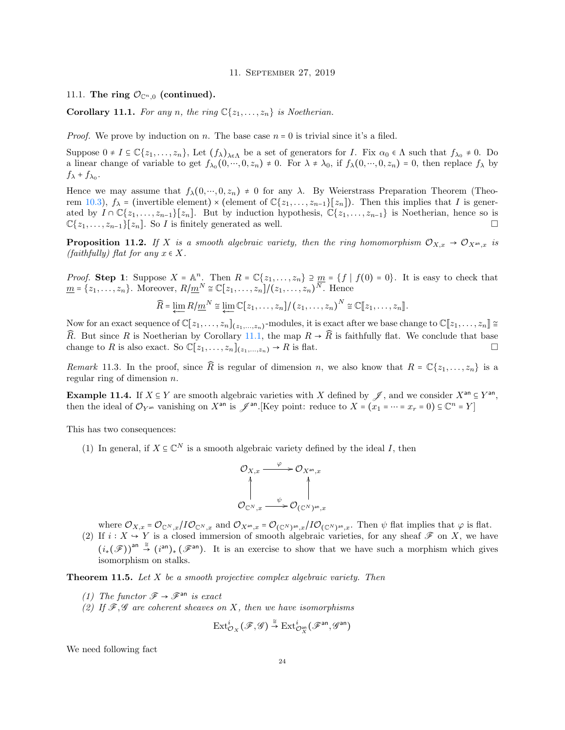## 11. September 27, 2019

### 11.1. The ring $\mathcal{O}_{\mathbb{C}^n,0}$ (continued).

**Corollary 11.1.** *For any $n$, the ring $\mathbb{C}\{z_1,\ldots,z_n\}$ is Noetherian.*

*Proof.* We prove by induction on $n$. The base case $n=0$ is trivial since it's a filed.

Suppose $0 \neq I \subseteq \mathbb{C}\{z_1,\ldots,z_n\}$, Let $(f_\lambda)_{\lambda\in\Lambda}$ be a set of generators for $I$. Fix $\alpha_0 \in \Lambda$ such that $f_{\lambda_0} \neq 0$. Do a linear change of variable to get $f_{\lambda_0}(0,\cdots,0,z_n) \neq 0$. For $\lambda \neq \lambda_0$, if $f_\lambda(0,\cdots,0,z_n) = 0$, then replace $f_\lambda$ by $f_\lambda + f_{\lambda_0}$.

Hence we may assume that $f_\lambda(0,\cdots,0,z_n) \neq 0$ for any $\lambda$. By Weierstrass Preparation Theorem (Theorem 10.3), $f_\lambda = (\text{invertible element}) \times (\text{element of } \mathbb{C}\{z_1,\ldots,z_{n-1}\}[z_n])$. Then this implies that $I$ is generated by $I \cap \mathbb{C}\{z_1,\ldots,z_{n-1}\}[z_n]$. But by induction hypothesis, $\mathbb{C}\{z_1,\ldots,z_{n-1}\}$ is Noetherian, hence so is $\mathbb{C}\{z_1,\ldots,z_{n-1}\}[z_n]$. So $I$ is finitely generated as well. $\square$

**Proposition 11.2.** *If $X$ is a smooth algebraic variety, then the ring homomorphism $\mathcal{O}_{X,x} \to \mathcal{O}_{X^{\mathsf{an}},x}$ is (faithfully) flat for any $x \in X$.*

*Proof.* **Step 1**: Suppose $X = \mathbb{A}^n$. Then $R = \mathbb{C}\{z_1,\ldots,z_n\} \supseteq \underline{m} = \{f \mid f(0) = 0\}$. It is easy to check that $\underline{m} = \{z_1,\ldots,z_n\}$. Moreover, $R/\underline{m}^N \cong \mathbb{C}[z_1,\ldots,z_n]/(z_1,\ldots,z_n)^N$. Hence

$$\widehat{R} = \varprojlim R/\underline{m}^N \cong \varprojlim \mathbb{C}[z_1,\ldots,z_n]/(z_1,\ldots,z_n)^N \cong \mathbb{C}[\![z_1,\ldots,z_n]\!].$$

Now for an exact sequence of $\mathbb{C}[z_1,\ldots,z_n]_{(z_1,\ldots,z_n)}$-modules, it is exact after we base change to $\mathbb{C}[\![z_1,\ldots,z_n]\!] \cong \widehat{R}$. But since $R$ is Noetherian by Corollary 11.1, the map $R \to \widehat{R}$ is faithfully flat. We conclude that base change to $R$ is also exact. So $\mathbb{C}[z_1,\ldots,z_n]_{(z_1,\ldots,z_n)} \to R$ is flat. $\square$

*Remark* 11.3. In the proof, since $\widehat{R}$ is regular of dimension $n$, we also know that $R = \mathbb{C}\{z_1,\ldots,z_n\}$ is a regular ring of dimension $n$.

**Example 11.4.** If $X \subseteq Y$ are smooth algebraic varieties with $X$ defined by $\mathscr{J}$, and we consider $X^{\mathsf{an}} \subseteq Y^{\mathsf{an}}$, then the ideal of $\mathcal{O}_{Y^{\mathsf{an}}}$ vanishing on $X^{\mathsf{an}}$ is $\mathscr{J}^{\mathsf{an}}$.[Key point: reduce to $X = (x_1 = \cdots = x_r = 0) \subseteq \mathbb{C}^n = Y$]

This has two consequences:

(1) In general, if $X \subseteq \mathbb{C}^N$ is a smooth algebraic variety defined by the ideal $I$, then

$$\begin{array}{ccc} \mathcal{O}_{X,x} & \xrightarrow{\varphi} & \mathcal{O}_{X^{\mathsf{an}},x} \\ \uparrow & & \uparrow \\ \mathcal{O}_{\mathbb{C}^N,x} & \xrightarrow{\psi} & \mathcal{O}_{(\mathbb{C}^N)^{\mathsf{an}},x} \end{array}$$

where $\mathcal{O}_{X,x} = \mathcal{O}_{\mathbb{C}^N,x}/I\mathcal{O}_{\mathbb{C}^N,x}$ and $\mathcal{O}_{X^{\mathsf{an}},x} = \mathcal{O}_{(\mathbb{C}^N)^{\mathsf{an}},x}/I\mathcal{O}_{(\mathbb{C}^N)^{\mathsf{an}},x}$. Then $\psi$ flat implies that $\varphi$ is flat.

(2) If $i : X \hookrightarrow Y$ is a closed immersion of smooth algebraic varieties, for any sheaf $\mathscr{F}$ on $X$, we have $(i_*(\mathscr{F}))^{\mathsf{an}} \xrightarrow{\cong} (i^{\mathsf{an}})_*(\mathscr{F}^{\mathsf{an}})$. It is an exercise to show that we have such a morphism which gives isomorphism on stalks.

**Theorem 11.5.** *Let $X$ be a smooth projective complex algebraic variety. Then*

*(1) The functor $\mathscr{F} \to \mathscr{F}^{\mathsf{an}}$ is exact*

*(2) If $\mathscr{F},\mathscr{G}$ are coherent sheaves on $X$, then we have isomorphisms*

$$\mathrm{Ext}^i_{\mathcal{O}_X}(\mathscr{F},\mathscr{G}) \xrightarrow{\cong} \mathrm{Ext}^i_{\mathcal{O}_X^{\mathsf{an}}}(\mathscr{F}^{\mathsf{an}},\mathscr{G}^{\mathsf{an}})$$

We need following fact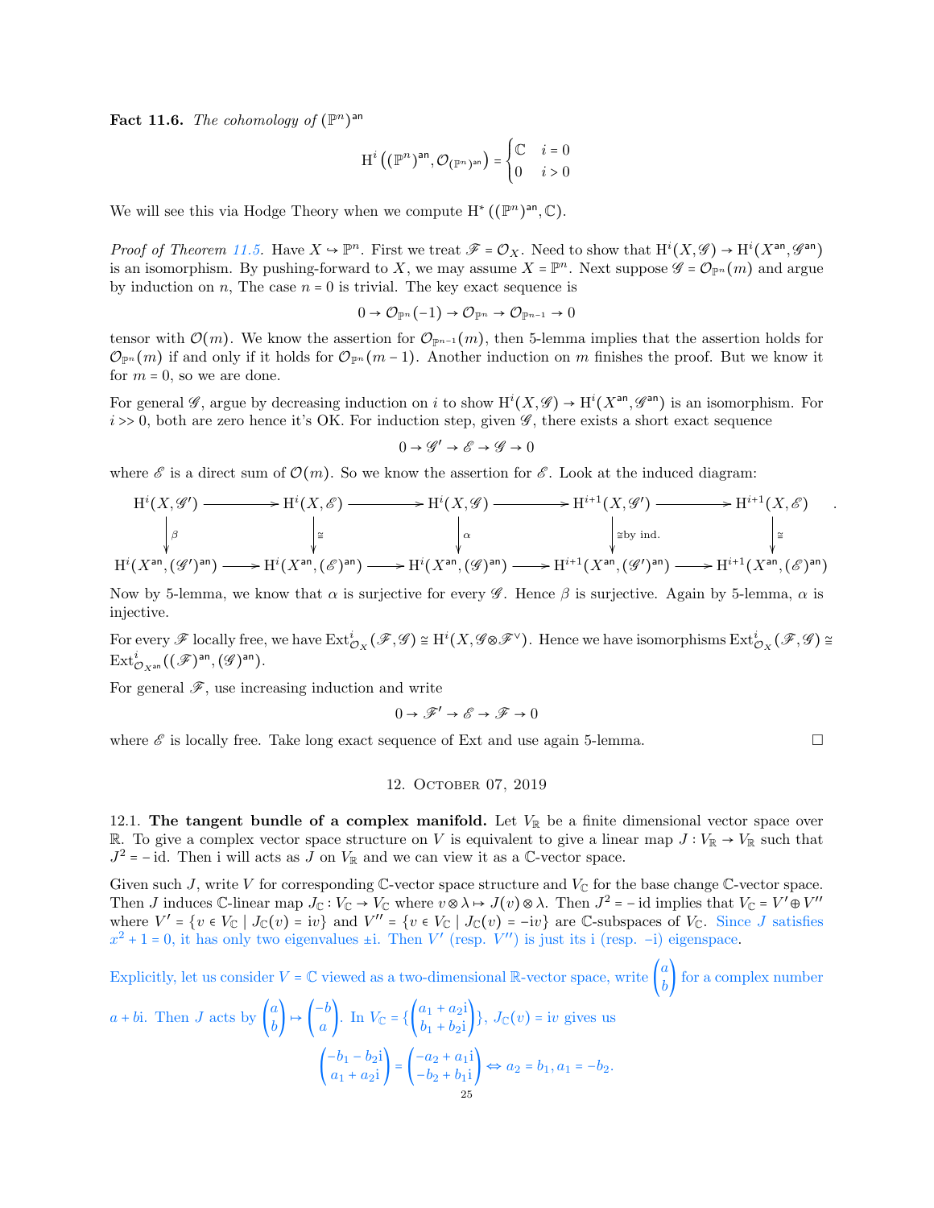**Fact 11.6.** *The cohomology of* $(\mathbb{P}^n)^{\mathsf{an}}$

$$\mathrm{H}^i\left((\mathbb{P}^n)^{\mathsf{an}}, \mathcal{O}_{(\mathbb{P}^n)^{\mathsf{an}}}\right) = \begin{cases} \mathbb{C} & i = 0 \\ 0 & i > 0 \end{cases}$$

We will see this via Hodge Theory when we compute $\mathrm{H}^*\left((\mathbb{P}^n)^{\mathsf{an}}, \mathbb{C}\right)$.

*Proof of Theorem 11.5.* Have $X \hookrightarrow \mathbb{P}^n$. First we treat $\mathscr{F} = \mathcal{O}_X$. Need to show that $\mathrm{H}^i(X, \mathscr{G}) \to \mathrm{H}^i(X^{\mathsf{an}}, \mathscr{G}^{\mathsf{an}})$ is an isomorphism. By pushing-forward to $X$, we may assume $X = \mathbb{P}^n$. Next suppose $\mathscr{G} = \mathcal{O}_{\mathbb{P}^n}(m)$ and argue by induction on $n$, The case $n = 0$ is trivial. The key exact sequence is

$$0 \to \mathcal{O}_{\mathbb{P}^n}(-1) \to \mathcal{O}_{\mathbb{P}^n} \to \mathcal{O}_{\mathbb{P}^{n-1}} \to 0$$

tensor with $\mathcal{O}(m)$. We know the assertion for $\mathcal{O}_{\mathbb{P}^{n-1}}(m)$, then 5-lemma implies that the assertion holds for $\mathcal{O}_{\mathbb{P}^n}(m)$ if and only if it holds for $\mathcal{O}_{\mathbb{P}^n}(m-1)$. Another induction on $m$ finishes the proof. But we know it for $m = 0$, so we are done.

For general $\mathscr{G}$, argue by decreasing induction on $i$ to show $\mathrm{H}^i(X, \mathscr{G}) \to \mathrm{H}^i(X^{\mathsf{an}}, \mathscr{G}^{\mathsf{an}})$ is an isomorphism. For $i >> 0$, both are zero hence it's OK. For induction step, given $\mathscr{G}$, there exists a short exact sequence

$$0 \to \mathscr{G}' \to \mathscr{E} \to \mathscr{G} \to 0$$

where $\mathscr{E}$ is a direct sum of $\mathcal{O}(m)$. So we know the assertion for $\mathscr{E}$. Look at the induced diagram:

$$\begin{array}{ccccccccc}
\mathrm{H}^i(X,\mathscr{G}') & \longrightarrow & \mathrm{H}^i(X,\mathscr{E}) & \longrightarrow & \mathrm{H}^i(X,\mathscr{G}) & \longrightarrow & \mathrm{H}^{i+1}(X,\mathscr{G}') & \longrightarrow & \mathrm{H}^{i+1}(X,\mathscr{E}) \\
\downarrow \beta & & \downarrow \cong & & \downarrow \alpha & & \downarrow \cong\text{by ind.} & & \downarrow \cong \\
\mathrm{H}^i(X^{\mathsf{an}},(\mathscr{G}')^{\mathsf{an}}) & \longrightarrow & \mathrm{H}^i(X^{\mathsf{an}},(\mathscr{E})^{\mathsf{an}}) & \longrightarrow & \mathrm{H}^i(X^{\mathsf{an}},(\mathscr{G})^{\mathsf{an}}) & \longrightarrow & \mathrm{H}^{i+1}(X^{\mathsf{an}},(\mathscr{G}')^{\mathsf{an}}) & \longrightarrow & \mathrm{H}^{i+1}(X^{\mathsf{an}},(\mathscr{E})^{\mathsf{an}})
\end{array}$$

Now by 5-lemma, we know that $\alpha$ is surjective for every $\mathscr{G}$. Hence $\beta$ is surjective. Again by 5-lemma, $\alpha$ is injective.

For every $\mathscr{F}$ locally free, we have $\mathrm{Ext}^i_{\mathcal{O}_X}(\mathscr{F}, \mathscr{G}) \cong \mathrm{H}^i(X, \mathscr{G} \otimes \mathscr{F}^\vee)$. Hence we have isomorphisms $\mathrm{Ext}^i_{\mathcal{O}_X}(\mathscr{F}, \mathscr{G}) \cong \mathrm{Ext}^i_{\mathcal{O}_{X^{\mathsf{an}}}}((\mathscr{F})^{\mathsf{an}}, (\mathscr{G})^{\mathsf{an}})$.

For general $\mathscr{F}$, use increasing induction and write

$$0 \to \mathscr{F}' \to \mathscr{E} \to \mathscr{F} \to 0$$

where $\mathscr{E}$ is locally free. Take long exact sequence of Ext and use again 5-lemma. $\square$

## 12. October 07, 2019

12.1. **The tangent bundle of a complex manifold.** Let $V_{\mathbb{R}}$ be a finite dimensional vector space over $\mathbb{R}$. To give a complex vector space structure on $V$ is equivalent to give a linear map $J : V_{\mathbb{R}} \to V_{\mathbb{R}}$ such that $J^2 = -\mathrm{id}$. Then i will acts as $J$ on $V_{\mathbb{R}}$ and we can view it as a $\mathbb{C}$-vector space.

Given such $J$, write $V$ for corresponding $\mathbb{C}$-vector space structure and $V_{\mathbb{C}}$ for the base change $\mathbb{C}$-vector space. Then $J$ induces $\mathbb{C}$-linear map $J_{\mathbb{C}} : V_{\mathbb{C}} \to V_{\mathbb{C}}$ where $v \otimes \lambda \mapsto J(v) \otimes \lambda$. Then $J^2 = -\mathrm{id}$ implies that $V_{\mathbb{C}} = V' \oplus V''$ where $V' = \{v \in V_{\mathbb{C}} \mid J_{\mathbb{C}}(v) = \mathrm{i}v\}$ and $V'' = \{v \in V_{\mathbb{C}} \mid J_{\mathbb{C}}(v) = -\mathrm{i}v\}$ are $\mathbb{C}$-subspaces of $V_{\mathbb{C}}$. Since $J$ satisfies $x^2 + 1 = 0$, it has only two eigenvalues $\pm\mathrm{i}$. Then $V'$ (resp. $V''$) is just its i (resp. $-\mathrm{i}$) eigenspace.

Explicitly, let us consider $V = \mathbb{C}$ viewed as a two-dimensional $\mathbb{R}$-vector space, write $\begin{pmatrix} a \\ b \end{pmatrix}$ for a complex number $a + b\mathrm{i}$. Then $J$ acts by $\begin{pmatrix} a \\ b \end{pmatrix} \mapsto \begin{pmatrix} -b \\ a \end{pmatrix}$. In $V_{\mathbb{C}} = \{\begin{pmatrix} a_1 + a_2\mathrm{i} \\ b_1 + b_2\mathrm{i} \end{pmatrix}\}$, $J_{\mathbb{C}}(v) = \mathrm{i}v$ gives us

$$\begin{pmatrix} -b_1 - b_2\mathrm{i} \\ a_1 + a_2\mathrm{i} \end{pmatrix} = \begin{pmatrix} -a_2 + a_1\mathrm{i} \\ -b_2 + b_1\mathrm{i} \end{pmatrix} \Leftrightarrow a_2 = b_1, a_1 = -b_2.$$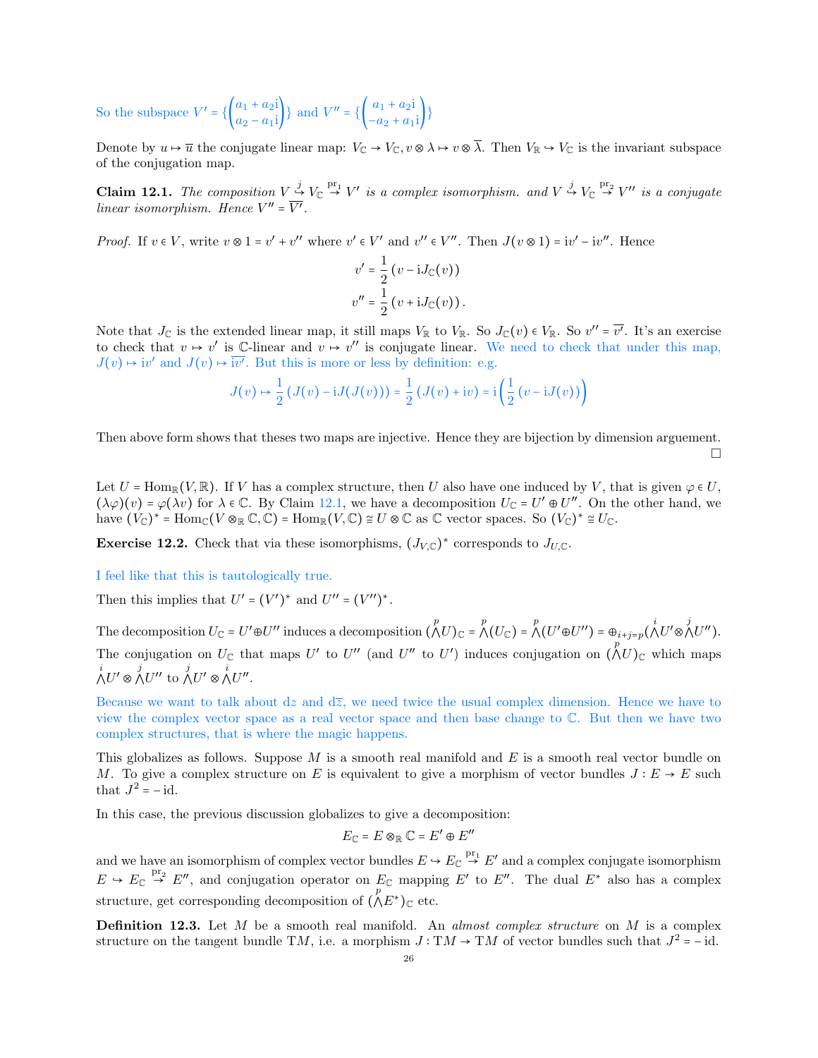So the subspace $V' = \{\begin{pmatrix} a_1 + a_2\mathrm{i} \\ a_2 - a_1\mathrm{i} \end{pmatrix}\}$ and $V'' = \{\begin{pmatrix} a_1 + a_2\mathrm{i} \\ -a_2 + a_1\mathrm{i} \end{pmatrix}\}$

Denote by $u \mapsto \overline{u}$ the conjugate linear map: $V_{\mathbb{C}} \to V_{\mathbb{C}}, v \otimes \lambda \mapsto v \otimes \overline{\lambda}$. Then $V_{\mathbb{R}} \hookrightarrow V_{\mathbb{C}}$ is the invariant subspace of the conjugation map.

**Claim 12.1.** *The composition $V \overset{j}{\hookrightarrow} V_{\mathbb{C}} \overset{\mathrm{pr}_1}{\to} V'$ is a complex isomorphism. and $V \overset{j}{\hookrightarrow} V_{\mathbb{C}} \overset{\mathrm{pr}_2}{\to} V''$ is a conjugate linear isomorphism. Hence $V'' = \overline{V'}$.*

*Proof.* If $v \in V$, write $v \otimes 1 = v' + v''$ where $v' \in V'$ and $v'' \in V''$. Then $J(v \otimes 1) = \mathrm{i}v' - \mathrm{i}v''$. Hence

$$v' = \frac{1}{2}\left(v - \mathrm{i}J_{\mathbb{C}}(v)\right)$$
$$v'' = \frac{1}{2}\left(v + \mathrm{i}J_{\mathbb{C}}(v)\right).$$

Note that $J_{\mathbb{C}}$ is the extended linear map, it still maps $V_{\mathbb{R}}$ to $V_{\mathbb{R}}$. So $J_{\mathbb{C}}(v) \in V_{\mathbb{R}}$. So $v'' = \overline{v'}$. It's an exercise to check that $v \mapsto v'$ is $\mathbb{C}$-linear and $v \mapsto v''$ is conjugate linear. We need to check that under this map, $J(v) \mapsto \mathrm{i}v'$ and $J(v) \mapsto \overline{\mathrm{i}v'}$. But this is more or less by definition: e.g.

$$J(v) \mapsto \frac{1}{2}\left(J(v) - \mathrm{i}J(J(v))\right) = \frac{1}{2}\left(J(v) + \mathrm{i}v\right) = \mathrm{i}\left(\frac{1}{2}\left(v - \mathrm{i}J(v)\right)\right)$$

Then above form shows that theses two maps are injective. Hence they are bijection by dimension arguement. $\square$

Let $U = \mathrm{Hom}_{\mathbb{R}}(V, \mathbb{R})$. If $V$ has a complex structure, then $U$ also have one induced by $V$, that is given $\varphi \in U$, $(\lambda\varphi)(v) = \varphi(\lambda v)$ for $\lambda \in \mathbb{C}$. By Claim 12.1, we have a decomposition $U_{\mathbb{C}} = U' \oplus U''$. On the other hand, we have $(V_{\mathbb{C}})^* = \mathrm{Hom}_{\mathbb{C}}(V \otimes_{\mathbb{R}} \mathbb{C}, \mathbb{C}) = \mathrm{Hom}_{\mathbb{R}}(V, \mathbb{C}) \cong U \otimes \mathbb{C}$ as $\mathbb{C}$ vector spaces. So $(V_{\mathbb{C}})^* \cong U_{\mathbb{C}}$.

**Exercise 12.2.** Check that via these isomorphisms, $(J_{V,\mathbb{C}})^*$ corresponds to $J_{U,\mathbb{C}}$.

I feel like that this is tautologically true.

Then this implies that $U' = (V')^*$ and $U'' = (V'')^*$.

The decomposition $U_{\mathbb{C}} = U' \oplus U''$ induces a decomposition $(\overset{p}{\wedge}U)_{\mathbb{C}} = \overset{p}{\wedge}(U_{\mathbb{C}}) = \overset{p}{\wedge}(U' \oplus U'') = \oplus_{i+j=p}(\overset{i}{\wedge}U' \otimes \overset{j}{\wedge}U'')$. The conjugation on $U_{\mathbb{C}}$ that maps $U'$ to $U''$ (and $U''$ to $U'$) induces conjugation on $(\overset{p}{\wedge}U)_{\mathbb{C}}$ which maps $\overset{i}{\wedge}U' \otimes \overset{j}{\wedge}U''$ to $\overset{j}{\wedge}U' \otimes \overset{i}{\wedge}U''$.

Because we want to talk about $\mathrm{d}z$ and $\mathrm{d}\overline{z}$, we need twice the usual complex dimension. Hence we have to view the complex vector space as a real vector space and then base change to $\mathbb{C}$. But then we have two complex structures, that is where the magic happens.

This globalizes as follows. Suppose $M$ is a smooth real manifold and $E$ is a smooth real vector bundle on $M$. To give a complex structure on $E$ is equivalent to give a morphism of vector bundles $J : E \to E$ such that $J^2 = -\mathrm{id}$.

In this case, the previous discussion globalizes to give a decomposition:

$$E_{\mathbb{C}} = E \otimes_{\mathbb{R}} \mathbb{C} = E' \oplus E''$$

and we have an isomorphism of complex vector bundles $E \hookrightarrow E_{\mathbb{C}} \overset{\mathrm{pr}_1}{\to} E'$ and a complex conjugate isomorphism $E \hookrightarrow E_{\mathbb{C}} \overset{\mathrm{pr}_2}{\to} E''$, and conjugation operator on $E_{\mathbb{C}}$ mapping $E'$ to $E''$. The dual $E^*$ also has a complex structure, get corresponding decomposition of $(\overset{p}{\wedge}E^*)_{\mathbb{C}}$ etc.

**Definition 12.3.** Let $M$ be a smooth real manifold. An *almost complex structure* on $M$ is a complex structure on the tangent bundle $\mathrm{T}M$, i.e. a morphism $J : \mathrm{T}M \to \mathrm{T}M$ of vector bundles such that $J^2 = -\mathrm{id}$.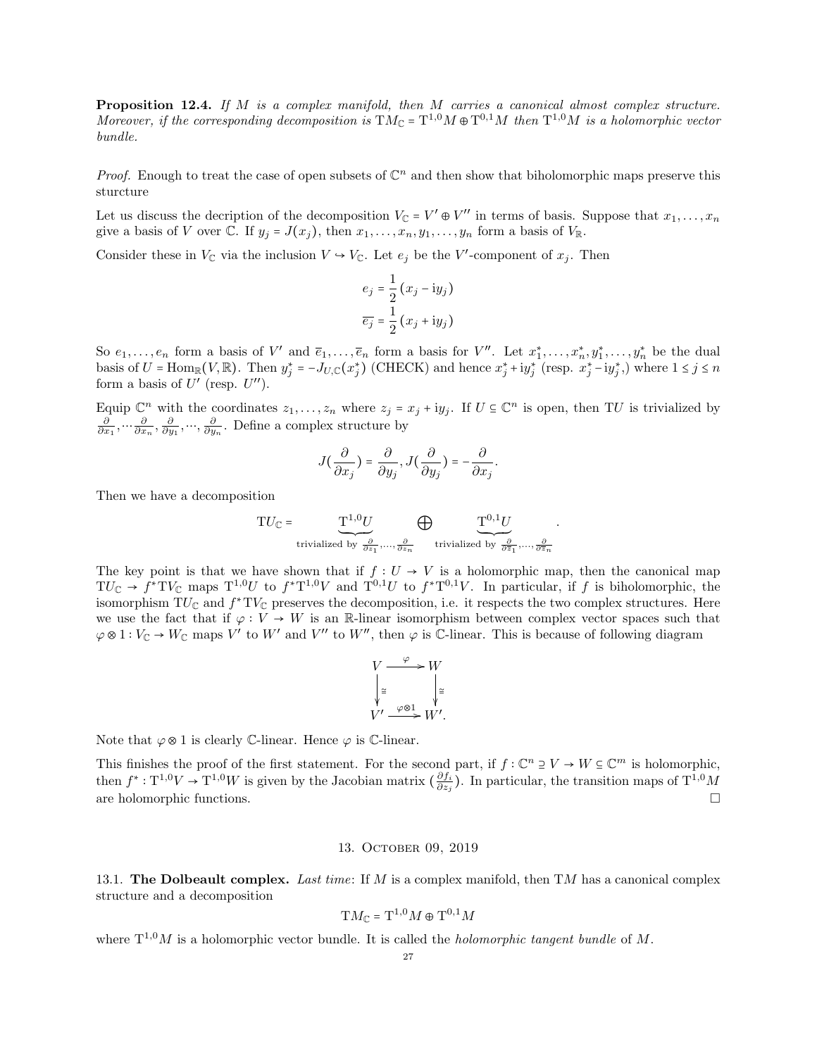**Proposition 12.4.** *If $M$ is a complex manifold, then $M$ carries a canonical almost complex structure. Moreover, if the corresponding decomposition is $\mathrm{T}M_{\mathbb{C}} = \mathrm{T}^{1,0}M \oplus \mathrm{T}^{0,1}M$ then $\mathrm{T}^{1,0}M$ is a holomorphic vector bundle.*

*Proof.* Enough to treat the case of open subsets of $\mathbb{C}^n$ and then show that biholomorphic maps preserve this sturcture

Let us discuss the decription of the decomposition $V_{\mathbb{C}} = V' \oplus V''$ in terms of basis. Suppose that $x_1, \dots, x_n$ give a basis of $V$ over $\mathbb{C}$. If $y_j = J(x_j)$, then $x_1, \dots, x_n, y_1, \dots, y_n$ form a basis of $V_{\mathbb{R}}$.

Consider these in $V_{\mathbb{C}}$ via the inclusion $V \hookrightarrow V_{\mathbb{C}}$. Let $e_j$ be the $V'$-component of $x_j$. Then

$$
e_j = \frac{1}{2}(x_j - \mathrm{i}y_j)
$$
$$
\overline{e_j} = \frac{1}{2}(x_j + \mathrm{i}y_j)
$$

So $e_1, \dots, e_n$ form a basis of $V'$ and $\overline{e}_1, \dots, \overline{e}_n$ form a basis for $V''$. Let $x_1^*, \dots, x_n^*, y_1^*, \dots, y_n^*$ be the dual basis of $U = \mathrm{Hom}_{\mathbb{R}}(V, \mathbb{R})$. Then $y_j^* = -J_{U,\mathbb{C}}(x_j^*)$ (CHECK) and hence $x_j^* + \mathrm{i}y_j^*$ (resp. $x_j^* - \mathrm{i}y_j^*$,) where $1 \le j \le n$ form a basis of $U'$ (resp. $U''$).

Equip $\mathbb{C}^n$ with the coordinates $z_1, \dots, z_n$ where $z_j = x_j + \mathrm{i}y_j$. If $U \subseteq \mathbb{C}^n$ is open, then $\mathrm{T}U$ is trivialized by $\frac{\partial}{\partial x_1}, \cdots \frac{\partial}{\partial x_n}, \frac{\partial}{\partial y_1}, \cdots, \frac{\partial}{\partial y_n}$. Define a complex structure by

$$
J\left(\frac{\partial}{\partial x_j}\right) = \frac{\partial}{\partial y_j}, J\left(\frac{\partial}{\partial y_j}\right) = -\frac{\partial}{\partial x_j}.
$$

Then we have a decomposition

$$
\mathrm{T}U_{\mathbb{C}} = \underbrace{\mathrm{T}^{1,0}U}_{\text{trivialized by } \frac{\partial}{\partial z_1}, \dots, \frac{\partial}{\partial z_n}} \bigoplus \underbrace{\mathrm{T}^{0,1}U}_{\text{trivialized by } \frac{\partial}{\partial \overline{z}_1}, \dots, \frac{\partial}{\partial \overline{z}_n}}.
$$

The key point is that we have shown that if $f : U \to V$ is a holomorphic map, then the canonical map $\mathrm{T}U_{\mathbb{C}} \to f^*\mathrm{T}V_{\mathbb{C}}$ maps $\mathrm{T}^{1,0}U$ to $f^*\mathrm{T}^{1,0}V$ and $\mathrm{T}^{0,1}U$ to $f^*\mathrm{T}^{0,1}V$. In particular, if $f$ is biholomorphic, the isomorphism $\mathrm{T}U_{\mathbb{C}}$ and $f^*\mathrm{T}V_{\mathbb{C}}$ preserves the decomposition, i.e. it respects the two complex structures. Here we use the fact that if $\varphi : V \to W$ is an $\mathbb{R}$-linear isomorphism between complex vector spaces such that $\varphi \otimes 1 : V_{\mathbb{C}} \to W_{\mathbb{C}}$ maps $V'$ to $W'$ and $V''$ to $W''$, then $\varphi$ is $\mathbb{C}$-linear. This is because of following diagram

$$
\begin{array}{ccc}
V & \xrightarrow{\varphi} & W \\
\downarrow \cong & & \downarrow \cong \\
V' & \xrightarrow{\varphi \otimes 1} & W'.
\end{array}
$$

Note that $\varphi \otimes 1$ is clearly $\mathbb{C}$-linear. Hence $\varphi$ is $\mathbb{C}$-linear.

This finishes the proof of the first statement. For the second part, if $f : \mathbb{C}^n \supseteq V \to W \subseteq \mathbb{C}^m$ is holomorphic, then $f^* : \mathrm{T}^{1,0}V \to \mathrm{T}^{1,0}W$ is given by the Jacobian matrix $\left(\frac{\partial f_i}{\partial z_j}\right)$. In particular, the transition maps of $\mathrm{T}^{1,0}M$ are holomorphic functions. $\square$

## 13. October 09, 2019

13.1. **The Dolbeault complex.** *Last time*: If $M$ is a complex manifold, then $\mathrm{T}M$ has a canonical complex structure and a decomposition

$$
\mathrm{T}M_{\mathbb{C}} = \mathrm{T}^{1,0}M \oplus \mathrm{T}^{0,1}M
$$

where $\mathrm{T}^{1,0}M$ is a holomorphic vector bundle. It is called the *holomorphic tangent bundle* of $M$.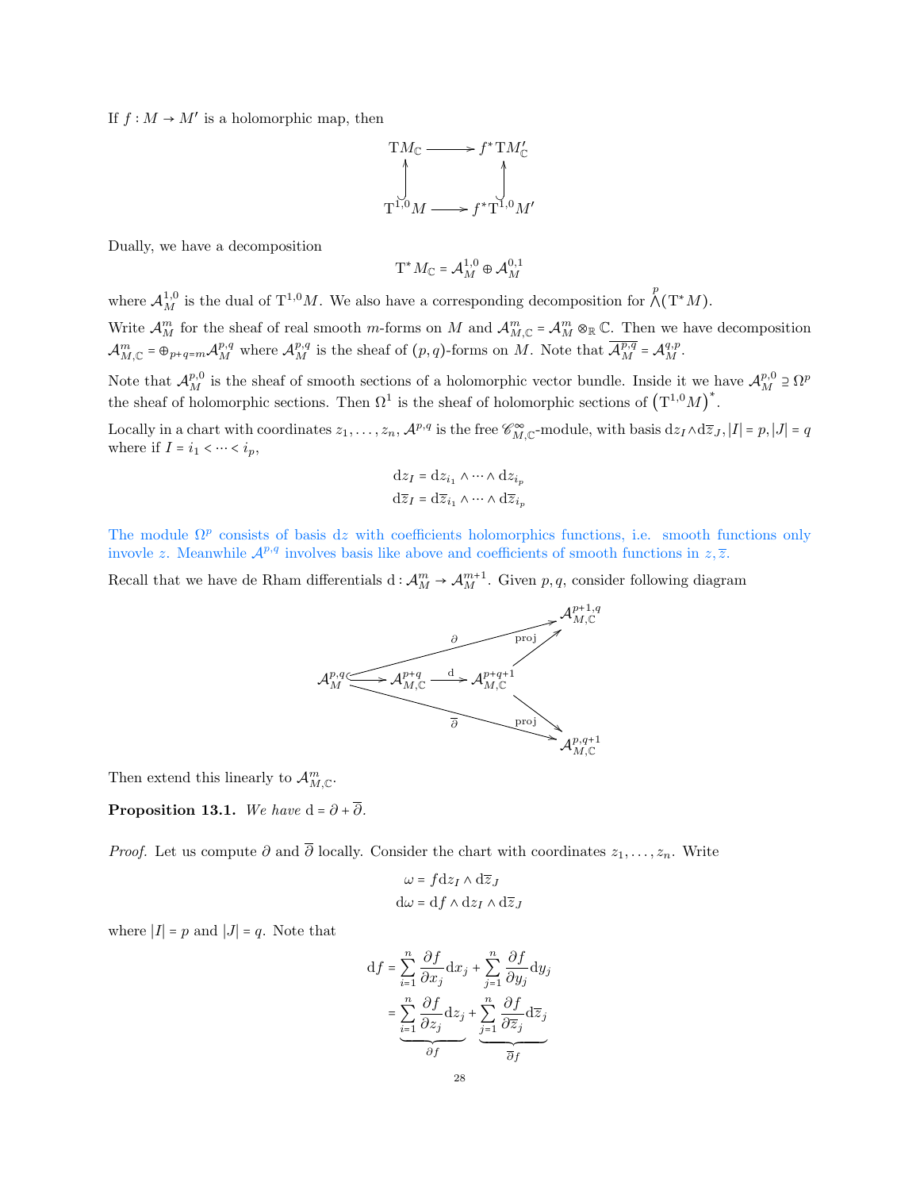If $f : M \to M'$ is a holomorphic map, then

$$\begin{array}{ccc} \mathrm{T}M_{\mathbb{C}} & \longrightarrow & f^*\mathrm{T}M'_{\mathbb{C}} \\ \uparrow & & \uparrow \\ \mathrm{T}^{1,0}M & \longrightarrow & f^*\mathrm{T}^{1,0}M' \end{array}$$

Dually, we have a decomposition

$$\mathrm{T}^*M_{\mathbb{C}} = \mathcal{A}_M^{1,0} \oplus \mathcal{A}_M^{0,1}$$

where $\mathcal{A}_M^{1,0}$ is the dual of $\mathrm{T}^{1,0}M$. We also have a corresponding decomposition for $\bigwedge^p(\mathrm{T}^*M)$.

Write $\mathcal{A}_M^m$ for the sheaf of real smooth $m$-forms on $M$ and $\mathcal{A}_{M,\mathbb{C}}^m = \mathcal{A}_M^m \otimes_{\mathbb{R}} \mathbb{C}$. Then we have decomposition $\mathcal{A}_{M,\mathbb{C}}^m = \oplus_{p+q=m} \mathcal{A}_M^{p,q}$ where $\mathcal{A}_M^{p,q}$ is the sheaf of $(p,q)$-forms on $M$. Note that $\overline{\mathcal{A}_M^{p,q}} = \mathcal{A}_M^{q,p}$.

Note that $\mathcal{A}_M^{p,0}$ is the sheaf of smooth sections of a holomorphic vector bundle. Inside it we have $\mathcal{A}_M^{p,0} \supseteq \Omega^p$ the sheaf of holomorphic sections. Then $\Omega^1$ is the sheaf of holomorphic sections of $\left(\mathrm{T}^{1,0}M\right)^*$.

Locally in a chart with coordinates $z_1, \dots, z_n$, $\mathcal{A}^{p,q}$ is the free $\mathscr{C}_{M,\mathbb{C}}^\infty$-module, with basis $\mathrm{d}z_I \wedge \mathrm{d}\overline{z}_J, |I| = p, |J| = q$ where if $I = i_1 < \dots < i_p$,

$$\mathrm{d}z_I = \mathrm{d}z_{i_1} \wedge \dots \wedge \mathrm{d}z_{i_p}$$
$$\mathrm{d}\overline{z}_I = \mathrm{d}\overline{z}_{i_1} \wedge \dots \wedge \mathrm{d}\overline{z}_{i_p}$$

The module $\Omega^p$ consists of basis $\mathrm{d}z$ with coefficients holomorphics functions, i.e. smooth functions only involve $z$. Meanwhile $\mathcal{A}^{p,q}$ involves basis like above and coefficients of smooth functions in $z, \overline{z}$.

Recall that we have de Rham differentials $\mathrm{d} : \mathcal{A}_M^m \to \mathcal{A}_M^{m+1}$. Given $p, q$, consider following diagram

$$\mathcal{A}_M^{p,q} \hookrightarrow \mathcal{A}_{M,\mathbb{C}}^{p+q} \xrightarrow{\mathrm{d}} \mathcal{A}_{M,\mathbb{C}}^{p+q+1}, \quad \partial : \mathcal{A}_M^{p,q} \to \mathcal{A}_{M,\mathbb{C}}^{p+1,q}, \quad \overline{\partial} : \mathcal{A}_M^{p,q} \to \mathcal{A}_{M,\mathbb{C}}^{p,q+1}$$

where $\partial$ and $\overline{\partial}$ are the compositions of $\mathrm{d}$ with the projections $\mathrm{proj} : \mathcal{A}_{M,\mathbb{C}}^{p+q+1} \to \mathcal{A}_{M,\mathbb{C}}^{p+1,q}$ and $\mathrm{proj} : \mathcal{A}_{M,\mathbb{C}}^{p+q+1} \to \mathcal{A}_{M,\mathbb{C}}^{p,q+1}$.

Then extend this linearly to $\mathcal{A}_{M,\mathbb{C}}^m$.

**Proposition 13.1.** *We have* $\mathrm{d} = \partial + \overline{\partial}$.

*Proof.* Let us compute $\partial$ and $\overline{\partial}$ locally. Consider the chart with coordinates $z_1, \dots, z_n$. Write

$$\omega = f\mathrm{d}z_I \wedge \mathrm{d}\overline{z}_J$$
$$\mathrm{d}\omega = \mathrm{d}f \wedge \mathrm{d}z_I \wedge \mathrm{d}\overline{z}_J$$

where $|I| = p$ and $|J| = q$. Note that

$$\mathrm{d}f = \sum_{i=1}^n \frac{\partial f}{\partial x_j}\mathrm{d}x_j + \sum_{j=1}^n \frac{\partial f}{\partial y_j}\mathrm{d}y_j$$
$$= \underbrace{\sum_{i=1}^n \frac{\partial f}{\partial z_j}\mathrm{d}z_j}_{\partial f} + \underbrace{\sum_{j=1}^n \frac{\partial f}{\partial \overline{z}_j}\mathrm{d}\overline{z}_j}_{\overline{\partial} f}$$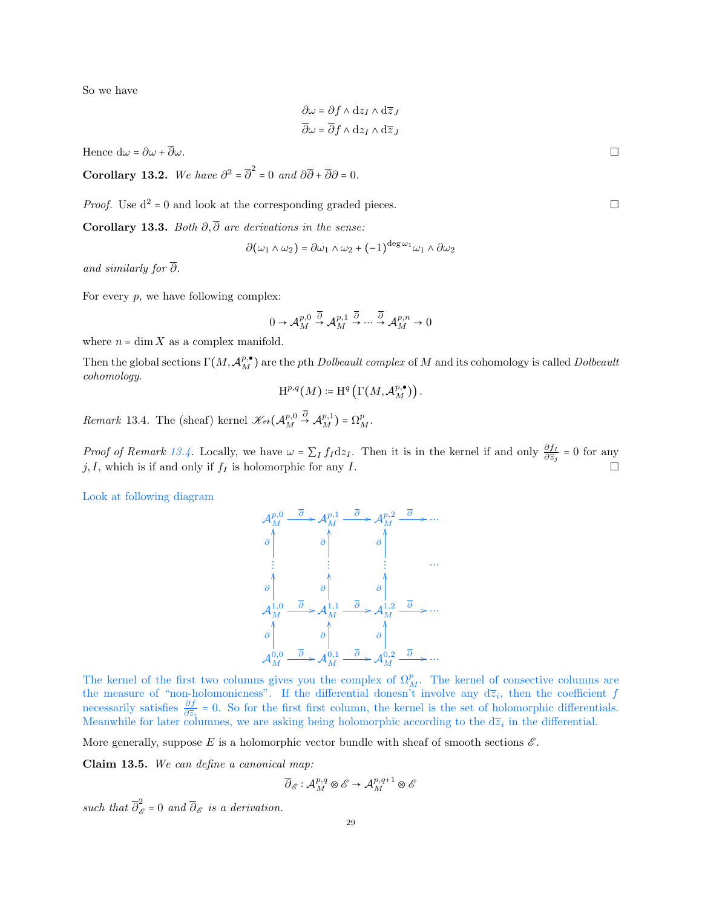So we have

$$\partial\omega = \partial f \wedge \mathrm{d}z_I \wedge \mathrm{d}\overline{z}_J$$
$$\overline{\partial}\omega = \overline{\partial} f \wedge \mathrm{d}z_I \wedge \mathrm{d}\overline{z}_J$$

Hence $\mathrm{d}\omega = \partial\omega + \overline{\partial}\omega$. $\square$

**Corollary 13.2.** *We have $\partial^2 = \overline{\partial}^2 = 0$ and $\partial\overline{\partial} + \overline{\partial}\partial = 0$.*

*Proof.* Use $\mathrm{d}^2 = 0$ and look at the corresponding graded pieces. $\square$

**Corollary 13.3.** *Both $\partial, \overline{\partial}$ are derivations in the sense:*

$$\partial(\omega_1 \wedge \omega_2) = \partial\omega_1 \wedge \omega_2 + (-1)^{\deg \omega_1} \omega_1 \wedge \partial\omega_2$$

*and similarly for $\overline{\partial}$.*

For every $p$, we have following complex:

$$0 \to \mathcal{A}_M^{p,0} \xrightarrow{\overline{\partial}} \mathcal{A}_M^{p,1} \xrightarrow{\overline{\partial}} \cdots \xrightarrow{\overline{\partial}} \mathcal{A}_M^{p,n} \to 0$$

where $n = \dim X$ as a complex manifold.

Then the global sections $\Gamma(M, \mathcal{A}_M^{p,\bullet})$ are the $p$th *Dolbeault complex* of $M$ and its cohomology is called *Dolbeault cohomology*.

$$\mathrm{H}^{p,q}(M) := \mathrm{H}^q\left(\Gamma(M, \mathcal{A}_M^{p,\bullet})\right).$$

*Remark* 13.4. The (sheaf) kernel $\mathscr{K}er(\mathcal{A}_M^{p,0} \xrightarrow{\overline{\partial}} \mathcal{A}_M^{p,1}) = \Omega_M^p$.

*Proof of Remark 13.4.* Locally, we have $\omega = \sum_I f_I \mathrm{d}z_I$. Then it is in the kernel if and only $\frac{\partial f_I}{\partial \overline{z}_j} = 0$ for any $j, I$, which is if and only if $f_I$ is holomorphic for any $I$. $\square$

Look at following diagram

$$\begin{array}{ccccccc}
\mathcal{A}_M^{p,0} & \xrightarrow{\overline{\partial}} & \mathcal{A}_M^{p,1} & \xrightarrow{\overline{\partial}} & \mathcal{A}_M^{p,2} & \xrightarrow{\overline{\partial}} & \cdots \\
\uparrow \partial & & \uparrow \partial & & \uparrow \partial & & \\
\vdots & & \vdots & & \vdots & & \cdots \\
\uparrow \partial & & \uparrow \partial & & \uparrow \partial & & \\
\mathcal{A}_M^{1,0} & \xrightarrow{\overline{\partial}} & \mathcal{A}_M^{1,1} & \xrightarrow{\overline{\partial}} & \mathcal{A}_M^{1,2} & \xrightarrow{\overline{\partial}} & \cdots \\
\uparrow \partial & & \uparrow \partial & & \uparrow \partial & & \\
\mathcal{A}_M^{0,0} & \xrightarrow{\overline{\partial}} & \mathcal{A}_M^{0,1} & \xrightarrow{\overline{\partial}} & \mathcal{A}_M^{0,2} & \xrightarrow{\overline{\partial}} & \cdots
\end{array}$$

The kernel of the first two columns gives you the complex of $\Omega_M^p$. The kernel of consective columns are the measure of "non-holomonicness". If the differential doesn't involve any $\mathrm{d}\overline{z}_i$, then the coefficient $f$ necessarily satisfies $\frac{\partial f}{\partial \overline{z}_i} = 0$. So for the first first column, the kernel is the set of holomorphic differentials. Meanwhile for later columnes, we are asking being holomorphic according to the $\mathrm{d}\overline{z}_i$ in the differential.

More generally, suppose $E$ is a holomorphic vector bundle with sheaf of smooth sections $\mathscr{E}$.

**Claim 13.5.** *We can define a canonical map:*

$$\overline{\partial}_{\mathscr{E}} : \mathcal{A}_M^{p,q} \otimes \mathscr{E} \to \mathcal{A}_M^{p,q+1} \otimes \mathscr{E}$$

*such that $\overline{\partial}_{\mathscr{E}}^2 = 0$ and $\overline{\partial}_{\mathscr{E}}$ is a derivation.*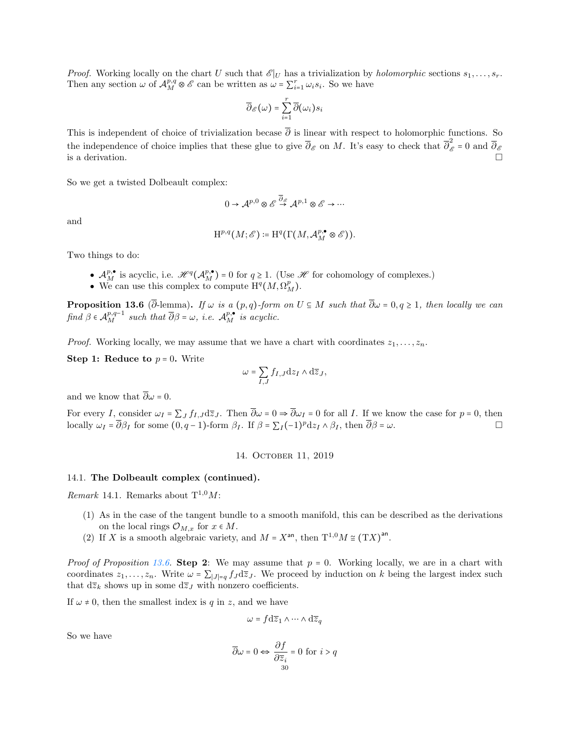*Proof.* Working locally on the chart $U$ such that $\mathscr{E}|_U$ has a trivialization by *holomorphic* sections $s_1, \ldots, s_r$. Then any section $\omega$ of $\mathcal{A}_M^{p,q} \otimes \mathscr{E}$ can be written as $\omega = \sum_{i=1}^r \omega_i s_i$. So we have

$$\overline{\partial}_{\mathscr{E}}(\omega) = \sum_{i=1}^{r} \overline{\partial}(\omega_i) s_i$$

This is independent of choice of trivialization becase $\overline{\partial}$ is linear with respect to holomorphic functions. So the independence of choice implies that these glue to give $\overline{\partial}_{\mathscr{E}}$ on $M$. It's easy to check that $\overline{\partial}_{\mathscr{E}}^2 = 0$ and $\overline{\partial}_{\mathscr{E}}$ is a derivation. □

So we get a twisted Dolbeault complex:

$$0 \to \mathcal{A}^{p,0} \otimes \mathscr{E} \xrightarrow{\overline{\partial}_{\mathscr{E}}} \mathcal{A}^{p,1} \otimes \mathscr{E} \to \cdots$$

and

$$\mathrm{H}^{p,q}(M; \mathscr{E}) := \mathrm{H}^q(\Gamma(M, \mathcal{A}_M^{p,\bullet} \otimes \mathscr{E})).$$

Two things to do:

- $\mathcal{A}_M^{p,\bullet}$ is acyclic, i.e. $\mathscr{H}^q(\mathcal{A}_M^{p,\bullet}) = 0$ for $q \geq 1$. (Use $\mathscr{H}$ for cohomology of complexes.)
- We can use this complex to compute $\mathrm{H}^q(M, \Omega_M^p)$.

**Proposition 13.6** ($\overline{\partial}$-lemma)**.** *If $\omega$ is a $(p,q)$-form on $U \subseteq M$ such that $\overline{\partial}\omega = 0, q \geq 1$, then locally we can find $\beta \in \mathcal{A}_M^{p,q-1}$ such that $\overline{\partial}\beta = \omega$, i.e. $\mathcal{A}_M^{p,\bullet}$ is acyclic.*

*Proof.* Working locally, we may assume that we have a chart with coordinates $z_1, \ldots, z_n$.

**Step 1: Reduce to $p = 0$.** Write

$$\omega = \sum_{I,J} f_{I,J} \mathrm{d}z_I \wedge \mathrm{d}\overline{z}_J,$$

and we know that $\overline{\partial}\omega = 0$.

For every $I$, consider $\omega_I = \sum_J f_{I,J} \mathrm{d}\overline{z}_J$. Then $\overline{\partial}\omega = 0 \Rightarrow \overline{\partial}\omega_I = 0$ for all $I$. If we know the case for $p = 0$, then locally $\omega_I = \overline{\partial}\beta_I$ for some $(0, q-1)$-form $\beta_I$. If $\beta = \sum_I (-1)^p \mathrm{d}z_I \wedge \beta_I$, then $\overline{\partial}\beta = \omega$. □

## 14. October 11, 2019

### 14.1. The Dolbeault complex (continued).

*Remark* 14.1. Remarks about $\mathrm{T}^{1,0}M$:

(1) As in the case of the tangent bundle to a smooth manifold, this can be described as the derivations on the local rings $\mathcal{O}_{M,x}$ for $x \in M$.

(2) If $X$ is a smooth algebraic variety, and $M = X^{\mathsf{an}}$, then $\mathrm{T}^{1,0}M \cong (\mathrm{T}X)^{\mathsf{an}}$.

*Proof of Proposition 13.6.* **Step 2**: We may assume that $p = 0$. Working locally, we are in a chart with coordinates $z_1, \ldots, z_n$. Write $\omega = \sum_{|J|=q} f_J \mathrm{d}\overline{z}_J$. We proceed by induction on $k$ being the largest index such that $\mathrm{d}\overline{z}_k$ shows up in some $\mathrm{d}\overline{z}_J$ with nonzero coefficients.

If $\omega \neq 0$, then the smallest index is $q$ in $z$, and we have

$$\omega = f \mathrm{d}\overline{z}_1 \wedge \cdots \wedge \mathrm{d}\overline{z}_q$$

So we have

$$\overline{\partial}\omega = 0 \Leftrightarrow \frac{\partial f}{\partial \overline{z}_i} = 0 \text{ for } i > q$$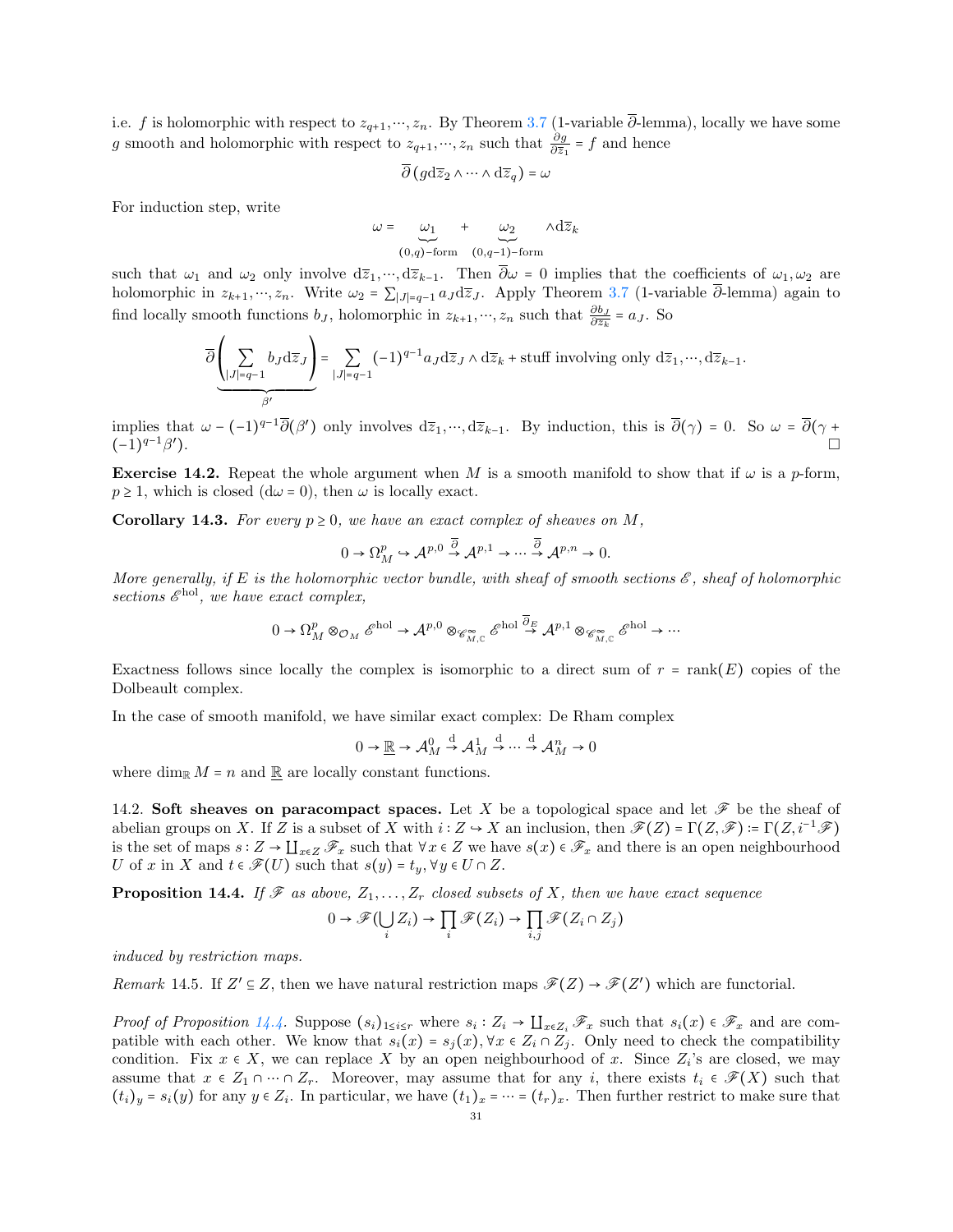i.e. $f$ is holomorphic with respect to $z_{q+1},\cdots,z_n$. By Theorem 3.7 (1-variable $\overline{\partial}$-lemma), locally we have some $g$ smooth and holomorphic with respect to $z_{q+1},\cdots,z_n$ such that $\frac{\partial g}{\partial \overline{z}_1} = f$ and hence

$$\overline{\partial}\left(g \mathrm{d}\overline{z}_2 \wedge \cdots \wedge \mathrm{d}\overline{z}_q\right) = \omega$$

For induction step, write

$$\omega = \underbrace{\omega_1}_{(0,q)\text{-form}} + \underbrace{\omega_2}_{(0,q-1)\text{-form}} \wedge \mathrm{d}\overline{z}_k$$

such that $\omega_1$ and $\omega_2$ only involve $\mathrm{d}\overline{z}_1,\cdots,\mathrm{d}\overline{z}_{k-1}$. Then $\overline{\partial}\omega = 0$ implies that the coefficients of $\omega_1,\omega_2$ are holomorphic in $z_{k+1},\cdots,z_n$. Write $\omega_2 = \sum_{|J|=q-1} a_J \mathrm{d}\overline{z}_J$. Apply Theorem 3.7 (1-variable $\overline{\partial}$-lemma) again to find locally smooth functions $b_J$, holomorphic in $z_{k+1},\cdots,z_n$ such that $\frac{\partial b_J}{\partial \overline{z}_k} = a_J$. So

$$\overline{\partial}\underbrace{\left(\sum_{|J|=q-1} b_J \mathrm{d}\overline{z}_J\right)}_{\beta'} = \sum_{|J|=q-1} (-1)^{q-1} a_J \mathrm{d}\overline{z}_J \wedge \mathrm{d}\overline{z}_k + \text{stuff involving only } \mathrm{d}\overline{z}_1,\cdots,\mathrm{d}\overline{z}_{k-1}.$$

implies that $\omega - (-1)^{q-1}\overline{\partial}(\beta')$ only involves $\mathrm{d}\overline{z}_1,\cdots,\mathrm{d}\overline{z}_{k-1}$. By induction, this is $\overline{\partial}(\gamma) = 0$. So $\omega = \overline{\partial}(\gamma + (-1)^{q-1}\beta')$. ◻

**Exercise 14.2.** Repeat the whole argument when $M$ is a smooth manifold to show that if $\omega$ is a $p$-form, $p \geq 1$, which is closed ($\mathrm{d}\omega = 0$), then $\omega$ is locally exact.

**Corollary 14.3.** *For every $p \geq 0$, we have an exact complex of sheaves on $M$,*

$$0 \to \Omega_M^p \hookrightarrow \mathcal{A}^{p,0} \xrightarrow{\overline{\partial}} \mathcal{A}^{p,1} \to \cdots \xrightarrow{\overline{\partial}} \mathcal{A}^{p,n} \to 0.$$

*More generally, if $E$ is the holomorphic vector bundle, with sheaf of smooth sections $\mathscr{E}$, sheaf of holomorphic sections $\mathscr{E}^{\mathrm{hol}}$, we have exact complex,*

$$0 \to \Omega_M^p \otimes_{\mathcal{O}_M} \mathscr{E}^{\mathrm{hol}} \to \mathcal{A}^{p,0} \otimes_{\mathscr{C}^\infty_{M,\mathbb{C}}} \mathscr{E}^{\mathrm{hol}} \xrightarrow{\overline{\partial}_E} \mathcal{A}^{p,1} \otimes_{\mathscr{C}^\infty_{M,\mathbb{C}}} \mathscr{E}^{\mathrm{hol}} \to \cdots$$

Exactness follows since locally the complex is isomorphic to a direct sum of $r = \operatorname{rank}(E)$ copies of the Dolbeault complex.

In the case of smooth manifold, we have similar exact complex: De Rham complex

$$0 \to \underline{\mathbb{R}} \to \mathcal{A}_M^0 \xrightarrow{\mathrm{d}} \mathcal{A}_M^1 \xrightarrow{\mathrm{d}} \cdots \xrightarrow{\mathrm{d}} \mathcal{A}_M^n \to 0$$

where $\dim_{\mathbb{R}} M = n$ and $\underline{\mathbb{R}}$ are locally constant functions.

14.2. **Soft sheaves on paracompact spaces.** Let $X$ be a topological space and let $\mathscr{F}$ be the sheaf of abelian groups on $X$. If $Z$ is a subset of $X$ with $i : Z \hookrightarrow X$ an inclusion, then $\mathscr{F}(Z) = \Gamma(Z,\mathscr{F}) \coloneqq \Gamma(Z, i^{-1}\mathscr{F})$ is the set of maps $s : Z \to \coprod_{x\in Z}\mathscr{F}_x$ such that $\forall x \in Z$ we have $s(x) \in \mathscr{F}_x$ and there is an open neighbourhood $U$ of $x$ in $X$ and $t \in \mathscr{F}(U)$ such that $s(y) = t_y, \forall y \in U \cap Z$.

**Proposition 14.4.** *If $\mathscr{F}$ as above, $Z_1,\ldots,Z_r$ closed subsets of $X$, then we have exact sequence*

$$0 \to \mathscr{F}(\bigcup_i Z_i) \to \prod_i \mathscr{F}(Z_i) \to \prod_{i,j} \mathscr{F}(Z_i \cap Z_j)$$

*induced by restriction maps.*

*Remark* 14.5. If $Z' \subseteq Z$, then we have natural restriction maps $\mathscr{F}(Z) \to \mathscr{F}(Z')$ which are functorial.

*Proof of Proposition 14.4.* Suppose $(s_i)_{1\leq i\leq r}$ where $s_i : Z_i \to \coprod_{x\in Z_i}\mathscr{F}_x$ such that $s_i(x) \in \mathscr{F}_x$ and are compatible with each other. We know that $s_i(x) = s_j(x), \forall x \in Z_i \cap Z_j$. Only need to check the compatibility condition. Fix $x \in X$, we can replace $X$ by an open neighbourhood of $x$. Since $Z_i$'s are closed, we may assume that $x \in Z_1 \cap \cdots \cap Z_r$. Moreover, may assume that for any $i$, there exists $t_i \in \mathscr{F}(X)$ such that $(t_i)_y = s_i(y)$ for any $y \in Z_i$. In particular, we have $(t_1)_x = \cdots = (t_r)_x$. Then further restrict to make sure that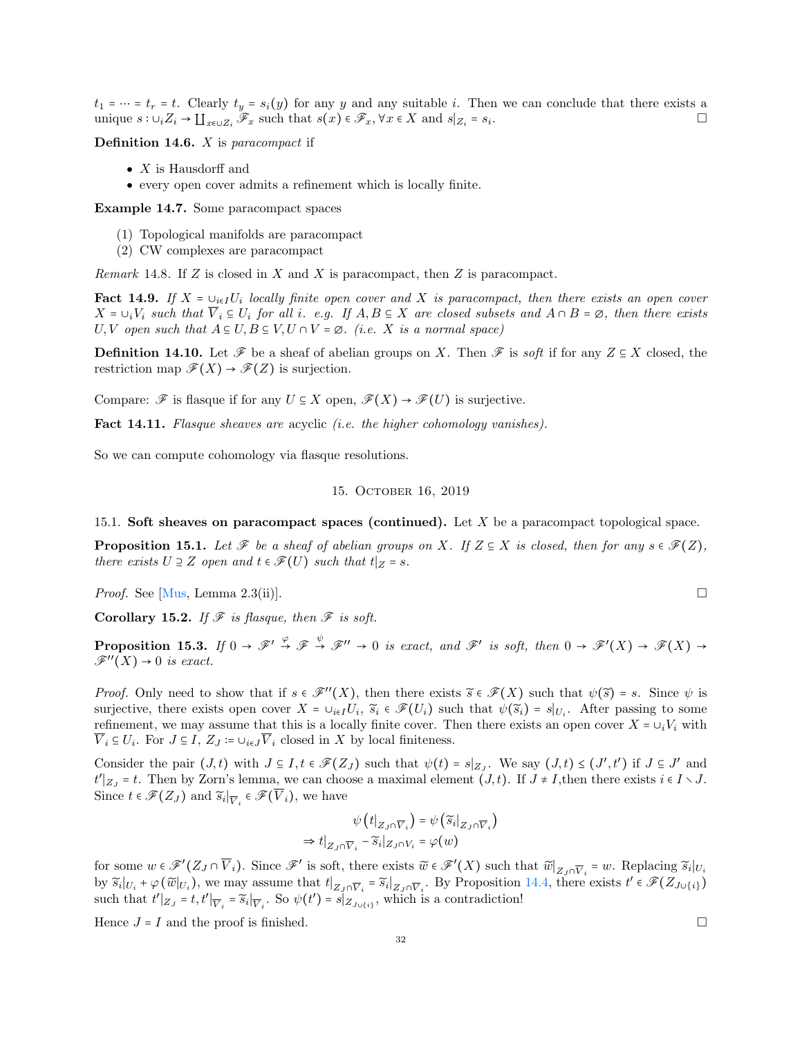$t_1 = \cdots = t_r = t$. Clearly $t_y = s_i(y)$ for any $y$ and any suitable $i$. Then we can conclude that there exists a unique $s : \cup_i Z_i \to \coprod_{x \in \cup Z_i} \mathscr{F}_x$ such that $s(x) \in \mathscr{F}_x, \forall x \in X$ and $s|_{Z_i} = s_i$. □

**Definition 14.6.** $X$ is *paracompact* if

- $X$ is Hausdorff and
- every open cover admits a refinement which is locally finite.

**Example 14.7.** Some paracompact spaces

1. Topological manifolds are paracompact
2. CW complexes are paracompact

*Remark* 14.8. If $Z$ is closed in $X$ and $X$ is paracompact, then $Z$ is paracompact.

**Fact 14.9.** *If $X = \cup_{i \in I} U_i$ locally finite open cover and $X$ is paracompact, then there exists an open cover $X = \cup_i V_i$ such that $\overline{V}_i \subseteq U_i$ for all $i$. e.g. If $A, B \subseteq X$ are closed subsets and $A \cap B = \varnothing$, then there exists $U, V$ open such that $A \subseteq U, B \subseteq V, U \cap V = \varnothing$. (i.e. $X$ is a normal space)*

**Definition 14.10.** Let $\mathscr{F}$ be a sheaf of abelian groups on $X$. Then $\mathscr{F}$ is *soft* if for any $Z \subseteq X$ closed, the restriction map $\mathscr{F}(X) \to \mathscr{F}(Z)$ is surjection.

Compare: $\mathscr{F}$ is flasque if for any $U \subseteq X$ open, $\mathscr{F}(X) \to \mathscr{F}(U)$ is surjective.

**Fact 14.11.** *Flasque sheaves are* acyclic *(i.e. the higher cohomology vanishes).*

So we can compute cohomology via flasque resolutions.

## 15. October 16, 2019

**15.1. Soft sheaves on paracompact spaces (continued).** Let $X$ be a paracompact topological space.

**Proposition 15.1.** *Let $\mathscr{F}$ be a sheaf of abelian groups on $X$. If $Z \subseteq X$ is closed, then for any $s \in \mathscr{F}(Z)$, there exists $U \supseteq Z$ open and $t \in \mathscr{F}(U)$ such that $t|_Z = s$.*

*Proof.* See [Mus, Lemma 2.3(ii)]. □

**Corollary 15.2.** *If $\mathscr{F}$ is flasque, then $\mathscr{F}$ is soft.*

**Proposition 15.3.** *If $0 \to \mathscr{F}' \overset{\varphi}{\to} \mathscr{F} \overset{\psi}{\to} \mathscr{F}'' \to 0$ is exact, and $\mathscr{F}'$ is soft, then $0 \to \mathscr{F}'(X) \to \mathscr{F}(X) \to \mathscr{F}''(X) \to 0$ is exact.*

*Proof.* Only need to show that if $s \in \mathscr{F}''(X)$, then there exists $\widetilde{s} \in \mathscr{F}(X)$ such that $\psi(\widetilde{s}) = s$. Since $\psi$ is surjective, there exists open cover $X = \cup_{i \in I} U_i$, $\widetilde{s}_i \in \mathscr{F}(U_i)$ such that $\psi(\widetilde{s}_i) = s|_{U_i}$. After passing to some refinement, we may assume that this is a locally finite cover. Then there exists an open cover $X = \cup_i V_i$ with $\overline{V}_i \subseteq U_i$. For $J \subseteq I$, $Z_J := \cup_{i \in J} \overline{V}_i$ closed in $X$ by local finiteness.

Consider the pair $(J, t)$ with $J \subseteq I, t \in \mathscr{F}(Z_J)$ such that $\psi(t) = s|_{Z_J}$. We say $(J, t) \leq (J', t')$ if $J \subseteq J'$ and $t'|_{Z_J} = t$. Then by Zorn's lemma, we can choose a maximal element $(J, t)$. If $J \neq I$,then there exists $i \in I \smallsetminus J$. Since $t \in \mathscr{F}(Z_J)$ and $\widetilde{s}_i|_{\overline{V}_i} \in \mathscr{F}(\overline{V}_i)$, we have

$$\psi\left(t|_{Z_J \cap \overline{V}_i}\right) = \psi\left(\widetilde{s}_i|_{Z_J \cap \overline{V}_i}\right)$$
$$\Rightarrow t|_{Z_J \cap \overline{V}_i} - \widetilde{s}_i|_{Z_J \cap V_i} = \varphi(w)$$

for some $w \in \mathscr{F}'(Z_J \cap \overline{V}_i)$. Since $\mathscr{F}'$ is soft, there exists $\widetilde{w} \in \mathscr{F}'(X)$ such that $\widetilde{w}|_{Z_J \cap \overline{V}_i} = w$. Replacing $\widetilde{s}_i|_{U_i}$ by $\widetilde{s}_i|_{U_i} + \varphi(\widetilde{w}|_{U_i})$, we may assume that $t|_{Z_J \cap \overline{V}_i} = \widetilde{s}_i|_{Z_J \cap \overline{V}_i}$. By Proposition 14.4, there exists $t' \in \mathscr{F}(Z_{J \cup \{i\}})$ such that $t'|_{Z_J} = t, t'|_{\overline{V}_i} = \widetilde{s}_i|_{\overline{V}_i}$. So $\psi(t') = s|_{Z_{J \cup \{i\}}}$, which is a contradiction!

Hence $J = I$ and the proof is finished. □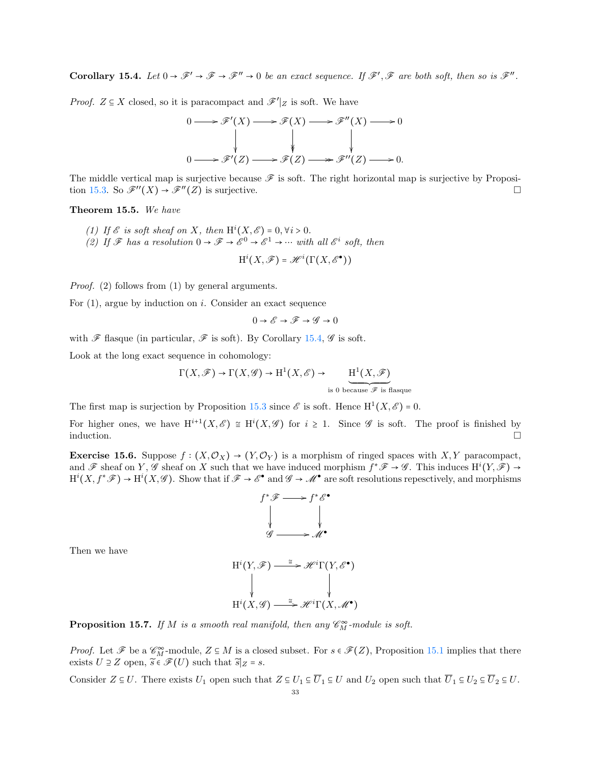**Corollary 15.4.** *Let $0 \to \mathscr{F}' \to \mathscr{F} \to \mathscr{F}'' \to 0$ be an exact sequence. If $\mathscr{F}', \mathscr{F}$ are both soft, then so is $\mathscr{F}''$.*

*Proof.* $Z \subseteq X$ closed, so it is paracompact and $\mathscr{F}'|_Z$ is soft. We have

$$\begin{array}{ccccccccc}
0 & \longrightarrow & \mathscr{F}'(X) & \longrightarrow & \mathscr{F}(X) & \longrightarrow & \mathscr{F}''(X) & \longrightarrow & 0 \\
 & & \downarrow & & \downarrow & & \downarrow & & \\
0 & \longrightarrow & \mathscr{F}'(Z) & \longrightarrow & \mathscr{F}(Z) & \twoheadrightarrow & \mathscr{F}''(Z) & \longrightarrow & 0.
\end{array}$$

The middle vertical map is surjective because $\mathscr{F}$ is soft. The right horizontal map is surjective by Proposition 15.3. So $\mathscr{F}''(X) \to \mathscr{F}''(Z)$ is surjective. $\square$

**Theorem 15.5.** *We have*

*(1) If $\mathscr{E}$ is soft sheaf on $X$, then $\mathrm{H}^i(X, \mathscr{E}) = 0, \forall i > 0$.*
*(2) If $\mathscr{F}$ has a resolution $0 \to \mathscr{F} \to \mathscr{E}^0 \to \mathscr{E}^1 \to \cdots$ with all $\mathscr{E}^i$ soft, then*

$$\mathrm{H}^i(X, \mathscr{F}) = \mathscr{H}^i(\Gamma(X, \mathscr{E}^\bullet))$$

*Proof.* (2) follows from (1) by general arguments.

For (1), argue by induction on $i$. Consider an exact sequence

$$0 \to \mathscr{E} \to \mathscr{F} \to \mathscr{G} \to 0$$

with $\mathscr{F}$ flasque (in particular, $\mathscr{F}$ is soft). By Corollary 15.4, $\mathscr{G}$ is soft.

Look at the long exact sequence in cohomology:

$$\Gamma(X, \mathscr{F}) \to \Gamma(X, \mathscr{G}) \to \mathrm{H}^1(X, \mathscr{E}) \to \underbrace{\mathrm{H}^1(X, \mathscr{F})}_{\text{is 0 because } \mathscr{F} \text{ is flasque}}$$

The first map is surjection by Proposition 15.3 since $\mathscr{E}$ is soft. Hence $\mathrm{H}^1(X, \mathscr{E}) = 0$.

For higher ones, we have $\mathrm{H}^{i+1}(X, \mathscr{E}) \cong \mathrm{H}^i(X, \mathscr{G})$ for $i \geq 1$. Since $\mathscr{G}$ is soft. The proof is finished by induction. $\square$

**Exercise 15.6.** Suppose $f : (X, \mathcal{O}_X) \to (Y, \mathcal{O}_Y)$ is a morphism of ringed spaces with $X, Y$ paracompact, and $\mathscr{F}$ sheaf on $Y$, $\mathscr{G}$ sheaf on $X$ such that we have induced morphism $f^*\mathscr{F} \to \mathscr{G}$. This induces $\mathrm{H}^i(Y, \mathscr{F}) \to \mathrm{H}^i(X, f^*\mathscr{F}) \to \mathrm{H}^i(X, \mathscr{G})$. Show that if $\mathscr{F} \to \mathscr{E}^\bullet$ and $\mathscr{G} \to \mathscr{M}^\bullet$ are soft resolutions repesctively, and morphisms

$$\begin{array}{ccc}
f^*\mathscr{F} & \longrightarrow & f^*\mathscr{E}^\bullet \\
\downarrow & & \downarrow \\
\mathscr{G} & \longrightarrow & \mathscr{M}^\bullet
\end{array}$$

Then we have

$$\begin{array}{ccc}
\mathrm{H}^i(Y, \mathscr{F}) & \xrightarrow{\cong} & \mathscr{H}^i\Gamma(Y, \mathscr{E}^\bullet) \\
\downarrow & & \downarrow \\
\mathrm{H}^i(X, \mathscr{G}) & \xrightarrow{\cong} & \mathscr{H}^i\Gamma(X, \mathscr{M}^\bullet)
\end{array}$$

**Proposition 15.7.** *If $M$ is a smooth real manifold, then any $\mathscr{C}^\infty_M$-module is soft.*

*Proof.* Let $\mathscr{F}$ be a $\mathscr{C}^\infty_M$-module, $Z \subseteq M$ is a closed subset. For $s \in \mathscr{F}(Z)$, Proposition 15.1 implies that there exists $U \supseteq Z$ open, $\widetilde{s} \in \mathscr{F}(U)$ such that $\widetilde{s}|_Z = s$.

Consider $Z \subseteq U$. There exists $U_1$ open such that $Z \subseteq U_1 \subseteq \overline{U}_1 \subseteq U$ and $U_2$ open such that $\overline{U}_1 \subseteq U_2 \subseteq \overline{U}_2 \subseteq U$.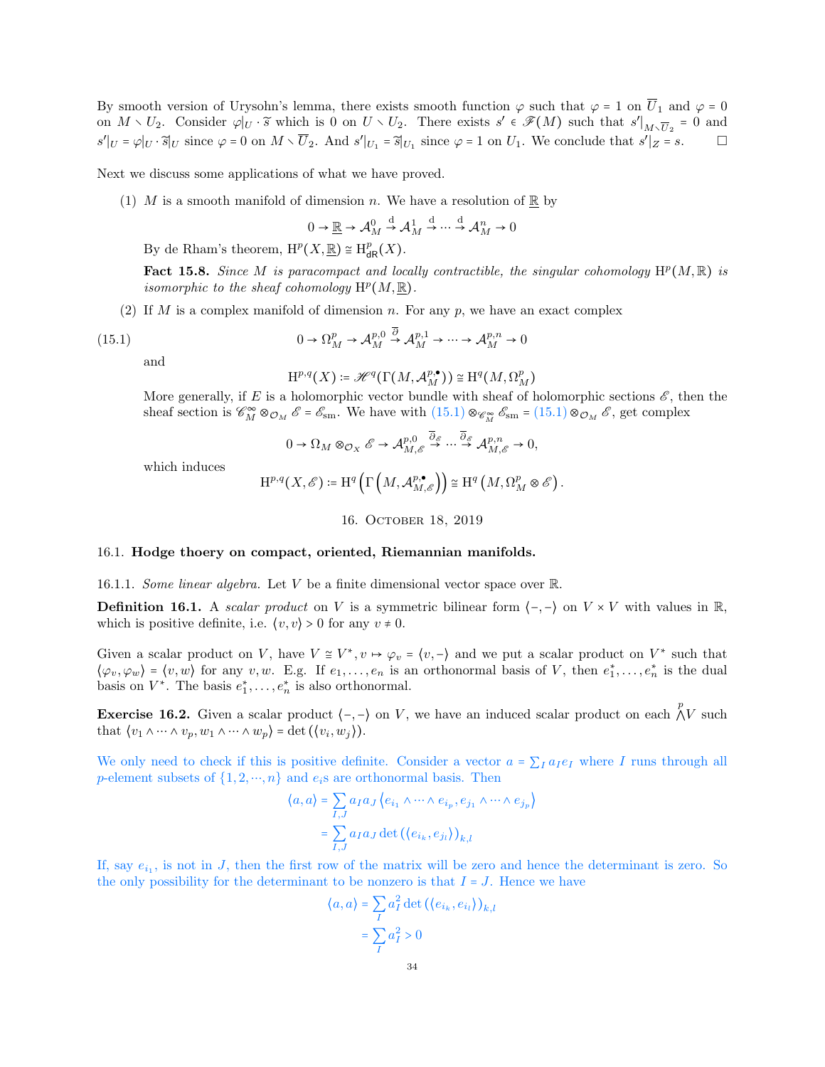By smooth version of Urysohn's lemma, there exists smooth function $\varphi$ such that $\varphi = 1$ on $\overline{U}_1$ and $\varphi = 0$ on $M \smallsetminus U_2$. Consider $\varphi|_U \cdot \widetilde{s}$ which is 0 on $U \smallsetminus U_2$. There exists $s' \in \mathscr{F}(M)$ such that $s'|_{M \smallsetminus \overline{U}_2} = 0$ and $s'|_U = \varphi|_U \cdot \widetilde{s}|_U$ since $\varphi = 0$ on $M \smallsetminus \overline{U}_2$. And $s'|_{U_1} = \widetilde{s}|_{U_1}$ since $\varphi = 1$ on $U_1$. We conclude that $s'|_Z = s$. □

Next we discuss some applications of what we have proved.

(1) $M$ is a smooth manifold of dimension $n$. We have a resolution of $\underline{\mathbb{R}}$ by

$$0 \to \underline{\mathbb{R}} \to \mathcal{A}^0_M \xrightarrow{\mathrm{d}} \mathcal{A}^1_M \xrightarrow{\mathrm{d}} \cdots \xrightarrow{\mathrm{d}} \mathcal{A}^n_M \to 0$$

By de Rham's theorem, $\mathrm{H}^p(X, \underline{\mathbb{R}}) \cong \mathrm{H}^p_{\mathsf{dR}}(X)$.

**Fact 15.8.** *Since $M$ is paracompact and locally contractible, the singular cohomology $\mathrm{H}^p(M, \mathbb{R})$ is isomorphic to the sheaf cohomology $\mathrm{H}^p(M, \underline{\mathbb{R}})$.*

(2) If $M$ is a complex manifold of dimension $n$. For any $p$, we have an exact complex

$$0 \to \Omega^p_M \to \mathcal{A}^{p,0}_M \xrightarrow{\overline{\partial}} \mathcal{A}^{p,1}_M \to \cdots \to \mathcal{A}^{p,n}_M \to 0 \tag{15.1}$$

and

$$\mathrm{H}^{p,q}(X) \coloneqq \mathscr{H}^q(\Gamma(M, \mathcal{A}^{p,\bullet}_M)) \cong \mathrm{H}^q(M, \Omega^p_M)$$

More generally, if $E$ is a holomorphic vector bundle with sheaf of holomorphic sections $\mathscr{E}$, then the sheaf section is $\mathscr{C}^\infty_M \otimes_{\mathcal{O}_M} \mathscr{E} = \mathscr{E}_{\mathrm{sm}}$. We have with (15.1) $\otimes_{\mathscr{C}^\infty_M} \mathscr{E}_{\mathrm{sm}} =$ (15.1) $\otimes_{\mathcal{O}_M} \mathscr{E}$, get complex

$$0 \to \Omega_M \otimes_{\mathcal{O}_X} \mathscr{E} \to \mathcal{A}^{p,0}_{M,\mathscr{E}} \xrightarrow{\overline{\partial}_{\mathscr{E}}} \cdots \xrightarrow{\overline{\partial}_{\mathscr{E}}} \mathcal{A}^{p,n}_{M,\mathscr{E}} \to 0,$$

which induces

$$\mathrm{H}^{p,q}(X, \mathscr{E}) \coloneqq \mathrm{H}^q\left(\Gamma\left(M, \mathcal{A}^{p,\bullet}_{M,\mathscr{E}}\right)\right) \cong \mathrm{H}^q\left(M, \Omega^p_M \otimes \mathscr{E}\right).$$

## 16. October 18, 2019

### 16.1. Hodge thoery on compact, oriented, Riemannian manifolds.

#### 16.1.1. *Some linear algebra.*

Let $V$ be a finite dimensional vector space over $\mathbb{R}$.

**Definition 16.1.** A *scalar product* on $V$ is a symmetric bilinear form $\langle -, - \rangle$ on $V \times V$ with values in $\mathbb{R}$, which is positive definite, i.e. $\langle v, v \rangle > 0$ for any $v \neq 0$.

Given a scalar product on $V$, have $V \cong V^*, v \mapsto \varphi_v = \langle v, - \rangle$ and we put a scalar product on $V^*$ such that $\langle \varphi_v, \varphi_w \rangle = \langle v, w \rangle$ for any $v, w$. E.g. If $e_1, \ldots, e_n$ is an orthonormal basis of $V$, then $e_1^*, \ldots, e_n^*$ is the dual basis on $V^*$. The basis $e_1^*, \ldots, e_n^*$ is also orthonormal.

**Exercise 16.2.** Given a scalar product $\langle -, - \rangle$ on $V$, we have an induced scalar product on each $\bigwedge^p V$ such that $\langle v_1 \wedge \cdots \wedge v_p, w_1 \wedge \cdots \wedge w_p \rangle = \det(\langle v_i, w_j \rangle)$.

We only need to check if this is positive definite. Consider a vector $a = \sum_I a_I e_I$ where $I$ runs through all $p$-element subsets of $\{1, 2, \cdots, n\}$ and $e_i$s are orthonormal basis. Then

$$\begin{aligned}
\langle a, a \rangle &= \sum_{I,J} a_I a_J \left\langle e_{i_1} \wedge \cdots \wedge e_{i_p}, e_{j_1} \wedge \cdots \wedge e_{j_p} \right\rangle \\
&= \sum_{I,J} a_I a_J \det\left(\langle e_{i_k}, e_{j_l} \rangle\right)_{k,l}
\end{aligned}$$

If, say $e_{i_1}$, is not in $J$, then the first row of the matrix will be zero and hence the determinant is zero. So the only possibility for the determinant to be nonzero is that $I = J$. Hence we have

$$\begin{aligned}
\langle a, a \rangle &= \sum_I a_I^2 \det\left(\langle e_{i_k}, e_{i_l} \rangle\right)_{k,l} \\
&= \sum_I a_I^2 > 0
\end{aligned}$$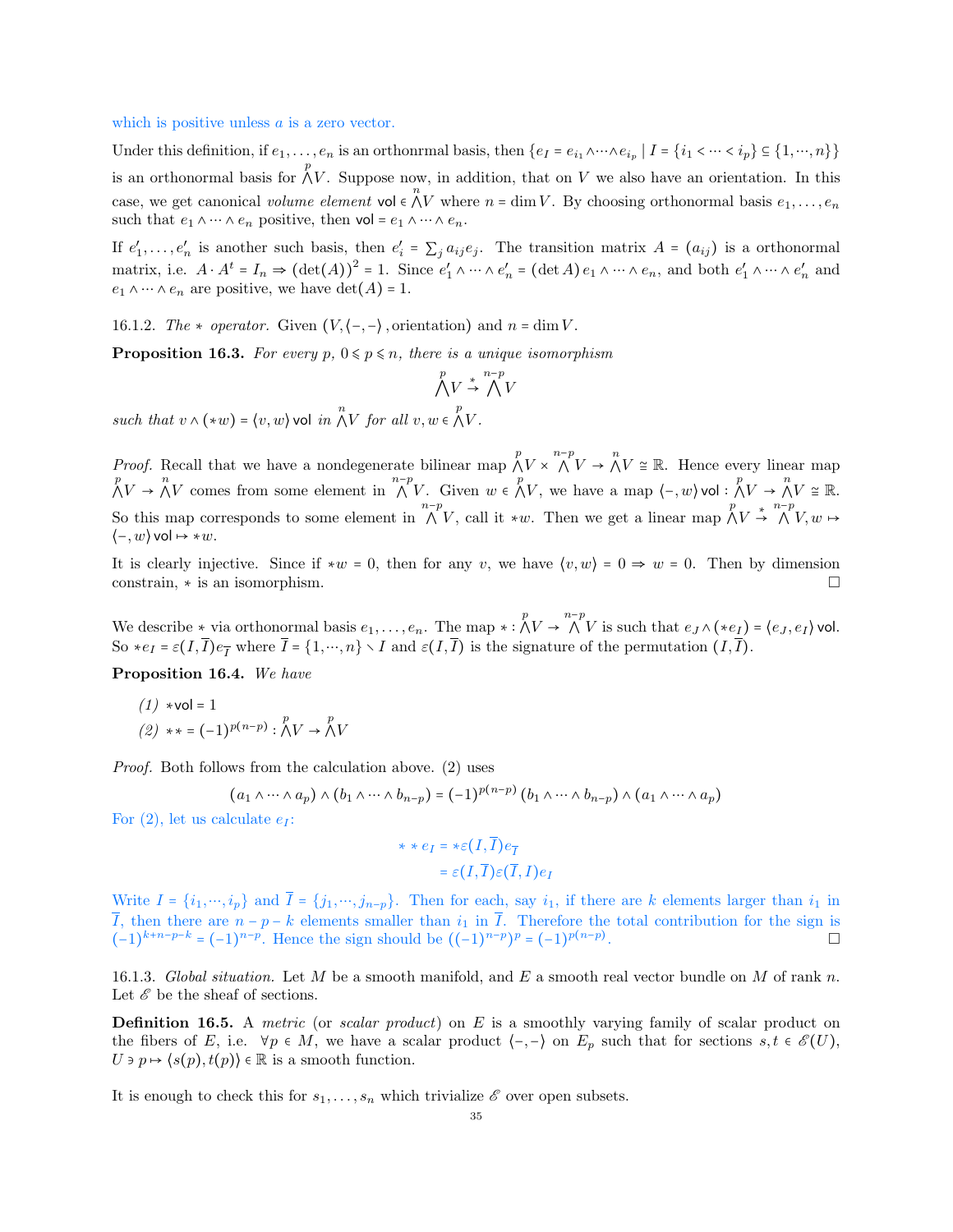which is positive unless $a$ is a zero vector.

Under this definition, if $e_1, \dots, e_n$ is an orthonrmal basis, then $\{e_I = e_{i_1} \wedge \cdots \wedge e_{i_p} \mid I = \{i_1 < \cdots < i_p\} \subseteq \{1, \cdots, n\}\}$ is an orthonormal basis for $\bigwedge^p V$. Suppose now, in addition, that on $V$ we also have an orientation. In this case, we get canonical *volume element* $\mathsf{vol} \in \bigwedge^n V$ where $n = \dim V$. By choosing orthonormal basis $e_1, \dots, e_n$ such that $e_1 \wedge \cdots \wedge e_n$ positive, then $\mathsf{vol} = e_1 \wedge \cdots \wedge e_n$.

If $e'_1, \dots, e'_n$ is another such basis, then $e'_i = \sum_j a_{ij} e_j$. The transition matrix $A = (a_{ij})$ is a orthonormal matrix, i.e. $A \cdot A^t = I_n \Rightarrow (\det(A))^2 = 1$. Since $e'_1 \wedge \cdots \wedge e'_n = (\det A)\, e_1 \wedge \cdots \wedge e_n$, and both $e'_1 \wedge \cdots \wedge e'_n$ and $e_1 \wedge \cdots \wedge e_n$ are positive, we have $\det(A) = 1$.

16.1.2. *The $*$ operator.* Given $(V, \langle -,- \rangle, \text{orientation})$ and $n = \dim V$.

**Proposition 16.3.** *For every $p$, $0 \leqslant p \leqslant n$, there is a unique isomorphism*

$$\bigwedge^p V \xrightarrow{*} \bigwedge^{n-p} V$$

*such that $v \wedge (*w) = \langle v, w \rangle \mathsf{vol}$ in $\bigwedge^n V$ for all $v, w \in \bigwedge^p V$.*

*Proof.* Recall that we have a nondegenerate bilinear map $\bigwedge^p V \times \bigwedge^{n-p} V \to \bigwedge^n V \cong \mathbb{R}$. Hence every linear map $\bigwedge^p V \to \bigwedge^n V$ comes from some element in $\bigwedge^{n-p} V$. Given $w \in \bigwedge^p V$, we have a map $\langle -, w \rangle \mathsf{vol} : \bigwedge^p V \to \bigwedge^n V \cong \mathbb{R}$. So this map corresponds to some element in $\bigwedge^{n-p} V$, call it $*w$. Then we get a linear map $\bigwedge^p V \xrightarrow{*} \bigwedge^{n-p} V, w \mapsto \langle -, w \rangle \mathsf{vol} \mapsto *w$.

It is clearly injective. Since if $*w = 0$, then for any $v$, we have $\langle v, w \rangle = 0 \Rightarrow w = 0$. Then by dimension constrain, $*$ is an isomorphism. $\square$

We describe $*$ via orthonormal basis $e_1, \dots, e_n$. The map $* : \bigwedge^p V \to \bigwedge^{n-p} V$ is such that $e_J \wedge (*e_I) = \langle e_J, e_I \rangle \mathsf{vol}$. So $*e_I = \varepsilon(I, \overline{I}) e_{\overline{I}}$ where $\overline{I} = \{1, \cdots, n\} \smallsetminus I$ and $\varepsilon(I, \overline{I})$ is the signature of the permutation $(I, \overline{I})$.

**Proposition 16.4.** *We have*

*(1)* $*\mathsf{vol} = 1$

*(2)* $** = (-1)^{p(n-p)} : \bigwedge^p V \to \bigwedge^p V$

*Proof.* Both follows from the calculation above. (2) uses

$$(a_1 \wedge \cdots \wedge a_p) \wedge (b_1 \wedge \cdots \wedge b_{n-p}) = (-1)^{p(n-p)} (b_1 \wedge \cdots \wedge b_{n-p}) \wedge (a_1 \wedge \cdots \wedge a_p)$$

For (2), let us calculate $e_I$:

$$\begin{aligned} **e_I &= *\varepsilon(I, \overline{I}) e_{\overline{I}} \\ &= \varepsilon(I, \overline{I}) \varepsilon(\overline{I}, I) e_I \end{aligned}$$

Write $I = \{i_1, \cdots, i_p\}$ and $\overline{I} = \{j_1, \cdots, j_{n-p}\}$. Then for each, say $i_1$, if there are $k$ elements larger than $i_1$ in $\overline{I}$, then there are $n - p - k$ elements smaller than $i_1$ in $\overline{I}$. Therefore the total contribution for the sign is $(-1)^{k+n-p-k} = (-1)^{n-p}$. Hence the sign should be $((-1)^{n-p})^p = (-1)^{p(n-p)}$. $\square$

16.1.3. *Global situation.* Let $M$ be a smooth manifold, and $E$ a smooth real vector bundle on $M$ of rank $n$. Let $\mathscr{E}$ be the sheaf of sections.

**Definition 16.5.** A *metric* (or *scalar product*) on $E$ is a smoothly varying family of scalar product on the fibers of $E$, i.e. $\forall p \in M$, we have a scalar product $\langle -,- \rangle$ on $E_p$ such that for sections $s, t \in \mathscr{E}(U)$, $U \ni p \mapsto \langle s(p), t(p) \rangle \in \mathbb{R}$ is a smooth function.

It is enough to check this for $s_1, \dots, s_n$ which trivialize $\mathscr{E}$ over open subsets.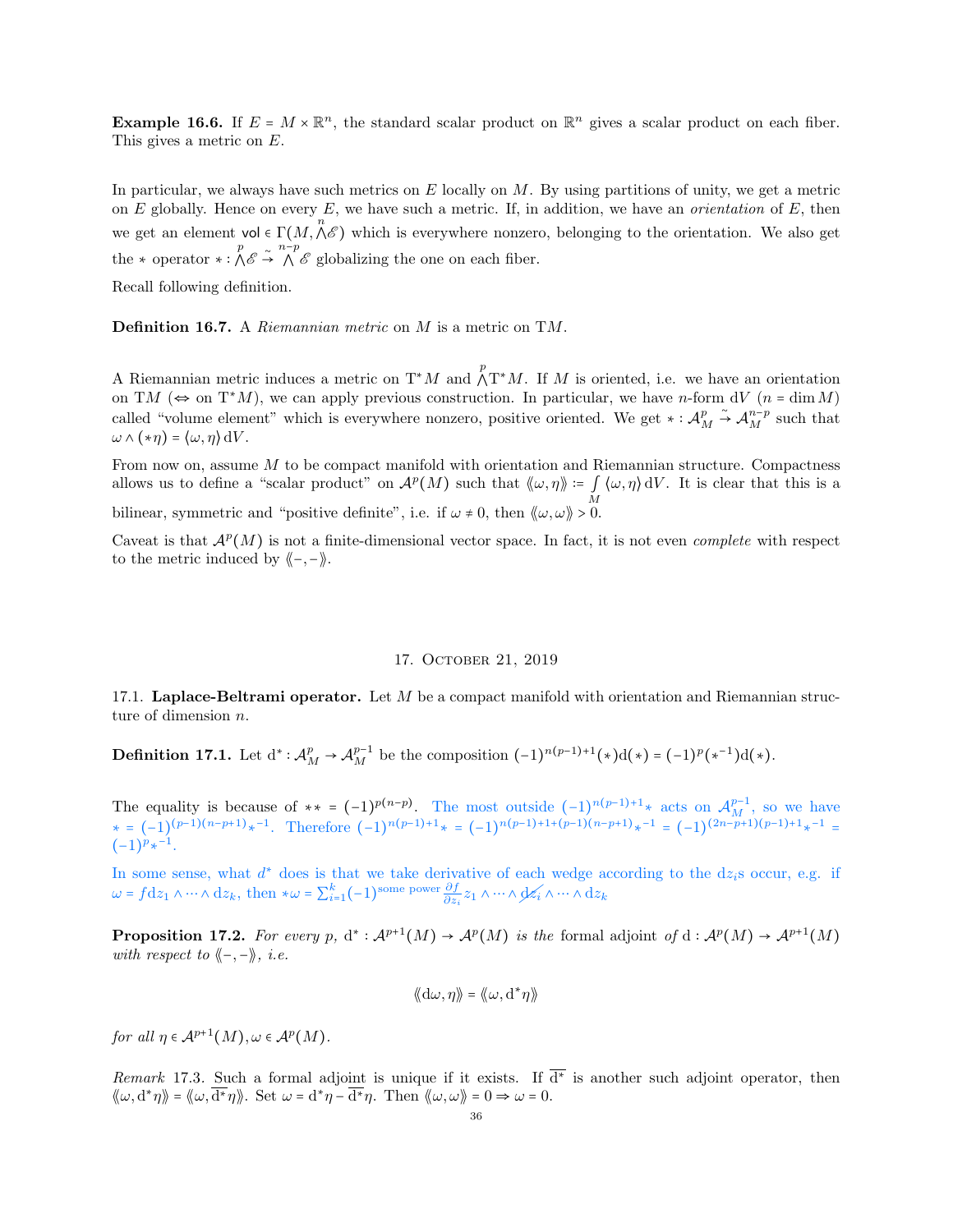**Example 16.6.** If $E = M \times \mathbb{R}^n$, the standard scalar product on $\mathbb{R}^n$ gives a scalar product on each fiber. This gives a metric on $E$.

In particular, we always have such metrics on $E$ locally on $M$. By using partitions of unity, we get a metric on $E$ globally. Hence on every $E$, we have such a metric. If, in addition, we have an *orientation* of $E$, then we get an element $\mathsf{vol} \in \Gamma(M, \bigwedge^n \mathscr{E})$ which is everywhere nonzero, belonging to the orientation. We also get the $*$ operator $* : \bigwedge^p \mathscr{E} \xrightarrow{\sim} \bigwedge^{n-p} \mathscr{E}$ globalizing the one on each fiber.

Recall following definition.

**Definition 16.7.** A *Riemannian metric* on $M$ is a metric on $\mathrm{T}M$.

A Riemannian metric induces a metric on $\mathrm{T}^*M$ and $\bigwedge^p \mathrm{T}^*M$. If $M$ is oriented, i.e. we have an orientation on $\mathrm{T}M$ ($\Leftrightarrow$ on $\mathrm{T}^*M$), we can apply previous construction. In particular, we have $n$-form $\mathrm{d}V$ ($n = \dim M$) called "volume element" which is everywhere nonzero, positive oriented. We get $* : \mathcal{A}^p_M \xrightarrow{\sim} \mathcal{A}^{n-p}_M$ such that $\omega \wedge (*\eta) = \langle \omega, \eta \rangle \, \mathrm{d}V$.

From now on, assume $M$ to be compact manifold with orientation and Riemannian structure. Compactness allows us to define a "scalar product" on $\mathcal{A}^p(M)$ such that $\langle\!\langle \omega, \eta \rangle\!\rangle := \int_M \langle \omega, \eta \rangle \, \mathrm{d}V$. It is clear that this is a bilinear, symmetric and "positive definite", i.e. if $\omega \neq 0$, then $\langle\!\langle \omega, \omega \rangle\!\rangle > 0$.

Caveat is that $\mathcal{A}^p(M)$ is not a finite-dimensional vector space. In fact, it is not even *complete* with respect to the metric induced by $\langle\!\langle -, - \rangle\!\rangle$.

## 17. October 21, 2019

### 17.1. Laplace-Beltrami operator.

Let $M$ be a compact manifold with orientation and Riemannian structure of dimension $n$.

**Definition 17.1.** Let $\mathrm{d}^* : \mathcal{A}^p_M \to \mathcal{A}^{p-1}_M$ be the composition $(-1)^{n(p-1)+1}(*)\mathrm{d}(*) = (-1)^p(*^{-1})\mathrm{d}(*)$.

The equality is because of $** = (-1)^{p(n-p)}$. The most outside $(-1)^{n(p-1)+1}*$ acts on $\mathcal{A}^{p-1}_M$, so we have $* = (-1)^{(p-1)(n-p+1)} *^{-1}$. Therefore $(-1)^{n(p-1)+1}* = (-1)^{n(p-1)+1+(p-1)(n-p+1)} *^{-1} = (-1)^{(2n-p+1)(p-1)+1} *^{-1} = (-1)^p *^{-1}$.

In some sense, what $d^*$ does is that we take derivative of each wedge according to the $\mathrm{d}z_i$s occur, e.g. if $\omega = f \mathrm{d}z_1 \wedge \cdots \wedge \mathrm{d}z_k$, then $*\omega = \sum_{i=1}^k (-1)^{\text{some power}} \frac{\partial f}{\partial z_i} z_1 \wedge \cdots \wedge \not{\mathrm{d}z_i} \wedge \cdots \wedge \mathrm{d}z_k$

**Proposition 17.2.** *For every $p$, $\mathrm{d}^* : \mathcal{A}^{p+1}(M) \to \mathcal{A}^p(M)$ is the* formal adjoint *of $\mathrm{d} : \mathcal{A}^p(M) \to \mathcal{A}^{p+1}(M)$ with respect to $\langle\!\langle -, - \rangle\!\rangle$, i.e.*

$$\langle\!\langle \mathrm{d}\omega, \eta \rangle\!\rangle = \langle\!\langle \omega, \mathrm{d}^*\eta \rangle\!\rangle$$

*for all $\eta \in \mathcal{A}^{p+1}(M), \omega \in \mathcal{A}^p(M)$.*

*Remark* 17.3. Such a formal adjoint is unique if it exists. If $\overline{\mathrm{d}^*}$ is another such adjoint operator, then $\langle\!\langle \omega, \mathrm{d}^*\eta \rangle\!\rangle = \langle\!\langle \omega, \overline{\mathrm{d}^*}\eta \rangle\!\rangle$. Set $\omega = \mathrm{d}^*\eta - \overline{\mathrm{d}^*}\eta$. Then $\langle\!\langle \omega, \omega \rangle\!\rangle = 0 \Rightarrow \omega = 0$.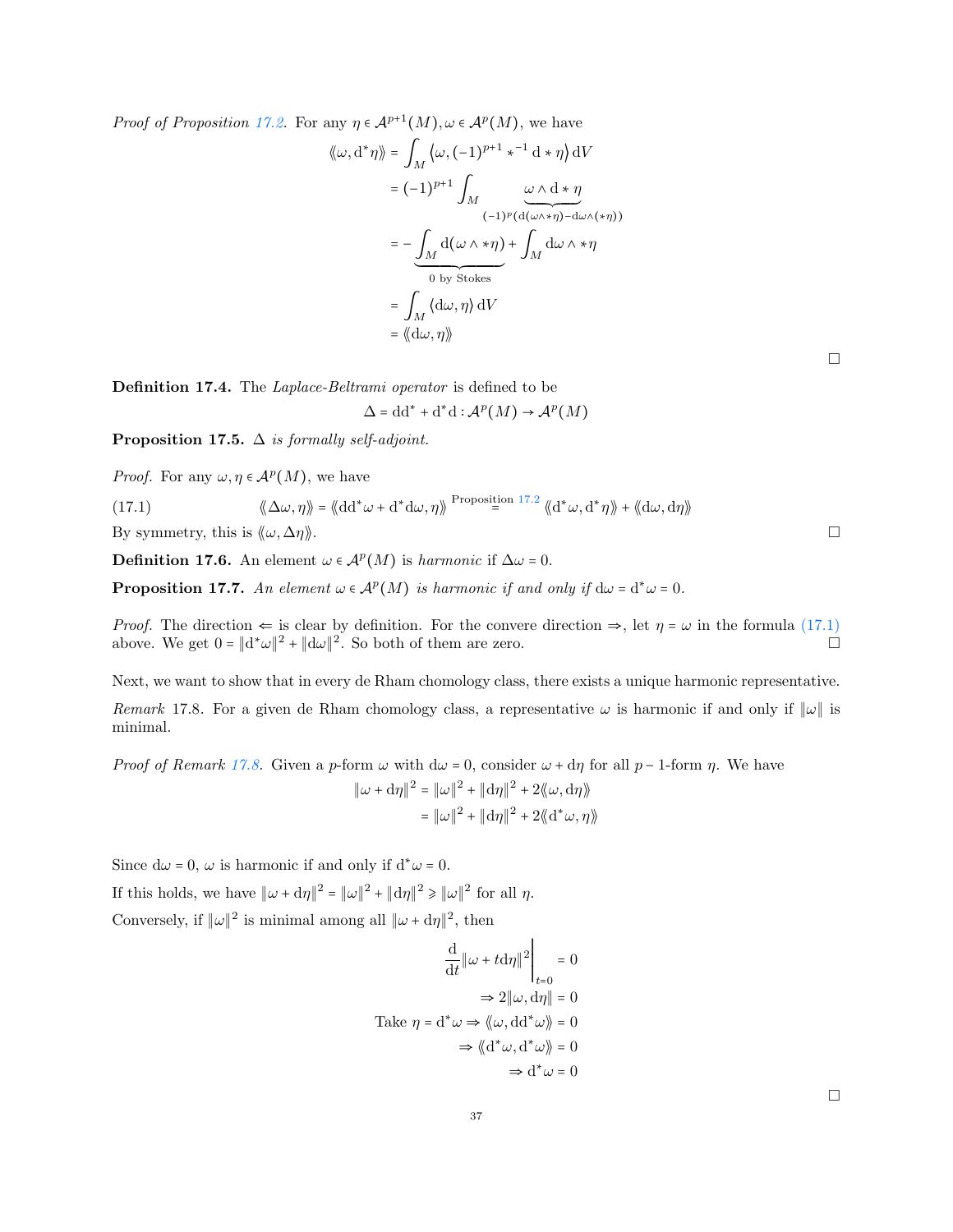*Proof of Proposition 17.2.* For any $\eta \in \mathcal{A}^{p+1}(M), \omega \in \mathcal{A}^p(M)$, we have

$$
\begin{aligned}
\langle\!\langle \omega, \mathrm{d}^*\eta \rangle\!\rangle &= \int_M \langle \omega, (-1)^{p+1} *^{-1} \mathrm{d} * \eta \rangle \, \mathrm{d}V \\
&= (-1)^{p+1} \int_M \underbrace{\omega \wedge \mathrm{d} * \eta}_{(-1)^p(\mathrm{d}(\omega \wedge *\eta) - \mathrm{d}\omega \wedge (*\eta))} \\
&= -\underbrace{\int_M \mathrm{d}(\omega \wedge *\eta)}_{0 \text{ by Stokes}} + \int_M \mathrm{d}\omega \wedge *\eta \\
&= \int_M \langle \mathrm{d}\omega, \eta \rangle \, \mathrm{d}V \\
&= \langle\!\langle \mathrm{d}\omega, \eta \rangle\!\rangle
\end{aligned}
$$

□

**Definition 17.4.** The *Laplace-Beltrami operator* is defined to be

$$\Delta = \mathrm{d}\mathrm{d}^* + \mathrm{d}^*\mathrm{d} : \mathcal{A}^p(M) \to \mathcal{A}^p(M)$$

**Proposition 17.5.** *$\Delta$ is formally self-adjoint.*

*Proof.* For any $\omega, \eta \in \mathcal{A}^p(M)$, we have

$$\langle\!\langle \Delta\omega, \eta \rangle\!\rangle = \langle\!\langle \mathrm{d}\mathrm{d}^*\omega + \mathrm{d}^*\mathrm{d}\omega, \eta \rangle\!\rangle \overset{\text{Proposition 17.2}}{=} \langle\!\langle \mathrm{d}^*\omega, \mathrm{d}^*\eta \rangle\!\rangle + \langle\!\langle \mathrm{d}\omega, \mathrm{d}\eta \rangle\!\rangle \tag{17.1}$$

By symmetry, this is $\langle\!\langle \omega, \Delta\eta \rangle\!\rangle$. □

**Definition 17.6.** An element $\omega \in \mathcal{A}^p(M)$ is *harmonic* if $\Delta\omega = 0$.

**Proposition 17.7.** *An element $\omega \in \mathcal{A}^p(M)$ is harmonic if and only if $\mathrm{d}\omega = \mathrm{d}^*\omega = 0$.*

*Proof.* The direction $\Leftarrow$ is clear by definition. For the convere direction $\Rightarrow$, let $\eta = \omega$ in the formula (17.1) above. We get $0 = \|\mathrm{d}^*\omega\|^2 + \|\mathrm{d}\omega\|^2$. So both of them are zero. □

Next, we want to show that in every de Rham chomology class, there exists a unique harmonic representative.

*Remark* 17.8. For a given de Rham chomology class, a representative $\omega$ is harmonic if and only if $\|\omega\|$ is minimal.

*Proof of Remark 17.8.* Given a $p$-form $\omega$ with $\mathrm{d}\omega = 0$, consider $\omega + \mathrm{d}\eta$ for all $p-1$-form $\eta$. We have

$$
\begin{aligned}
\|\omega + \mathrm{d}\eta\|^2 &= \|\omega\|^2 + \|\mathrm{d}\eta\|^2 + 2\langle\!\langle \omega, \mathrm{d}\eta \rangle\!\rangle \\
&= \|\omega\|^2 + \|\mathrm{d}\eta\|^2 + 2\langle\!\langle \mathrm{d}^*\omega, \eta \rangle\!\rangle
\end{aligned}
$$

Since $\mathrm{d}\omega = 0$, $\omega$ is harmonic if and only if $\mathrm{d}^*\omega = 0$.

If this holds, we have $\|\omega + \mathrm{d}\eta\|^2 = \|\omega\|^2 + \|\mathrm{d}\eta\|^2 \geqslant \|\omega\|^2$ for all $\eta$.

Conversely, if $\|\omega\|^2$ is minimal among all $\|\omega + \mathrm{d}\eta\|^2$, then

$$
\begin{aligned}
\frac{\mathrm{d}}{\mathrm{d}t}\|\omega + t\mathrm{d}\eta\|^2\Big|_{t=0} &= 0 \\
\Rightarrow 2\|\omega, \mathrm{d}\eta\| &= 0 \\
\text{Take } \eta = \mathrm{d}^*\omega \Rightarrow \langle\!\langle \omega, \mathrm{d}\mathrm{d}^*\omega \rangle\!\rangle &= 0 \\
\Rightarrow \langle\!\langle \mathrm{d}^*\omega, \mathrm{d}^*\omega \rangle\!\rangle &= 0 \\
\Rightarrow \mathrm{d}^*\omega &= 0
\end{aligned}
$$

□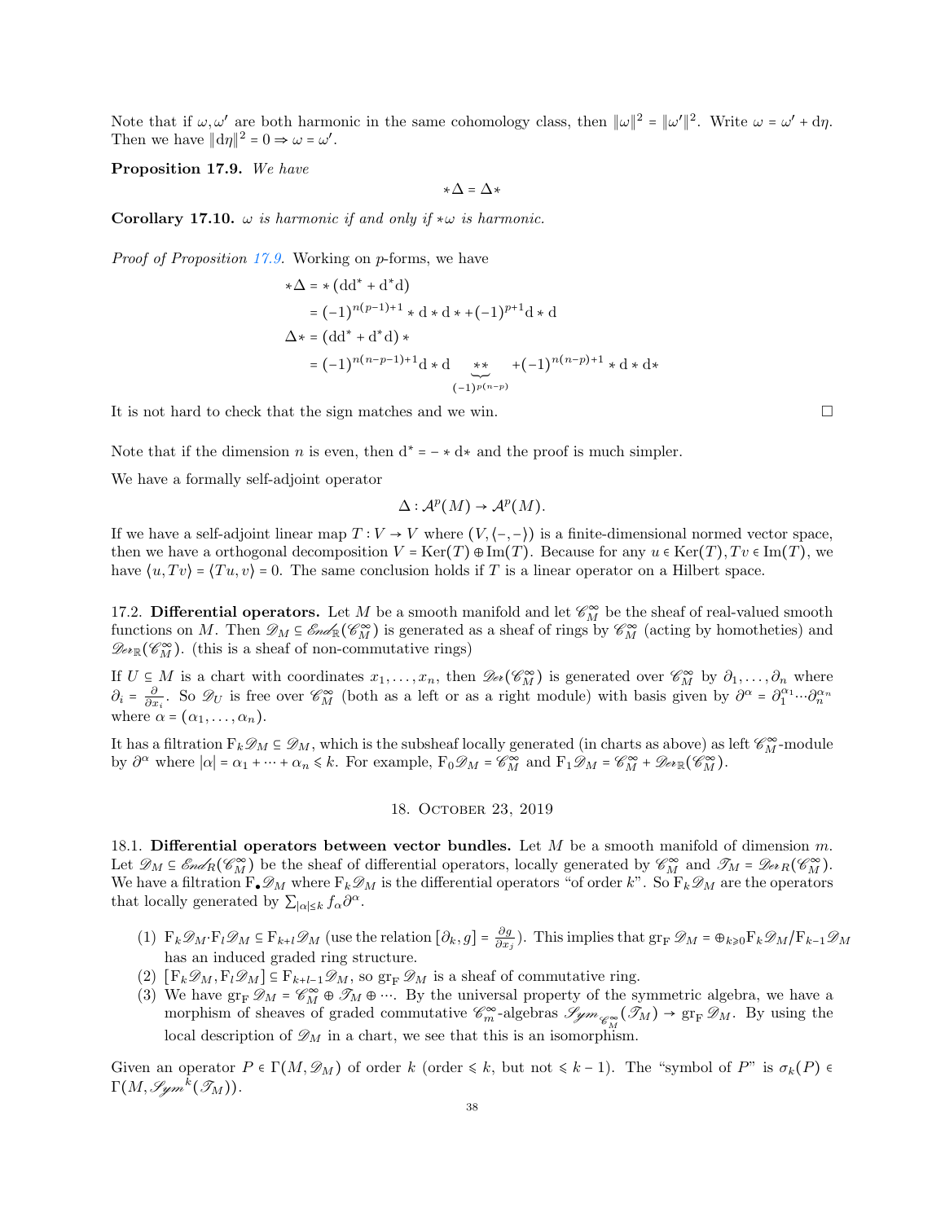Note that if $\omega, \omega'$ are both harmonic in the same cohomology class, then $\|\omega\|^2 = \|\omega'\|^2$. Write $\omega = \omega' + \mathrm{d}\eta$. Then we have $\|\mathrm{d}\eta\|^2 = 0 \Rightarrow \omega = \omega'$.

**Proposition 17.9.** *We have*

$$*\Delta = \Delta *$$

**Corollary 17.10.** *$\omega$ is harmonic if and only if $*\omega$ is harmonic.*

*Proof of Proposition 17.9.* Working on $p$-forms, we have

$$\begin{aligned}
*\Delta &= *(\mathrm{d}\mathrm{d}^* + \mathrm{d}^*\mathrm{d}) \\
&= (-1)^{n(p-1)+1} * \mathrm{d} * \mathrm{d} * + (-1)^{p+1} \mathrm{d} * \mathrm{d} \\
\Delta * &= (\mathrm{d}\mathrm{d}^* + \mathrm{d}^*\mathrm{d}) * \\
&= (-1)^{n(n-p-1)+1} \mathrm{d} * \mathrm{d} \underbrace{**}_{(-1)^{p(n-p)}} + (-1)^{n(n-p)+1} * \mathrm{d} * \mathrm{d} *
\end{aligned}$$

It is not hard to check that the sign matches and we win. $\square$

Note that if the dimension $n$ is even, then $\mathrm{d}^* = - * \mathrm{d} *$ and the proof is much simpler.

We have a formally self-adjoint operator

$$\Delta : \mathcal{A}^p(M) \to \mathcal{A}^p(M).$$

If we have a self-adjoint linear map $T : V \to V$ where $(V, \langle -, - \rangle)$ is a finite-dimensional normed vector space, then we have a orthogonal decomposition $V = \operatorname{Ker}(T) \oplus \operatorname{Im}(T)$. Because for any $u \in \operatorname{Ker}(T), Tv \in \operatorname{Im}(T)$, we have $\langle u, Tv \rangle = \langle Tu, v \rangle = 0$. The same conclusion holds if $T$ is a linear operator on a Hilbert space.

17.2. **Differential operators.** Let $M$ be a smooth manifold and let $\mathscr{C}^\infty_M$ be the sheaf of real-valued smooth functions on $M$. Then $\mathscr{D}_M \subseteq \mathscr{E}nd_{\mathbb{R}}(\mathscr{C}^\infty_M)$ is generated as a sheaf of rings by $\mathscr{C}^\infty_M$ (acting by homotheties) and $\mathscr{D}er_{\mathbb{R}}(\mathscr{C}^\infty_M)$. (this is a sheaf of non-commutative rings)

If $U \subseteq M$ is a chart with coordinates $x_1, \ldots, x_n$, then $\mathscr{D}er(\mathscr{C}^\infty_M)$ is generated over $\mathscr{C}^\infty_M$ by $\partial_1, \ldots, \partial_n$ where $\partial_i = \frac{\partial}{\partial x_i}$. So $\mathscr{D}_U$ is free over $\mathscr{C}^\infty_M$ (both as a left or as a right module) with basis given by $\partial^\alpha = \partial_1^{\alpha_1} \cdots \partial_n^{\alpha_n}$ where $\alpha = (\alpha_1, \ldots, \alpha_n)$.

It has a filtration $\mathrm{F}_k\mathscr{D}_M \subseteq \mathscr{D}_M$, which is the subsheaf locally generated (in charts as above) as left $\mathscr{C}^\infty_M$-module by $\partial^\alpha$ where $|\alpha| = \alpha_1 + \cdots + \alpha_n \leqslant k$. For example, $\mathrm{F}_0\mathscr{D}_M = \mathscr{C}^\infty_M$ and $\mathrm{F}_1\mathscr{D}_M = \mathscr{C}^\infty_M + \mathscr{D}er_{\mathbb{R}}(\mathscr{C}^\infty_M)$.

## 18. October 23, 2019

18.1. **Differential operators between vector bundles.** Let $M$ be a smooth manifold of dimension $m$. Let $\mathscr{D}_M \subseteq \mathscr{E}nd_R(\mathscr{C}^\infty_M)$ be the sheaf of differential operators, locally generated by $\mathscr{C}^\infty_M$ and $\mathscr{T}_M = \mathscr{D}er_R(\mathscr{C}^\infty_M)$. We have a filtration $\mathrm{F}_\bullet\mathscr{D}_M$ where $\mathrm{F}_k\mathscr{D}_M$ is the differential operators "of order $k$". So $\mathrm{F}_k\mathscr{D}_M$ are the operators that locally generated by $\sum_{|\alpha|\leq k} f_\alpha \partial^\alpha$.

(1) $\mathrm{F}_k\mathscr{D}_M \cdot \mathrm{F}_l\mathscr{D}_M \subseteq \mathrm{F}_{k+l}\mathscr{D}_M$ (use the relation $[\partial_k, g] = \frac{\partial g}{\partial x_j}$). This implies that $\operatorname{gr}_{\mathrm{F}} \mathscr{D}_M = \oplus_{k\geqslant 0} \mathrm{F}_k\mathscr{D}_M / \mathrm{F}_{k-1}\mathscr{D}_M$ has an induced graded ring structure.
(2) $[\mathrm{F}_k\mathscr{D}_M, \mathrm{F}_l\mathscr{D}_M] \subseteq \mathrm{F}_{k+l-1}\mathscr{D}_M$, so $\operatorname{gr}_{\mathrm{F}} \mathscr{D}_M$ is a sheaf of commutative ring.
(3) We have $\operatorname{gr}_{\mathrm{F}} \mathscr{D}_M = \mathscr{C}^\infty_M \oplus \mathscr{T}_M \oplus \cdots$. By the universal property of the symmetric algebra, we have a morphism of sheaves of graded commutative $\mathscr{C}^\infty_m$-algebras $\mathscr{S}ym_{\mathscr{C}^\infty_M}(\mathscr{T}_M) \to \operatorname{gr}_{\mathrm{F}} \mathscr{D}_M$. By using the local description of $\mathscr{D}_M$ in a chart, we see that this is an isomorphism.

Given an operator $P \in \Gamma(M, \mathscr{D}_M)$ of order $k$ (order $\leqslant k$, but not $\leqslant k-1$). The "symbol of $P$" is $\sigma_k(P) \in \Gamma(M, \mathscr{S}ym^k(\mathscr{T}_M))$.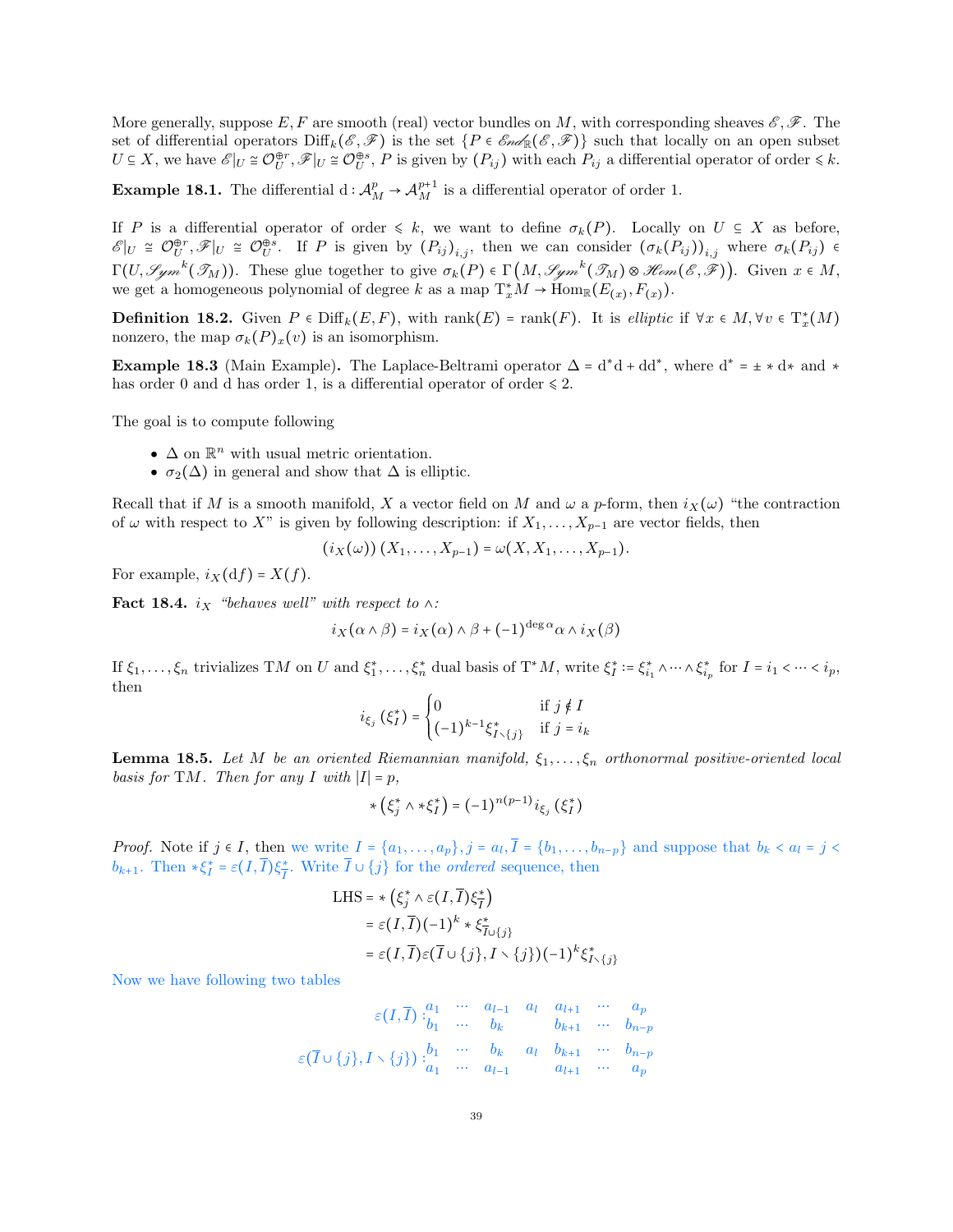More generally, suppose $E, F$ are smooth (real) vector bundles on $M$, with corresponding sheaves $\mathscr{E}, \mathscr{F}$. The set of differential operators $\mathrm{Diff}_k(\mathscr{E}, \mathscr{F})$ is the set $\{P \in \mathscr{E}\!\mathit{nd}_{\mathbb{R}}(\mathscr{E}, \mathscr{F})\}$ such that locally on an open subset $U \subseteq X$, we have $\mathscr{E}|_U \cong \mathcal{O}_U^{\oplus r}, \mathscr{F}|_U \cong \mathcal{O}_U^{\oplus s}$, $P$ is given by $(P_{ij})$ with each $P_{ij}$ a differential operator of order $\leqslant k$.

**Example 18.1.** The differential $\mathrm{d} : \mathcal{A}_M^p \to \mathcal{A}_M^{p+1}$ is a differential operator of order 1.

If $P$ is a differential operator of order $\leqslant k$, we want to define $\sigma_k(P)$. Locally on $U \subseteq X$ as before, $\mathscr{E}|_U \cong \mathcal{O}_U^{\oplus r}, \mathscr{F}|_U \cong \mathcal{O}_U^{\oplus s}$. If $P$ is given by $(P_{ij})_{i,j}$, then we can consider $(\sigma_k(P_{ij}))_{i,j}$ where $\sigma_k(P_{ij}) \in \Gamma(U, \mathscr{S}\!\mathit{ym}^k(\mathscr{T}_M))$. These glue together to give $\sigma_k(P) \in \Gamma\left(M, \mathscr{S}\!\mathit{ym}^k(\mathscr{T}_M) \otimes \mathscr{H}\!\mathit{om}(\mathscr{E}, \mathscr{F})\right)$. Given $x \in M$, we get a homogeneous polynomial of degree $k$ as a map $\mathrm{T}_x^* M \to \mathrm{Hom}_{\mathbb{R}}(E_{(x)}, F_{(x)})$.

**Definition 18.2.** Given $P \in \mathrm{Diff}_k(E, F)$, with $\mathrm{rank}(E) = \mathrm{rank}(F)$. It is *elliptic* if $\forall x \in M, \forall v \in \mathrm{T}_x^*(M)$ nonzero, the map $\sigma_k(P)_x(v)$ is an isomorphism.

**Example 18.3** (Main Example)**.** The Laplace-Beltrami operator $\Delta = \mathrm{d}^*\mathrm{d} + \mathrm{d}\mathrm{d}^*$, where $\mathrm{d}^* = \pm * \mathrm{d} *$ and $*$ has order 0 and $\mathrm{d}$ has order 1, is a differential operator of order $\leqslant 2$.

The goal is to compute following

- $\Delta$ on $\mathbb{R}^n$ with usual metric orientation.
- $\sigma_2(\Delta)$ in general and show that $\Delta$ is elliptic.

Recall that if $M$ is a smooth manifold, $X$ a vector field on $M$ and $\omega$ a $p$-form, then $i_X(\omega)$ "the contraction of $\omega$ with respect to $X$" is given by following description: if $X_1, \ldots, X_{p-1}$ are vector fields, then

$$(i_X(\omega))(X_1, \ldots, X_{p-1}) = \omega(X, X_1, \ldots, X_{p-1}).$$

For example, $i_X(\mathrm{d}f) = X(f)$.

**Fact 18.4.** *$i_X$ "behaves well" with respect to $\wedge$:*

$$i_X(\alpha \wedge \beta) = i_X(\alpha) \wedge \beta + (-1)^{\deg \alpha} \alpha \wedge i_X(\beta)$$

If $\xi_1, \ldots, \xi_n$ trivializes $\mathrm{T}M$ on $U$ and $\xi_1^*, \ldots, \xi_n^*$ dual basis of $\mathrm{T}^*M$, write $\xi_I^* := \xi_{i_1}^* \wedge \cdots \wedge \xi_{i_p}^*$ for $I = i_1 < \cdots < i_p$, then

$$i_{\xi_j}(\xi_I^*) = \begin{cases} 0 & \text{if } j \notin I \\ (-1)^{k-1} \xi_{I \smallsetminus \{j\}}^* & \text{if } j = i_k \end{cases}$$

**Lemma 18.5.** *Let $M$ be an oriented Riemannian manifold, $\xi_1, \ldots, \xi_n$ orthonormal positive-oriented local basis for $\mathrm{T}M$. Then for any $I$ with $|I| = p$,*

$$*\left(\xi_j^* \wedge *\xi_I^*\right) = (-1)^{n(p-1)} i_{\xi_j}(\xi_I^*)$$

*Proof.* Note if $j \in I$, then we write $I = \{a_1, \ldots, a_p\}, j = a_l, \overline{I} = \{b_1, \ldots, b_{n-p}\}$ and suppose that $b_k < a_l = j < b_{k+1}$. Then $*\xi_I^* = \varepsilon(I, \overline{I})\xi_{\overline{I}}^*$. Write $\overline{I} \cup \{j\}$ for the *ordered* sequence, then

$$\begin{aligned}
\mathrm{LHS} &= *\left(\xi_j^* \wedge \varepsilon(I, \overline{I})\xi_{\overline{I}}^*\right) \\
&= \varepsilon(I, \overline{I})(-1)^k * \xi_{\overline{I} \cup \{j\}}^* \\
&= \varepsilon(I, \overline{I})\varepsilon(\overline{I} \cup \{j\}, I \smallsetminus \{j\})(-1)^k \xi_{I \smallsetminus \{j\}}^*
\end{aligned}$$

Now we have following two tables

$$\varepsilon(I, \overline{I}) : \begin{matrix} a_1 & \cdots & a_{l-1} & a_l & a_{l+1} & \cdots & a_p \\ b_1 & \cdots & b_k & & b_{k+1} & \cdots & b_{n-p} \end{matrix}$$

$$\varepsilon(\overline{I} \cup \{j\}, I \smallsetminus \{j\}) : \begin{matrix} b_1 & \cdots & b_k & a_l & b_{k+1} & \cdots & b_{n-p} \\ a_1 & \cdots & a_{l-1} & & a_{l+1} & \cdots & a_p \end{matrix}$$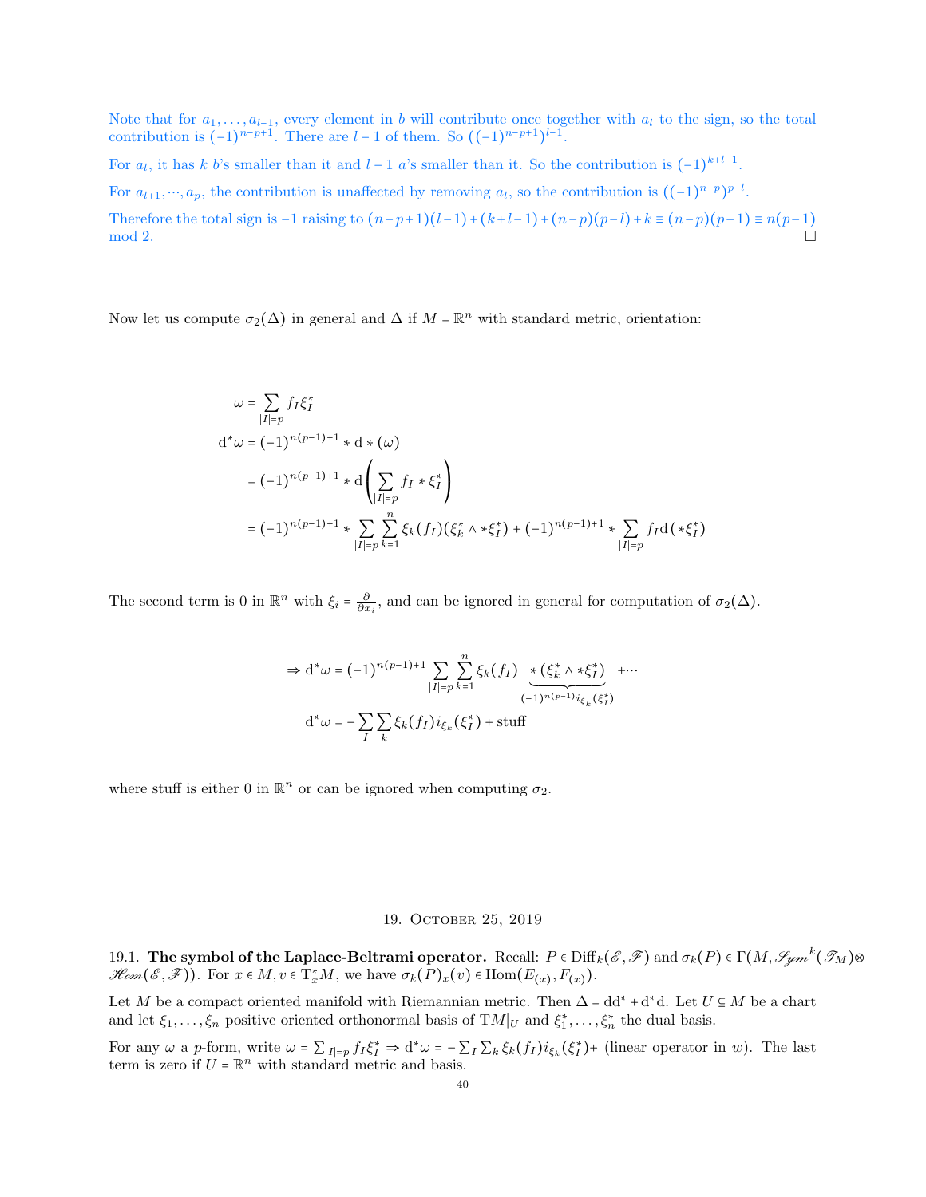Note that for $a_1, \dots, a_{l-1}$, every element in $b$ will contribute once together with $a_l$ to the sign, so the total contribution is $(-1)^{n-p+1}$. There are $l-1$ of them. So $((-1)^{n-p+1})^{l-1}$.

For $a_l$, it has $k$ $b$'s smaller than it and $l-1$ $a$'s smaller than it. So the contribution is $(-1)^{k+l-1}$.

For $a_{l+1}, \cdots, a_p$, the contribution is unaffected by removing $a_l$, so the contribution is $((-1)^{n-p})^{p-l}$.

Therefore the total sign is $-1$ raising to $(n-p+1)(l-1)+(k+l-1)+(n-p)(p-l)+k \equiv (n-p)(p-1) \equiv n(p-1) \mod 2$. □

Now let us compute $\sigma_2(\Delta)$ in general and $\Delta$ if $M = \mathbb{R}^n$ with standard metric, orientation:

$$
\begin{aligned}
\omega &= \sum_{|I|=p} f_I \xi_I^* \\
\mathrm{d}^*\omega &= (-1)^{n(p-1)+1} * \mathrm{d} * (\omega) \\
&= (-1)^{n(p-1)+1} * \mathrm{d}\left(\sum_{|I|=p} f_I * \xi_I^*\right) \\
&= (-1)^{n(p-1)+1} * \sum_{|I|=p}\sum_{k=1}^{n} \xi_k(f_I)(\xi_k^* \wedge *\xi_I^*) + (-1)^{n(p-1)+1} * \sum_{|I|=p} f_I \mathrm{d}(*\xi_I^*)
\end{aligned}
$$

The second term is 0 in $\mathbb{R}^n$ with $\xi_i = \frac{\partial}{\partial x_i}$, and can be ignored in general for computation of $\sigma_2(\Delta)$.

$$
\begin{aligned}
\Rightarrow \mathrm{d}^*\omega &= (-1)^{n(p-1)+1} \sum_{|I|=p}\sum_{k=1}^{n} \xi_k(f_I) \underbrace{*(\xi_k^* \wedge *\xi_I^*)}_{(-1)^{n(p-1)} i_{\xi_k}(\xi_I^*)} + \cdots \\
\mathrm{d}^*\omega &= -\sum_I \sum_k \xi_k(f_I) i_{\xi_k}(\xi_I^*) + \text{stuff}
\end{aligned}
$$

where stuff is either 0 in $\mathbb{R}^n$ or can be ignored when computing $\sigma_2$.

## 19. October 25, 2019

19.1. **The symbol of the Laplace-Beltrami operator.** Recall: $P \in \mathrm{Diff}_k(\mathscr{E}, \mathscr{F})$ and $\sigma_k(P) \in \Gamma(M, \mathscr{Sym}^k(\mathscr{T}_M) \otimes \mathscr{Hom}(\mathscr{E}, \mathscr{F}))$. For $x \in M, v \in \mathrm{T}_x^*M$, we have $\sigma_k(P)_x(v) \in \mathrm{Hom}(E_{(x)}, F_{(x)})$.

Let $M$ be a compact oriented manifold with Riemannian metric. Then $\Delta = \mathrm{d}\mathrm{d}^* + \mathrm{d}^*\mathrm{d}$. Let $U \subseteq M$ be a chart and let $\xi_1, \dots, \xi_n$ positive oriented orthonormal basis of $\mathrm{T}M|_U$ and $\xi_1^*, \dots, \xi_n^*$ the dual basis.

For any $\omega$ a $p$-form, write $\omega = \sum_{|I|=p} f_I \xi_I^* \Rightarrow \mathrm{d}^*\omega = -\sum_I \sum_k \xi_k(f_I) i_{\xi_k}(\xi_I^*) +$ (linear operator in $w$). The last term is zero if $U = \mathbb{R}^n$ with standard metric and basis.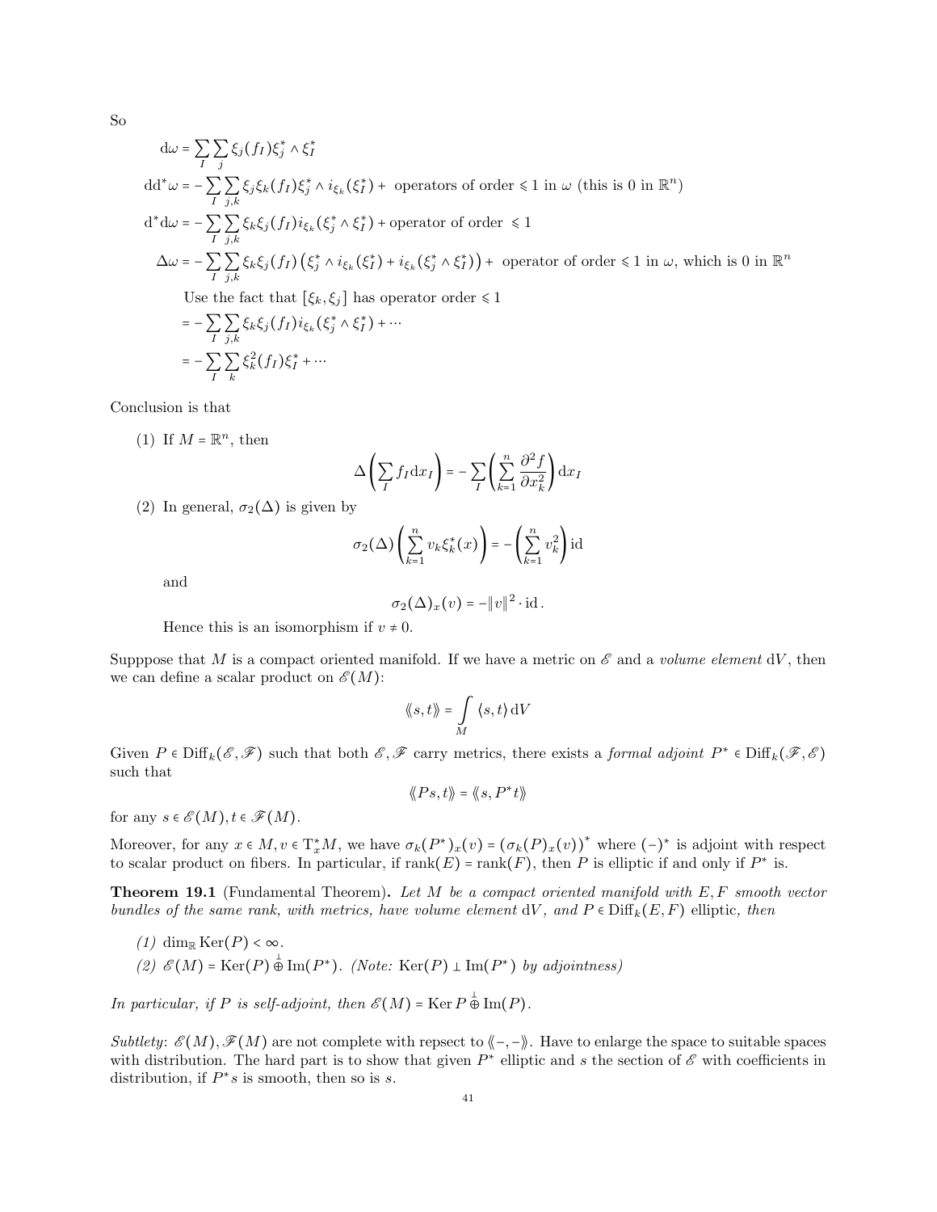So

$$
\begin{aligned}
\mathrm{d}\omega &= \sum_I \sum_j \xi_j(f_I)\xi_j^* \wedge \xi_I^* \\
\mathrm{d}\mathrm{d}^*\omega &= -\sum_I \sum_{j,k} \xi_j\xi_k(f_I)\xi_j^* \wedge i_{\xi_k}(\xi_I^*) + \text{ operators of order} \leqslant 1 \text{ in } \omega \text{ (this is 0 in } \mathbb{R}^n) \\
\mathrm{d}^*\mathrm{d}\omega &= -\sum_I \sum_{j,k} \xi_k\xi_j(f_I) i_{\xi_k}(\xi_j^* \wedge \xi_I^*) + \text{operator of order } \leqslant 1 \\
\Delta\omega &= -\sum_I \sum_{j,k} \xi_k\xi_j(f_I)\left(\xi_j^* \wedge i_{\xi_k}(\xi_I^*) + i_{\xi_k}(\xi_j^* \wedge \xi_I^*)\right) + \text{ operator of order} \leqslant 1 \text{ in } \omega\text{, which is 0 in } \mathbb{R}^n \\
&\quad \text{Use the fact that } [\xi_k, \xi_j] \text{ has operator order} \leqslant 1 \\
&= -\sum_I \sum_{j,k} \xi_k\xi_j(f_I) i_{\xi_k}(\xi_j^* \wedge \xi_I^*) + \cdots \\
&= -\sum_I \sum_k \xi_k^2(f_I)\xi_I^* + \cdots
\end{aligned}
$$

Conclusion is that

(1) If $M = \mathbb{R}^n$, then

$$
\Delta\left(\sum_I f_I \mathrm{d}x_I\right) = -\sum_I \left(\sum_{k=1}^n \frac{\partial^2 f}{\partial x_k^2}\right) \mathrm{d}x_I
$$

(2) In general, $\sigma_2(\Delta)$ is given by

$$
\sigma_2(\Delta)\left(\sum_{k=1}^n v_k \xi_k^*(x)\right) = -\left(\sum_{k=1}^n v_k^2\right) \mathrm{id}
$$

and

$$
\sigma_2(\Delta)_x(v) = -\|v\|^2 \cdot \mathrm{id}\,.
$$

Hence this is an isomorphism if $v \neq 0$.

Supppose that $M$ is a compact oriented manifold. If we have a metric on $\mathscr{E}$ and a *volume element* $\mathrm{d}V$, then we can define a scalar product on $\mathscr{E}(M)$:

$$
\langle\!\langle s, t \rangle\!\rangle = \int_M \langle s, t \rangle \, \mathrm{d}V
$$

Given $P \in \mathrm{Diff}_k(\mathscr{E}, \mathscr{F})$ such that both $\mathscr{E}, \mathscr{F}$ carry metrics, there exists a *formal adjoint* $P^* \in \mathrm{Diff}_k(\mathscr{F}, \mathscr{E})$ such that

$$
\langle\!\langle Ps, t \rangle\!\rangle = \langle\!\langle s, P^* t \rangle\!\rangle
$$

for any $s \in \mathscr{E}(M), t \in \mathscr{F}(M)$.

Moreover, for any $x \in M, v \in \mathrm{T}_x^* M$, we have $\sigma_k(P^*)_x(v) = (\sigma_k(P)_x(v))^*$ where $(-)^*$ is adjoint with respect to scalar product on fibers. In particular, if $\mathrm{rank}(E) = \mathrm{rank}(F)$, then $P$ is elliptic if and only if $P^*$ is.

**Theorem 19.1** (Fundamental Theorem)**.** *Let $M$ be a compact oriented manifold with $E, F$ smooth vector bundles of the same rank, with metrics, have volume element $\mathrm{d}V$, and $P \in \mathrm{Diff}_k(E, F)$* elliptic*, then*

*(1) $\dim_{\mathbb{R}} \mathrm{Ker}(P) < \infty$.*

*(2) $\mathscr{E}(M) = \mathrm{Ker}(P) \overset{\perp}{\oplus} \mathrm{Im}(P^*)$. (Note: $\mathrm{Ker}(P) \perp \mathrm{Im}(P^*)$ by adjointness)*

*In particular, if $P$ is self-adjoint, then $\mathscr{E}(M) = \mathrm{Ker}\, P \overset{\perp}{\oplus} \mathrm{Im}(P)$.*

*Subtlety*: $\mathscr{E}(M), \mathscr{F}(M)$ are not complete with repsect to $\langle\!\langle -, - \rangle\!\rangle$. Have to enlarge the space to suitable spaces with distribution. The hard part is to show that given $P^*$ elliptic and $s$ the section of $\mathscr{E}$ with coefficients in distribution, if $P^* s$ is smooth, then so is $s$.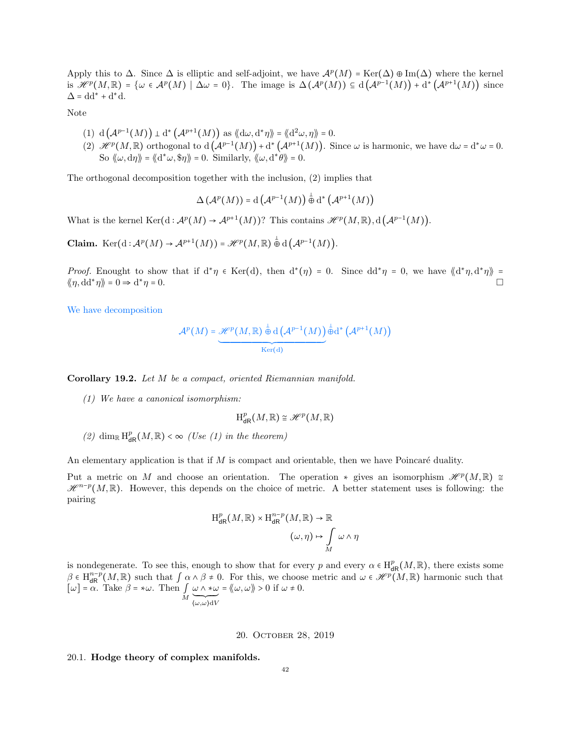Apply this to $\Delta$. Since $\Delta$ is elliptic and self-adjoint, we have $\mathcal{A}^p(M) = \operatorname{Ker}(\Delta) \oplus \operatorname{Im}(\Delta)$ where the kernel is $\mathscr{H}^p(M,\mathbb{R}) = \{\omega \in \mathcal{A}^p(M) \mid \Delta\omega = 0\}$. The image is $\Delta(\mathcal{A}^p(M)) \subseteq \mathrm{d}\left(\mathcal{A}^{p-1}(M)\right) + \mathrm{d}^*\left(\mathcal{A}^{p+1}(M)\right)$ since $\Delta = \mathrm{d}\mathrm{d}^* + \mathrm{d}^*\mathrm{d}$.

Note

(1) $\mathrm{d}\left(\mathcal{A}^{p-1}(M)\right) \perp \mathrm{d}^*\left(\mathcal{A}^{p+1}(M)\right)$ as $\langle\langle \mathrm{d}\omega, \mathrm{d}^*\eta\rangle\rangle = \langle\langle \mathrm{d}^2\omega, \eta\rangle\rangle = 0$.

(2) $\mathscr{H}^p(M,\mathbb{R})$ orthogonal to $\mathrm{d}\left(\mathcal{A}^{p-1}(M)\right) + \mathrm{d}^*\left(\mathcal{A}^{p+1}(M)\right)$. Since $\omega$ is harmonic, we have $\mathrm{d}\omega = \mathrm{d}^*\omega = 0$. So $\langle\langle \omega, \mathrm{d}\eta\rangle\rangle = \langle\langle \mathrm{d}^*\omega, \$\eta\rangle\rangle = 0$. Similarly, $\langle\langle \omega, \mathrm{d}^*\theta\rangle\rangle = 0$.

The orthogonal decomposition together with the inclusion, (2) implies that

$$\Delta\left(\mathcal{A}^p(M)\right) = \mathrm{d}\left(\mathcal{A}^{p-1}(M)\right) \overset{\perp}{\oplus} \mathrm{d}^*\left(\mathcal{A}^{p+1}(M)\right)$$

What is the kernel $\operatorname{Ker}(\mathrm{d} : \mathcal{A}^p(M) \to \mathcal{A}^{p+1}(M))$? This contains $\mathscr{H}^p(M,\mathbb{R}), \mathrm{d}\left(\mathcal{A}^{p-1}(M)\right)$.

**Claim.** $\operatorname{Ker}(\mathrm{d} : \mathcal{A}^p(M) \to \mathcal{A}^{p+1}(M)) = \mathscr{H}^p(M,\mathbb{R}) \overset{\perp}{\oplus} \mathrm{d}\left(\mathcal{A}^{p-1}(M)\right)$.

*Proof.* Enought to show that if $\mathrm{d}^*\eta \in \operatorname{Ker}(\mathrm{d})$, then $\mathrm{d}^*(\eta) = 0$. Since $\mathrm{d}\mathrm{d}^*\eta = 0$, we have $\langle\langle \mathrm{d}^*\eta, \mathrm{d}^*\eta\rangle\rangle = \langle\langle \eta, \mathrm{d}\mathrm{d}^*\eta\rangle\rangle = 0 \Rightarrow \mathrm{d}^*\eta = 0$. □

We have decomposition

$$\mathcal{A}^p(M) = \underbrace{\mathscr{H}^p(M,\mathbb{R}) \overset{\perp}{\oplus} \mathrm{d}\left(\mathcal{A}^{p-1}(M)\right)}_{\operatorname{Ker}(\mathrm{d})} \overset{\perp}{\oplus} \mathrm{d}^*\left(\mathcal{A}^{p+1}(M)\right)$$

**Corollary 19.2.** *Let $M$ be a compact, oriented Riemannian manifold.*

*(1) We have a canonical isomorphism:*

$$\mathrm{H}^p_{\mathrm{dR}}(M,\mathbb{R}) \cong \mathscr{H}^p(M,\mathbb{R})$$

*(2) $\dim_{\mathbb{R}} \mathrm{H}^p_{\mathrm{dR}}(M,\mathbb{R}) < \infty$ (Use (1) in the theorem)*

An elementary application is that if $M$ is compact and orientable, then we have Poincaré duality.

Put a metric on $M$ and choose an orientation. The operation $*$ gives an isomorphism $\mathscr{H}^p(M,\mathbb{R}) \cong \mathscr{H}^{n-p}(M,\mathbb{R})$. However, this depends on the choice of metric. A better statement uses is following: the pairing

$$\mathrm{H}^p_{\mathrm{dR}}(M,\mathbb{R}) \times \mathrm{H}^{n-p}_{\mathrm{dR}}(M,\mathbb{R}) \to \mathbb{R}$$
$$(\omega, \eta) \mapsto \int_M \omega \wedge \eta$$

is nondegenerate. To see this, enough to show that for every $p$ and every $\alpha \in \mathrm{H}^p_{\mathrm{dR}}(M,\mathbb{R})$, there exists some $\beta \in \mathrm{H}^{n-p}_{\mathrm{dR}}(M,\mathbb{R})$ such that $\int \alpha \wedge \beta \neq 0$. For this, we choose metric and $\omega \in \mathscr{H}^p(M,\mathbb{R})$ harmonic such that $[\omega] = \alpha$. Take $\beta = *\omega$. Then $\int_M \underbrace{\omega \wedge *\omega}_{\langle\omega,\omega\rangle \mathrm{d}V} = \langle\langle \omega, \omega\rangle\rangle > 0$ if $\omega \neq 0$.

## 20. October 28, 2019

### 20.1. **Hodge theory of complex manifolds.**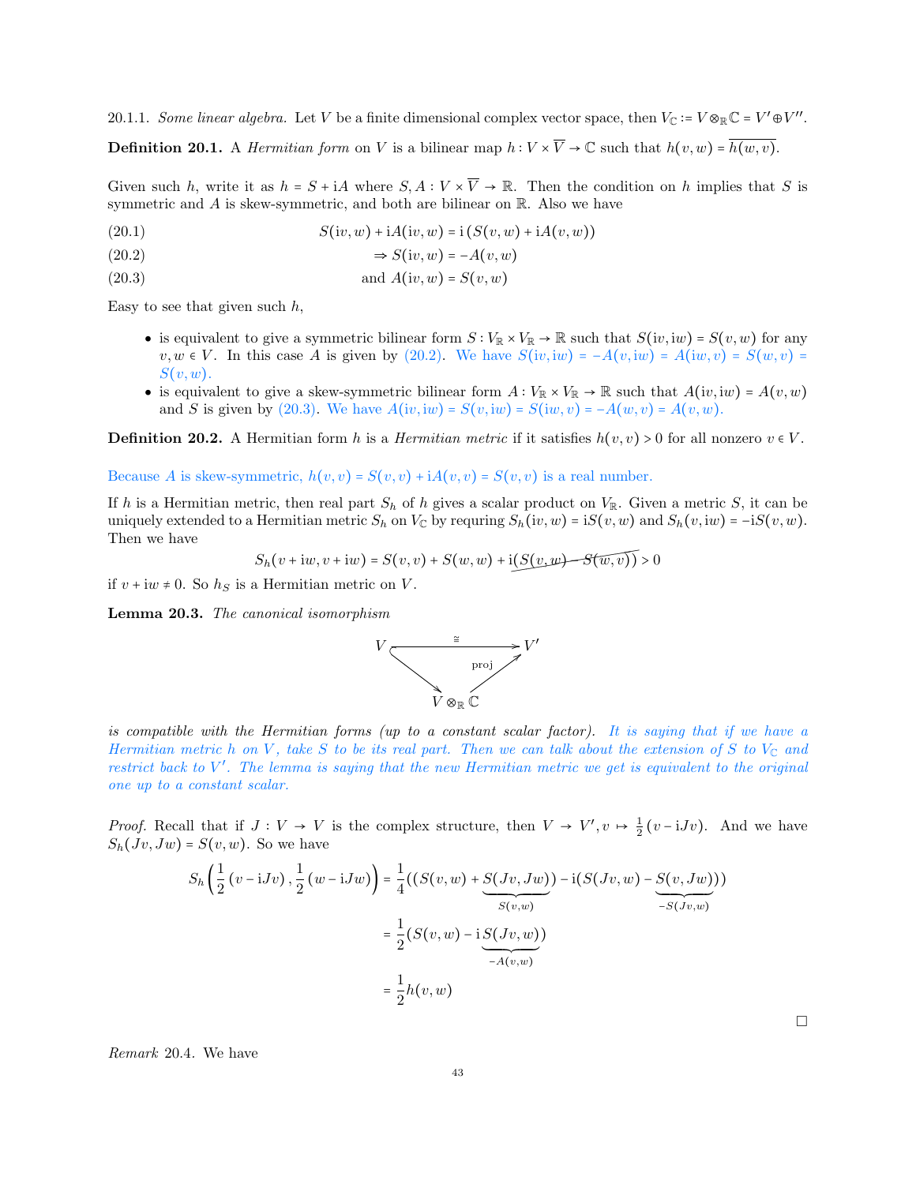20.1.1. *Some linear algebra.* Let $V$ be a finite dimensional complex vector space, then $V_{\mathbb{C}} := V \otimes_{\mathbb{R}} \mathbb{C} = V' \oplus V''$.

**Definition 20.1.** A *Hermitian form* on $V$ is a bilinear map $h : V \times \overline{V} \to \mathbb{C}$ such that $h(v,w) = \overline{h(w,v)}$.

Given such $h$, write it as $h = S + \mathrm{i}A$ where $S, A : V \times \overline{V} \to \mathbb{R}$. Then the condition on $h$ implies that $S$ is symmetric and $A$ is skew-symmetric, and both are bilinear on $\mathbb{R}$. Also we have

$$S(\mathrm{i}v, w) + \mathrm{i}A(\mathrm{i}v, w) = \mathrm{i}\left(S(v,w) + \mathrm{i}A(v,w)\right) \tag{20.1}$$

$$\Rightarrow S(\mathrm{i}v, w) = -A(v,w) \tag{20.2}$$

$$\text{and } A(\mathrm{i}v, w) = S(v,w) \tag{20.3}$$

Easy to see that given such $h$,

- is equivalent to give a symmetric bilinear form $S : V_{\mathbb{R}} \times V_{\mathbb{R}} \to \mathbb{R}$ such that $S(\mathrm{i}v, \mathrm{i}w) = S(v,w)$ for any $v, w \in V$. In this case $A$ is given by (20.2). We have $S(\mathrm{i}v, \mathrm{i}w) = -A(v, \mathrm{i}w) = A(\mathrm{i}w, v) = S(w,v) = S(v,w)$.
- is equivalent to give a skew-symmetric bilinear form $A : V_{\mathbb{R}} \times V_{\mathbb{R}} \to \mathbb{R}$ such that $A(\mathrm{i}v, \mathrm{i}w) = A(v,w)$ and $S$ is given by (20.3). We have $A(\mathrm{i}v, \mathrm{i}w) = S(v, \mathrm{i}w) = S(\mathrm{i}w, v) = -A(w,v) = A(v,w)$.

**Definition 20.2.** A Hermitian form $h$ is a *Hermitian metric* if it satisfies $h(v,v) > 0$ for all nonzero $v \in V$.

Because $A$ is skew-symmetric, $h(v,v) = S(v,v) + \mathrm{i}A(v,v) = S(v,v)$ is a real number.

If $h$ is a Hermitian metric, then real part $S_h$ of $h$ gives a scalar product on $V_{\mathbb{R}}$. Given a metric $S$, it can be uniquely extended to a Hermitian metric $S_h$ on $V_{\mathbb{C}}$ by requring $S_h(\mathrm{i}v, w) = \mathrm{i}S(v,w)$ and $S_h(v, \mathrm{i}w) = -\mathrm{i}S(v,w)$. Then we have

$$S_h(v + \mathrm{i}w, v + \mathrm{i}w) = S(v,v) + S(w,w) + \mathrm{i}\left(\cancel{S(v,w) - S(w,v)}\right) > 0$$

if $v + \mathrm{i}w \neq 0$. So $h_S$ is a Hermitian metric on $V$.

**Lemma 20.3.** *The canonical isomorphism*

$$\begin{array}{ccc} V & \xrightarrow{\cong} & V' \\ & \searrow \quad \nearrow_{\text{proj}} & \\ & V \otimes_{\mathbb{R}} \mathbb{C} & \end{array}$$

*is compatible with the Hermitian forms (up to a constant scalar factor). It is saying that if we have a Hermitian metric $h$ on $V$, take $S$ to be its real part. Then we can talk about the extension of $S$ to $V_{\mathbb{C}}$ and restrict back to $V'$. The lemma is saying that the new Hermitian metric we get is equivalent to the original one up to a constant scalar.*

*Proof.* Recall that if $J : V \to V$ is the complex structure, then $V \to V', v \mapsto \frac{1}{2}(v - \mathrm{i}Jv)$. And we have $S_h(Jv, Jw) = S(v,w)$. So we have

$$\begin{aligned} S_h\left(\frac{1}{2}(v - \mathrm{i}Jv), \frac{1}{2}(w - \mathrm{i}Jw)\right) &= \frac{1}{4}\Big((S(v,w) + \underbrace{S(Jv,Jw)}_{S(v,w)}) - \mathrm{i}(S(Jv,w) - \underbrace{S(v,Jw)}_{-S(Jv,w)})\Big) \\ &= \frac{1}{2}(S(v,w) - \mathrm{i}\underbrace{S(Jv,w)}_{-A(v,w)}) \\ &= \frac{1}{2}h(v,w) \end{aligned}$$

∎

*Remark* 20.4. We have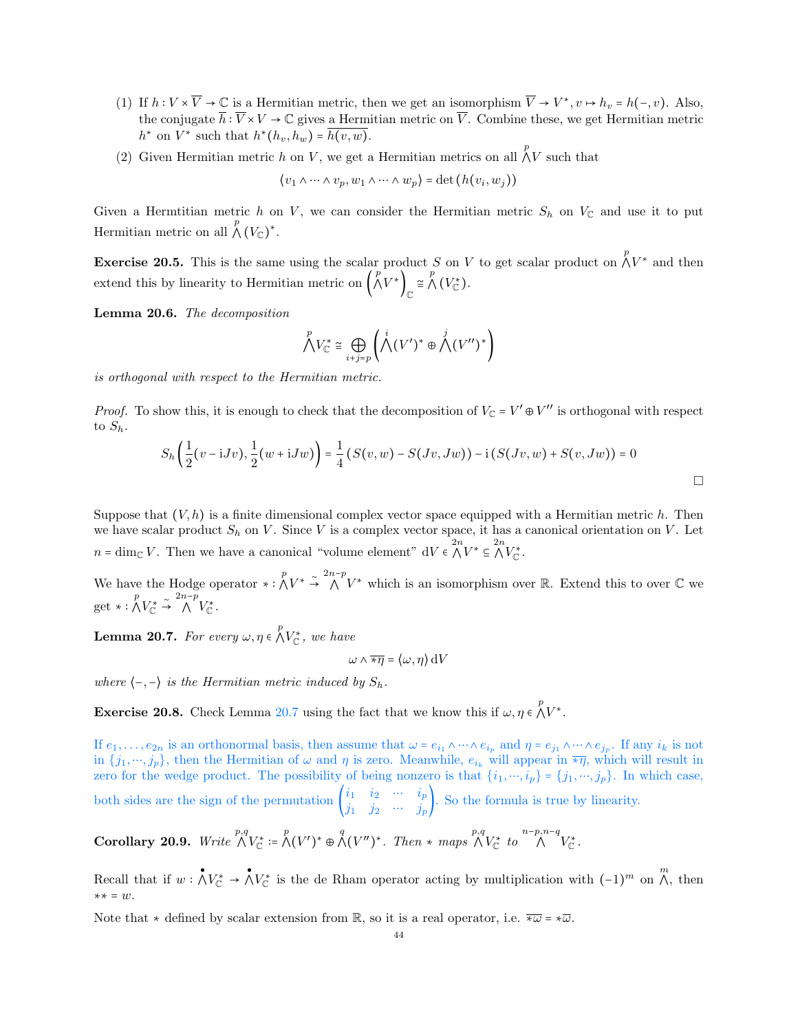(1) If $h : V \times \overline{V} \to \mathbb{C}$ is a Hermitian metric, then we get an isomorphism $\overline{V} \to V^*, v \mapsto h_v = h(-,v)$. Also, the conjugate $\overline{h} : \overline{V} \times V \to \mathbb{C}$ gives a Hermitian metric on $\overline{V}$. Combine these, we get Hermitian metric $h^*$ on $V^*$ such that $h^*(h_v, h_w) = \overline{h(v,w)}$.

(2) Given Hermitian metric $h$ on $V$, we get a Hermitian metrics on all $\overset{p}{\wedge} V$ such that

$$\langle v_1 \wedge \cdots \wedge v_p, w_1 \wedge \cdots \wedge w_p \rangle = \det \left( h(v_i, w_j) \right)$$

Given a Hermtitian metric $h$ on $V$, we can consider the Hermitian metric $S_h$ on $V_{\mathbb{C}}$ and use it to put Hermitian metric on all $\overset{p}{\wedge} (V_{\mathbb{C}})^*$.

**Exercise 20.5.** This is the same using the scalar product $S$ on $V$ to get scalar product on $\overset{p}{\wedge} V^*$ and then extend this by linearity to Hermitian metric on $\left( \overset{p}{\wedge} V^* \right)_{\mathbb{C}} \cong \overset{p}{\wedge} (V_{\mathbb{C}}^*)$.

**Lemma 20.6.** *The decomposition*

$$\overset{p}{\bigwedge} V_{\mathbb{C}}^* \cong \bigoplus_{i+j=p} \left( \overset{i}{\bigwedge} (V')^* \oplus \overset{j}{\bigwedge} (V'')^* \right)$$

*is orthogonal with respect to the Hermitian metric.*

*Proof.* To show this, it is enough to check that the decomposition of $V_{\mathbb{C}} = V' \oplus V''$ is orthogonal with respect to $S_h$.

$$S_h \left( \frac{1}{2}(v - \mathrm{i}Jv), \frac{1}{2}(w + \mathrm{i}Jw) \right) = \frac{1}{4} \left( S(v,w) - S(Jv, Jw) \right) - \mathrm{i} \left( S(Jv, w) + S(v, Jw) \right) = 0$$

□

Suppose that $(V, h)$ is a finite dimensional complex vector space equipped with a Hermitian metric $h$. Then we have scalar product $S_h$ on $V$. Since $V$ is a complex vector space, it has a canonical orientation on $V$. Let $n = \dim_{\mathbb{C}} V$. Then we have a canonical "volume element" $\mathrm{d}V \in \overset{2n}{\wedge} V^* \subseteq \overset{2n}{\wedge} V_{\mathbb{C}}^*$.

We have the Hodge operator $* : \overset{p}{\wedge} V^* \overset{\sim}{\to} \overset{2n-p}{\wedge} V^*$ which is an isomorphism over $\mathbb{R}$. Extend this to over $\mathbb{C}$ we get $* : \overset{p}{\wedge} V_{\mathbb{C}}^* \overset{\sim}{\to} \overset{2n-p}{\wedge} V_{\mathbb{C}}^*$.

**Lemma 20.7.** *For every $\omega, \eta \in \overset{p}{\wedge} V_{\mathbb{C}}^*$, we have*

$$\omega \wedge \overline{*\eta} = \langle \omega, \eta \rangle \,\mathrm{d}V$$

*where $\langle -, - \rangle$ is the Hermitian metric induced by $S_h$.*

**Exercise 20.8.** Check Lemma 20.7 using the fact that we know this if $\omega, \eta \in \overset{p}{\wedge} V^*$.

If $e_1, \ldots, e_{2n}$ is an orthonormal basis, then assume that $\omega = e_{i_1} \wedge \cdots \wedge e_{i_p}$ and $\eta = e_{j_1} \wedge \cdots \wedge e_{j_p}$. If any $i_k$ is not in $\{j_1, \cdots, j_p\}$, then the Hermitian of $\omega$ and $\eta$ is zero. Meanwhile, $e_{i_k}$ will appear in $\overline{*\eta}$, which will result in zero for the wedge product. The possibility of being nonzero is that $\{i_1, \cdots, i_p\} = \{j_1, \cdots, j_p\}$. In which case, both sides are the sign of the permutation $\begin{pmatrix} i_1 & i_2 & \cdots & i_p \\ j_1 & j_2 & \cdots & j_p \end{pmatrix}$. So the formula is true by linearity.

**Corollary 20.9.** *Write $\overset{p,q}{\wedge} V_{\mathbb{C}}^* := \overset{p}{\wedge} (V')^* \oplus \overset{q}{\wedge} (V'')^*$. Then $*$ maps $\overset{p,q}{\wedge} V_{\mathbb{C}}^*$ to $\overset{n-p,n-q}{\wedge} V_{\mathbb{C}}^*$.*

Recall that if $w : \overset{\bullet}{\wedge} V_{\mathbb{C}}^* \to \overset{\bullet}{\wedge} V_{\mathbb{C}}^*$ is the de Rham operator acting by multiplication with $(-1)^m$ on $\overset{m}{\wedge}$, then $** = w$.

Note that $*$ defined by scalar extension from $\mathbb{R}$, so it is a real operator, i.e. $\overline{*\omega} = *\overline{\omega}$.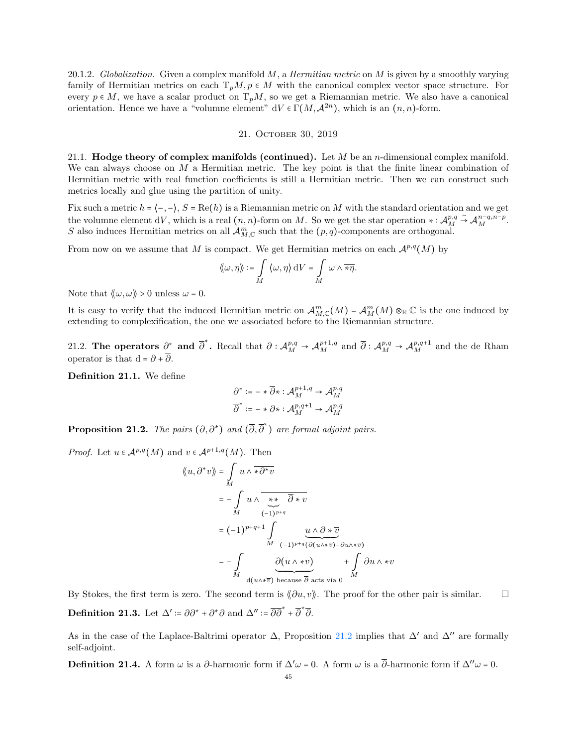20.1.2. *Globalization.* Given a complex manifold $M$, a *Hermitian metric* on $M$ is given by a smoothly varying family of Hermitian metrics on each $\mathrm{T}_pM, p \in M$ with the canonical complex vector space structure. For every $p \in M$, we have a scalar product on $\mathrm{T}_pM$, so we get a Riemannian metric. We also have a canonical orientation. Hence we have a "volumne element" $\mathrm{d}V \in \Gamma(M, \mathcal{A}^{2n})$, which is an $(n,n)$-form.

## 21. October 30, 2019

21.1. **Hodge theory of complex manifolds (continued).** Let $M$ be an $n$-dimensional complex manifold. We can always choose on $M$ a Hermitian metric. The key point is that the finite linear combination of Hermitian metric with real function coefficients is still a Hermitian metric. Then we can construct such metrics locally and glue using the partition of unity.

Fix such a metric $h = \langle -,- \rangle$, $S = \mathrm{Re}(h)$ is a Riemannian metric on $M$ with the standard orientation and we get the volumne element $\mathrm{d}V$, which is a real $(n,n)$-form on $M$. So we get the star operation $* : \mathcal{A}_M^{p,q} \xrightarrow{\sim} \mathcal{A}_M^{n-q,n-p}$. $S$ also induces Hermitian metrics on all $\mathcal{A}_{M,\mathbb{C}}^m$ such that the $(p,q)$-components are orthogonal.

From now on we assume that $M$ is compact. We get Hermitian metrics on each $\mathcal{A}^{p,q}(M)$ by

$$\langle\!\langle \omega, \eta \rangle\!\rangle := \int_M \langle \omega, \eta \rangle \,\mathrm{d}V = \int_M \omega \wedge \overline{*\eta}.$$

Note that $\langle\!\langle \omega, \omega \rangle\!\rangle > 0$ unless $\omega = 0$.

It is easy to verify that the induced Hermitian metric on $\mathcal{A}_{M,\mathbb{C}}^m(M) = \mathcal{A}_M^m(M) \otimes_{\mathbb{R}} \mathbb{C}$ is the one induced by extending to complexification, the one we associated before to the Riemannian structure.

21.2. **The operators $\partial^*$ and $\overline{\partial}^*$.** Recall that $\partial : \mathcal{A}_M^{p,q} \to \mathcal{A}_M^{p+1,q}$ and $\overline{\partial} : \mathcal{A}_M^{p,q} \to \mathcal{A}_M^{p,q+1}$ and the de Rham operator is that $\mathrm{d} = \partial + \overline{\partial}$.

**Definition 21.1.** We define

$$\partial^* := - * \overline{\partial} * : \mathcal{A}_M^{p+1,q} \to \mathcal{A}_M^{p,q}$$
$$\overline{\partial}^* := - * \partial * : \mathcal{A}_M^{p,q+1} \to \mathcal{A}_M^{p,q}$$

**Proposition 21.2.** *The pairs $(\partial, \partial^*)$ and $(\overline{\partial}, \overline{\partial}^*)$ are formal adjoint pairs.*

*Proof.* Let $u \in \mathcal{A}^{p,q}(M)$ and $v \in \mathcal{A}^{p+1,q}(M)$. Then

$$\begin{aligned}
\langle\!\langle u, \partial^* v \rangle\!\rangle &= \int_M u \wedge \overline{*\partial^* v} \\
&= -\int_M u \wedge \overline{\underbrace{**}_{(-1)^{p+q}} \overline{\partial} * v} \\
&= (-1)^{p+q+1} \int_M \underbrace{u \wedge \partial * \overline{v}}_{(-1)^{p+q}(\partial(u \wedge * \overline{v}) - \partial u \wedge * \overline{v})} \\
&= -\int_M \underbrace{\partial(u \wedge * \overline{v})}_{\mathrm{d}(u \wedge * \overline{v}) \text{ because } \overline{\partial} \text{ acts via } 0} + \int_M \partial u \wedge * \overline{v}
\end{aligned}$$

By Stokes, the first term is zero. The second term is $\langle\!\langle \partial u, v \rangle\!\rangle$. The proof for the other pair is similar. $\square$

**Definition 21.3.** Let $\Delta' := \partial\partial^* + \partial^*\partial$ and $\Delta'' := \overline{\partial}\overline{\partial}^* + \overline{\partial}^*\overline{\partial}$.

As in the case of the Laplace-Baltrimi operator $\Delta$, Proposition 21.2 implies that $\Delta'$ and $\Delta''$ are formally self-adjoint.

**Definition 21.4.** A form $\omega$ is a $\partial$-harmonic form if $\Delta'\omega = 0$. A form $\omega$ is a $\overline{\partial}$-harmonic form if $\Delta''\omega = 0$.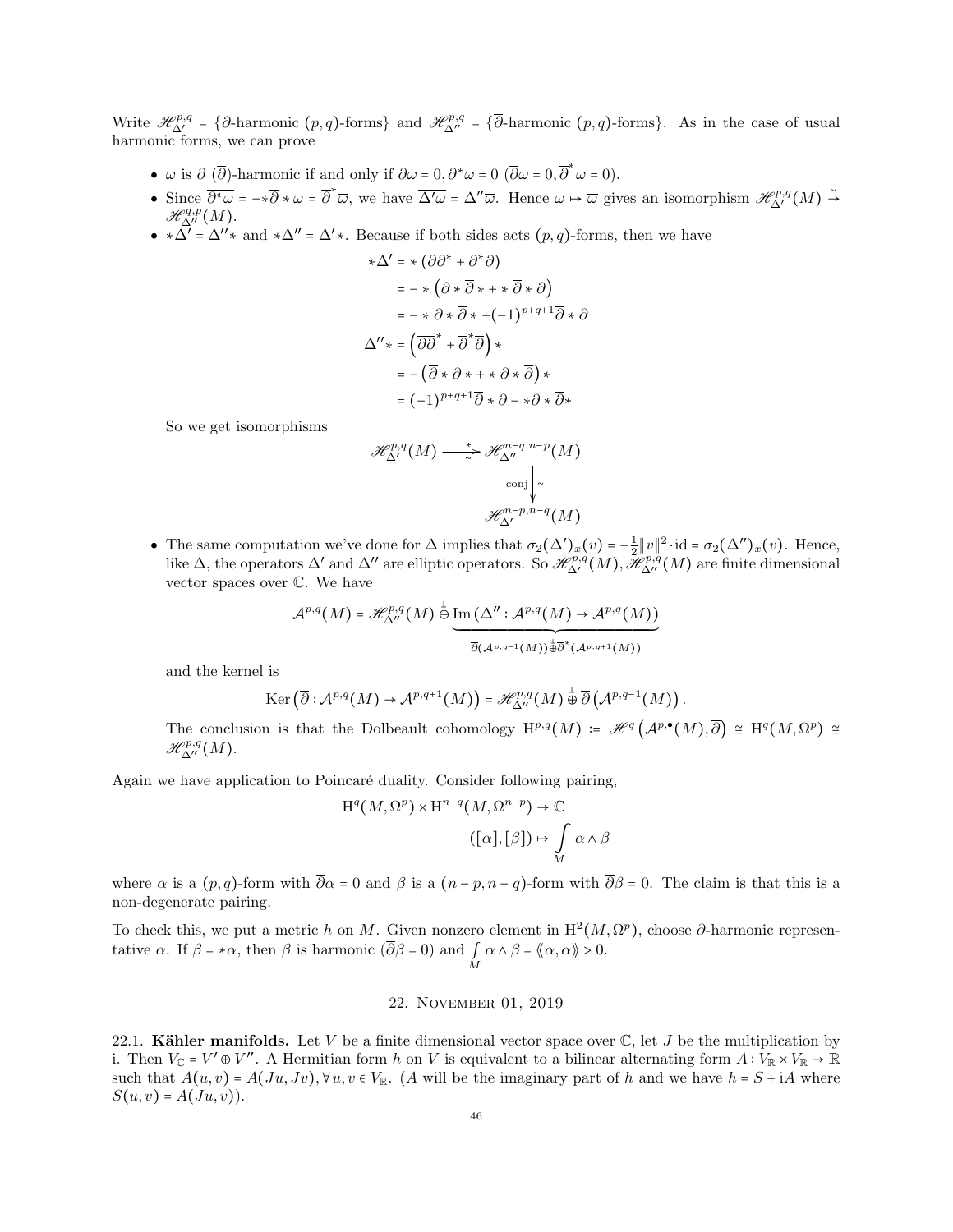Write $\mathscr{H}^{p,q}_{\Delta'} = \{\partial\text{-harmonic } (p,q)\text{-forms}\}$ and $\mathscr{H}^{p,q}_{\Delta''} = \{\overline{\partial}\text{-harmonic } (p,q)\text{-forms}\}$. As in the case of usual harmonic forms, we can prove

- $\omega$ is $\partial$ ($\overline{\partial}$)-harmonic if and only if $\partial\omega = 0, \partial^*\omega = 0$ ($\overline{\partial}\omega = 0, \overline{\partial}^*\omega = 0$).
- Since $\overline{\partial^*\omega} = -\overline{*\overline{\partial} * \omega} = \overline{\partial}^*\overline{\omega}$, we have $\overline{\Delta'\omega} = \Delta''\overline{\omega}$. Hence $\omega \mapsto \overline{\omega}$ gives an isomorphism $\mathscr{H}^{p,q}_{\Delta'}(M) \xrightarrow{\sim} \mathscr{H}^{q,p}_{\Delta''}(M)$.
- $*\Delta' = \Delta''*$ and $*\Delta'' = \Delta'*$. Because if both sides acts $(p,q)$-forms, then we have

$$\begin{aligned}
*\Delta' &= *\left(\partial\partial^* + \partial^*\partial\right) \\
&= -*\left(\partial * \overline{\partial} * + * \overline{\partial} * \partial\right) \\
&= -* \partial * \overline{\partial} * + (-1)^{p+q+1}\overline{\partial} * \partial \\
\Delta''* &= \left(\overline{\partial}\overline{\partial}^* + \overline{\partial}^*\overline{\partial}\right)* \\
&= -\left(\overline{\partial} * \partial * + * \partial * \overline{\partial}\right)* \\
&= (-1)^{p+q+1}\overline{\partial} * \partial - *\partial * \overline{\partial}*
\end{aligned}$$

  So we get isomorphisms

$$\begin{array}{ccc}
\mathscr{H}^{p,q}_{\Delta'}(M) & \xrightarrow[\sim]{*} & \mathscr{H}^{n-q,n-p}_{\Delta''}(M) \\
& & \Big\downarrow \text{conj}\ \wr \\
& & \mathscr{H}^{n-p,n-q}_{\Delta'}(M)
\end{array}$$

- The same computation we've done for $\Delta$ implies that $\sigma_2(\Delta')_x(v) = -\frac{1}{2}\|v\|^2 \cdot \mathrm{id} = \sigma_2(\Delta'')_x(v)$. Hence, like $\Delta$, the operators $\Delta'$ and $\Delta''$ are elliptic operators. So $\mathscr{H}^{p,q}_{\Delta'}(M), \mathscr{H}^{p,q}_{\Delta''}(M)$ are finite dimensional vector spaces over $\mathbb{C}$. We have

$$\mathcal{A}^{p,q}(M) = \mathscr{H}^{p,q}_{\Delta''}(M) \overset{\perp}{\oplus} \underbrace{\mathrm{Im}\left(\Delta'' : \mathcal{A}^{p,q}(M) \to \mathcal{A}^{p,q}(M)\right)}_{\overline{\partial}(\mathcal{A}^{p,q-1}(M)) \overset{\perp}{\oplus} \overline{\partial}^*(\mathcal{A}^{p,q+1}(M))}$$

  and the kernel is

$$\mathrm{Ker}\left(\overline{\partial} : \mathcal{A}^{p,q}(M) \to \mathcal{A}^{p,q+1}(M)\right) = \mathscr{H}^{p,q}_{\Delta''}(M) \overset{\perp}{\oplus} \overline{\partial}\left(\mathcal{A}^{p,q-1}(M)\right).$$

  The conclusion is that the Dolbeault cohomology $\mathrm{H}^{p,q}(M) := \mathscr{H}^q\left(\mathcal{A}^{p,\bullet}(M), \overline{\partial}\right) \cong \mathrm{H}^q(M, \Omega^p) \cong \mathscr{H}^{p,q}_{\Delta''}(M)$.

Again we have application to Poincaré duality. Consider following pairing,

$$\begin{aligned}
\mathrm{H}^q(M, \Omega^p) \times \mathrm{H}^{n-q}(M, \Omega^{n-p}) &\to \mathbb{C} \\
([\alpha], [\beta]) &\mapsto \int_M \alpha \wedge \beta
\end{aligned}$$

where $\alpha$ is a $(p,q)$-form with $\overline{\partial}\alpha = 0$ and $\beta$ is a $(n-p, n-q)$-form with $\overline{\partial}\beta = 0$. The claim is that this is a non-degenerate pairing.

To check this, we put a metric $h$ on $M$. Given nonzero element in $\mathrm{H}^2(M, \Omega^p)$, choose $\overline{\partial}$-harmonic representative $\alpha$. If $\beta = \overline{*\alpha}$, then $\beta$ is harmonic ($\overline{\partial}\beta = 0$) and $\int_M \alpha \wedge \beta = \langle\!\langle \alpha, \alpha \rangle\!\rangle > 0$.

## 22. November 01, 2019

**22.1. Kähler manifolds.** Let $V$ be a finite dimensional vector space over $\mathbb{C}$, let $J$ be the multiplication by i. Then $V_{\mathbb{C}} = V' \oplus V''$. A Hermitian form $h$ on $V$ is equivalent to a bilinear alternating form $A : V_{\mathbb{R}} \times V_{\mathbb{R}} \to \mathbb{R}$ such that $A(u,v) = A(Ju, Jv), \forall u, v \in V_{\mathbb{R}}$. ($A$ will be the imaginary part of $h$ and we have $h = S + \mathrm{i}A$ where $S(u,v) = A(Ju, v)$).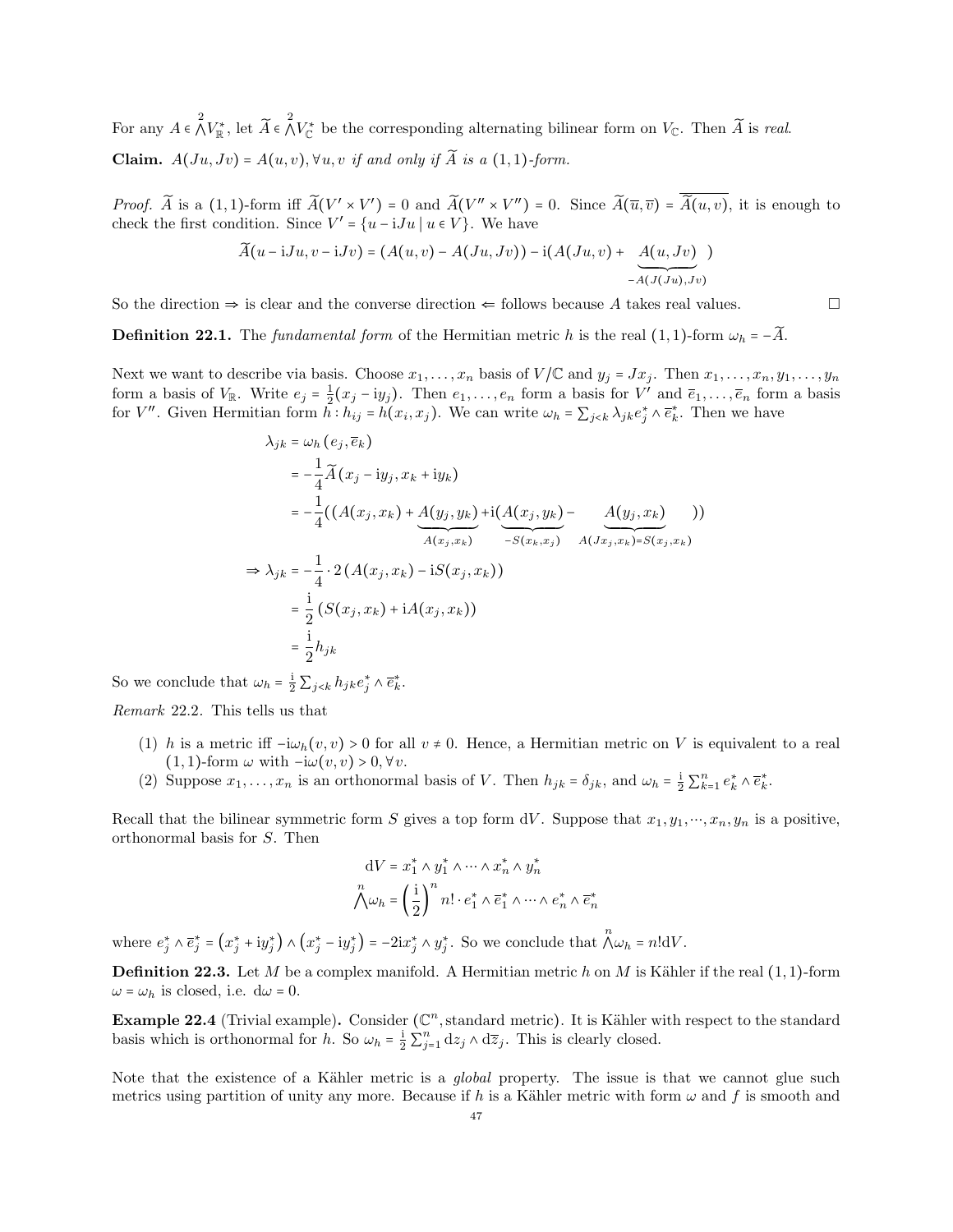For any $A \in \bigwedge^2 V_{\mathbb{R}}^*$, let $\widetilde{A} \in \bigwedge^2 V_{\mathbb{C}}^*$ be the corresponding alternating bilinear form on $V_{\mathbb{C}}$. Then $\widetilde{A}$ is *real*.

**Claim.** *$A(Ju, Jv) = A(u,v), \forall u, v$ if and only if $\widetilde{A}$ is a $(1,1)$-form.*

*Proof.* $\widetilde{A}$ is a $(1,1)$-form iff $\widetilde{A}(V' \times V') = 0$ and $\widetilde{A}(V'' \times V'') = 0$. Since $\widetilde{A}(\overline{u}, \overline{v}) = \overline{\widetilde{A}(u,v)}$, it is enough to check the first condition. Since $V' = \{u - \mathrm{i}Ju \mid u \in V\}$. We have

$$\widetilde{A}(u - \mathrm{i}Ju, v - \mathrm{i}Jv) = (A(u,v) - A(Ju, Jv)) - \mathrm{i}(A(Ju, v) + \underbrace{A(u, Jv)}_{-A(J(Ju), Jv)})$$

So the direction $\Rightarrow$ is clear and the converse direction $\Leftarrow$ follows because $A$ takes real values. $\square$

**Definition 22.1.** The *fundamental form* of the Hermitian metric $h$ is the real $(1,1)$-form $\omega_h = -\widetilde{A}$.

Next we want to describe via basis. Choose $x_1, \dots, x_n$ basis of $V/\mathbb{C}$ and $y_j = Jx_j$. Then $x_1, \dots, x_n, y_1, \dots, y_n$ form a basis of $V_{\mathbb{R}}$. Write $e_j = \frac{1}{2}(x_j - \mathrm{i}y_j)$. Then $e_1, \dots, e_n$ form a basis for $V'$ and $\overline{e}_1, \dots, \overline{e}_n$ form a basis for $V''$. Given Hermitian form $h : h_{ij} = h(x_i, x_j)$. We can write $\omega_h = \sum_{j<k} \lambda_{jk} e_j^* \wedge \overline{e}_k^*$. Then we have

$$\begin{aligned}
\lambda_{jk} &= \omega_h(e_j, \overline{e}_k) \\
&= -\frac{1}{4}\widetilde{A}(x_j - \mathrm{i}y_j, x_k + \mathrm{i}y_k) \\
&= -\frac{1}{4}((A(x_j, x_k) + \underbrace{A(y_j, y_k)}_{A(x_j, x_k)} + \mathrm{i}(\underbrace{A(x_j, y_k)}_{-S(x_k, x_j)} - \underbrace{A(y_j, x_k)}_{A(Jx_j, x_k) = S(x_j, x_k)})) \\
\Rightarrow \lambda_{jk} &= -\frac{1}{4} \cdot 2\,(A(x_j, x_k) - \mathrm{i}S(x_j, x_k)) \\
&= \frac{\mathrm{i}}{2}\,(S(x_j, x_k) + \mathrm{i}A(x_j, x_k)) \\
&= \frac{\mathrm{i}}{2} h_{jk}
\end{aligned}$$

So we conclude that $\omega_h = \frac{\mathrm{i}}{2}\sum_{j<k} h_{jk} e_j^* \wedge \overline{e}_k^*$.

*Remark* 22.2. This tells us that

1. $h$ is a metric iff $-\mathrm{i}\omega_h(v, v) > 0$ for all $v \neq 0$. Hence, a Hermitian metric on $V$ is equivalent to a real $(1,1)$-form $\omega$ with $-\mathrm{i}\omega(v,v) > 0, \forall v$.
2. Suppose $x_1, \dots, x_n$ is an orthonormal basis of $V$. Then $h_{jk} = \delta_{jk}$, and $\omega_h = \frac{\mathrm{i}}{2}\sum_{k=1}^n e_k^* \wedge \overline{e}_k^*$.

Recall that the bilinear symmetric form $S$ gives a top form $\mathrm{d}V$. Suppose that $x_1, y_1, \cdots, x_n, y_n$ is a positive, orthonormal basis for $S$. Then

$$\mathrm{d}V = x_1^* \wedge y_1^* \wedge \cdots \wedge x_n^* \wedge y_n^*$$
$$\bigwedge^n \omega_h = \left(\frac{\mathrm{i}}{2}\right)^n n! \cdot e_1^* \wedge \overline{e}_1^* \wedge \cdots \wedge e_n^* \wedge \overline{e}_n^*$$

where $e_j^* \wedge \overline{e}_j^* = (x_j^* + \mathrm{i}y_j^*) \wedge (x_j^* - \mathrm{i}y_j^*) = -2\mathrm{i}x_j^* \wedge y_j^*$. So we conclude that $\bigwedge^n \omega_h = n!\mathrm{d}V$.

**Definition 22.3.** Let $M$ be a complex manifold. A Hermitian metric $h$ on $M$ is Kähler if the real $(1,1)$-form $\omega = \omega_h$ is closed, i.e. $\mathrm{d}\omega = 0$.

**Example 22.4** (Trivial example)**.** Consider $(\mathbb{C}^n, \text{standard metric})$. It is Kähler with respect to the standard basis which is orthonormal for $h$. So $\omega_h = \frac{\mathrm{i}}{2}\sum_{j=1}^n \mathrm{d}z_j \wedge \mathrm{d}\overline{z}_j$. This is clearly closed.

Note that the existence of a Kähler metric is a *global* property. The issue is that we cannot glue such metrics using partition of unity any more. Because if $h$ is a Kähler metric with form $\omega$ and $f$ is smooth and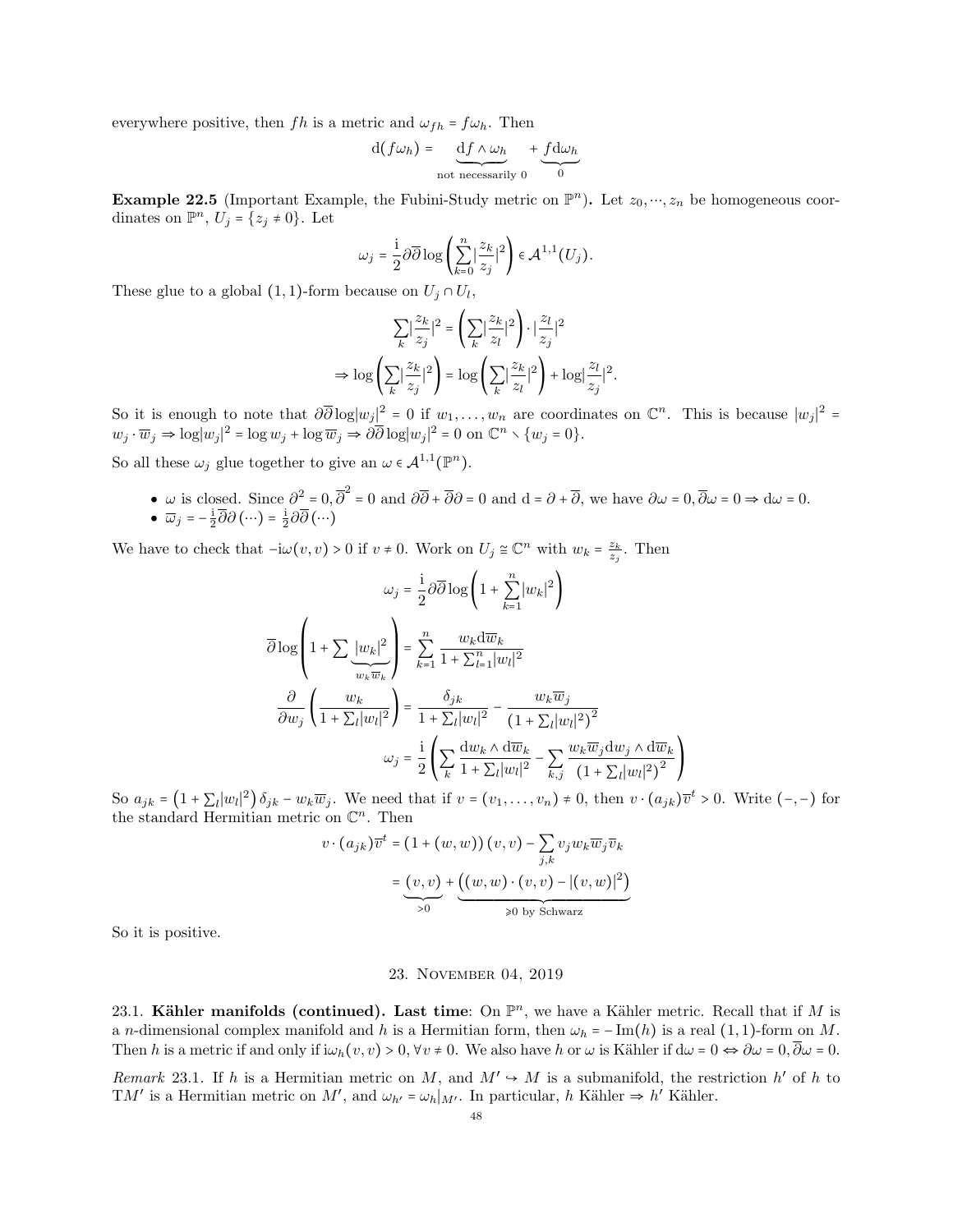everywhere positive, then $fh$ is a metric and $\omega_{fh} = f\omega_h$. Then

$$\mathrm{d}(f\omega_h) = \underbrace{\mathrm{d}f \wedge \omega_h}_{\text{not necessarily } 0} + \underbrace{f\mathrm{d}\omega_h}_{0}$$

**Example 22.5** (Important Example, the Fubini-Study metric on $\mathbb{P}^n$)**.** Let $z_0, \cdots, z_n$ be homogeneous coordinates on $\mathbb{P}^n$, $U_j = \{z_j \neq 0\}$. Let

$$\omega_j = \frac{\mathrm{i}}{2}\partial\overline{\partial}\log\left(\sum_{k=0}^{n}\left|\frac{z_k}{z_j}\right|^2\right) \in \mathcal{A}^{1,1}(U_j).$$

These glue to a global $(1,1)$-form because on $U_j \cap U_l$,

$$\sum_k \left|\frac{z_k}{z_j}\right|^2 = \left(\sum_k \left|\frac{z_k}{z_l}\right|^2\right) \cdot \left|\frac{z_l}{z_j}\right|^2$$

$$\Rightarrow \log\left(\sum_k \left|\frac{z_k}{z_j}\right|^2\right) = \log\left(\sum_k \left|\frac{z_k}{z_l}\right|^2\right) + \log\left|\frac{z_l}{z_j}\right|^2.$$

So it is enough to note that $\partial\overline{\partial}\log|w_j|^2 = 0$ if $w_1, \ldots, w_n$ are coordinates on $\mathbb{C}^n$. This is because $|w_j|^2 = w_j \cdot \overline{w}_j \Rightarrow \log|w_j|^2 = \log w_j + \log \overline{w}_j \Rightarrow \partial\overline{\partial}\log|w_j|^2 = 0$ on $\mathbb{C}^n \setminus \{w_j = 0\}$.

So all these $\omega_j$ glue together to give an $\omega \in \mathcal{A}^{1,1}(\mathbb{P}^n)$.

- $\omega$ is closed. Since $\partial^2 = 0, \overline{\partial}^2 = 0$ and $\partial\overline{\partial} + \overline{\partial}\partial = 0$ and $\mathrm{d} = \partial + \overline{\partial}$, we have $\partial\omega = 0, \overline{\partial}\omega = 0 \Rightarrow \mathrm{d}\omega = 0$.
- $\overline{\omega}_j = -\frac{\mathrm{i}}{2}\overline{\partial}\partial(\cdots) = \frac{\mathrm{i}}{2}\partial\overline{\partial}(\cdots)$

We have to check that $-\mathrm{i}\omega(v,v) > 0$ if $v \neq 0$. Work on $U_j \cong \mathbb{C}^n$ with $w_k = \frac{z_k}{z_j}$. Then

$$\omega_j = \frac{\mathrm{i}}{2}\partial\overline{\partial}\log\left(1 + \sum_{k=1}^{n}|w_k|^2\right)$$

$$\overline{\partial}\log\left(1 + \sum \underbrace{|w_k|^2}_{w_k\overline{w}_k}\right) = \sum_{k=1}^{n}\frac{w_k \mathrm{d}\overline{w}_k}{1 + \sum_{l=1}^{n}|w_l|^2}$$

$$\frac{\partial}{\partial w_j}\left(\frac{w_k}{1 + \sum_l |w_l|^2}\right) = \frac{\delta_{jk}}{1 + \sum_l |w_l|^2} - \frac{w_k\overline{w}_j}{\left(1 + \sum_l |w_l|^2\right)^2}$$

$$\omega_j = \frac{\mathrm{i}}{2}\left(\sum_k \frac{\mathrm{d}w_k \wedge \mathrm{d}\overline{w}_k}{1 + \sum_l |w_l|^2} - \sum_{k,j}\frac{w_k\overline{w}_j \mathrm{d}w_j \wedge \mathrm{d}\overline{w}_k}{\left(1 + \sum_l |w_l|^2\right)^2}\right)$$

So $a_{jk} = \left(1 + \sum_l |w_l|^2\right)\delta_{jk} - w_k\overline{w}_j$. We need that if $v = (v_1, \ldots, v_n) \neq 0$, then $v \cdot (a_{jk})\overline{v}^t > 0$. Write $(-,-)$ for the standard Hermitian metric on $\mathbb{C}^n$. Then

$$v \cdot (a_{jk})\overline{v}^t = (1 + (w,w))(v,v) - \sum_{j,k} v_j w_k \overline{w}_j \overline{v}_k$$

$$= \underbrace{(v,v)}_{>0} + \underbrace{\left((w,w) \cdot (v,v) - |(v,w)|^2\right)}_{\geqslant 0 \text{ by Schwarz}}$$

So it is positive.

## 23. November 04, 2019

23.1. **Kähler manifolds (continued). Last time**: On $\mathbb{P}^n$, we have a Kähler metric. Recall that if $M$ is a $n$-dimensional complex manifold and $h$ is a Hermitian form, then $\omega_h = -\operatorname{Im}(h)$ is a real $(1,1)$-form on $M$. Then $h$ is a metric if and only if $\mathrm{i}\omega_h(v,v) > 0, \forall v \neq 0$. We also have $h$ or $\omega$ is Kähler if $\mathrm{d}\omega = 0 \Leftrightarrow \partial\omega = 0, \overline{\partial}\omega = 0$.

*Remark* 23.1. If $h$ is a Hermitian metric on $M$, and $M' \hookrightarrow M$ is a submanifold, the restriction $h'$ of $h$ to $\mathrm{T}M'$ is a Hermitian metric on $M'$, and $\omega_{h'} = \omega_h|_{M'}$. In particular, $h$ Kähler $\Rightarrow h'$ Kähler.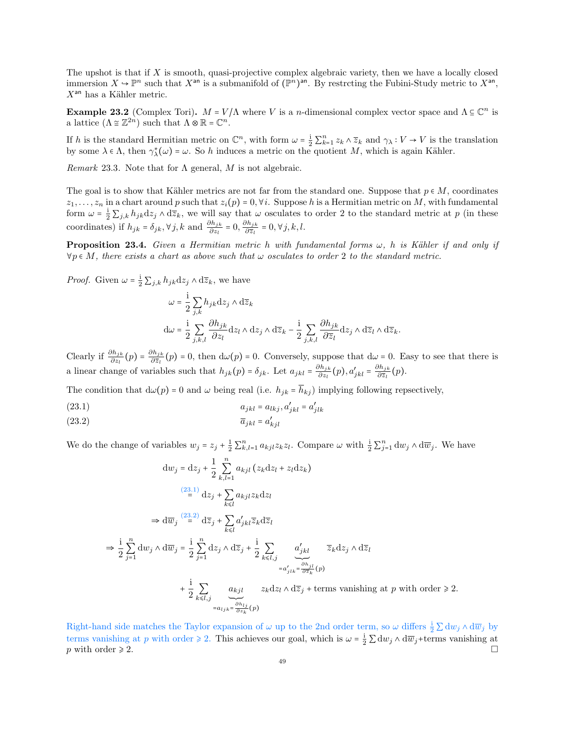The upshot is that if $X$ is smooth, quasi-projective complex algebraic variety, then we have a locally closed immersion $X \hookrightarrow \mathbb{P}^n$ such that $X^{\mathsf{an}}$ is a submanifold of $(\mathbb{P}^n)^{\mathsf{an}}$. By restrcting the Fubini-Study metric to $X^{\mathsf{an}}$, $X^{\mathsf{an}}$ has a Kähler metric.

**Example 23.2** (Complex Tori)**.** $M = V/\Lambda$ where $V$ is a $n$-dimensional complex vector space and $\Lambda \subseteq \mathbb{C}^n$ is a lattice ($\Lambda \cong \mathbb{Z}^{2n}$) such that $\Lambda \otimes \mathbb{R} = \mathbb{C}^n$.

If $h$ is the standard Hermitian metric on $\mathbb{C}^n$, with form $\omega = \frac{\mathrm{i}}{2}\sum_{k=1}^n z_k \wedge \overline{z}_k$ and $\gamma_\lambda : V \to V$ is the translation by some $\lambda \in \Lambda$, then $\gamma_\lambda^*(\omega) = \omega$. So $h$ induces a metric on the quotient $M$, which is again Kähler.

*Remark* 23.3. Note that for $\Lambda$ general, $M$ is not algebraic.

The goal is to show that Kähler metrics are not far from the standard one. Suppose that $p \in M$, coordinates $z_1, \dots, z_n$ in a chart around $p$ such that $z_i(p) = 0, \forall i$. Suppose $h$ is a Hermitian metric on $M$, with fundamental form $\omega = \frac{\mathrm{i}}{2}\sum_{j,k} h_{jk} \mathrm{d}z_j \wedge \mathrm{d}\overline{z}_k$, we will say that $\omega$ osculates to order 2 to the standard metric at $p$ (in these coordinates) if $h_{jk} = \delta_{jk}, \forall j,k$ and $\frac{\partial h_{jk}}{\partial z_l} = 0, \frac{\partial h_{jk}}{\partial \overline{z}_l} = 0, \forall j,k,l$.

**Proposition 23.4.** *Given a Hermitian metric $h$ with fundamental forms $\omega$, $h$ is Kähler if and only if $\forall p \in M$, there exists a chart as above such that $\omega$ osculates to order 2 to the standard metric.*

*Proof.* Given $\omega = \frac{\mathrm{i}}{2}\sum_{j,k} h_{jk} \mathrm{d}z_j \wedge \mathrm{d}\overline{z}_k$, we have

$$\omega = \frac{\mathrm{i}}{2}\sum_{j,k} h_{jk} \mathrm{d}z_j \wedge \mathrm{d}\overline{z}_k$$

$$\mathrm{d}\omega = \frac{\mathrm{i}}{2}\sum_{j,k,l} \frac{\partial h_{jk}}{\partial z_l} \mathrm{d}z_l \wedge \mathrm{d}z_j \wedge \mathrm{d}\overline{z}_k - \frac{\mathrm{i}}{2}\sum_{j,k,l} \frac{\partial h_{jk}}{\partial \overline{z}_l} \mathrm{d}z_j \wedge \mathrm{d}\overline{z}_l \wedge \mathrm{d}\overline{z}_k.$$

Clearly if $\frac{\partial h_{jk}}{\partial z_l}(p) = \frac{\partial h_{jk}}{\partial \overline{z}_l}(p) = 0$, then $\mathrm{d}\omega(p) = 0$. Conversely, suppose that $\mathrm{d}\omega = 0$. Easy to see that there is a linear change of variables such that $h_{jk}(p) = \delta_{jk}$. Let $a_{jkl} = \frac{\partial h_{jk}}{\partial z_l}(p), a'_{jkl} = \frac{\partial h_{jk}}{\partial \overline{z}_l}(p)$.

The condition that $\mathrm{d}\omega(p) = 0$ and $\omega$ being real (i.e. $h_{jk} = \overline{h}_{kj}$) implying following repsectively,

$$a_{jkl} = a_{lkj}, a'_{jkl} = a'_{jlk} \tag{23.1}$$

$$\overline{a}_{jkl} = a'_{kjl} \tag{23.2}$$

We do the change of variables $w_j = z_j + \frac{1}{2}\sum_{k,l=1}^n a_{kjl} z_k z_l$. Compare $\omega$ with $\frac{\mathrm{i}}{2}\sum_{j=1}^n \mathrm{d}w_j \wedge \mathrm{d}\overline{w}_j$. We have

$$\begin{aligned}
\mathrm{d}w_j &= \mathrm{d}z_j + \frac{1}{2}\sum_{k,l=1}^n a_{kjl}\left(z_k \mathrm{d}z_l + z_l \mathrm{d}z_k\right) \\
&\overset{(23.1)}{=} \mathrm{d}z_j + \sum_{k \leqslant l} a_{kjl} z_k \mathrm{d}z_l \\
\Rightarrow \mathrm{d}\overline{w}_j &\overset{(23.2)}{=} \mathrm{d}\overline{z}_j + \sum_{k \leqslant l} a'_{jkl} \overline{z}_k \mathrm{d}\overline{z}_l \\
\Rightarrow \frac{\mathrm{i}}{2}\sum_{j=1}^n \mathrm{d}w_j \wedge \mathrm{d}\overline{w}_j &= \frac{\mathrm{i}}{2}\sum_{j=1}^n \mathrm{d}z_j \wedge \mathrm{d}\overline{z}_j + \frac{\mathrm{i}}{2}\sum_{k \leqslant l, j} \underbrace{a'_{jkl}}_{= a'_{jlk} = \frac{\partial h_{jl}}{\partial \overline{z}_k}(p)} \overline{z}_k \mathrm{d}z_j \wedge \mathrm{d}\overline{z}_l \\
&\quad + \frac{\mathrm{i}}{2}\sum_{k \leqslant l, j} \underbrace{a_{kjl}}_{= a_{ljk} = \frac{\partial h_{lj}}{\partial z_k}(p)} z_k \mathrm{d}z_l \wedge \mathrm{d}\overline{z}_j + \text{terms vanishing at } p \text{ with order} \geqslant 2.
\end{aligned}$$

Right-hand side matches the Taylor expansion of $\omega$ up to the 2nd order term, so $\omega$ differs $\frac{\mathrm{i}}{2}\sum \mathrm{d}w_j \wedge \mathrm{d}\overline{w}_j$ by terms vanishing at $p$ with order $\geqslant 2$. This achieves our goal, which is $\omega = \frac{\mathrm{i}}{2}\sum \mathrm{d}w_j \wedge \mathrm{d}\overline{w}_j$+terms vanishing at $p$ with order $\geqslant 2$. ☐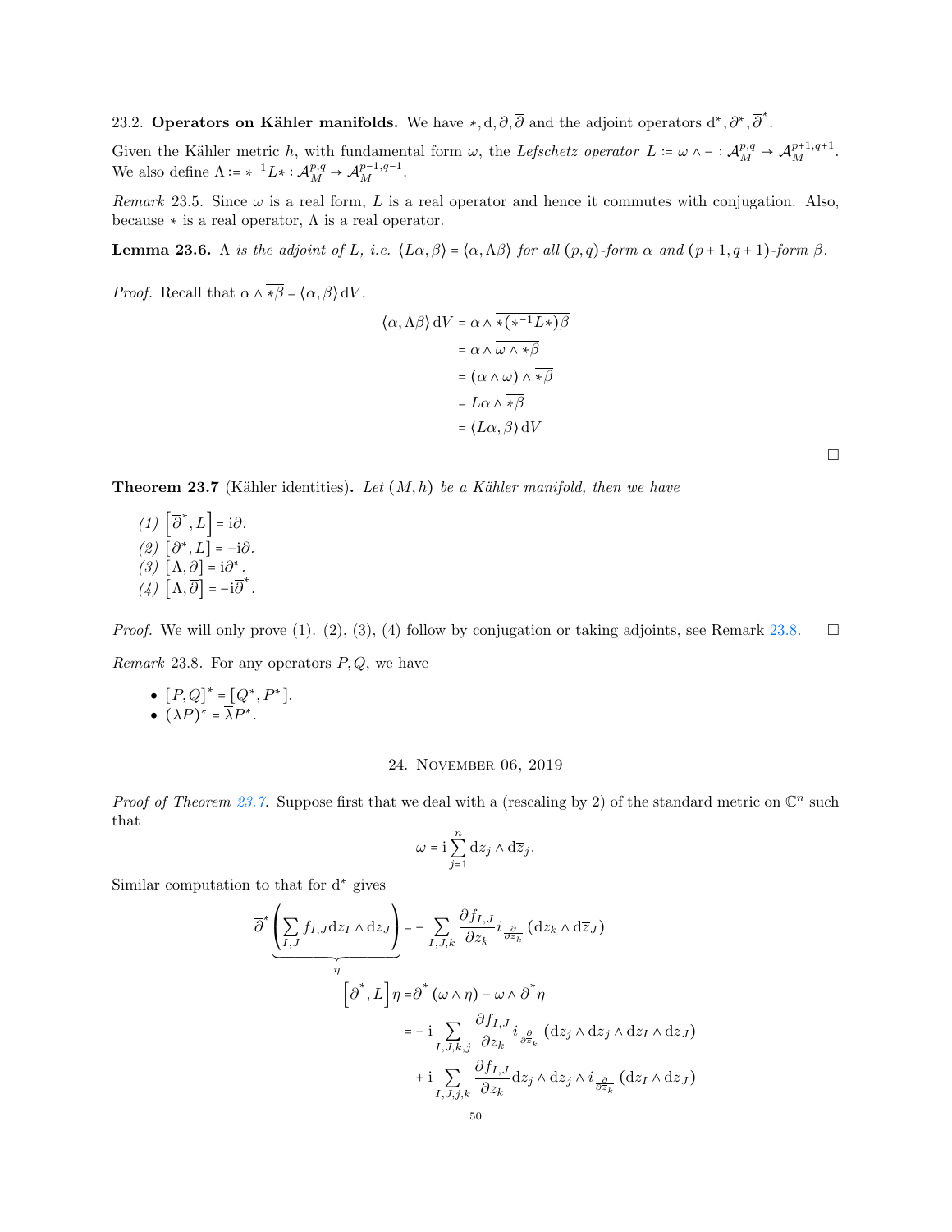23.2. **Operators on Kähler manifolds.** We have $*, \mathrm{d}, \partial, \overline{\partial}$ and the adjoint operators $\mathrm{d}^*, \partial^*, \overline{\partial}^*$.

Given the Kähler metric $h$, with fundamental form $\omega$, the *Lefschetz operator* $L := \omega \wedge - : \mathcal{A}_M^{p,q} \to \mathcal{A}_M^{p+1,q+1}$. We also define $\Lambda := *^{-1} L * : \mathcal{A}_M^{p,q} \to \mathcal{A}_M^{p-1,q-1}$.

*Remark* 23.5. Since $\omega$ is a real form, $L$ is a real operator and hence it commutes with conjugation. Also, because $*$ is a real operator, $\Lambda$ is a real operator.

**Lemma 23.6.** *$\Lambda$ is the adjoint of $L$, i.e. $\langle L\alpha, \beta\rangle = \langle \alpha, \Lambda\beta\rangle$ for all $(p,q)$-form $\alpha$ and $(p+1,q+1)$-form $\beta$.*

*Proof.* Recall that $\alpha \wedge \overline{*\beta} = \langle \alpha, \beta\rangle \,\mathrm{d}V$.

$$
\begin{aligned}
\langle \alpha, \Lambda\beta\rangle \,\mathrm{d}V &= \alpha \wedge \overline{*(*^{-1}L*)\beta} \\
&= \alpha \wedge \overline{\omega \wedge *\beta} \\
&= (\alpha \wedge \omega) \wedge \overline{*\beta} \\
&= L\alpha \wedge \overline{*\beta} \\
&= \langle L\alpha, \beta\rangle \,\mathrm{d}V
\end{aligned}
$$

□

**Theorem 23.7** (Kähler identities)**.** *Let $(M,h)$ be a Kähler manifold, then we have*

*(1)* $\left[\overline{\partial}^*, L\right] = \mathrm{i}\partial$.
*(2)* $\left[\partial^*, L\right] = -\mathrm{i}\overline{\partial}$.
*(3)* $\left[\Lambda, \partial\right] = \mathrm{i}\partial^*$.
*(4)* $\left[\Lambda, \overline{\partial}\right] = -\mathrm{i}\overline{\partial}^*$.

*Proof.* We will only prove (1). (2), (3), (4) follow by conjugation or taking adjoints, see Remark 23.8. □

*Remark* 23.8. For any operators $P, Q$, we have

- $[P,Q]^* = [Q^*, P^*]$.
- $(\lambda P)^* = \overline{\lambda} P^*$.

## 24. November 06, 2019

*Proof of Theorem 23.7.* Suppose first that we deal with a (rescaling by 2) of the standard metric on $\mathbb{C}^n$ such that

$$
\omega = \mathrm{i}\sum_{j=1}^{n} \mathrm{d}z_j \wedge \mathrm{d}\overline{z}_j.
$$

Similar computation to that for $\mathrm{d}^*$ gives

$$
\begin{aligned}
\overline{\partial}^*\underbrace{\left(\sum_{I,J} f_{I,J}\mathrm{d}z_I \wedge \mathrm{d}z_J\right)}_{\eta} &= -\sum_{I,J,k} \frac{\partial f_{I,J}}{\partial z_k} i_{\frac{\partial}{\partial \overline{z}_k}}\left(\mathrm{d}z_k \wedge \mathrm{d}\overline{z}_J\right) \\
\left[\overline{\partial}^*, L\right]\eta &= \overline{\partial}^*\left(\omega \wedge \eta\right) - \omega \wedge \overline{\partial}^*\eta \\
&= -\mathrm{i}\sum_{I,J,k,j} \frac{\partial f_{I,J}}{\partial z_k} i_{\frac{\partial}{\partial \overline{z}_k}}\left(\mathrm{d}z_j \wedge \mathrm{d}\overline{z}_j \wedge \mathrm{d}z_I \wedge \mathrm{d}\overline{z}_J\right) \\
&\quad + \mathrm{i}\sum_{I,J,j,k} \frac{\partial f_{I,J}}{\partial z_k} \mathrm{d}z_j \wedge \mathrm{d}\overline{z}_j \wedge i_{\frac{\partial}{\partial \overline{z}_k}}\left(\mathrm{d}z_I \wedge \mathrm{d}\overline{z}_J\right)
\end{aligned}
$$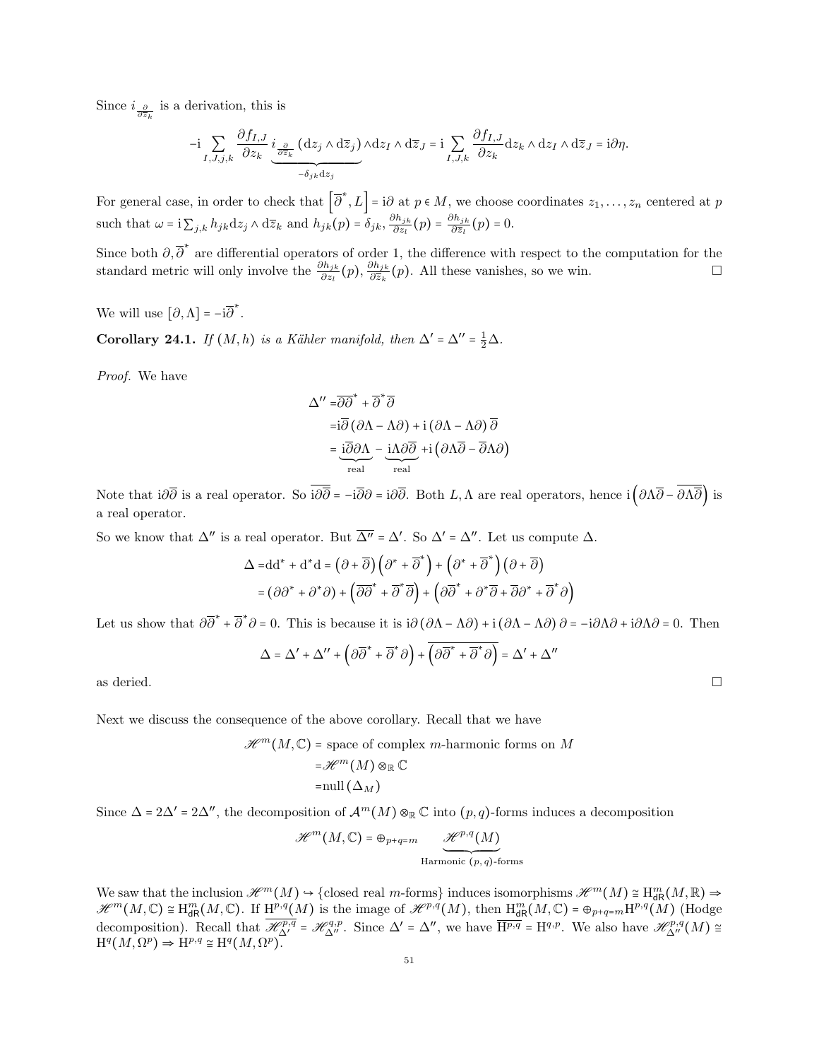Since $i_{\frac{\partial}{\partial \overline{z}_k}}$ is a derivation, this is

$$-\mathrm{i} \sum_{I,J,j,k} \frac{\partial f_{I,J}}{\partial z_k} \underbrace{i_{\frac{\partial}{\partial \overline{z}_k}} \left(\mathrm{d}z_j \wedge \mathrm{d}\overline{z}_j\right)}_{-\delta_{jk}\mathrm{d}z_j} \wedge \mathrm{d}z_I \wedge \mathrm{d}\overline{z}_J = \mathrm{i} \sum_{I,J,k} \frac{\partial f_{I,J}}{\partial z_k} \mathrm{d}z_k \wedge \mathrm{d}z_I \wedge \mathrm{d}\overline{z}_J = \mathrm{i}\partial\eta.$$

For general case, in order to check that $\left[\overline{\partial}^*, L\right] = \mathrm{i}\partial$ at $p \in M$, we choose coordinates $z_1, \ldots, z_n$ centered at $p$ such that $\omega = \mathrm{i}\sum_{j,k} h_{jk} \mathrm{d}z_j \wedge \mathrm{d}\overline{z}_k$ and $h_{jk}(p) = \delta_{jk}$, $\frac{\partial h_{jk}}{\partial z_l}(p) = \frac{\partial h_{jk}}{\partial \overline{z}_l}(p) = 0$.

Since both $\partial, \overline{\partial}^*$ are differential operators of order 1, the difference with respect to the computation for the standard metric will only involve the $\frac{\partial h_{jk}}{\partial z_l}(p), \frac{\partial h_{jk}}{\partial \overline{z}_k}(p)$. All these vanishes, so we win. $\square$

We will use $\left[\partial, \Lambda\right] = -\mathrm{i}\overline{\partial}^*$.

**Corollary 24.1.** *If $(M,h)$ is a Kähler manifold, then $\Delta' = \Delta'' = \frac{1}{2}\Delta$.*

*Proof.* We have

$$\begin{aligned}
\Delta'' &= \overline{\partial}\overline{\partial}^* + \overline{\partial}^*\overline{\partial} \\
&= \mathrm{i}\overline{\partial}\left(\partial\Lambda - \Lambda\partial\right) + \mathrm{i}\left(\partial\Lambda - \Lambda\partial\right)\overline{\partial} \\
&= \underbrace{\mathrm{i}\overline{\partial}\partial\Lambda}_{\text{real}} - \underbrace{\mathrm{i}\Lambda\partial\overline{\partial}}_{\text{real}} + \mathrm{i}\left(\partial\Lambda\overline{\partial} - \overline{\partial}\Lambda\partial\right)
\end{aligned}$$

Note that $\mathrm{i}\partial\overline{\partial}$ is a real operator. So $\overline{\mathrm{i}\partial\overline{\partial}} = -\mathrm{i}\overline{\partial}\partial = \mathrm{i}\partial\overline{\partial}$. Both $L, \Lambda$ are real operators, hence $\mathrm{i}\left(\partial\Lambda\overline{\partial} - \overline{\partial\Lambda\overline{\partial}}\right)$ is a real operator.

So we know that $\Delta''$ is a real operator. But $\overline{\Delta''} = \Delta'$. So $\Delta' = \Delta''$. Let us compute $\Delta$.

$$\begin{aligned}
\Delta &= \mathrm{d}\mathrm{d}^* + \mathrm{d}^*\mathrm{d} = \left(\partial + \overline{\partial}\right)\left(\partial^* + \overline{\partial}^*\right) + \left(\partial^* + \overline{\partial}^*\right)\left(\partial + \overline{\partial}\right) \\
&= \left(\partial\partial^* + \partial^*\partial\right) + \left(\overline{\partial}\overline{\partial}^* + \overline{\partial}^*\overline{\partial}\right) + \left(\partial\overline{\partial}^* + \partial^*\overline{\partial} + \overline{\partial}\partial^* + \overline{\partial}^*\partial\right)
\end{aligned}$$

Let us show that $\partial\overline{\partial}^* + \overline{\partial}^*\partial = 0$. This is because it is $\mathrm{i}\partial\left(\partial\Lambda - \Lambda\partial\right) + \mathrm{i}\left(\partial\Lambda - \Lambda\partial\right)\partial = -\mathrm{i}\partial\Lambda\partial + \mathrm{i}\partial\Lambda\partial = 0$. Then

$$\Delta = \Delta' + \Delta'' + \left(\partial\overline{\partial}^* + \overline{\partial}^*\partial\right) + \overline{\left(\partial\overline{\partial}^* + \overline{\partial}^*\partial\right)} = \Delta' + \Delta''$$

as deried. $\square$

Next we discuss the consequence of the above corollary. Recall that we have

$$\begin{aligned}
\mathscr{H}^m(M,\mathbb{C}) &= \text{space of complex } m\text{-harmonic forms on } M \\
&= \mathscr{H}^m(M) \otimes_{\mathbb{R}} \mathbb{C} \\
&= \operatorname{null}\left(\Delta_M\right)
\end{aligned}$$

Since $\Delta = 2\Delta' = 2\Delta''$, the decomposition of $\mathcal{A}^m(M) \otimes_{\mathbb{R}} \mathbb{C}$ into $(p,q)$-forms induces a decomposition

$$\mathscr{H}^m(M,\mathbb{C}) = \oplus_{p+q=m} \underbrace{\mathscr{H}^{p,q}(M)}_{\text{Harmonic } (p,q)\text{-forms}}$$

We saw that the inclusion $\mathscr{H}^m(M) \hookrightarrow \{\text{closed real } m\text{-forms}\}$ induces isomorphisms $\mathscr{H}^m(M) \cong \mathrm{H}^m_{\mathsf{dR}}(M,\mathbb{R}) \Rightarrow \mathscr{H}^m(M,\mathbb{C}) \cong \mathrm{H}^m_{\mathsf{dR}}(M,\mathbb{C})$. If $\mathrm{H}^{p,q}(M)$ is the image of $\mathscr{H}^{p,q}(M)$, then $\mathrm{H}^m_{\mathsf{dR}}(M,\mathbb{C}) = \oplus_{p+q=m}\mathrm{H}^{p,q}(M)$ (Hodge decomposition). Recall that $\overline{\mathscr{H}^{p,q}_{\Delta'}} = \mathscr{H}^{q,p}_{\Delta''}$. Since $\Delta' = \Delta''$, we have $\overline{\mathrm{H}^{p,q}} = \mathrm{H}^{q,p}$. We also have $\mathscr{H}^{p,q}_{\Delta''}(M) \cong \mathrm{H}^q(M,\Omega^p) \Rightarrow \mathrm{H}^{p,q} \cong \mathrm{H}^q(M,\Omega^p)$.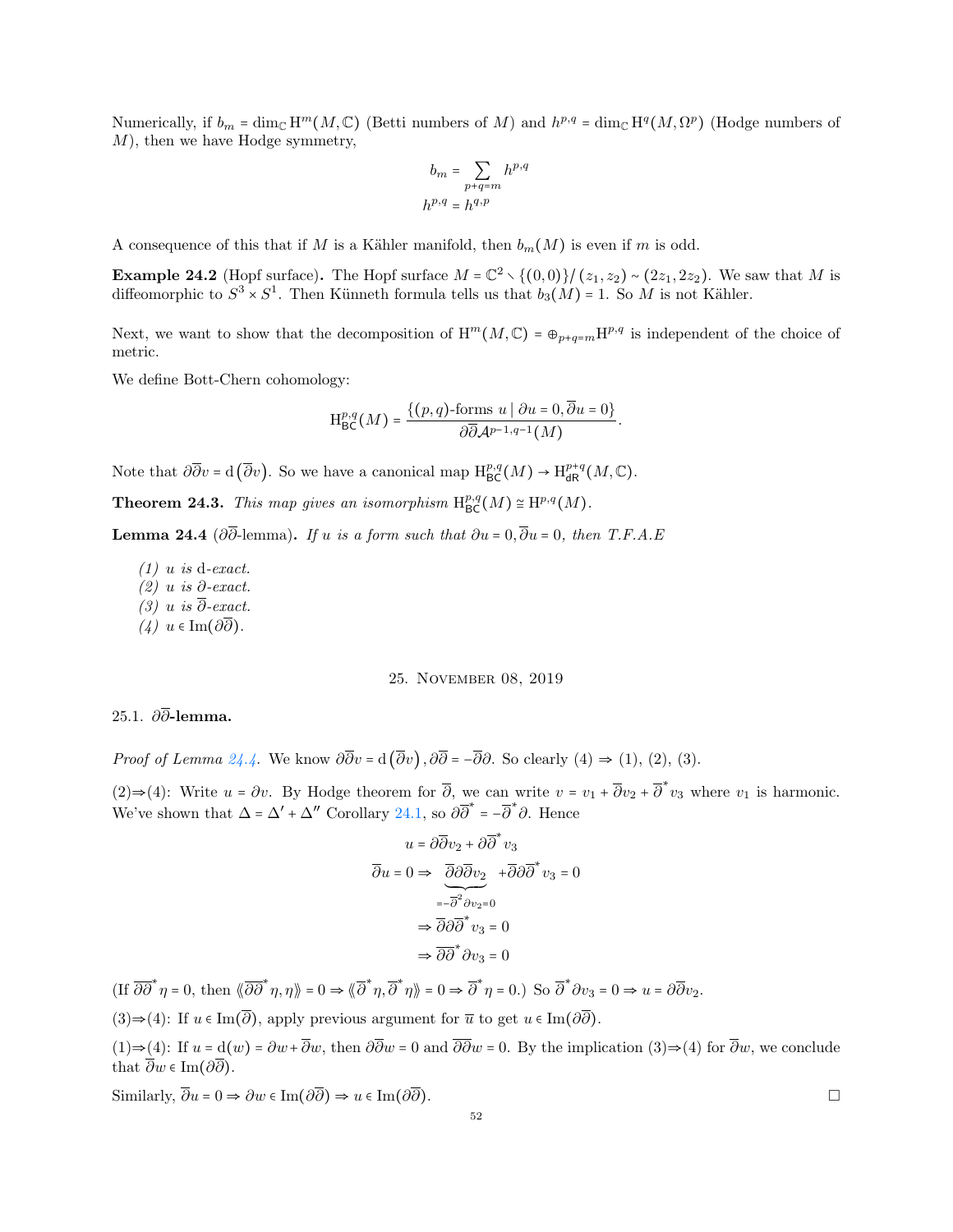Numerically, if $b_m = \dim_{\mathbb{C}} \mathrm{H}^m(M, \mathbb{C})$ (Betti numbers of $M$) and $h^{p,q} = \dim_{\mathbb{C}} \mathrm{H}^q(M, \Omega^p)$ (Hodge numbers of $M$), then we have Hodge symmetry,

$$
\begin{aligned}
b_m &= \sum_{p+q=m} h^{p,q} \\
h^{p,q} &= h^{q,p}
\end{aligned}
$$

A consequence of this that if $M$ is a Kähler manifold, then $b_m(M)$ is even if $m$ is odd.

**Example 24.2** (Hopf surface)**.** The Hopf surface $M = \mathbb{C}^2 \setminus \{(0,0)\} / (z_1, z_2) \sim (2z_1, 2z_2)$. We saw that $M$ is diffeomorphic to $S^3 \times S^1$. Then Künneth formula tells us that $b_3(M) = 1$. So $M$ is not Kähler.

Next, we want to show that the decomposition of $\mathrm{H}^m(M, \mathbb{C}) = \oplus_{p+q=m} \mathrm{H}^{p,q}$ is independent of the choice of metric.

We define Bott-Chern cohomology:

$$
\mathrm{H}^{p,q}_{\mathsf{BC}}(M) = \frac{\{(p,q)\text{-forms } u \mid \partial u = 0, \overline{\partial} u = 0\}}{\partial\overline{\partial}\mathcal{A}^{p-1,q-1}(M)}.
$$

Note that $\partial\overline{\partial} v = \mathrm{d}\left(\overline{\partial} v\right)$. So we have a canonical map $\mathrm{H}^{p,q}_{\mathsf{BC}}(M) \to \mathrm{H}^{p+q}_{\mathsf{dR}}(M, \mathbb{C})$.

**Theorem 24.3.** *This map gives an isomorphism $\mathrm{H}^{p,q}_{\mathsf{BC}}(M) \cong \mathrm{H}^{p,q}(M)$.*

**Lemma 24.4** ($\partial\overline{\partial}$-lemma)**.** *If $u$ is a form such that $\partial u = 0, \overline{\partial} u = 0$, then T.F.A.E*

*(1) $u$ is* d*-exact.*
*(2) $u$ is $\partial$-exact.*
*(3) $u$ is $\overline{\partial}$-exact.*
*(4) $u \in \operatorname{Im}(\partial\overline{\partial})$.*

## 25. November 08, 2019

### 25.1. $\partial\overline{\partial}$-lemma.

*Proof of Lemma 24.4.* We know $\partial\overline{\partial} v = \mathrm{d}\left(\overline{\partial} v\right), \partial\overline{\partial} = -\overline{\partial}\partial$. So clearly (4) $\Rightarrow$ (1), (2), (3).

(2)$\Rightarrow$(4): Write $u = \partial v$. By Hodge theorem for $\overline{\partial}$, we can write $v = v_1 + \overline{\partial} v_2 + \overline{\partial}^* v_3$ where $v_1$ is harmonic. We've shown that $\Delta = \Delta' + \Delta''$ Corollary 24.1, so $\partial\overline{\partial}^* = -\overline{\partial}^*\partial$. Hence

$$
\begin{aligned}
u &= \partial\overline{\partial} v_2 + \partial\overline{\partial}^* v_3 \\
\overline{\partial} u = 0 &\Rightarrow \underbrace{\overline{\partial}\partial\overline{\partial} v_2}_{=-\overline{\partial}^2 \partial v_2 = 0} + \overline{\partial}\partial\overline{\partial}^* v_3 = 0 \\
&\Rightarrow \overline{\partial}\partial\overline{\partial}^* v_3 = 0 \\
&\Rightarrow \overline{\partial}\overline{\partial}^* \partial v_3 = 0
\end{aligned}
$$

(If $\overline{\partial}\overline{\partial}^* \eta = 0$, then $\langle\!\langle \overline{\partial}\overline{\partial}^* \eta, \eta \rangle\!\rangle = 0 \Rightarrow \langle\!\langle \overline{\partial}^* \eta, \overline{\partial}^* \eta \rangle\!\rangle = 0 \Rightarrow \overline{\partial}^* \eta = 0$.) So $\overline{\partial}^* \partial v_3 = 0 \Rightarrow u = \partial\overline{\partial} v_2$.

(3)$\Rightarrow$(4): If $u \in \operatorname{Im}(\overline{\partial})$, apply previous argument for $\overline{u}$ to get $u \in \operatorname{Im}(\partial\overline{\partial})$.

(1)$\Rightarrow$(4): If $u = \mathrm{d}(w) = \partial w + \overline{\partial} w$, then $\partial\overline{\partial} w = 0$ and $\overline{\partial}\partial w = 0$. By the implication (3)$\Rightarrow$(4) for $\overline{\partial} w$, we conclude that $\overline{\partial} w \in \operatorname{Im}(\partial\overline{\partial})$.

Similarly, $\overline{\partial} u = 0 \Rightarrow \partial w \in \operatorname{Im}(\partial\overline{\partial}) \Rightarrow u \in \operatorname{Im}(\partial\overline{\partial})$. $\square$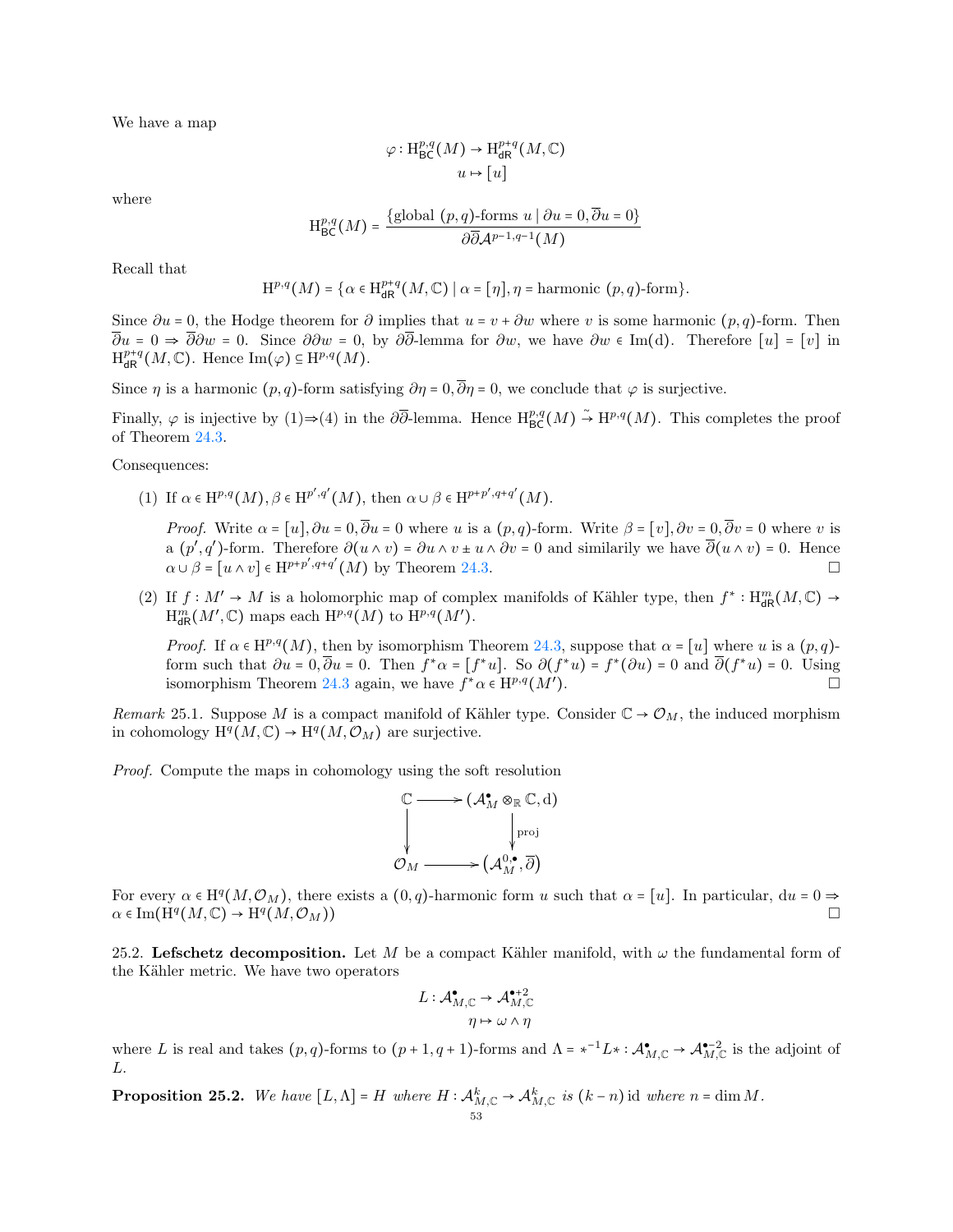We have a map

$$\varphi : \mathrm{H}^{p,q}_{\mathsf{BC}}(M) \to \mathrm{H}^{p+q}_{\mathsf{dR}}(M,\mathbb{C})$$
$$u \mapsto [u]$$

where

$$\mathrm{H}^{p,q}_{\mathsf{BC}}(M) = \frac{\{\text{global } (p,q)\text{-forms } u \mid \partial u = 0, \overline{\partial} u = 0\}}{\partial\overline{\partial}\mathcal{A}^{p-1,q-1}(M)}$$

Recall that

$$\mathrm{H}^{p,q}(M) = \{\alpha \in \mathrm{H}^{p+q}_{\mathsf{dR}}(M,\mathbb{C}) \mid \alpha = [\eta], \eta = \text{harmonic } (p,q)\text{-form}\}.$$

Since $\partial u = 0$, the Hodge theorem for $\partial$ implies that $u = v + \partial w$ where $v$ is some harmonic $(p,q)$-form. Then $\overline{\partial} u = 0 \Rightarrow \overline{\partial}\partial w = 0$. Since $\partial\partial w = 0$, by $\partial\overline{\partial}$-lemma for $\partial w$, we have $\partial w \in \operatorname{Im}(\mathrm{d})$. Therefore $[u] = [v]$ in $\mathrm{H}^{p+q}_{\mathsf{dR}}(M,\mathbb{C})$. Hence $\operatorname{Im}(\varphi) \subseteq \mathrm{H}^{p,q}(M)$.

Since $\eta$ is a harmonic $(p,q)$-form satisfying $\partial\eta = 0, \overline{\partial}\eta = 0$, we conclude that $\varphi$ is surjective.

Finally, $\varphi$ is injective by (1)⇒(4) in the $\partial\overline{\partial}$-lemma. Hence $\mathrm{H}^{p,q}_{\mathsf{BC}}(M) \xrightarrow{\sim} \mathrm{H}^{p,q}(M)$. This completes the proof of Theorem 24.3.

Consequences:

(1) If $\alpha \in \mathrm{H}^{p,q}(M), \beta \in \mathrm{H}^{p',q'}(M)$, then $\alpha \cup \beta \in \mathrm{H}^{p+p',q+q'}(M)$.

*Proof.* Write $\alpha = [u], \partial u = 0, \overline{\partial} u = 0$ where $u$ is a $(p,q)$-form. Write $\beta = [v], \partial v = 0, \overline{\partial} v = 0$ where $v$ is a $(p',q')$-form. Therefore $\partial(u \wedge v) = \partial u \wedge v \pm u \wedge \partial v = 0$ and similarly we have $\overline{\partial}(u \wedge v) = 0$. Hence $\alpha \cup \beta = [u \wedge v] \in \mathrm{H}^{p+p',q+q'}(M)$ by Theorem 24.3. □

(2) If $f : M' \to M$ is a holomorphic map of complex manifolds of Kähler type, then $f^* : \mathrm{H}^m_{\mathsf{dR}}(M,\mathbb{C}) \to \mathrm{H}^m_{\mathsf{dR}}(M',\mathbb{C})$ maps each $\mathrm{H}^{p,q}(M)$ to $\mathrm{H}^{p,q}(M')$.

*Proof.* If $\alpha \in \mathrm{H}^{p,q}(M)$, then by isomorphism Theorem 24.3, suppose that $\alpha = [u]$ where $u$ is a $(p,q)$-form such that $\partial u = 0, \overline{\partial} u = 0$. Then $f^*\alpha = [f^*u]$. So $\partial(f^*u) = f^*(\partial u) = 0$ and $\overline{\partial}(f^*u) = 0$. Using isomorphism Theorem 24.3 again, we have $f^*\alpha \in \mathrm{H}^{p,q}(M')$. □

*Remark* 25.1. Suppose $M$ is a compact manifold of Kähler type. Consider $\mathbb{C} \to \mathcal{O}_M$, the induced morphism in cohomology $\mathrm{H}^q(M,\mathbb{C}) \to \mathrm{H}^q(M,\mathcal{O}_M)$ are surjective.

*Proof.* Compute the maps in cohomology using the soft resolution

$$\begin{array}{ccc} \mathbb{C} & \longrightarrow & (\mathcal{A}^\bullet_M \otimes_{\mathbb{R}} \mathbb{C}, \mathrm{d}) \\ \downarrow & & \downarrow \text{proj} \\ \mathcal{O}_M & \longrightarrow & (\mathcal{A}^{0,\bullet}_M, \overline{\partial}) \end{array}$$

For every $\alpha \in \mathrm{H}^q(M,\mathcal{O}_M)$, there exists a $(0,q)$-harmonic form $u$ such that $\alpha = [u]$. In particular, $\mathrm{d}u = 0 \Rightarrow \alpha \in \operatorname{Im}(\mathrm{H}^q(M,\mathbb{C}) \to \mathrm{H}^q(M,\mathcal{O}_M))$ □

25.2. **Lefschetz decomposition.** Let $M$ be a compact Kähler manifold, with $\omega$ the fundamental form of the Kähler metric. We have two operators

$$L : \mathcal{A}^\bullet_{M,\mathbb{C}} \to \mathcal{A}^{\bullet+2}_{M,\mathbb{C}}$$
$$\eta \mapsto \omega \wedge \eta$$

where $L$ is real and takes $(p,q)$-forms to $(p+1,q+1)$-forms and $\Lambda = *^{-1}L* : \mathcal{A}^\bullet_{M,\mathbb{C}} \to \mathcal{A}^{\bullet-2}_{M,\mathbb{C}}$ is the adjoint of $L$.

**Proposition 25.2.** *We have* $[L,\Lambda] = H$ *where* $H : \mathcal{A}^k_{M,\mathbb{C}} \to \mathcal{A}^k_{M,\mathbb{C}}$ *is* $(k-n)\,\mathrm{id}$ *where* $n = \dim M$.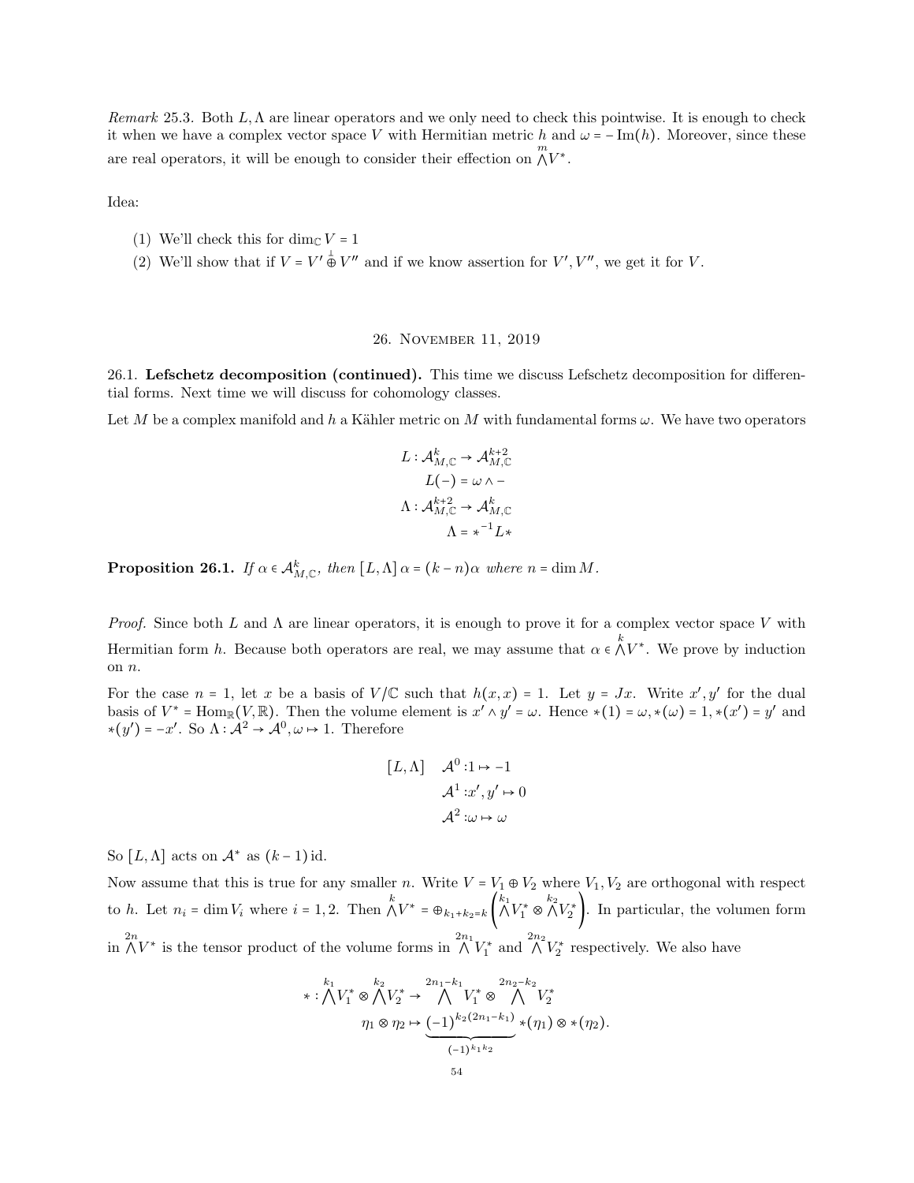*Remark* 25.3. Both $L, \Lambda$ are linear operators and we only need to check this pointwise. It is enough to check it when we have a complex vector space $V$ with Hermitian metric $h$ and $\omega = -\operatorname{Im}(h)$. Moreover, since these are real operators, it will be enough to consider their effection on $\overset{m}{\bigwedge} V^*$.

Idea:

(1) We'll check this for $\dim_{\mathbb{C}} V = 1$
(2) We'll show that if $V = V' \overset{\perp}{\oplus} V''$ and if we know assertion for $V', V''$, we get it for $V$.

## 26. November 11, 2019

**26.1. Lefschetz decomposition (continued).** This time we discuss Lefschetz decomposition for differential forms. Next time we will discuss for cohomology classes.

Let $M$ be a complex manifold and $h$ a Kähler metric on $M$ with fundamental forms $\omega$. We have two operators

$$
\begin{aligned}
L : \mathcal{A}^k_{M,\mathbb{C}} &\to \mathcal{A}^{k+2}_{M,\mathbb{C}} \\
L(-) &= \omega \wedge - \\
\Lambda : \mathcal{A}^{k+2}_{M,\mathbb{C}} &\to \mathcal{A}^k_{M,\mathbb{C}} \\
\Lambda &= *^{-1} L *
\end{aligned}
$$

**Proposition 26.1.** *If $\alpha \in \mathcal{A}^k_{M,\mathbb{C}}$, then $[L, \Lambda]\,\alpha = (k-n)\alpha$ where $n = \dim M$.*

*Proof.* Since both $L$ and $\Lambda$ are linear operators, it is enough to prove it for a complex vector space $V$ with Hermitian form $h$. Because both operators are real, we may assume that $\alpha \in \overset{k}{\bigwedge} V^*$. We prove by induction on $n$.

For the case $n = 1$, let $x$ be a basis of $V/\mathbb{C}$ such that $h(x,x) = 1$. Let $y = Jx$. Write $x', y'$ for the dual basis of $V^* = \operatorname{Hom}_{\mathbb{R}}(V, \mathbb{R})$. Then the volume element is $x' \wedge y' = \omega$. Hence $*(1) = \omega, *(\omega) = 1, *(x') = y'$ and $*(y') = -x'$. So $\Lambda : \mathcal{A}^2 \to \mathcal{A}^0, \omega \mapsto 1$. Therefore

$$
[L, \Lambda] \quad
\begin{aligned}
&\mathcal{A}^0 : 1 \mapsto -1 \\
&\mathcal{A}^1 : x', y' \mapsto 0 \\
&\mathcal{A}^2 : \omega \mapsto \omega
\end{aligned}
$$

So $[L, \Lambda]$ acts on $\mathcal{A}^*$ as $(k-1)\,\mathrm{id}$.

Now assume that this is true for any smaller $n$. Write $V = V_1 \oplus V_2$ where $V_1, V_2$ are orthogonal with respect to $h$. Let $n_i = \dim V_i$ where $i = 1, 2$. Then $\overset{k}{\bigwedge} V^* = \oplus_{k_1 + k_2 = k} \left( \overset{k_1}{\bigwedge} V_1^* \otimes \overset{k_2}{\bigwedge} V_2^* \right)$. In particular, the volumen form in $\overset{2n}{\bigwedge} V^*$ is the tensor product of the volume forms in $\overset{2n_1}{\bigwedge} V_1^*$ and $\overset{2n_2}{\bigwedge} V_2^*$ respectively. We also have

$$
\begin{aligned}
* : \overset{k_1}{\bigwedge} V_1^* \otimes \overset{k_2}{\bigwedge} V_2^* &\to \overset{2n_1 - k_1}{\bigwedge} V_1^* \otimes \overset{2n_2 - k_2}{\bigwedge} V_2^* \\
\eta_1 \otimes \eta_2 &\mapsto \underbrace{(-1)^{k_2(2n_1 - k_1)}}_{(-1)^{k_1 k_2}} *(\eta_1) \otimes *(\eta_2).
\end{aligned}
$$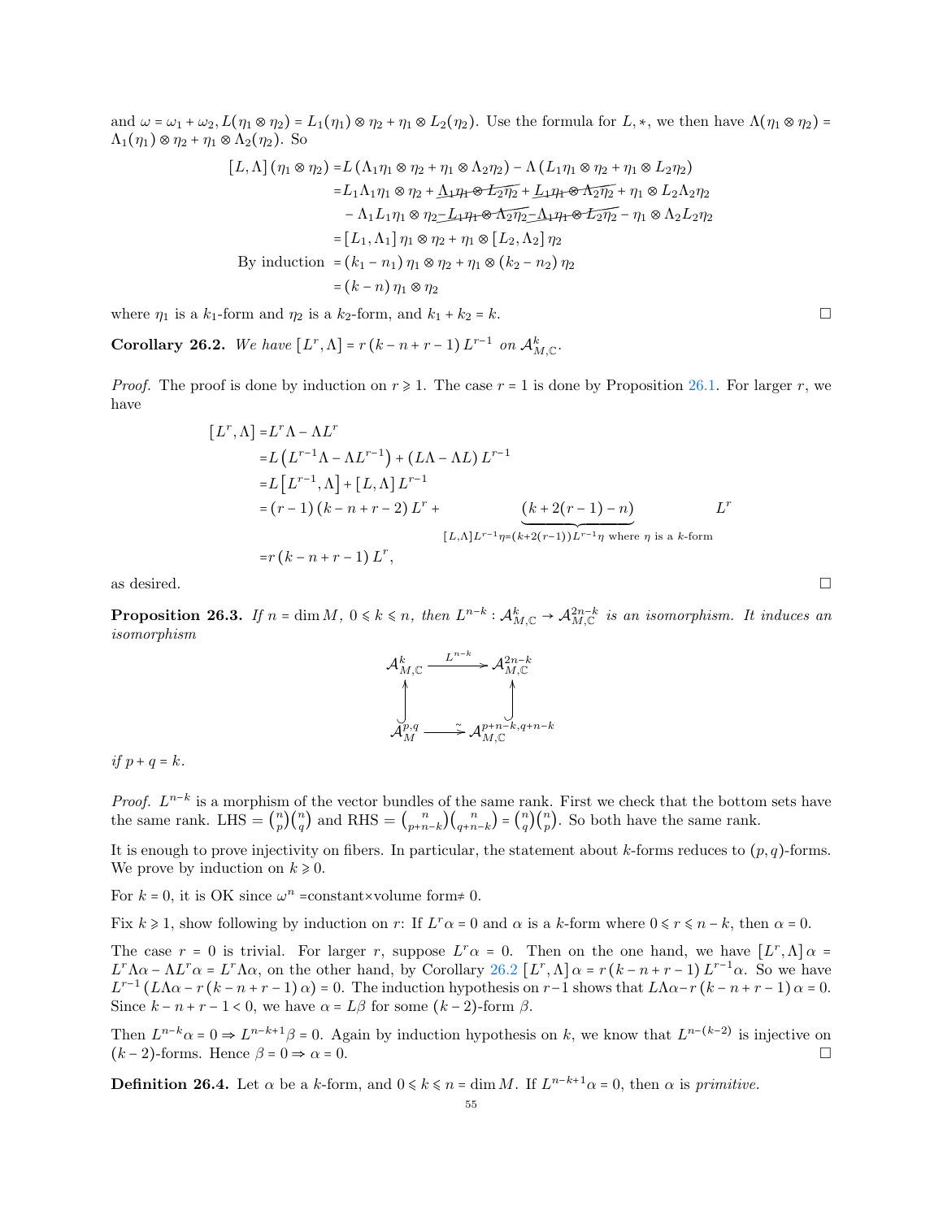and $\omega = \omega_1 + \omega_2, L(\eta_1 \otimes \eta_2) = L_1(\eta_1) \otimes \eta_2 + \eta_1 \otimes L_2(\eta_2)$. Use the formula for $L, *$, we then have $\Lambda(\eta_1 \otimes \eta_2) = \Lambda_1(\eta_1) \otimes \eta_2 + \eta_1 \otimes \Lambda_2(\eta_2)$. So

$$
\begin{aligned}
[L, \Lambda](\eta_1 \otimes \eta_2) =& L(\Lambda_1\eta_1 \otimes \eta_2 + \eta_1 \otimes \Lambda_2\eta_2) - \Lambda(L_1\eta_1 \otimes \eta_2 + \eta_1 \otimes L_2\eta_2) \\
=& L_1\Lambda_1\eta_1 \otimes \eta_2 + \cancel{\Lambda_1\eta_1 \otimes L_2\eta_2} + \cancel{L_1\eta_1 \otimes \Lambda_2\eta_2} + \eta_1 \otimes L_2\Lambda_2\eta_2 \\
& - \Lambda_1 L_1\eta_1 \otimes \eta_2 \cancel{- L_1\eta_1 \otimes \Lambda_2\eta_2} \cancel{- \Lambda_1\eta_1 \otimes L_2\eta_2} - \eta_1 \otimes \Lambda_2 L_2\eta_2 \\
=& [L_1, \Lambda_1]\eta_1 \otimes \eta_2 + \eta_1 \otimes [L_2, \Lambda_2]\eta_2 \\
\text{By induction } =& (k_1 - n_1)\eta_1 \otimes \eta_2 + \eta_1 \otimes (k_2 - n_2)\eta_2 \\
=& (k - n)\eta_1 \otimes \eta_2
\end{aligned}
$$

where $\eta_1$ is a $k_1$-form and $\eta_2$ is a $k_2$-form, and $k_1 + k_2 = k$. □

**Corollary 26.2.** *We have* $[L^r, \Lambda] = r(k - n + r - 1)L^{r-1}$ *on* $\mathcal{A}^k_{M,\mathbb{C}}$.

*Proof.* The proof is done by induction on $r \geqslant 1$. The case $r = 1$ is done by Proposition 26.1. For larger $r$, we have

$$
\begin{aligned}
[L^r, \Lambda] =& L^r\Lambda - \Lambda L^r \\
=& L\left(L^{r-1}\Lambda - \Lambda L^{r-1}\right) + (L\Lambda - \Lambda L)L^{r-1} \\
=& L\left[L^{r-1}, \Lambda\right] + [L, \Lambda]L^{r-1} \\
=& (r-1)(k - n + r - 2)L^r + \underbrace{(k + 2(r-1) - n)}_{[L,\Lambda]L^{r-1}\eta = (k+2(r-1))L^{r-1}\eta \text{ where } \eta \text{ is a } k\text{-form}} L^r \\
=& r(k - n + r - 1)L^r,
\end{aligned}
$$

as desired. □

**Proposition 26.3.** *If* $n = \dim M$, $0 \leqslant k \leqslant n$, *then* $L^{n-k} : \mathcal{A}^k_{M,\mathbb{C}} \to \mathcal{A}^{2n-k}_{M,\mathbb{C}}$ *is an isomorphism. It induces an isomorphism*

$$
\begin{array}{ccc}
\mathcal{A}^k_{M,\mathbb{C}} & \xrightarrow{L^{n-k}} & \mathcal{A}^{2n-k}_{M,\mathbb{C}} \\
\uparrow & & \uparrow \\
\mathcal{A}^{p,q}_M & \xrightarrow{\sim} & \mathcal{A}^{p+n-k,q+n-k}_{M,\mathbb{C}}
\end{array}
$$

*if* $p + q = k$.

*Proof.* $L^{n-k}$ is a morphism of the vector bundles of the same rank. First we check that the bottom sets have the same rank. LHS = $\binom{n}{p}\binom{n}{q}$ and RHS = $\binom{n}{p+n-k}\binom{n}{q+n-k} = \binom{n}{q}\binom{n}{p}$. So both have the same rank.

It is enough to prove injectivity on fibers. In particular, the statement about $k$-forms reduces to $(p,q)$-forms. We prove by induction on $k \geqslant 0$.

For $k = 0$, it is OK since $\omega^n$ =constant×volume form≠ 0.

Fix $k \geqslant 1$, show following by induction on $r$: If $L^r\alpha = 0$ and $\alpha$ is a $k$-form where $0 \leqslant r \leqslant n - k$, then $\alpha = 0$.

The case $r = 0$ is trivial. For larger $r$, suppose $L^r\alpha = 0$. Then on the one hand, we have $[L^r, \Lambda]\alpha = L^r\Lambda\alpha - \Lambda L^r\alpha = L^r\Lambda\alpha$, on the other hand, by Corollary 26.2 $[L^r, \Lambda]\alpha = r(k - n + r - 1)L^{r-1}\alpha$. So we have $L^{r-1}(L\Lambda\alpha - r(k - n + r - 1)\alpha) = 0$. The induction hypothesis on $r-1$ shows that $L\Lambda\alpha - r(k - n + r - 1)\alpha = 0$. Since $k - n + r - 1 < 0$, we have $\alpha = L\beta$ for some $(k-2)$-form $\beta$.

Then $L^{n-k}\alpha = 0 \Rightarrow L^{n-k+1}\beta = 0$. Again by induction hypothesis on $k$, we know that $L^{n-(k-2)}$ is injective on $(k-2)$-forms. Hence $\beta = 0 \Rightarrow \alpha = 0$. □

**Definition 26.4.** Let $\alpha$ be a $k$-form, and $0 \leqslant k \leqslant n = \dim M$. If $L^{n-k+1}\alpha = 0$, then $\alpha$ is *primitive*.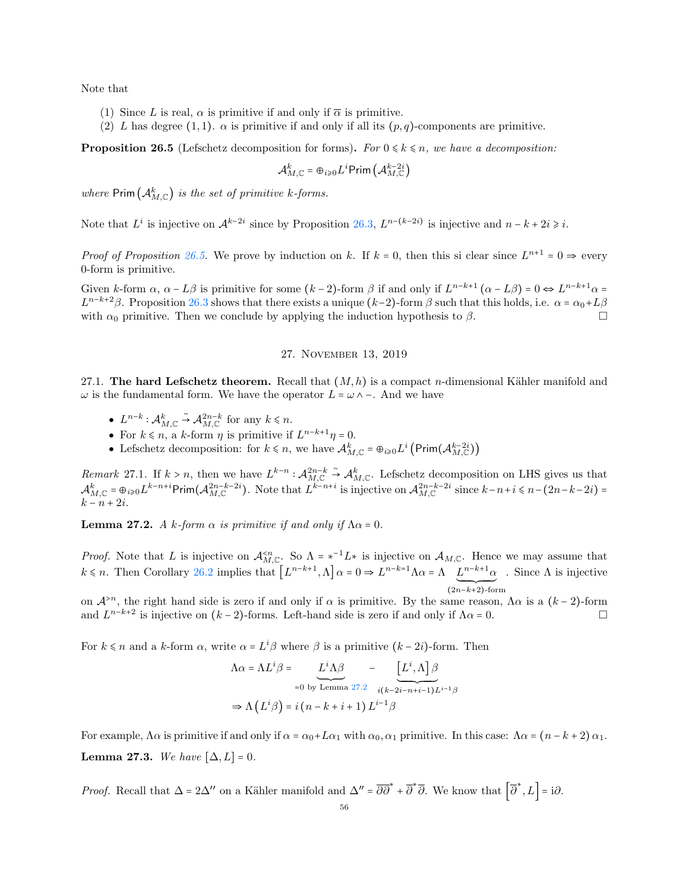Note that

(1) Since $L$ is real, $\alpha$ is primitive if and only if $\overline{\alpha}$ is primitive.
(2) $L$ has degree $(1,1)$. $\alpha$ is primitive if and only if all its $(p,q)$-components are primitive.

**Proposition 26.5** (Lefschetz decomposition for forms)**.** *For $0 \leqslant k \leqslant n$, we have a decomposition:*

$$\mathcal{A}^k_{M,\mathbb{C}} = \oplus_{i \geqslant 0} L^i \mathsf{Prim}\left(\mathcal{A}^{k-2i}_{M,\mathbb{C}}\right)$$

*where $\mathsf{Prim}\left(\mathcal{A}^k_{M,\mathbb{C}}\right)$ is the set of primitive $k$-forms.*

Note that $L^i$ is injective on $\mathcal{A}^{k-2i}$ since by Proposition 26.3, $L^{n-(k-2i)}$ is injective and $n-k+2i \geqslant i$.

*Proof of Proposition 26.5.* We prove by induction on $k$. If $k=0$, then this si clear since $L^{n+1} = 0 \Rightarrow$ every 0-form is primitive.

Given $k$-form $\alpha$, $\alpha - L\beta$ is primitive for some $(k-2)$-form $\beta$ if and only if $L^{n-k+1}(\alpha - L\beta) = 0 \Leftrightarrow L^{n-k+1}\alpha = L^{n-k+2}\beta$. Proposition 26.3 shows that there exists a unique $(k-2)$-form $\beta$ such that this holds, i.e. $\alpha = \alpha_0 + L\beta$ with $\alpha_0$ primitive. Then we conclude by applying the induction hypothesis to $\beta$. □

## 27. November 13, 2019

27.1. **The hard Lefschetz theorem.** Recall that $(M,h)$ is a compact $n$-dimensional Kähler manifold and $\omega$ is the fundamental form. We have the operator $L = \omega \wedge -$. And we have

- $L^{n-k} : \mathcal{A}^k_{M,\mathbb{C}} \xrightarrow{\sim} \mathcal{A}^{2n-k}_{M,\mathbb{C}}$ for any $k \leqslant n$.
- For $k \leqslant n$, a $k$-form $\eta$ is primitive if $L^{n-k+1}\eta = 0$.
- Lefschetz decomposition: for $k \leqslant n$, we have $\mathcal{A}^k_{M,\mathbb{C}} = \oplus_{i \geqslant 0} L^i\left(\mathsf{Prim}(\mathcal{A}^{k-2i}_{M,\mathbb{C}})\right)$

*Remark* 27.1. If $k > n$, then we have $L^{k-n} : \mathcal{A}^{2n-k}_{M,\mathbb{C}} \xrightarrow{\sim} \mathcal{A}^k_{M,\mathbb{C}}$. Lefschetz decomposition on LHS gives us that $\mathcal{A}^k_{M,\mathbb{C}} = \oplus_{i \geqslant 0} L^{k-n+i}\mathsf{Prim}(\mathcal{A}^{2n-k-2i}_{M,\mathbb{C}})$. Note that $L^{k-n+i}$ is injective on $\mathcal{A}^{2n-k-2i}_{M,\mathbb{C}}$ since $k-n+i \leqslant n-(2n-k-2i) = k-n+2i$.

**Lemma 27.2.** *A $k$-form $\alpha$ is primitive if and only if $\Lambda\alpha = 0$.*

*Proof.* Note that $L$ is injective on $\mathcal{A}^{<n}_{M,\mathbb{C}}$. So $\Lambda = \star^{-1}L\star$ is injective on $\mathcal{A}_{M,\mathbb{C}}$. Hence we may assume that $k \leqslant n$. Then Corollary 26.2 implies that $\left[L^{n-k+1}, \Lambda\right]\alpha = 0 \Rightarrow L^{n-k=1}\Lambda\alpha = \Lambda \underbrace{L^{n-k+1}\alpha}_{(2n-k+2)\text{-form}}$. Since $\Lambda$ is injective on $\mathcal{A}^{>n}$, the right hand side is zero if and only if $\alpha$ is primitive. By the same reason, $\Lambda\alpha$ is a $(k-2)$-form and $L^{n-k+2}$ is injective on $(k-2)$-forms. Left-hand side is zero if and only if $\Lambda\alpha = 0$. □

For $k \leqslant n$ and a $k$-form $\alpha$, write $\alpha = L^i\beta$ where $\beta$ is a primitive $(k-2i)$-form. Then

$$\Lambda\alpha = \Lambda L^i\beta = \underbrace{L^i\Lambda\beta}_{=0 \text{ by Lemma 27.2}} - \underbrace{\left[L^i, \Lambda\right]\beta}_{i(k-2i-n+i-1)L^{i-1}\beta}$$
$$\Rightarrow \Lambda\left(L^i\beta\right) = i\left(n-k+i+1\right)L^{i-1}\beta$$

For example, $\Lambda\alpha$ is primitive if and only if $\alpha = \alpha_0 + L\alpha_1$ with $\alpha_0, \alpha_1$ primitive. In this case: $\Lambda\alpha = (n-k+2)\,\alpha_1$.

**Lemma 27.3.** *We have $[\Delta, L] = 0$.*

*Proof.* Recall that $\Delta = 2\Delta''$ on a Kähler manifold and $\Delta'' = \overline{\partial}\overline{\partial}^* + \overline{\partial}^*\overline{\partial}$. We know that $\left[\overline{\partial}^*, L\right] = \mathrm{i}\partial$.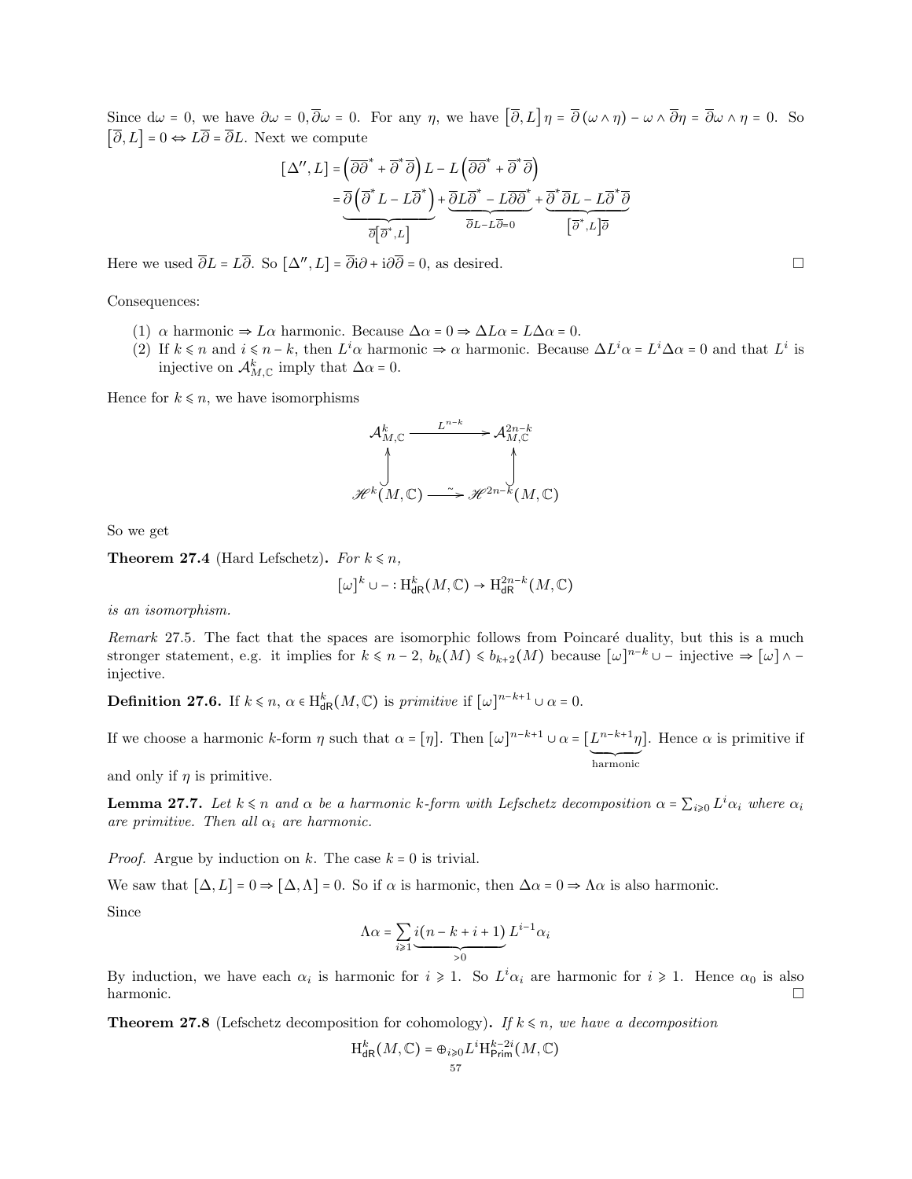Since $\mathrm{d}\omega = 0$, we have $\partial\omega = 0, \overline{\partial}\omega = 0$. For any $\eta$, we have $\left[\overline{\partial}, L\right]\eta = \overline{\partial}\left(\omega \wedge \eta\right) - \omega \wedge \overline{\partial}\eta = \overline{\partial}\omega \wedge \eta = 0$. So $\left[\overline{\partial}, L\right] = 0 \Leftrightarrow L\overline{\partial} = \overline{\partial}L$. Next we compute

$$
\begin{aligned}
[\Delta'', L] &= \left(\overline{\partial}\,\overline{\partial}^* + \overline{\partial}^*\overline{\partial}\right)L - L\left(\overline{\partial}\,\overline{\partial}^* + \overline{\partial}^*\overline{\partial}\right) \\
&= \underbrace{\overline{\partial}\left(\overline{\partial}^* L - L\overline{\partial}^*\right)}_{\overline{\partial}\left[\overline{\partial}^*, L\right]} + \underbrace{\overline{\partial}L\overline{\partial}^* - L\overline{\partial}\,\overline{\partial}^*}_{\overline{\partial}L - L\overline{\partial} = 0} + \underbrace{\overline{\partial}^*\overline{\partial}L - L\overline{\partial}^*\overline{\partial}}_{\left[\overline{\partial}^*, L\right]\overline{\partial}}
\end{aligned}
$$

Here we used $\overline{\partial}L = L\overline{\partial}$. So $[\Delta'', L] = \overline{\partial}\mathrm{i}\partial + \mathrm{i}\partial\overline{\partial} = 0$, as desired. □

Consequences:

(1) $\alpha$ harmonic $\Rightarrow L\alpha$ harmonic. Because $\Delta\alpha = 0 \Rightarrow \Delta L\alpha = L\Delta\alpha = 0$.
(2) If $k \leqslant n$ and $i \leqslant n - k$, then $L^i\alpha$ harmonic $\Rightarrow \alpha$ harmonic. Because $\Delta L^i\alpha = L^i\Delta\alpha = 0$ and that $L^i$ is injective on $\mathcal{A}^k_{M,\mathbb{C}}$ imply that $\Delta\alpha = 0$.

Hence for $k \leqslant n$, we have isomorphisms

$$
\begin{array}{ccc}
\mathcal{A}^k_{M,\mathbb{C}} & \xrightarrow{L^{n-k}} & \mathcal{A}^{2n-k}_{M,\mathbb{C}} \\
\uparrow & & \uparrow \\
\mathscr{H}^k(M,\mathbb{C}) & \xrightarrow{\sim} & \mathscr{H}^{2n-k}(M,\mathbb{C})
\end{array}
$$

So we get

**Theorem 27.4** (Hard Lefschetz)**.** *For $k \leqslant n$,*

$$[\omega]^k \cup - : \mathrm{H}^k_{\mathsf{dR}}(M,\mathbb{C}) \to \mathrm{H}^{2n-k}_{\mathsf{dR}}(M,\mathbb{C})$$

*is an isomorphism.*

*Remark* 27.5. The fact that the spaces are isomorphic follows from Poincaré duality, but this is a much stronger statement, e.g. it implies for $k \leqslant n-2$, $b_k(M) \leqslant b_{k+2}(M)$ because $[\omega]^{n-k} \cup -$ injective $\Rightarrow [\omega] \wedge -$ injective.

**Definition 27.6.** If $k \leqslant n$, $\alpha \in \mathrm{H}^k_{\mathsf{dR}}(M,\mathbb{C})$ is *primitive* if $[\omega]^{n-k+1} \cup \alpha = 0$.

If we choose a harmonic $k$-form $\eta$ such that $\alpha = [\eta]$. Then $[\omega]^{n-k+1} \cup \alpha = [\underbrace{L^{n-k+1}\eta}_{\text{harmonic}}]$. Hence $\alpha$ is primitive if and only if $\eta$ is primitive.

**Lemma 27.7.** *Let $k \leqslant n$ and $\alpha$ be a harmonic $k$-form with Lefschetz decomposition $\alpha = \sum_{i\geqslant 0} L^i\alpha_i$ where $\alpha_i$ are primitive. Then all $\alpha_i$ are harmonic.*

*Proof.* Argue by induction on $k$. The case $k = 0$ is trivial.

We saw that $[\Delta, L] = 0 \Rightarrow [\Delta, \Lambda] = 0$. So if $\alpha$ is harmonic, then $\Delta\alpha = 0 \Rightarrow \Lambda\alpha$ is also harmonic.

Since

$$\Lambda\alpha = \sum_{i\geqslant 1} \underbrace{i(n-k+i+1)}_{>0} L^{i-1}\alpha_i$$

By induction, we have each $\alpha_i$ is harmonic for $i \geqslant 1$. So $L^i\alpha_i$ are harmonic for $i \geqslant 1$. Hence $\alpha_0$ is also harmonic. □

**Theorem 27.8** (Lefschetz decomposition for cohomology)**.** *If $k \leqslant n$, we have a decomposition*

$$\mathrm{H}^k_{\mathsf{dR}}(M,\mathbb{C}) = \oplus_{i\geqslant 0} L^i \mathrm{H}^{k-2i}_{\mathsf{Prim}}(M,\mathbb{C})$$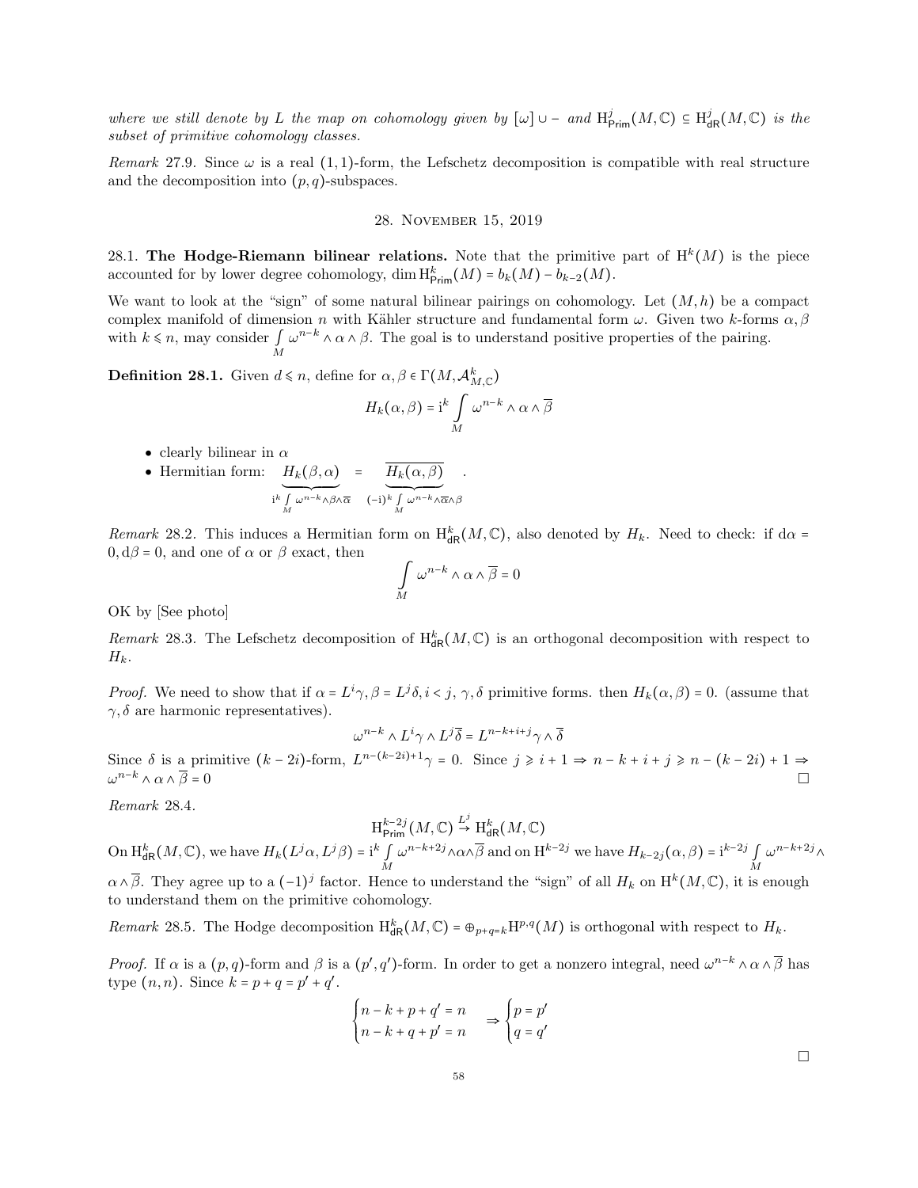*where we still denote by $L$ the map on cohomology given by $[\omega] \cup -$ and $\mathrm{H}^j_{\mathsf{Prim}}(M,\mathbb{C}) \subseteq \mathrm{H}^j_{\mathsf{dR}}(M,\mathbb{C})$ is the subset of primitive cohomology classes.*

*Remark* 27.9. Since $\omega$ is a real $(1,1)$-form, the Lefschetz decomposition is compatible with real structure and the decomposition into $(p,q)$-subspaces.

## 28. November 15, 2019

**28.1. The Hodge-Riemann bilinear relations.** Note that the primitive part of $\mathrm{H}^k(M)$ is the piece accounted for by lower degree cohomology, $\dim \mathrm{H}^k_{\mathsf{Prim}}(M) = b_k(M) - b_{k-2}(M)$.

We want to look at the "sign" of some natural bilinear pairings on cohomology. Let $(M,h)$ be a compact complex manifold of dimension $n$ with Kähler structure and fundamental form $\omega$. Given two $k$-forms $\alpha,\beta$ with $k \leqslant n$, may consider $\int_M \omega^{n-k} \wedge \alpha \wedge \beta$. The goal is to understand positive properties of the pairing.

**Definition 28.1.** Given $d \leqslant n$, define for $\alpha,\beta \in \Gamma(M,\mathcal{A}^k_{M,\mathbb{C}})$

$$H_k(\alpha,\beta) = \mathrm{i}^k \int_M \omega^{n-k} \wedge \alpha \wedge \overline{\beta}$$

- clearly bilinear in $\alpha$
- Hermitian form: $\underbrace{H_k(\beta,\alpha)}_{\mathrm{i}^k \int_M \omega^{n-k}\wedge\beta\wedge\overline{\alpha}} = \underbrace{\overline{H_k(\alpha,\beta)}}_{(-\mathrm{i})^k \int_M \omega^{n-k}\wedge\overline{\alpha}\wedge\beta}$.

*Remark* 28.2. This induces a Hermitian form on $\mathrm{H}^k_{\mathsf{dR}}(M,\mathbb{C})$, also denoted by $H_k$. Need to check: if $\mathrm{d}\alpha = 0, \mathrm{d}\beta = 0$, and one of $\alpha$ or $\beta$ exact, then

$$\int_M \omega^{n-k} \wedge \alpha \wedge \overline{\beta} = 0$$

OK by [See photo]

*Remark* 28.3. The Lefschetz decomposition of $\mathrm{H}^k_{\mathsf{dR}}(M,\mathbb{C})$ is an orthogonal decomposition with respect to $H_k$.

*Proof.* We need to show that if $\alpha = L^i\gamma, \beta = L^j\delta, i<j$, $\gamma,\delta$ primitive forms. then $H_k(\alpha,\beta) = 0$. (assume that $\gamma,\delta$ are harmonic representatives).

$$\omega^{n-k} \wedge L^i\gamma \wedge L^j\overline{\delta} = L^{n-k+i+j}\gamma \wedge \overline{\delta}$$

Since $\delta$ is a primitive $(k-2i)$-form, $L^{n-(k-2i)+1}\gamma = 0$. Since $j \geqslant i+1 \Rightarrow n-k+i+j \geqslant n-(k-2i)+1 \Rightarrow \omega^{n-k} \wedge \alpha \wedge \overline{\beta} = 0$ □

*Remark* 28.4.

$$\mathrm{H}^{k-2j}_{\mathsf{Prim}}(M,\mathbb{C}) \xrightarrow{L^j} \mathrm{H}^k_{\mathsf{dR}}(M,\mathbb{C})$$

On $\mathrm{H}^k_{\mathsf{dR}}(M,\mathbb{C})$, we have $H_k(L^j\alpha, L^j\beta) = \mathrm{i}^k \int_M \omega^{n-k+2j}\wedge\alpha\wedge\overline{\beta}$ and on $\mathrm{H}^{k-2j}$ we have $H_{k-2j}(\alpha,\beta) = \mathrm{i}^{k-2j}\int_M \omega^{n-k+2j} \wedge \alpha\wedge\overline{\beta}$. They agree up to a $(-1)^j$ factor. Hence to understand the "sign" of all $H_k$ on $\mathrm{H}^k(M,\mathbb{C})$, it is enough to understand them on the primitive cohomology.

*Remark* 28.5. The Hodge decomposition $\mathrm{H}^k_{\mathsf{dR}}(M,\mathbb{C}) = \oplus_{p+q=k}\mathrm{H}^{p,q}(M)$ is orthogonal with respect to $H_k$.

*Proof.* If $\alpha$ is a $(p,q)$-form and $\beta$ is a $(p',q')$-form. In order to get a nonzero integral, need $\omega^{n-k}\wedge\alpha\wedge\overline{\beta}$ has type $(n,n)$. Since $k = p+q = p'+q'$.

$$\begin{cases} n-k+p+q' = n \\ n-k+q+p' = n \end{cases} \Rightarrow \begin{cases} p = p' \\ q = q' \end{cases}$$

□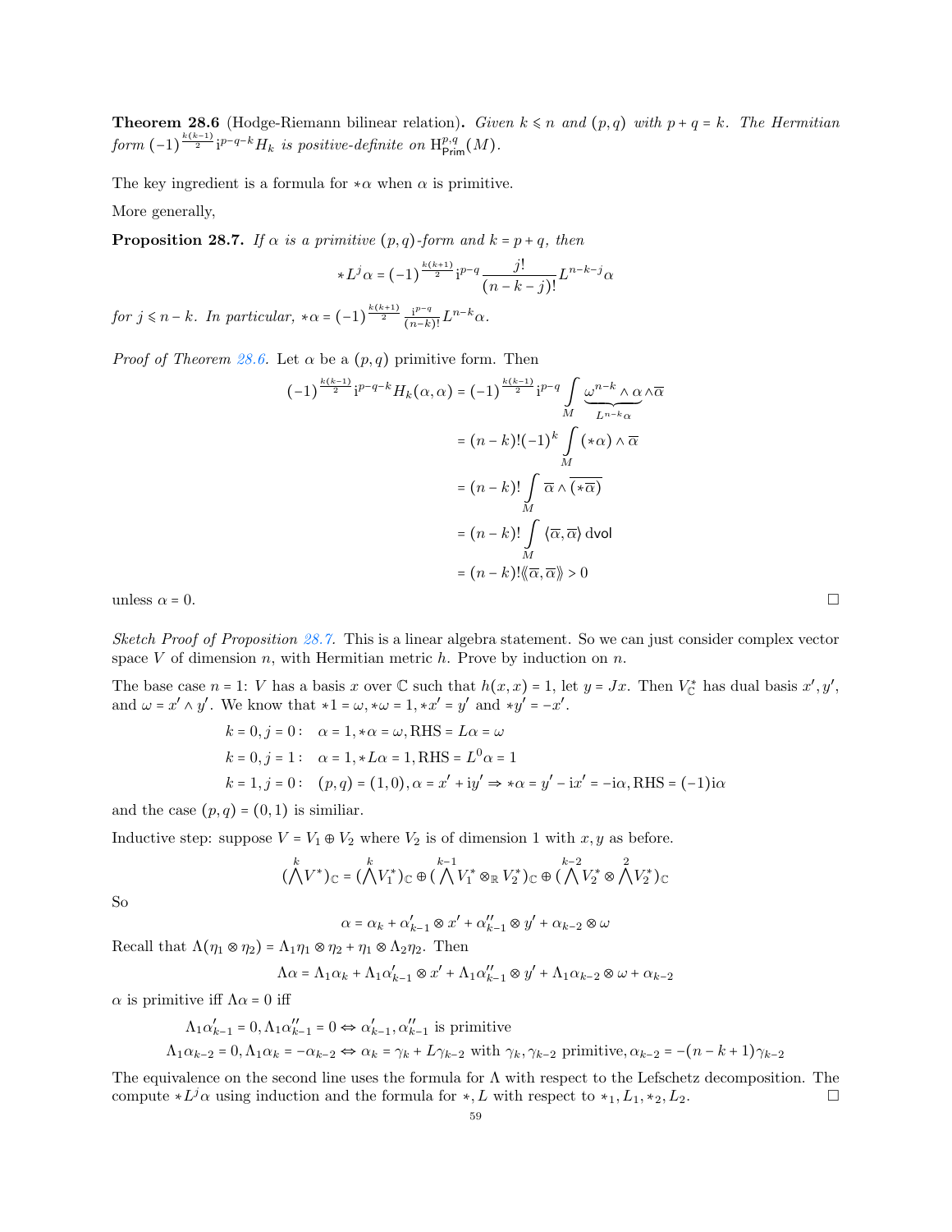**Theorem 28.6** (Hodge-Riemann bilinear relation)**.** *Given $k \leqslant n$ and $(p,q)$ with $p+q=k$. The Hermitian form $(-1)^{\frac{k(k-1)}{2}} \mathrm{i}^{p-q-k} H_k$ is positive-definite on $\mathrm{H}^{p,q}_{\mathsf{Prim}}(M)$.*

The key ingredient is a formula for $*\alpha$ when $\alpha$ is primitive.

More generally,

**Proposition 28.7.** *If $\alpha$ is a primitive $(p,q)$-form and $k = p+q$, then*

$$*L^j\alpha = (-1)^{\frac{k(k+1)}{2}} \mathrm{i}^{p-q} \frac{j!}{(n-k-j)!} L^{n-k-j}\alpha$$

*for $j \leqslant n-k$. In particular, $*\alpha = (-1)^{\frac{k(k+1)}{2}} \frac{\mathrm{i}^{p-q}}{(n-k)!} L^{n-k}\alpha$.*

*Proof of Theorem 28.6.* Let $\alpha$ be a $(p,q)$ primitive form. Then

$$\begin{aligned}
(-1)^{\frac{k(k-1)}{2}} \mathrm{i}^{p-q-k} H_k(\alpha,\alpha) &= (-1)^{\frac{k(k-1)}{2}} \mathrm{i}^{p-q} \int_M \underbrace{\omega^{n-k}\wedge\alpha}_{L^{n-k}\alpha} \wedge\overline{\alpha} \\
&= (n-k)!(-1)^k \int_M (*\alpha)\wedge\overline{\alpha} \\
&= (n-k)! \int_M \overline{\alpha}\wedge\overline{(*\overline{\alpha})} \\
&= (n-k)! \int_M \langle\overline{\alpha},\overline{\alpha}\rangle \,\mathsf{dvol} \\
&= (n-k)! \langle\!\langle\overline{\alpha},\overline{\alpha}\rangle\!\rangle > 0
\end{aligned}$$

unless $\alpha = 0$. $\square$

*Sketch Proof of Proposition 28.7.* This is a linear algebra statement. So we can just consider complex vector space $V$ of dimension $n$, with Hermitian metric $h$. Prove by induction on $n$.

The base case $n=1$: $V$ has a basis $x$ over $\mathbb{C}$ such that $h(x,x)=1$, let $y = Jx$. Then $V^*_{\mathbb{C}}$ has dual basis $x', y'$, and $\omega = x'\wedge y'$. We know that $*1 = \omega, *\omega = 1, *x' = y'$ and $*y' = -x'$.

$$\begin{aligned}
&k=0, j=0: \quad \alpha = 1, *\alpha = \omega, \text{RHS} = L\alpha = \omega \\
&k=0, j=1: \quad \alpha = 1, *L\alpha = 1, \text{RHS} = L^0\alpha = 1 \\
&k=1, j=0: \quad (p,q) = (1,0), \alpha = x' + \mathrm{i}y' \Rightarrow *\alpha = y' - \mathrm{i}x' = -\mathrm{i}\alpha, \text{RHS} = (-1)\mathrm{i}\alpha
\end{aligned}$$

and the case $(p,q) = (0,1)$ is similiar.

Inductive step: suppose $V = V_1 \oplus V_2$ where $V_2$ is of dimension 1 with $x, y$ as before.

$$(\bigwedge^k V^*)_{\mathbb{C}} = (\bigwedge^k V_1^*)_{\mathbb{C}} \oplus (\bigwedge^{k-1} V_1^* \otimes_{\mathbb{R}} V_2^*)_{\mathbb{C}} \oplus (\bigwedge^{k-2} V_2^* \otimes \bigwedge^2 V_2^*)_{\mathbb{C}}$$

So

$$\alpha = \alpha_k + \alpha'_{k-1}\otimes x' + \alpha''_{k-1}\otimes y' + \alpha_{k-2}\otimes\omega$$

Recall that $\Lambda(\eta_1\otimes\eta_2) = \Lambda_1\eta_1\otimes\eta_2 + \eta_1\otimes\Lambda_2\eta_2$. Then

$$\Lambda\alpha = \Lambda_1\alpha_k + \Lambda_1\alpha'_{k-1}\otimes x' + \Lambda_1\alpha''_{k-1}\otimes y' + \Lambda_1\alpha_{k-2}\otimes\omega + \alpha_{k-2}$$

$\alpha$ is primitive iff $\Lambda\alpha = 0$ iff

$$\begin{aligned}
\Lambda_1\alpha'_{k-1} = 0, \Lambda_1\alpha''_{k-1} = 0 &\Leftrightarrow \alpha'_{k-1}, \alpha''_{k-1} \text{ is primitive} \\
\Lambda_1\alpha_{k-2} = 0, \Lambda_1\alpha_k = -\alpha_{k-2} &\Leftrightarrow \alpha_k = \gamma_k + L\gamma_{k-2} \text{ with } \gamma_k, \gamma_{k-2} \text{ primitive}, \alpha_{k-2} = -(n-k+1)\gamma_{k-2}
\end{aligned}$$

The equivalence on the second line uses the formula for $\Lambda$ with respect to the Lefschetz decomposition. The compute $*L^j\alpha$ using induction and the formula for $*, L$ with respect to $*_1, L_1, *_2, L_2$. $\square$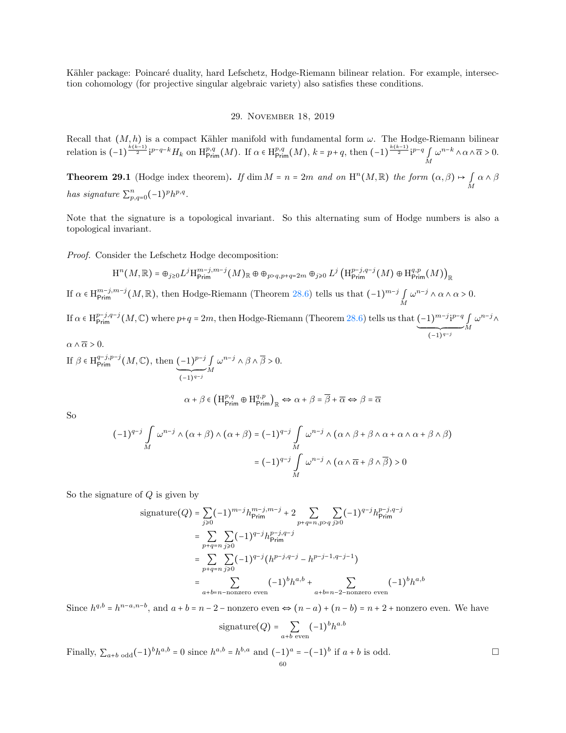Kähler package: Poincaré duality, hard Lefschetz, Hodge-Riemann bilinear relation. For example, intersection cohomology (for projective singular algebraic variety) also satisfies these conditions.

## 29. November 18, 2019

Recall that $(M,h)$ is a compact Kähler manifold with fundamental form $\omega$. The Hodge-Riemann bilinear relation is $(-1)^{\frac{k(k-1)}{2}}\mathrm{i}^{p-q-k}H_k$ on $\mathrm{H}^{p,q}_{\mathsf{Prim}}(M)$. If $\alpha \in \mathrm{H}^{p,q}_{\mathsf{Prim}}(M)$, $k = p+q$, then $(-1)^{\frac{k(k-1)}{2}}\mathrm{i}^{p-q}\int_M \omega^{n-k}\wedge\alpha\wedge\overline{\alpha} > 0$.

**Theorem 29.1** (Hodge index theorem)**.** *If* $\dim M = n = 2m$ *and on* $\mathrm{H}^n(M,\mathbb{R})$ *the form* $(\alpha,\beta)\mapsto \int_M \alpha\wedge\beta$ *has signature* $\sum_{p,q=0}^n (-1)^p h^{p,q}$.

Note that the signature is a topological invariant. So this alternating sum of Hodge numbers is also a topological invariant.

*Proof.* Consider the Lefschetz Hodge decomposition:

$$\mathrm{H}^n(M,\mathbb{R}) = \oplus_{j\geq 0} L^j \mathrm{H}^{m-j,m-j}_{\mathsf{Prim}}(M)_{\mathbb{R}} \oplus \oplus_{p>q,p+q=2m}\oplus_{j\geq 0} L^j\left(\mathrm{H}^{p-j,q-j}_{\mathsf{Prim}}(M)\oplus \mathrm{H}^{q,p}_{\mathsf{Prim}}(M)\right)_{\mathbb{R}}$$

If $\alpha\in \mathrm{H}^{m-j,m-j}_{\mathsf{Prim}}(M,\mathbb{R})$, then Hodge-Riemann (Theorem 28.6) tells us that $(-1)^{m-j}\int_M \omega^{n-j}\wedge\alpha\wedge\alpha > 0$.

If $\alpha \in \mathrm{H}^{p-j,q-j}_{\mathsf{Prim}}(M,\mathbb{C})$ where $p+q=2m$, then Hodge-Riemann (Theorem 28.6) tells us that $\underbrace{(-1)^{m-j}\mathrm{i}^{p-q}}_{(-1)^{q-j}}\int_M \omega^{n-j}\wedge\alpha\wedge\overline{\alpha} > 0$.

If $\beta\in \mathrm{H}^{q-j,p-j}_{\mathsf{Prim}}(M,\mathbb{C})$, then $\underbrace{(-1)^{p-j}}_{(-1)^{q-j}}\int_M \omega^{n-j}\wedge\beta\wedge\overline{\beta} > 0$.

$$\alpha+\beta\in\left(\mathrm{H}^{p,q}_{\mathsf{Prim}}\oplus \mathrm{H}^{q,p}_{\mathsf{Prim}}\right)_{\mathbb{R}} \Leftrightarrow \alpha+\beta = \overline{\beta}+\overline{\alpha} \Leftrightarrow \beta = \overline{\alpha}$$

So

$$\begin{aligned}(-1)^{q-j}\int_M \omega^{n-j}\wedge(\alpha+\beta)\wedge(\alpha+\beta) &= (-1)^{q-j}\int_M \omega^{n-j}\wedge(\alpha\wedge\beta+\beta\wedge\alpha+\alpha\wedge\alpha+\beta\wedge\beta)\\ &= (-1)^{q-j}\int_M \omega^{n-j}\wedge(\alpha\wedge\overline{\alpha}+\beta\wedge\overline{\beta}) > 0\end{aligned}$$

So the signature of $Q$ is given by

$$\begin{aligned}\mathrm{signature}(Q) &= \sum_{j\geq 0}(-1)^{m-j}h^{m-j,m-j}_{\mathsf{Prim}} + 2\sum_{p+q=n,p>q}\sum_{j\geq 0}(-1)^{q-j}h^{p-j,q-j}_{\mathsf{Prim}}\\ &= \sum_{p+q=n}\sum_{j\geq 0}(-1)^{q-j}h^{p-j,q-j}_{\mathsf{Prim}}\\ &= \sum_{p+q=n}\sum_{j\geq 0}(-1)^{q-j}(h^{p-j,q-j}-h^{p-j-1,q-j-1})\\ &= \sum_{a+b=n-\text{nonzero even}}(-1)^b h^{a,b} + \sum_{a+b=n-2-\text{nonzero even}}(-1)^b h^{a,b}\end{aligned}$$

Since $h^{q,b} = h^{n-a,n-b}$, and $a+b = n-2-\text{nonzero even} \Leftrightarrow (n-a)+(n-b) = n+2+\text{nonzero even}$. We have

$$\mathrm{signature}(Q) = \sum_{a+b\text{ even}}(-1)^b h^{a.b}$$

Finally, $\sum_{a+b\text{ odd}}(-1)^b h^{a,b} = 0$ since $h^{a,b} = h^{b,a}$ and $(-1)^a = -(-1)^b$ if $a+b$ is odd. □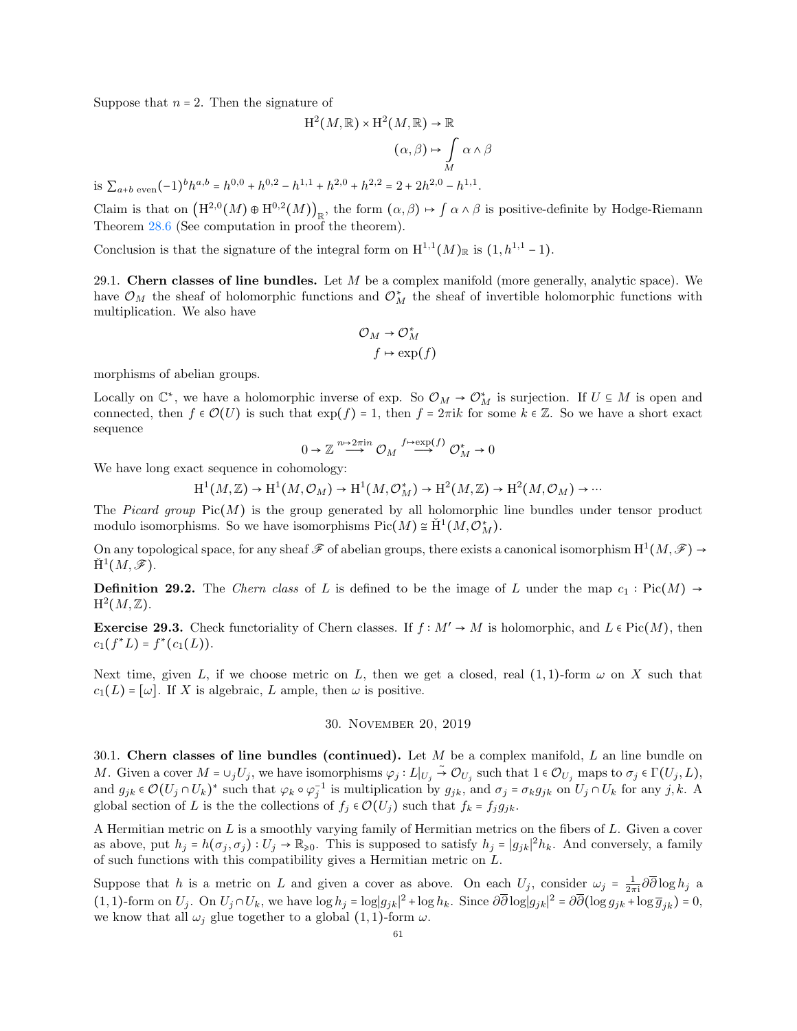Suppose that $n = 2$. Then the signature of

$$\mathrm{H}^2(M,\mathbb{R}) \times \mathrm{H}^2(M,\mathbb{R}) \to \mathbb{R}$$

$$(\alpha,\beta) \mapsto \int_M \alpha \wedge \beta$$

is $\sum_{a+b \text{ even}} (-1)^b h^{a,b} = h^{0,0} + h^{0,2} - h^{1,1} + h^{2,0} + h^{2,2} = 2 + 2h^{2,0} - h^{1,1}$.

Claim is that on $\left(\mathrm{H}^{2,0}(M) \oplus \mathrm{H}^{0,2}(M)\right)_{\mathbb{R}}$, the form $(\alpha,\beta) \mapsto \int \alpha \wedge \beta$ is positive-definite by Hodge-Riemann Theorem 28.6 (See computation in proof the theorem).

Conclusion is that the signature of the integral form on $\mathrm{H}^{1,1}(M)_{\mathbb{R}}$ is $(1, h^{1,1} - 1)$.

29.1. **Chern classes of line bundles.** Let $M$ be a complex manifold (more generally, analytic space). We have $\mathcal{O}_M$ the sheaf of holomorphic functions and $\mathcal{O}_M^*$ the sheaf of invertible holomorphic functions with multiplication. We also have

$$\mathcal{O}_M \to \mathcal{O}_M^*$$

$$f \mapsto \exp(f)$$

morphisms of abelian groups.

Locally on $\mathbb{C}^*$, we have a holomorphic inverse of exp. So $\mathcal{O}_M \to \mathcal{O}_M^*$ is surjection. If $U \subseteq M$ is open and connected, then $f \in \mathcal{O}(U)$ is such that $\exp(f) = 1$, then $f = 2\pi i k$ for some $k \in \mathbb{Z}$. So we have a short exact sequence

$$0 \to \mathbb{Z} \xrightarrow{n \mapsto 2\pi i n} \mathcal{O}_M \xrightarrow{f \mapsto \exp(f)} \mathcal{O}_M^* \to 0$$

We have long exact sequence in cohomology:

$$\mathrm{H}^1(M,\mathbb{Z}) \to \mathrm{H}^1(M,\mathcal{O}_M) \to \mathrm{H}^1(M,\mathcal{O}_M^*) \to \mathrm{H}^2(M,\mathbb{Z}) \to \mathrm{H}^2(M,\mathcal{O}_M) \to \cdots$$

The *Picard group* $\mathrm{Pic}(M)$ is the group generated by all holomorphic line bundles under tensor product modulo isomorphisms. So we have isomorphisms $\mathrm{Pic}(M) \cong \check{\mathrm{H}}^1(M,\mathcal{O}_M^*)$.

On any topological space, for any sheaf $\mathscr{F}$ of abelian groups, there exists a canonical isomorphism $\mathrm{H}^1(M,\mathscr{F}) \to \check{\mathrm{H}}^1(M,\mathscr{F})$.

**Definition 29.2.** The *Chern class* of $L$ is defined to be the image of $L$ under the map $c_1 : \mathrm{Pic}(M) \to \mathrm{H}^2(M,\mathbb{Z})$.

**Exercise 29.3.** Check functoriality of Chern classes. If $f : M' \to M$ is holomorphic, and $L \in \mathrm{Pic}(M)$, then $c_1(f^*L) = f^*(c_1(L))$.

Next time, given $L$, if we choose metric on $L$, then we get a closed, real $(1,1)$-form $\omega$ on $X$ such that $c_1(L) = [\omega]$. If $X$ is algebraic, $L$ ample, then $\omega$ is positive.

## 30. November 20, 2019

30.1. **Chern classes of line bundles (continued).** Let $M$ be a complex manifold, $L$ an line bundle on $M$. Given a cover $M = \cup_j U_j$, we have isomorphisms $\varphi_j : L|_{U_j} \xrightarrow{\sim} \mathcal{O}_{U_j}$ such that $1 \in \mathcal{O}_{U_j}$ maps to $\sigma_j \in \Gamma(U_j, L)$, and $g_{jk} \in \mathcal{O}(U_j \cap U_k)^*$ such that $\varphi_k \circ \varphi_j^{-1}$ is multiplication by $g_{jk}$, and $\sigma_j = \sigma_k g_{jk}$ on $U_j \cap U_k$ for any $j,k$. A global section of $L$ is the the collections of $f_j \in \mathcal{O}(U_j)$ such that $f_k = f_j g_{jk}$.

A Hermitian metric on $L$ is a smoothly varying family of Hermitian metrics on the fibers of $L$. Given a cover as above, put $h_j = h(\sigma_j,\sigma_j) : U_j \to \mathbb{R}_{\geqslant 0}$. This is supposed to satisfy $h_j = |g_{jk}|^2 h_k$. And conversely, a family of such functions with this compatibility gives a Hermitian metric on $L$.

Suppose that $h$ is a metric on $L$ and given a cover as above. On each $U_j$, consider $\omega_j = \frac{1}{2\pi i}\partial\overline{\partial}\log h_j$ a $(1,1)$-form on $U_j$. On $U_j \cap U_k$, we have $\log h_j = \log|g_{jk}|^2 + \log h_k$. Since $\partial\overline{\partial}\log|g_{jk}|^2 = \partial\overline{\partial}(\log g_{jk} + \log \overline{g}_{jk}) = 0$, we know that all $\omega_j$ glue together to a global $(1,1)$-form $\omega$.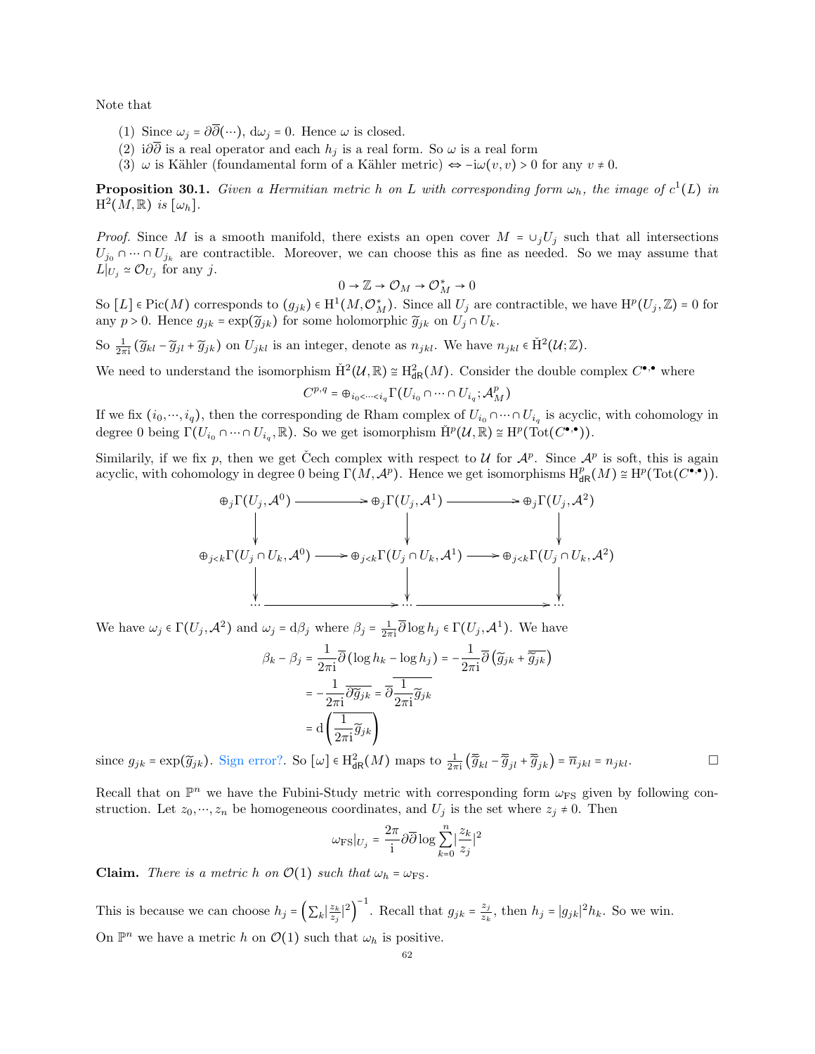Note that

1. Since $\omega_j = \partial\overline{\partial}(\cdots)$, $\mathrm{d}\omega_j = 0$. Hence $\omega$ is closed.
2. $\mathrm{i}\partial\overline{\partial}$ is a real operator and each $h_j$ is a real form. So $\omega$ is a real form
3. $\omega$ is Kähler (foundamental form of a Kähler metric) $\Leftrightarrow -\mathrm{i}\omega(v,v) > 0$ for any $v \neq 0$.

**Proposition 30.1.** *Given a Hermitian metric $h$ on $L$ with corresponding form $\omega_h$, the image of $c^1(L)$ in $\mathrm{H}^2(M,\mathbb{R})$ is $[\omega_h]$.*

*Proof.* Since $M$ is a smooth manifold, there exists an open cover $M = \cup_j U_j$ such that all intersections $U_{j_0} \cap \cdots \cap U_{j_k}$ are contractible. Moreover, we can choose this as fine as needed. So we may assume that $L|_{U_j} \simeq \mathcal{O}_{U_j}$ for any $j$.

$$0 \to \mathbb{Z} \to \mathcal{O}_M \to \mathcal{O}_M^\star \to 0$$

So $[L] \in \mathrm{Pic}(M)$ corresponds to $(g_{jk}) \in \mathrm{H}^1(M, \mathcal{O}_M^\star)$. Since all $U_j$ are contractible, we have $\mathrm{H}^p(U_j,\mathbb{Z}) = 0$ for any $p > 0$. Hence $g_{jk} = \exp(\widetilde{g}_{jk})$ for some holomorphic $\widetilde{g}_{jk}$ on $U_j \cap U_k$.

So $\frac{1}{2\pi\mathrm{i}}(\widetilde{g}_{kl} - \widetilde{g}_{jl} + \widetilde{g}_{jk})$ on $U_{jkl}$ is an integer, denote as $n_{jkl}$. We have $n_{jkl} \in \check{\mathrm{H}}^2(\mathcal{U};\mathbb{Z})$.

We need to understand the isomorphism $\check{\mathrm{H}}^2(\mathcal{U},\mathbb{R}) \cong \mathrm{H}^2_{\mathsf{dR}}(M)$. Consider the double complex $C^{\bullet,\bullet}$ where

$$C^{p,q} = \oplus_{i_0<\cdots<i_q} \Gamma(U_{i_0} \cap \cdots \cap U_{i_q}; \mathcal{A}^p_M)$$

If we fix $(i_0,\cdots,i_q)$, then the corresponding de Rham complex of $U_{i_0} \cap \cdots \cap U_{i_q}$ is acyclic, with cohomology in degree 0 being $\Gamma(U_{i_0} \cap \cdots \cap U_{i_q}, \mathbb{R})$. So we get isomorphism $\check{\mathrm{H}}^p(\mathcal{U},\mathbb{R}) \cong \mathrm{H}^p(\mathrm{Tot}(C^{\bullet,\bullet}))$.

Similarily, if we fix $p$, then we get Čech complex with respect to $\mathcal{U}$ for $\mathcal{A}^p$. Since $\mathcal{A}^p$ is soft, this is again acyclic, with cohomology in degree 0 being $\Gamma(M,\mathcal{A}^p)$. Hence we get isomorphisms $\mathrm{H}^p_{\mathsf{dR}}(M) \cong \mathrm{H}^p(\mathrm{Tot}(C^{\bullet,\bullet}))$.

$$\begin{array}{ccccc}
\oplus_j \Gamma(U_j,\mathcal{A}^0) & \longrightarrow & \oplus_j \Gamma(U_j,\mathcal{A}^1) & \longrightarrow & \oplus_j \Gamma(U_j,\mathcal{A}^2) \\
\downarrow & & \downarrow & & \downarrow \\
\oplus_{j<k} \Gamma(U_j \cap U_k,\mathcal{A}^0) & \longrightarrow & \oplus_{j<k} \Gamma(U_j \cap U_k,\mathcal{A}^1) & \longrightarrow & \oplus_{j<k} \Gamma(U_j \cap U_k,\mathcal{A}^2) \\
\downarrow & & \downarrow & & \downarrow \\
\cdots & \longrightarrow & \cdots & \longrightarrow & \cdots
\end{array}$$

We have $\omega_j \in \Gamma(U_j,\mathcal{A}^2)$ and $\omega_j = \mathrm{d}\beta_j$ where $\beta_j = \frac{1}{2\pi\mathrm{i}}\overline{\partial}\log h_j \in \Gamma(U_j,\mathcal{A}^1)$. We have

$$\begin{aligned}
\beta_k - \beta_j &= \frac{1}{2\pi\mathrm{i}}\overline{\partial}(\log h_k - \log h_j) = -\frac{1}{2\pi\mathrm{i}}\overline{\partial}\left(\widetilde{g}_{jk} + \overline{\widetilde{g}_{jk}}\right) \\
&= -\frac{1}{2\pi\mathrm{i}}\overline{\partial\widetilde{g}_{jk}} = \overline{\partial\frac{1}{2\pi\mathrm{i}}\widetilde{g}_{jk}} \\
&= \mathrm{d}\left(\overline{\frac{1}{2\pi\mathrm{i}}\widetilde{g}_{jk}}\right)
\end{aligned}$$

since $g_{jk} = \exp(\widetilde{g}_{jk})$. Sign error?. So $[\omega] \in \mathrm{H}^2_{\mathsf{dR}}(M)$ maps to $\frac{1}{2\pi\mathrm{i}}\left(\overline{\widetilde{g}}_{kl} - \overline{\widetilde{g}}_{jl} + \overline{\widetilde{g}}_{jk}\right) = \overline{n}_{jkl} = n_{jkl}$. $\square$

Recall that on $\mathbb{P}^n$ we have the Fubini-Study metric with corresponding form $\omega_{\mathrm{FS}}$ given by following construction. Let $z_0,\cdots,z_n$ be homogeneous coordinates, and $U_j$ is the set where $z_j \neq 0$. Then

$$\omega_{\mathrm{FS}}|_{U_j} = \frac{2\pi}{\mathrm{i}}\partial\overline{\partial}\log\sum_{k=0}^n \left|\frac{z_k}{z_j}\right|^2$$

**Claim.** *There is a metric $h$ on $\mathcal{O}(1)$ such that $\omega_h = \omega_{\mathrm{FS}}$.*

This is because we can choose $h_j = \left(\sum_k \left|\frac{z_k}{z_j}\right|^2\right)^{-1}$. Recall that $g_{jk} = \frac{z_j}{z_k}$, then $h_j = |g_{jk}|^2 h_k$. So we win.

On $\mathbb{P}^n$ we have a metric $h$ on $\mathcal{O}(1)$ such that $\omega_h$ is positive.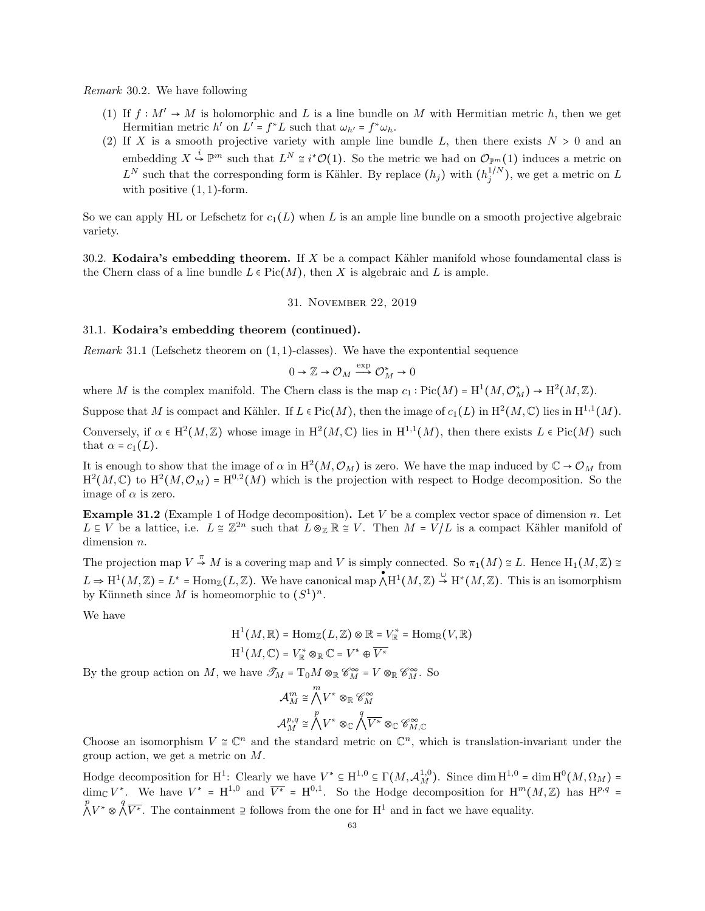*Remark* 30.2. We have following

1. If $f : M' \to M$ is holomorphic and $L$ is a line bundle on $M$ with Hermitian metric $h$, then we get Hermitian metric $h'$ on $L' = f^*L$ such that $\omega_{h'} = f^*\omega_h$.
2. If $X$ is a smooth projective variety with ample line bundle $L$, then there exists $N > 0$ and an embedding $X \overset{i}{\hookrightarrow} \mathbb{P}^m$ such that $L^N \cong i^*\mathcal{O}(1)$. So the metric we had on $\mathcal{O}_{\mathbb{P}^m}(1)$ induces a metric on $L^N$ such that the corresponding form is Kähler. By replace $(h_j)$ with $(h_j^{1/N})$, we get a metric on $L$ with positive $(1,1)$-form.

So we can apply HL or Lefschetz for $c_1(L)$ when $L$ is an ample line bundle on a smooth projective algebraic variety.

30.2. **Kodaira's embedding theorem.** If $X$ be a compact Kähler manifold whose foundamental class is the Chern class of a line bundle $L \in \mathrm{Pic}(M)$, then $X$ is algebraic and $L$ is ample.

## 31. November 22, 2019

### 31.1. Kodaira's embedding theorem (continued).

*Remark* 31.1 (Lefschetz theorem on $(1,1)$-classes). We have the expontential sequence

$$0 \to \mathbb{Z} \to \mathcal{O}_M \xrightarrow{\exp} \mathcal{O}_M^* \to 0$$

where $M$ is the complex manifold. The Chern class is the map $c_1 : \mathrm{Pic}(M) = \mathrm{H}^1(M, \mathcal{O}_M^*) \to \mathrm{H}^2(M, \mathbb{Z})$.

Suppose that $M$ is compact and Kähler. If $L \in \mathrm{Pic}(M)$, then the image of $c_1(L)$ in $\mathrm{H}^2(M, \mathbb{C})$ lies in $\mathrm{H}^{1,1}(M)$.

Conversely, if $\alpha \in \mathrm{H}^2(M, \mathbb{Z})$ whose image in $\mathrm{H}^2(M, \mathbb{C})$ lies in $\mathrm{H}^{1,1}(M)$, then there exists $L \in \mathrm{Pic}(M)$ such that $\alpha = c_1(L)$.

It is enough to show that the image of $\alpha$ in $\mathrm{H}^2(M, \mathcal{O}_M)$ is zero. We have the map induced by $\mathbb{C} \to \mathcal{O}_M$ from $\mathrm{H}^2(M, \mathbb{C})$ to $\mathrm{H}^2(M, \mathcal{O}_M) = \mathrm{H}^{0,2}(M)$ which is the projection with respect to Hodge decomposition. So the image of $\alpha$ is zero.

**Example 31.2** (Example 1 of Hodge decomposition)**.** Let $V$ be a complex vector space of dimension $n$. Let $L \subseteq V$ be a lattice, i.e. $L \cong \mathbb{Z}^{2n}$ such that $L \otimes_{\mathbb{Z}} \mathbb{R} \cong V$. Then $M = V/L$ is a compact Kähler manifold of dimension $n$.

The projection map $V \overset{\pi}{\to} M$ is a covering map and $V$ is simply connected. So $\pi_1(M) \cong L$. Hence $\mathrm{H}_1(M, \mathbb{Z}) \cong L \Rightarrow \mathrm{H}^1(M, \mathbb{Z}) = L^* = \mathrm{Hom}_{\mathbb{Z}}(L, \mathbb{Z})$. We have canonical map $\bigwedge^{\bullet} \mathrm{H}^1(M, \mathbb{Z}) \overset{\cup}{\to} \mathrm{H}^*(M, \mathbb{Z})$. This is an isomorphism by Künneth since $M$ is homeomorphic to $(S^1)^n$.

We have

$$\mathrm{H}^1(M, \mathbb{R}) = \mathrm{Hom}_{\mathbb{Z}}(L, \mathbb{Z}) \otimes \mathbb{R} = V_{\mathbb{R}}^* = \mathrm{Hom}_{\mathbb{R}}(V, \mathbb{R})$$
$$\mathrm{H}^1(M, \mathbb{C}) = V_{\mathbb{R}}^* \otimes_{\mathbb{R}} \mathbb{C} = V^* \oplus \overline{V^*}$$

By the group action on $M$, we have $\mathscr{T}_M = \mathrm{T}_0 M \otimes_{\mathbb{R}} \mathscr{C}_M^\infty = V \otimes_{\mathbb{R}} \mathscr{C}_M^\infty$. So

$$\mathcal{A}_M^m \cong \bigwedge^m V^* \otimes_{\mathbb{R}} \mathscr{C}_M^\infty$$
$$\mathcal{A}_M^{p,q} \cong \bigwedge^p V^* \otimes_{\mathbb{C}} \bigwedge^q \overline{V^*} \otimes_{\mathbb{C}} \mathscr{C}_{M,\mathbb{C}}^\infty$$

Choose an isomorphism $V \cong \mathbb{C}^n$ and the standard metric on $\mathbb{C}^n$, which is translation-invariant under the group action, we get a metric on $M$.

Hodge decomposition for $\mathrm{H}^1$: Clearly we have $V^* \subseteq \mathrm{H}^{1,0} \subseteq \Gamma(M, \mathcal{A}_M^{1,0})$. Since $\dim \mathrm{H}^{1,0} = \dim \mathrm{H}^0(M, \Omega_M) = \dim_{\mathbb{C}} V^*$. We have $V^* = \mathrm{H}^{1,0}$ and $\overline{V^*} = \mathrm{H}^{0,1}$. So the Hodge decomposition for $\mathrm{H}^m(M, \mathbb{Z})$ has $\mathrm{H}^{p,q} = \bigwedge^p V^* \otimes \bigwedge^q \overline{V^*}$. The containment $\supseteq$ follows from the one for $\mathrm{H}^1$ and in fact we have equality.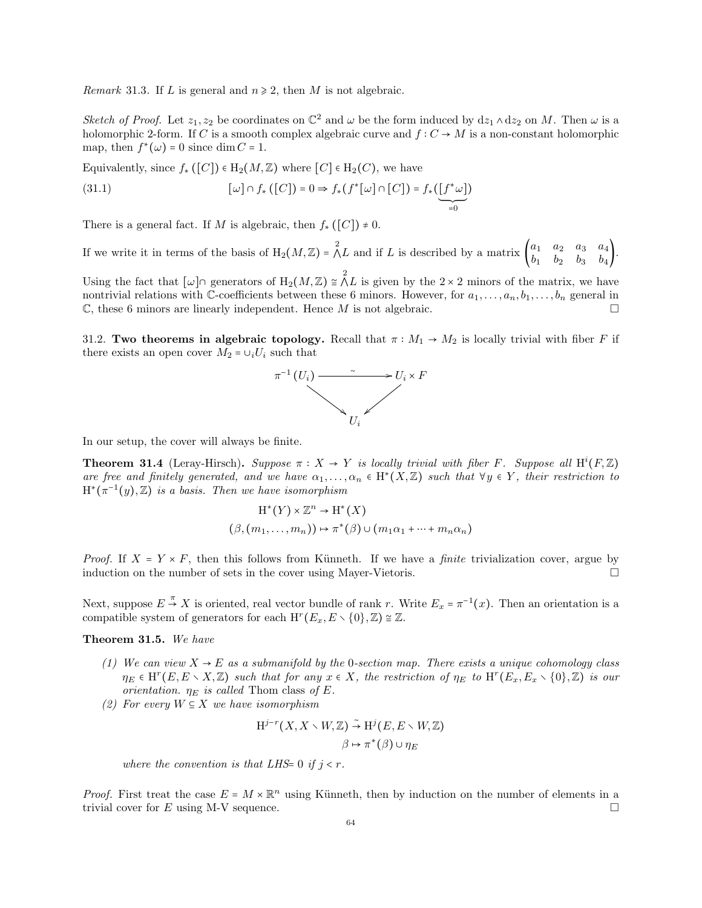*Remark* 31.3. If $L$ is general and $n \geqslant 2$, then $M$ is not algebraic.

*Sketch of Proof.* Let $z_1, z_2$ be coordinates on $\mathbb{C}^2$ and $\omega$ be the form induced by $\mathrm{d}z_1 \wedge \mathrm{d}z_2$ on $M$. Then $\omega$ is a holomorphic 2-form. If $C$ is a smooth complex algebraic curve and $f : C \to M$ is a non-constant holomorphic map, then $f^*(\omega) = 0$ since $\dim C = 1$.

Equivalently, since $f_*([C]) \in \mathrm{H}_2(M, \mathbb{Z})$ where $[C] \in \mathrm{H}_2(C)$, we have

$$[\omega] \cap f_*([C]) = 0 \Rightarrow f_*(f^*[\omega] \cap [C]) = f_*(\underbrace{[f^*\omega]}_{=0}) \tag{31.1}$$

There is a general fact. If $M$ is algebraic, then $f_*([C]) \neq 0$.

If we write it in terms of the basis of $\mathrm{H}_2(M, \mathbb{Z}) = \bigwedge^2 L$ and if $L$ is described by a matrix $\begin{pmatrix} a_1 & a_2 & a_3 & a_4 \\ b_1 & b_2 & b_3 & b_4 \end{pmatrix}$.

Using the fact that $[\omega] \cap$ generators of $\mathrm{H}_2(M, \mathbb{Z}) \cong \bigwedge^2 L$ is given by the $2 \times 2$ minors of the matrix, we have nontrivial relations with $\mathbb{C}$-coefficients between these 6 minors. However, for $a_1, \ldots, a_n, b_1, \ldots, b_n$ general in $\mathbb{C}$, these 6 minors are linearly independent. Hence $M$ is not algebraic. □

31.2. **Two theorems in algebraic topology.** Recall that $\pi : M_1 \to M_2$ is locally trivial with fiber $F$ if there exists an open cover $M_2 = \cup_i U_i$ such that

$$\begin{array}{ccc} \pi^{-1}(U_i) & \xrightarrow{\sim} & U_i \times F \\ & \searrow \quad \swarrow & \\ & U_i & \end{array}$$

In our setup, the cover will always be finite.

**Theorem 31.4** (Leray-Hirsch)**.** *Suppose $\pi : X \to Y$ is locally trivial with fiber $F$. Suppose all $\mathrm{H}^i(F, \mathbb{Z})$ are free and finitely generated, and we have $\alpha_1, \ldots, \alpha_n \in \mathrm{H}^*(X, \mathbb{Z})$ such that $\forall y \in Y$, their restriction to $\mathrm{H}^*(\pi^{-1}(y), \mathbb{Z})$ is a basis. Then we have isomorphism*

$$\mathrm{H}^*(Y) \times \mathbb{Z}^n \to \mathrm{H}^*(X)$$
$$(\beta, (m_1, \ldots, m_n)) \mapsto \pi^*(\beta) \cup (m_1\alpha_1 + \cdots + m_n\alpha_n)$$

*Proof.* If $X = Y \times F$, then this follows from Künneth. If we have a *finite* trivialization cover, argue by induction on the number of sets in the cover using Mayer-Vietoris. □

Next, suppose $E \xrightarrow{\pi} X$ is oriented, real vector bundle of rank $r$. Write $E_x = \pi^{-1}(x)$. Then an orientation is a compatible system of generators for each $\mathrm{H}^r(E_x, E \smallsetminus \{0\}, \mathbb{Z}) \cong \mathbb{Z}$.

**Theorem 31.5.** *We have*

1. *We can view $X \to E$ as a submanifold by the 0-section map. There exists a unique cohomology class $\eta_E \in \mathrm{H}^r(E, E \smallsetminus X, \mathbb{Z})$ such that for any $x \in X$, the restriction of $\eta_E$ to $\mathrm{H}^r(E_x, E_x \smallsetminus \{0\}, \mathbb{Z})$ is our orientation. $\eta_E$ is called* Thom class *of $E$.*
2. *For every $W \subseteq X$ we have isomorphism*

$$\mathrm{H}^{j-r}(X, X \smallsetminus W, \mathbb{Z}) \xrightarrow{\sim} \mathrm{H}^j(E, E \smallsetminus W, \mathbb{Z})$$
$$\beta \mapsto \pi^*(\beta) \cup \eta_E$$

*where the convention is that LHS= 0 if $j < r$.*

*Proof.* First treat the case $E = M \times \mathbb{R}^n$ using Künneth, then by induction on the number of elements in a trivial cover for $E$ using M-V sequence. □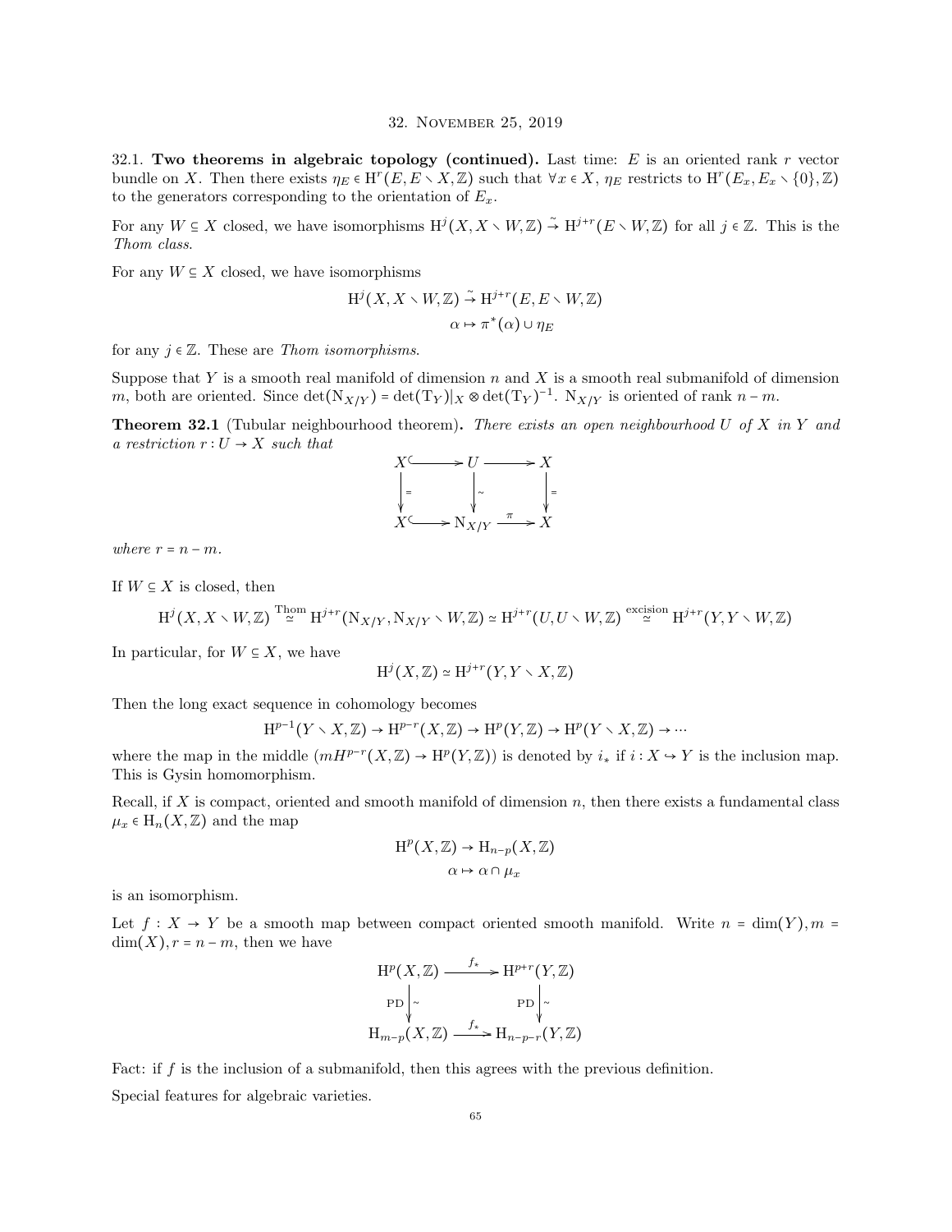## 32. November 25, 2019

**32.1. Two theorems in algebraic topology (continued).** Last time: $E$ is an oriented rank $r$ vector bundle on $X$. Then there exists $\eta_E \in \mathrm{H}^r(E, E \smallsetminus X, \mathbb{Z})$ such that $\forall x \in X$, $\eta_E$ restricts to $\mathrm{H}^r(E_x, E_x \smallsetminus \{0\}, \mathbb{Z})$ to the generators corresponding to the orientation of $E_x$.

For any $W \subseteq X$ closed, we have isomorphisms $\mathrm{H}^j(X, X \smallsetminus W, \mathbb{Z}) \xrightarrow{\sim} \mathrm{H}^{j+r}(E \smallsetminus W, \mathbb{Z})$ for all $j \in \mathbb{Z}$. This is the *Thom class*.

For any $W \subseteq X$ closed, we have isomorphisms

$$\mathrm{H}^j(X, X \smallsetminus W, \mathbb{Z}) \xrightarrow{\sim} \mathrm{H}^{j+r}(E, E \smallsetminus W, \mathbb{Z})$$
$$\alpha \mapsto \pi^*(\alpha) \cup \eta_E$$

for any $j \in \mathbb{Z}$. These are *Thom isomorphisms*.

Suppose that $Y$ is a smooth real manifold of dimension $n$ and $X$ is a smooth real submanifold of dimension $m$, both are oriented. Since $\det(\mathrm{N}_{X/Y}) = \det(\mathrm{T}_Y)|_X \otimes \det(\mathrm{T}_Y)^{-1}$. $\mathrm{N}_{X/Y}$ is oriented of rank $n - m$.

**Theorem 32.1** (Tubular neighbourhood theorem)**.** *There exists an open neighbourhood $U$ of $X$ in $Y$ and a restriction $r : U \to X$ such that*

$$\begin{array}{ccccc} X & \hookrightarrow & U & \longrightarrow & X \\ \big\downarrow = & & \big\downarrow \sim & & \big\downarrow = \\ X & \hookrightarrow & \mathrm{N}_{X/Y} & \xrightarrow{\pi} & X \end{array}$$

*where $r = n - m$.*

If $W \subseteq X$ is closed, then

$$\mathrm{H}^j(X, X \smallsetminus W, \mathbb{Z}) \overset{\text{Thom}}{\simeq} \mathrm{H}^{j+r}(\mathrm{N}_{X/Y}, \mathrm{N}_{X/Y} \smallsetminus W, \mathbb{Z}) \simeq \mathrm{H}^{j+r}(U, U \smallsetminus W, \mathbb{Z}) \overset{\text{excision}}{\simeq} \mathrm{H}^{j+r}(Y, Y \smallsetminus W, \mathbb{Z})$$

In particular, for $W \subseteq X$, we have

$$\mathrm{H}^j(X, \mathbb{Z}) \simeq \mathrm{H}^{j+r}(Y, Y \smallsetminus X, \mathbb{Z})$$

Then the long exact sequence in cohomology becomes

$$\mathrm{H}^{p-1}(Y \smallsetminus X, \mathbb{Z}) \to \mathrm{H}^{p-r}(X, \mathbb{Z}) \to \mathrm{H}^p(Y, \mathbb{Z}) \to \mathrm{H}^p(Y \smallsetminus X, \mathbb{Z}) \to \cdots$$

where the map in the middle ($mH^{p-r}(X, \mathbb{Z}) \to \mathrm{H}^p(Y, \mathbb{Z})$) is denoted by $i_*$ if $i : X \hookrightarrow Y$ is the inclusion map. This is Gysin homomorphism.

Recall, if $X$ is compact, oriented and smooth manifold of dimension $n$, then there exists a fundamental class $\mu_x \in \mathrm{H}_n(X, \mathbb{Z})$ and the map

$$\mathrm{H}^p(X, \mathbb{Z}) \to \mathrm{H}_{n-p}(X, \mathbb{Z})$$
$$\alpha \mapsto \alpha \cap \mu_x$$

is an isomorphism.

Let $f : X \to Y$ be a smooth map between compact oriented smooth manifold. Write $n = \dim(Y), m = \dim(X), r = n - m$, then we have

$$\begin{array}{ccc} \mathrm{H}^p(X, \mathbb{Z}) & \xrightarrow{f_*} & \mathrm{H}^{p+r}(Y, \mathbb{Z}) \\ \text{PD} \big\downarrow \sim & & \text{PD} \big\downarrow \sim \\ \mathrm{H}_{m-p}(X, \mathbb{Z}) & \xrightarrow{f_*} & \mathrm{H}_{n-p-r}(Y, \mathbb{Z}) \end{array}$$

Fact: if $f$ is the inclusion of a submanifold, then this agrees with the previous definition.

Special features for algebraic varieties.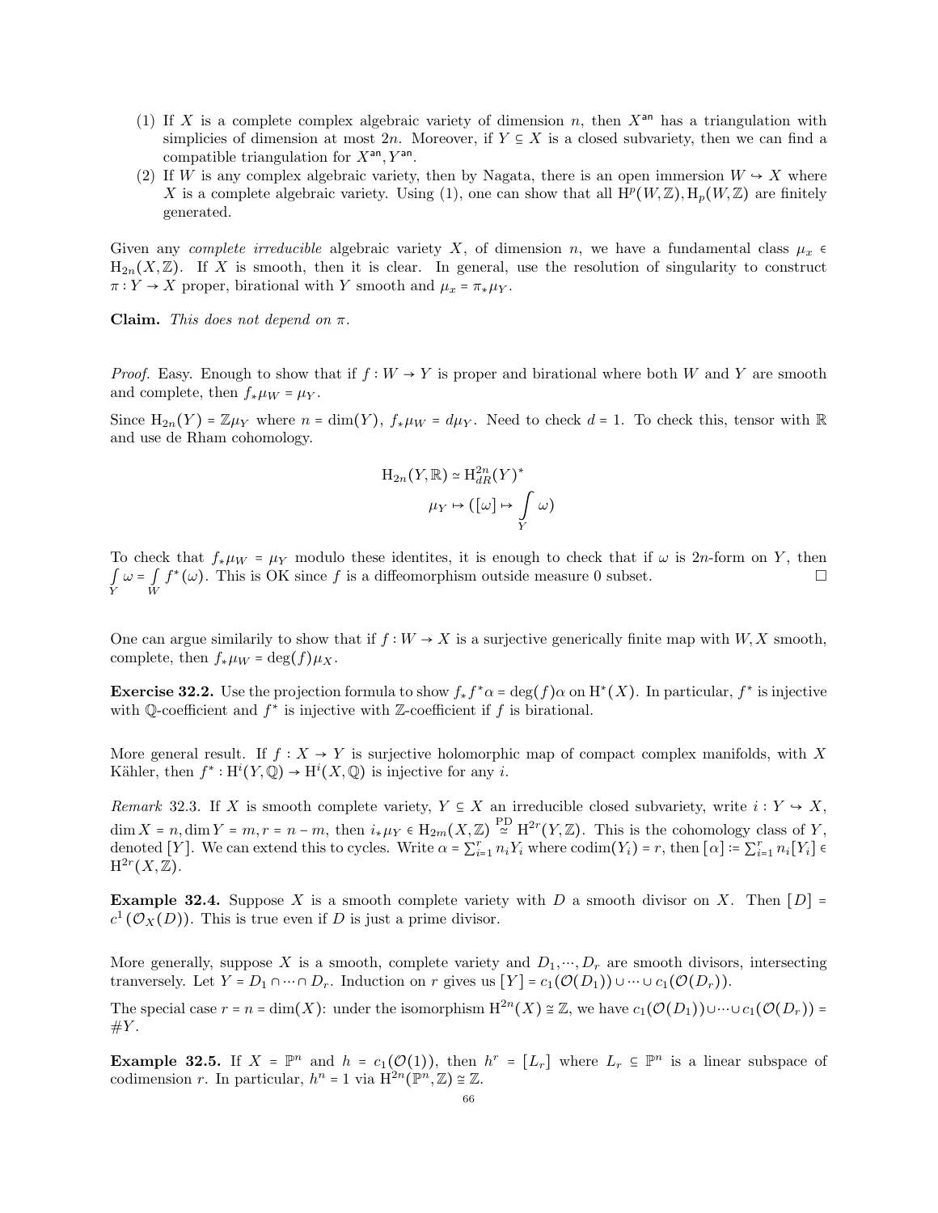(1) If $X$ is a complete complex algebraic variety of dimension $n$, then $X^{\mathsf{an}}$ has a triangulation with simplicies of dimension at most $2n$. Moreover, if $Y \subseteq X$ is a closed subvariety, then we can find a compatible triangulation for $X^{\mathsf{an}}, Y^{\mathsf{an}}$.
(2) If $W$ is any complex algebraic variety, then by Nagata, there is an open immersion $W \hookrightarrow X$ where $X$ is a complete algebraic variety. Using (1), one can show that all $\mathrm{H}^p(W,\mathbb{Z}), \mathrm{H}_p(W,\mathbb{Z})$ are finitely generated.

Given any *complete irreducible* algebraic variety $X$, of dimension $n$, we have a fundamental class $\mu_x \in \mathrm{H}_{2n}(X,\mathbb{Z})$. If $X$ is smooth, then it is clear. In general, use the resolution of singularity to construct $\pi : Y \to X$ proper, birational with $Y$ smooth and $\mu_x = \pi_* \mu_Y$.

**Claim.** *This does not depend on $\pi$.*

*Proof.* Easy. Enough to show that if $f : W \to Y$ is proper and birational where both $W$ and $Y$ are smooth and complete, then $f_* \mu_W = \mu_Y$.

Since $\mathrm{H}_{2n}(Y) = \mathbb{Z}\mu_Y$ where $n = \dim(Y)$, $f_*\mu_W = d\mu_Y$. Need to check $d = 1$. To check this, tensor with $\mathbb{R}$ and use de Rham cohomology.

$$\mathrm{H}_{2n}(Y,\mathbb{R}) \simeq \mathrm{H}^{2n}_{dR}(Y)^*$$
$$\mu_Y \mapsto ([\omega] \mapsto \int_Y \omega)$$

To check that $f_*\mu_W = \mu_Y$ modulo these identites, it is enough to check that if $\omega$ is $2n$-form on $Y$, then $\int_Y \omega = \int_W f^*(\omega)$. This is OK since $f$ is a diffeomorphism outside measure 0 subset. $\square$

One can argue similarily to show that if $f : W \to X$ is a surjective generically finite map with $W, X$ smooth, complete, then $f_*\mu_W = \deg(f)\mu_X$.

**Exercise 32.2.** Use the projection formula to show $f_* f^* \alpha = \deg(f)\alpha$ on $\mathrm{H}^*(X)$. In particular, $f^*$ is injective with $\mathbb{Q}$-coefficient and $f^*$ is injective with $\mathbb{Z}$-coefficient if $f$ is birational.

More general result. If $f : X \to Y$ is surjective holomorphic map of compact complex manifolds, with $X$ Kähler, then $f^* : \mathrm{H}^i(Y,\mathbb{Q}) \to \mathrm{H}^i(X,\mathbb{Q})$ is injective for any $i$.

*Remark* 32.3. If $X$ is smooth complete variety, $Y \subseteq X$ an irreducible closed subvariety, write $i : Y \hookrightarrow X$, $\dim X = n, \dim Y = m, r = n - m$, then $i_*\mu_Y \in \mathrm{H}_{2m}(X,\mathbb{Z}) \overset{\mathrm{PD}}{\simeq} \mathrm{H}^{2r}(Y,\mathbb{Z})$. This is the cohomology class of $Y$, denoted $[Y]$. We can extend this to cycles. Write $\alpha = \sum_{i=1}^r n_i Y_i$ where $\mathrm{codim}(Y_i) = r$, then $[\alpha] := \sum_{i=1}^r n_i [Y_i] \in \mathrm{H}^{2r}(X,\mathbb{Z})$.

**Example 32.4.** Suppose $X$ is a smooth complete variety with $D$ a smooth divisor on $X$. Then $[D] = c^1(\mathcal{O}_X(D))$. This is true even if $D$ is just a prime divisor.

More generally, suppose $X$ is a smooth, complete variety and $D_1, \cdots, D_r$ are smooth divisors, intersecting tranversely. Let $Y = D_1 \cap \cdots \cap D_r$. Induction on $r$ gives us $[Y] = c_1(\mathcal{O}(D_1)) \cup \cdots \cup c_1(\mathcal{O}(D_r))$.

The special case $r = n = \dim(X)$: under the isomorphism $\mathrm{H}^{2n}(X) \cong \mathbb{Z}$, we have $c_1(\mathcal{O}(D_1)) \cup \cdots \cup c_1(\mathcal{O}(D_r)) = \#Y$.

**Example 32.5.** If $X = \mathbb{P}^n$ and $h = c_1(\mathcal{O}(1))$, then $h^r = [L_r]$ where $L_r \subseteq \mathbb{P}^n$ is a linear subspace of codimension $r$. In particular, $h^n = 1$ via $\mathrm{H}^{2n}(\mathbb{P}^n,\mathbb{Z}) \cong \mathbb{Z}$.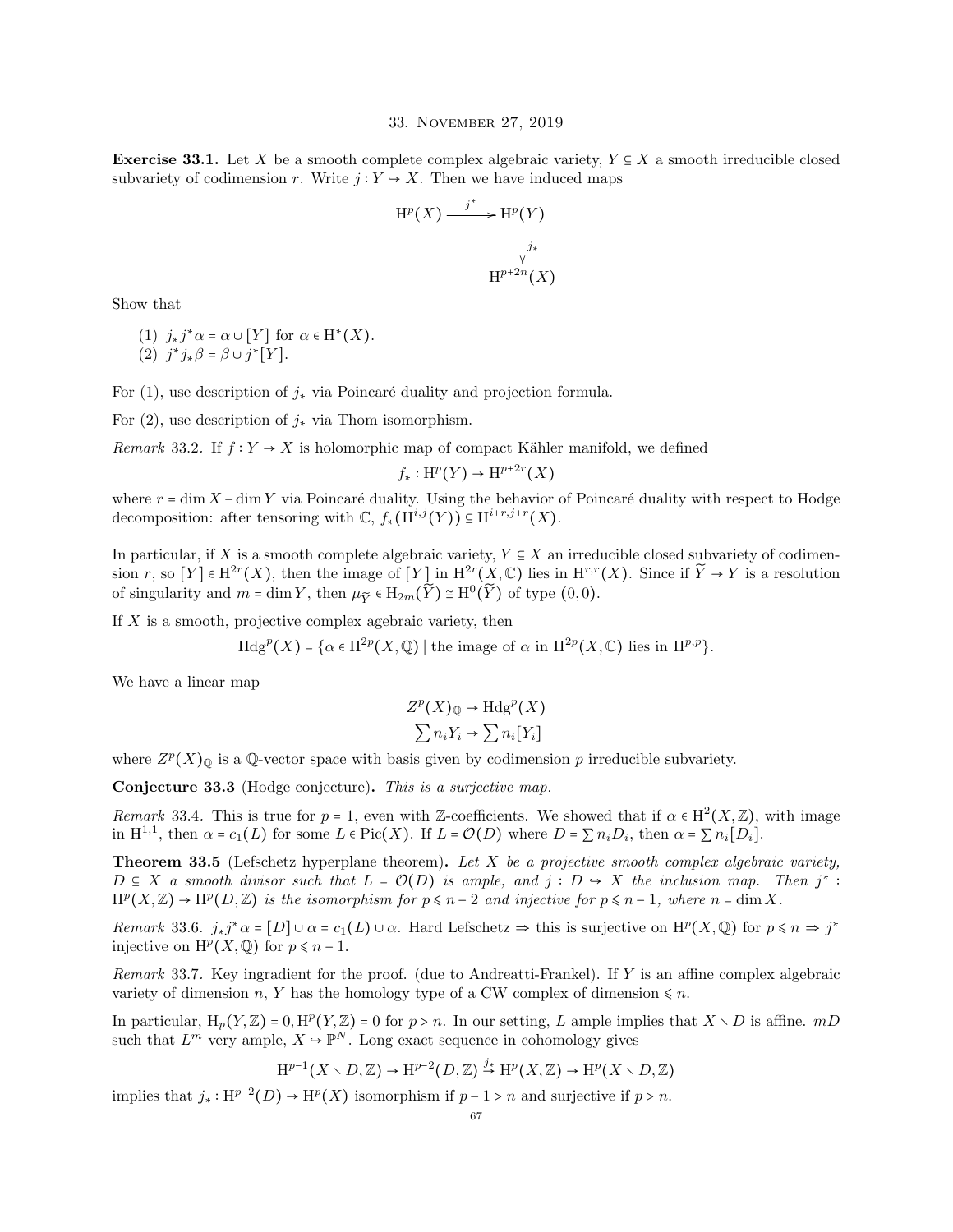## 33. November 27, 2019

**Exercise 33.1.** Let $X$ be a smooth complete complex algebraic variety, $Y \subseteq X$ a smooth irreducible closed subvariety of codimension $r$. Write $j : Y \hookrightarrow X$. Then we have induced maps

$$\begin{array}{ccc} \mathrm{H}^p(X) & \xrightarrow{j^*} & \mathrm{H}^p(Y) \\ & & \big\downarrow j_* \\ & & \mathrm{H}^{p+2n}(X) \end{array}$$

Show that

(1) $j_* j^* \alpha = \alpha \cup [Y]$ for $\alpha \in \mathrm{H}^*(X)$.
(2) $j^* j_* \beta = \beta \cup j^*[Y]$.

For (1), use description of $j_*$ via Poincaré duality and projection formula.

For (2), use description of $j_*$ via Thom isomorphism.

*Remark* 33.2. If $f : Y \to X$ is holomorphic map of compact Kähler manifold, we defined

$$f_* : \mathrm{H}^p(Y) \to \mathrm{H}^{p+2r}(X)$$

where $r = \dim X - \dim Y$ via Poincaré duality. Using the behavior of Poincaré duality with respect to Hodge decomposition: after tensoring with $\mathbb{C}$, $f_*(\mathrm{H}^{i,j}(Y)) \subseteq \mathrm{H}^{i+r,j+r}(X)$.

In particular, if $X$ is a smooth complete algebraic variety, $Y \subseteq X$ an irreducible closed subvariety of codimension $r$, so $[Y] \in \mathrm{H}^{2r}(X)$, then the image of $[Y]$ in $\mathrm{H}^{2r}(X, \mathbb{C})$ lies in $\mathrm{H}^{r,r}(X)$. Since if $\widetilde{Y} \to Y$ is a resolution of singularity and $m = \dim Y$, then $\mu_{\widetilde{Y}} \in \mathrm{H}_{2m}(\widetilde{Y}) \cong \mathrm{H}^0(\widetilde{Y})$ of type $(0,0)$.

If $X$ is a smooth, projective complex agebraic variety, then

$$\mathrm{Hdg}^p(X) = \{\alpha \in \mathrm{H}^{2p}(X, \mathbb{Q}) \mid \text{the image of } \alpha \text{ in } \mathrm{H}^{2p}(X, \mathbb{C}) \text{ lies in } \mathrm{H}^{p,p}\}.$$

We have a linear map

$$Z^p(X)_{\mathbb{Q}} \to \mathrm{Hdg}^p(X)$$
$$\sum n_i Y_i \mapsto \sum n_i [Y_i]$$

where $Z^p(X)_{\mathbb{Q}}$ is a $\mathbb{Q}$-vector space with basis given by codimension $p$ irreducible subvariety.

**Conjecture 33.3** (Hodge conjecture)**.** *This is a surjective map.*

*Remark* 33.4. This is true for $p = 1$, even with $\mathbb{Z}$-coefficients. We showed that if $\alpha \in \mathrm{H}^2(X, \mathbb{Z})$, with image in $\mathrm{H}^{1,1}$, then $\alpha = c_1(L)$ for some $L \in \mathrm{Pic}(X)$. If $L = \mathcal{O}(D)$ where $D = \sum n_i D_i$, then $\alpha = \sum n_i [D_i]$.

**Theorem 33.5** (Lefschetz hyperplane theorem)**.** *Let $X$ be a projective smooth complex algebraic variety, $D \subseteq X$ a smooth divisor such that $L = \mathcal{O}(D)$ is ample, and $j : D \hookrightarrow X$ the inclusion map. Then $j^* : \mathrm{H}^p(X, \mathbb{Z}) \to \mathrm{H}^p(D, \mathbb{Z})$ is the isomorphism for $p \leqslant n-2$ and injective for $p \leqslant n-1$, where $n = \dim X$.*

*Remark* 33.6. $j_* j^* \alpha = [D] \cup \alpha = c_1(L) \cup \alpha$. Hard Lefschetz $\Rightarrow$ this is surjective on $\mathrm{H}^p(X, \mathbb{Q})$ for $p \leqslant n \Rightarrow j^*$ injective on $\mathrm{H}^p(X, \mathbb{Q})$ for $p \leqslant n-1$.

*Remark* 33.7. Key ingradient for the proof. (due to Andreatti-Frankel). If $Y$ is an affine complex algebraic variety of dimension $n$, $Y$ has the homology type of a CW complex of dimension $\leqslant n$.

In particular, $\mathrm{H}_p(Y, \mathbb{Z}) = 0, \mathrm{H}^p(Y, \mathbb{Z}) = 0$ for $p > n$. In our setting, $L$ ample implies that $X \smallsetminus D$ is affine. $mD$ such that $L^m$ very ample, $X \hookrightarrow \mathbb{P}^N$. Long exact sequence in cohomology gives

$$\mathrm{H}^{p-1}(X \smallsetminus D, \mathbb{Z}) \to \mathrm{H}^{p-2}(D, \mathbb{Z}) \xrightarrow{j_*} \mathrm{H}^p(X, \mathbb{Z}) \to \mathrm{H}^p(X \smallsetminus D, \mathbb{Z})$$

implies that $j_* : \mathrm{H}^{p-2}(D) \to \mathrm{H}^p(X)$ isomorphism if $p - 1 > n$ and surjective if $p > n$.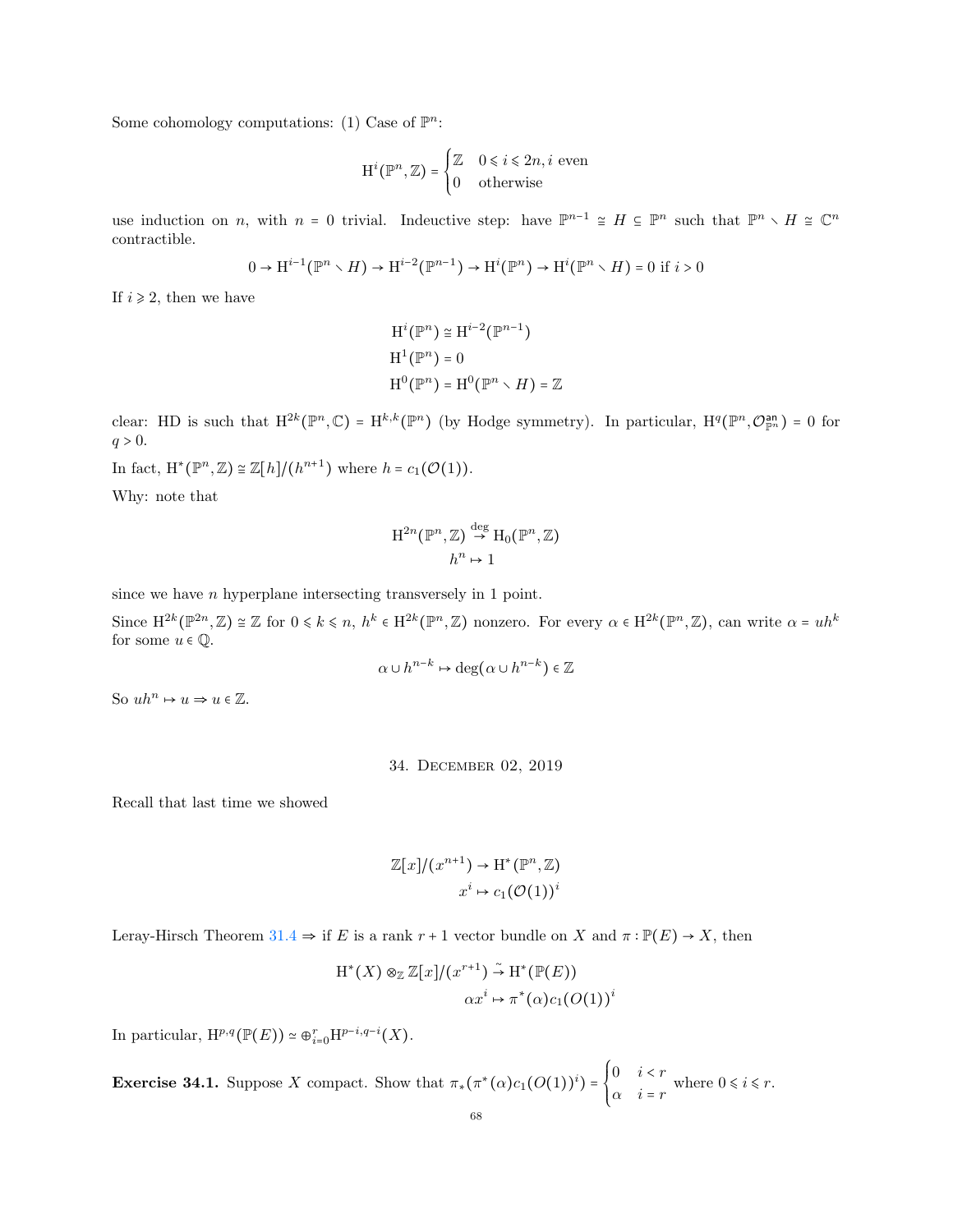Some cohomology computations: (1) Case of $\mathbb{P}^n$:

$$\mathrm{H}^i(\mathbb{P}^n, \mathbb{Z}) = \begin{cases} \mathbb{Z} & 0 \leqslant i \leqslant 2n, i \text{ even} \\ 0 & \text{otherwise} \end{cases}$$

use induction on $n$, with $n = 0$ trivial. Indeuctive step: have $\mathbb{P}^{n-1} \cong H \subseteq \mathbb{P}^n$ such that $\mathbb{P}^n \smallsetminus H \cong \mathbb{C}^n$ contractible.

$$0 \to \mathrm{H}^{i-1}(\mathbb{P}^n \smallsetminus H) \to \mathrm{H}^{i-2}(\mathbb{P}^{n-1}) \to \mathrm{H}^i(\mathbb{P}^n) \to \mathrm{H}^i(\mathbb{P}^n \smallsetminus H) = 0 \text{ if } i > 0$$

If $i \geqslant 2$, then we have

$$\begin{aligned} \mathrm{H}^i(\mathbb{P}^n) &\cong \mathrm{H}^{i-2}(\mathbb{P}^{n-1}) \\ \mathrm{H}^1(\mathbb{P}^n) &= 0 \\ \mathrm{H}^0(\mathbb{P}^n) &= \mathrm{H}^0(\mathbb{P}^n \smallsetminus H) = \mathbb{Z} \end{aligned}$$

clear: HD is such that $\mathrm{H}^{2k}(\mathbb{P}^n, \mathbb{C}) = \mathrm{H}^{k,k}(\mathbb{P}^n)$ (by Hodge symmetry). In particular, $\mathrm{H}^q(\mathbb{P}^n, \mathcal{O}_{\mathbb{P}^n}^{\mathsf{an}}) = 0$ for $q > 0$.

In fact, $\mathrm{H}^*(\mathbb{P}^n, \mathbb{Z}) \cong \mathbb{Z}[h]/(h^{n+1})$ where $h = c_1(\mathcal{O}(1))$.

Why: note that

$$\begin{aligned} \mathrm{H}^{2n}(\mathbb{P}^n, \mathbb{Z}) &\overset{\deg}{\to} \mathrm{H}_0(\mathbb{P}^n, \mathbb{Z}) \\ h^n &\mapsto 1 \end{aligned}$$

since we have $n$ hyperplane intersecting transversely in 1 point.

Since $\mathrm{H}^{2k}(\mathbb{P}^{2n}, \mathbb{Z}) \cong \mathbb{Z}$ for $0 \leqslant k \leqslant n$, $h^k \in \mathrm{H}^{2k}(\mathbb{P}^n, \mathbb{Z})$ nonzero. For every $\alpha \in \mathrm{H}^{2k}(\mathbb{P}^n, \mathbb{Z})$, can write $\alpha = uh^k$ for some $u \in \mathbb{Q}$.

$$\alpha \cup h^{n-k} \mapsto \deg(\alpha \cup h^{n-k}) \in \mathbb{Z}$$

So $uh^n \mapsto u \Rightarrow u \in \mathbb{Z}$.

## 34. December 02, 2019

Recall that last time we showed

$$\begin{aligned} \mathbb{Z}[x]/(x^{n+1}) &\to \mathrm{H}^*(\mathbb{P}^n, \mathbb{Z}) \\ x^i &\mapsto c_1(\mathcal{O}(1))^i \end{aligned}$$

Leray-Hirsch Theorem 31.4 $\Rightarrow$ if $E$ is a rank $r+1$ vector bundle on $X$ and $\pi : \mathbb{P}(E) \to X$, then

$$\begin{aligned} \mathrm{H}^*(X) \otimes_{\mathbb{Z}} \mathbb{Z}[x]/(x^{r+1}) &\overset{\sim}{\to} \mathrm{H}^*(\mathbb{P}(E)) \\ \alpha x^i &\mapsto \pi^*(\alpha) c_1(O(1))^i \end{aligned}$$

In particular, $\mathrm{H}^{p,q}(\mathbb{P}(E)) \simeq \oplus_{i=0}^r \mathrm{H}^{p-i,q-i}(X)$.

**Exercise 34.1.** Suppose $X$ compact. Show that $\pi_*(\pi^*(\alpha) c_1(O(1))^i) = \begin{cases} 0 & i < r \\ \alpha & i = r \end{cases}$ where $0 \leqslant i \leqslant r$.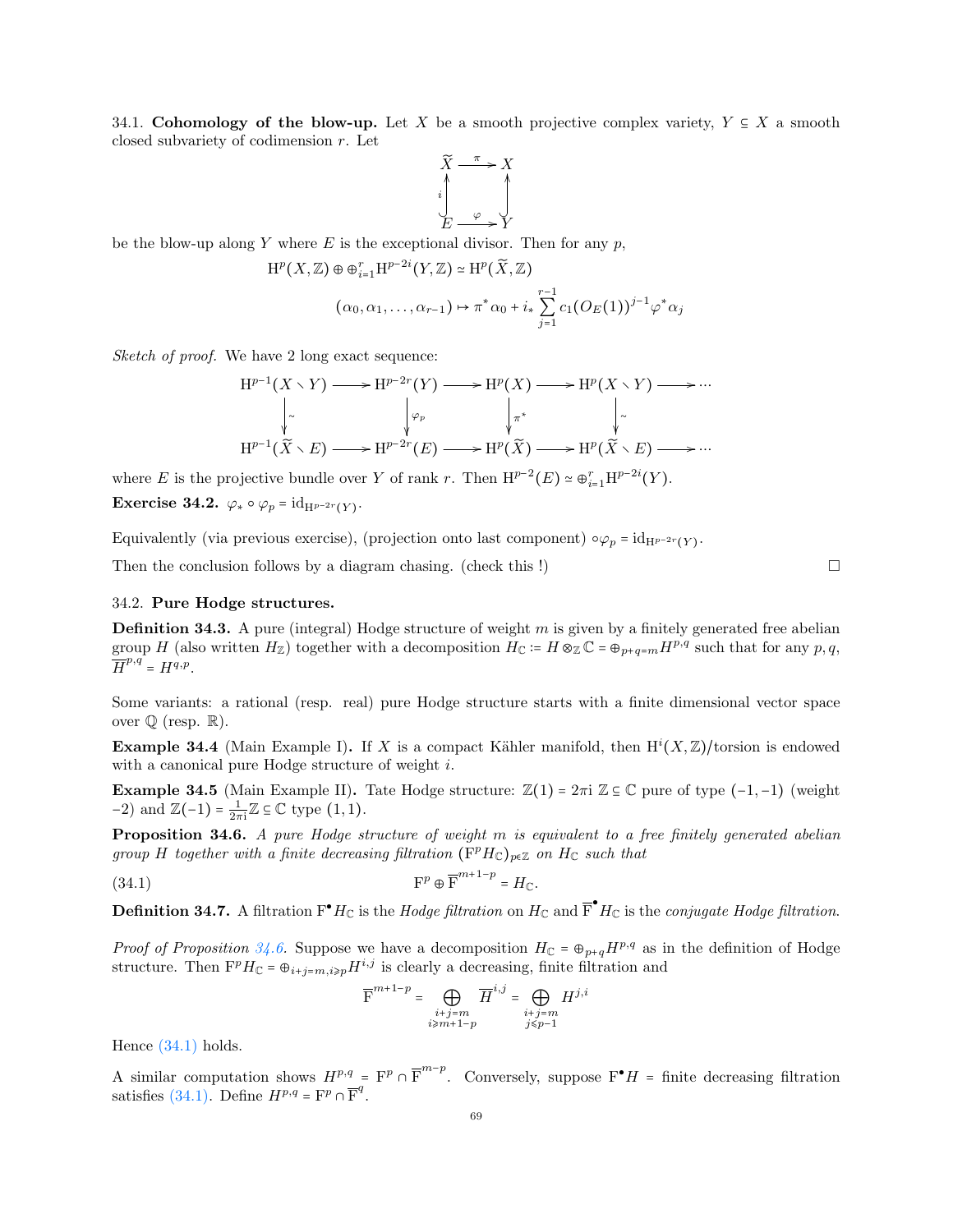34.1. **Cohomology of the blow-up.** Let $X$ be a smooth projective complex variety, $Y \subseteq X$ a smooth closed subvariety of codimension $r$. Let

$$\begin{array}{ccc} \widetilde{X} & \xrightarrow{\pi} & X \\ {\scriptstyle i}\uparrow & & \uparrow \\ E & \xrightarrow{\varphi} & Y \end{array}$$

be the blow-up along $Y$ where $E$ is the exceptional divisor. Then for any $p$,

$$\mathrm{H}^p(X, \mathbb{Z}) \oplus \oplus_{i=1}^{r} \mathrm{H}^{p-2i}(Y, \mathbb{Z}) \simeq \mathrm{H}^p(\widetilde{X}, \mathbb{Z})$$

$$(\alpha_0, \alpha_1, \ldots, \alpha_{r-1}) \mapsto \pi^* \alpha_0 + i_* \sum_{j=1}^{r-1} c_1(O_E(1))^{j-1} \varphi^* \alpha_j$$

*Sketch of proof.* We have 2 long exact sequence:

$$\begin{array}{ccccccccc} \mathrm{H}^{p-1}(X \smallsetminus Y) & \longrightarrow & \mathrm{H}^{p-2r}(Y) & \longrightarrow & \mathrm{H}^p(X) & \longrightarrow & \mathrm{H}^p(X \smallsetminus Y) & \longrightarrow & \cdots \\ \downarrow{\scriptstyle \sim} & & \downarrow{\scriptstyle \varphi_p} & & \downarrow{\scriptstyle \pi^*} & & \downarrow{\scriptstyle \sim} & & \\ \mathrm{H}^{p-1}(\widetilde{X} \smallsetminus E) & \longrightarrow & \mathrm{H}^{p-2r}(E) & \longrightarrow & \mathrm{H}^p(\widetilde{X}) & \longrightarrow & \mathrm{H}^p(\widetilde{X} \smallsetminus E) & \longrightarrow & \cdots \end{array}$$

where $E$ is the projective bundle over $Y$ of rank $r$. Then $\mathrm{H}^{p-2}(E) \simeq \oplus_{i=1}^{r} \mathrm{H}^{p-2i}(Y)$.

**Exercise 34.2.** $\varphi_* \circ \varphi_p = \mathrm{id}_{\mathrm{H}^{p-2r}(Y)}$.

Equivalently (via previous exercise), (projection onto last component) $\circ \varphi_p = \mathrm{id}_{\mathrm{H}^{p-2r}(Y)}$.

Then the conclusion follows by a diagram chasing. (check this !) $\square$

34.2. **Pure Hodge structures.**

**Definition 34.3.** A pure (integral) Hodge structure of weight $m$ is given by a finitely generated free abelian group $H$ (also written $H_{\mathbb{Z}}$) together with a decomposition $H_{\mathbb{C}} := H \otimes_{\mathbb{Z}} \mathbb{C} = \oplus_{p+q=m} H^{p,q}$ such that for any $p, q$, $\overline{H}^{p,q} = H^{q,p}$.

Some variants: a rational (resp. real) pure Hodge structure starts with a finite dimensional vector space over $\mathbb{Q}$ (resp. $\mathbb{R}$).

**Example 34.4** (Main Example I)**.** If $X$ is a compact Kähler manifold, then $\mathrm{H}^i(X, \mathbb{Z})$/torsion is endowed with a canonical pure Hodge structure of weight $i$.

**Example 34.5** (Main Example II)**.** Tate Hodge structure: $\mathbb{Z}(1) = 2\pi \mathrm{i}\, \mathbb{Z} \subseteq \mathbb{C}$ pure of type $(-1, -1)$ (weight $-2$) and $\mathbb{Z}(-1) = \frac{1}{2\pi \mathrm{i}} \mathbb{Z} \subseteq \mathbb{C}$ type $(1, 1)$.

**Proposition 34.6.** *A pure Hodge structure of weight $m$ is equivalent to a free finitely generated abelian group $H$ together with a finite decreasing filtration $(\mathrm{F}^p H_{\mathbb{C}})_{p \in \mathbb{Z}}$ on $H_{\mathbb{C}}$ such that*

$$\mathrm{F}^p \oplus \overline{\mathrm{F}}^{m+1-p} = H_{\mathbb{C}}. \tag{34.1}$$

**Definition 34.7.** A filtration $\mathrm{F}^\bullet H_{\mathbb{C}}$ is the *Hodge filtration* on $H_{\mathbb{C}}$ and $\overline{\mathrm{F}}^\bullet H_{\mathbb{C}}$ is the *conjugate Hodge filtration*.

*Proof of Proposition 34.6.* Suppose we have a decomposition $H_{\mathbb{C}} = \oplus_{p+q} H^{p,q}$ as in the definition of Hodge structure. Then $\mathrm{F}^p H_{\mathbb{C}} = \oplus_{i+j=m, i \geqslant p} H^{i,j}$ is clearly a decreasing, finite filtration and

$$\overline{\mathrm{F}}^{m+1-p} = \bigoplus_{\substack{i+j=m \\ i \geqslant m+1-p}} \overline{H}^{i,j} = \bigoplus_{\substack{i+j=m \\ j \leqslant p-1}} H^{j,i}$$

Hence (34.1) holds.

A similar computation shows $H^{p,q} = \mathrm{F}^p \cap \overline{\mathrm{F}}^{m-p}$. Conversely, suppose $\mathrm{F}^\bullet H$ = finite decreasing filtration satisfies (34.1). Define $H^{p,q} = \mathrm{F}^p \cap \overline{\mathrm{F}}^q$.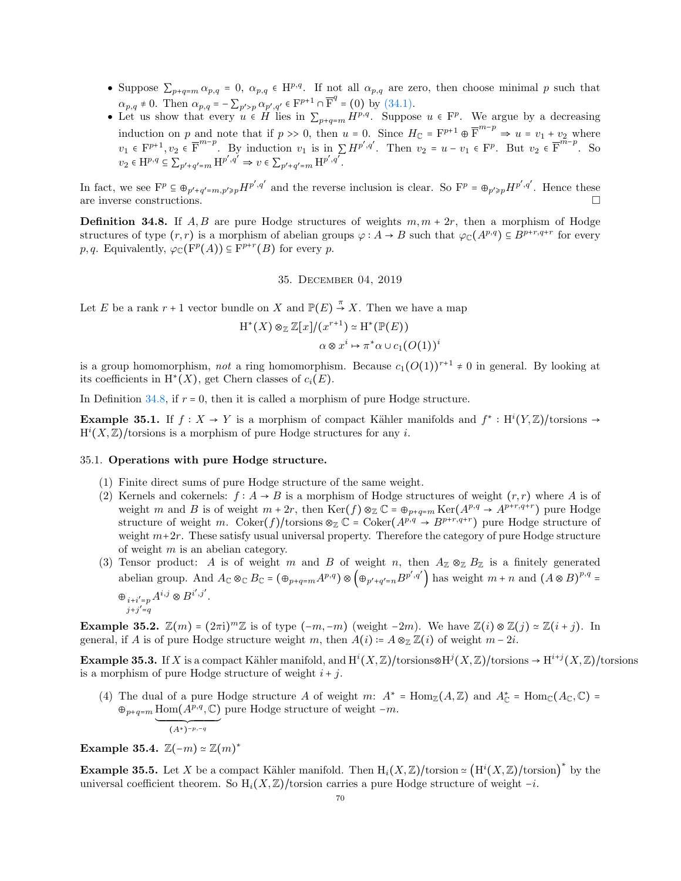- Suppose $\sum_{p+q=m} \alpha_{p,q} = 0$, $\alpha_{p,q} \in \mathrm{H}^{p,q}$. If not all $\alpha_{p,q}$ are zero, then choose minimal $p$ such that $\alpha_{p,q} \neq 0$. Then $\alpha_{p,q} = -\sum_{p'>p} \alpha_{p',q'} \in \mathrm{F}^{p+1} \cap \overline{\mathrm{F}}^q = (0)$ by (34.1).
- Let us show that every $u \in H$ lies in $\sum_{p+q=m} H^{p,q}$. Suppose $u \in \mathrm{F}^p$. We argue by a decreasing induction on $p$ and note that if $p >> 0$, then $u = 0$. Since $H_{\mathbb{C}} = \mathrm{F}^{p+1} \oplus \overline{\mathrm{F}}^{m-p} \Rightarrow u = v_1 + v_2$ where $v_1 \in \mathrm{F}^{p+1}, v_2 \in \overline{\mathrm{F}}^{m-p}$. By induction $v_1$ is in $\sum H^{p',q'}$. Then $v_2 = u - v_1 \in \mathrm{F}^p$. But $v_2 \in \overline{\mathrm{F}}^{m-p}$. So $v_2 \in \mathrm{H}^{p,q} \subseteq \sum_{p'+q'=m} \mathrm{H}^{p',q'} \Rightarrow v \in \sum_{p'+q'=m} \mathrm{H}^{p',q'}$.

In fact, we see $\mathrm{F}^p \subseteq \oplus_{p'+q'=m, p' \geqslant p} H^{p',q'}$ and the reverse inclusion is clear. So $\mathrm{F}^p = \oplus_{p' \geqslant p} H^{p',q'}$. Hence these are inverse constructions. □

**Definition 34.8.** If $A, B$ are pure Hodge structures of weights $m, m+2r$, then a morphism of Hodge structures of type $(r,r)$ is a morphism of abelian groups $\varphi : A \to B$ such that $\varphi_{\mathbb{C}}(A^{p,q}) \subseteq B^{p+r,q+r}$ for every $p, q$. Equivalently, $\varphi_{\mathbb{C}}(\mathrm{F}^p(A)) \subseteq \mathrm{F}^{p+r}(B)$ for every $p$.

## 35. December 04, 2019

Let $E$ be a rank $r+1$ vector bundle on $X$ and $\mathbb{P}(E) \xrightarrow{\pi} X$. Then we have a map

$$\mathrm{H}^*(X) \otimes_{\mathbb{Z}} \mathbb{Z}[x]/(x^{r+1}) \simeq \mathrm{H}^*(\mathbb{P}(E))$$
$$\alpha \otimes x^i \mapsto \pi^*\alpha \cup c_1(O(1))^i$$

is a group homomorphism, *not* a ring homomorphism. Because $c_1(O(1))^{r+1} \neq 0$ in general. By looking at its coefficients in $\mathrm{H}^*(X)$, get Chern classes of $c_i(E)$.

In Definition 34.8, if $r = 0$, then it is called a morphism of pure Hodge structure.

**Example 35.1.** If $f : X \to Y$ is a morphism of compact Kähler manifolds and $f^* : \mathrm{H}^i(Y, \mathbb{Z})/\text{torsions} \to \mathrm{H}^i(X, \mathbb{Z})/\text{torsions}$ is a morphism of pure Hodge structures for any $i$.

### 35.1. **Operations with pure Hodge structure.**

1. Finite direct sums of pure Hodge structure of the same weight.
2. Kernels and cokernels: $f : A \to B$ is a morphism of Hodge structures of weight $(r,r)$ where $A$ is of weight $m$ and $B$ is of weight $m+2r$, then $\mathrm{Ker}(f) \otimes_{\mathbb{Z}} \mathbb{C} = \oplus_{p+q=m} \mathrm{Ker}(A^{p,q} \to A^{p+r,q+r})$ pure Hodge structure of weight $m$. $\mathrm{Coker}(f)/\text{torsions} \otimes_{\mathbb{Z}} \mathbb{C} = \mathrm{Coker}(A^{p,q} \to B^{p+r,q+r})$ pure Hodge structure of weight $m+2r$. These satisfy usual universal property. Therefore the category of pure Hodge structure of weight $m$ is an abelian category.
3. Tensor product: $A$ is of weight $m$ and $B$ of weight $n$, then $A_{\mathbb{Z}} \otimes_{\mathbb{Z}} B_{\mathbb{Z}}$ is a finitely generated abelian group. And $A_{\mathbb{C}} \otimes_{\mathbb{C}} B_{\mathbb{C}} = (\oplus_{p+q=m} A^{p,q}) \otimes \left(\oplus_{p'+q'=n} B^{p',q'}\right)$ has weight $m+n$ and $(A \otimes B)^{p,q} = \oplus_{\substack{i+i'=p \\ j+j'=q}} A^{i,j} \otimes B^{i',j'}$.

**Example 35.2.** $\mathbb{Z}(m) = (2\pi \mathrm{i})^m \mathbb{Z}$ is of type $(-m,-m)$ (weight $-2m$). We have $\mathbb{Z}(i) \otimes \mathbb{Z}(j) \simeq \mathbb{Z}(i+j)$. In general, if $A$ is of pure Hodge structure weight $m$, then $A(i) := A \otimes_{\mathbb{Z}} \mathbb{Z}(i)$ of weight $m - 2i$.

**Example 35.3.** If $X$ is a compact Kähler manifold, and $\mathrm{H}^i(X, \mathbb{Z})/\text{torsions} \otimes \mathrm{H}^j(X, \mathbb{Z})/\text{torsions} \to \mathrm{H}^{i+j}(X, \mathbb{Z})/\text{torsions}$ is a morphism of pure Hodge structure of weight $i+j$.

4. The dual of a pure Hodge structure $A$ of weight $m$: $A^* = \mathrm{Hom}_{\mathbb{Z}}(A, \mathbb{Z})$ and $A^*_{\mathbb{C}} = \mathrm{Hom}_{\mathbb{C}}(A_{\mathbb{C}}, \mathbb{C}) = \oplus_{p+q=m} \underbrace{\mathrm{Hom}(A^{p,q}, \mathbb{C})}_{(A^*)^{-p,-q}}$ pure Hodge structure of weight $-m$.

**Example 35.4.** $\mathbb{Z}(-m) \simeq \mathbb{Z}(m)^*$

**Example 35.5.** Let $X$ be a compact Kähler manifold. Then $\mathrm{H}_i(X, \mathbb{Z})/\text{torsion} \simeq \left(\mathrm{H}^i(X, \mathbb{Z})/\text{torsion}\right)^*$ by the universal coefficient theorem. So $\mathrm{H}_i(X, \mathbb{Z})/\text{torsion}$ carries a pure Hodge structure of weight $-i$.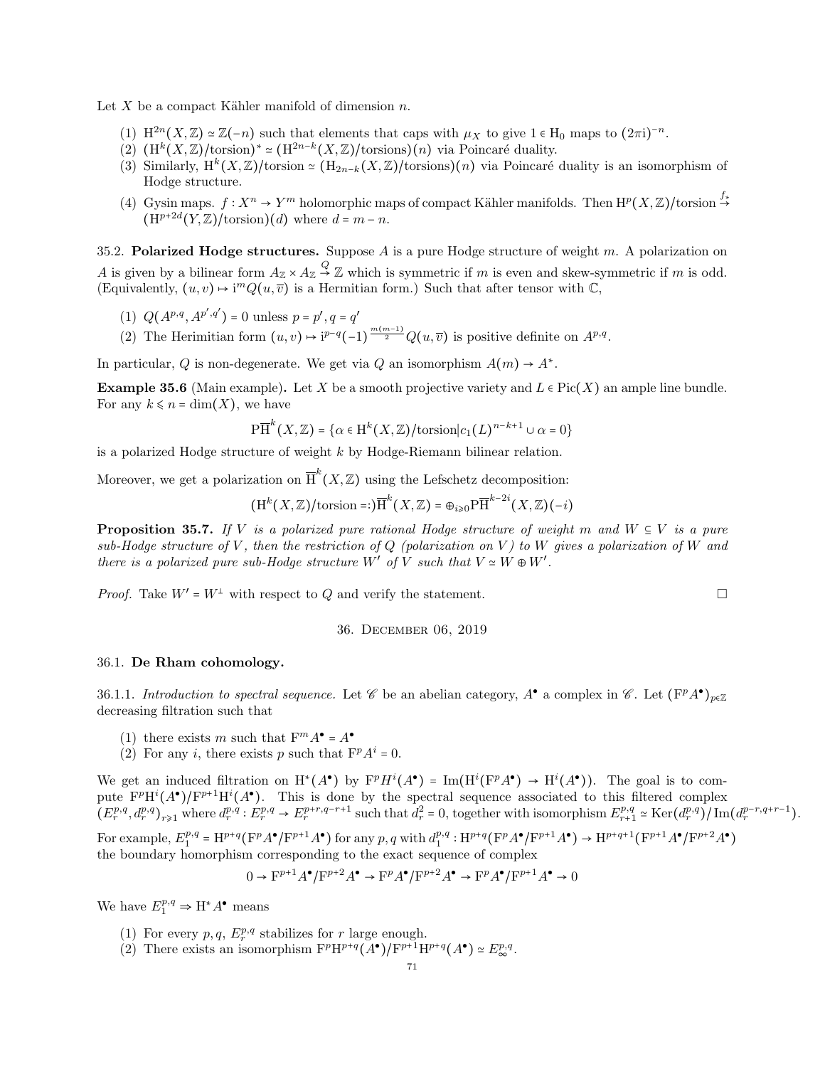Let $X$ be a compact Kähler manifold of dimension $n$.

1. $\mathrm{H}^{2n}(X,\mathbb{Z}) \simeq \mathbb{Z}(-n)$ such that elements that caps with $\mu_X$ to give $1 \in \mathrm{H}_0$ maps to $(2\pi \mathrm{i})^{-n}$.
2. $(\mathrm{H}^k(X,\mathbb{Z})/\text{torsion})^* \simeq (\mathrm{H}^{2n-k}(X,\mathbb{Z})/\text{torsions})(n)$ via Poincaré duality.
3. Similarly, $\mathrm{H}^k(X,\mathbb{Z})/\text{torsion} \simeq (\mathrm{H}_{2n-k}(X,\mathbb{Z})/\text{torsions})(n)$ via Poincaré duality is an isomorphism of Hodge structure.
4. Gysin maps. $f : X^n \to Y^m$ holomorphic maps of compact Kähler manifolds. Then $\mathrm{H}^p(X,\mathbb{Z})/\text{torsion} \xrightarrow{f_*} (\mathrm{H}^{p+2d}(Y,\mathbb{Z})/\text{torsion})(d)$ where $d = m - n$.

35.2. **Polarized Hodge structures.** Suppose $A$ is a pure Hodge structure of weight $m$. A polarization on $A$ is given by a bilinear form $A_{\mathbb{Z}} \times A_{\mathbb{Z}} \xrightarrow{Q} \mathbb{Z}$ which is symmetric if $m$ is even and skew-symmetric if $m$ is odd. (Equivalently, $(u,v) \mapsto \mathrm{i}^m Q(u,\overline{v})$ is a Hermitian form.) Such that after tensor with $\mathbb{C}$,

1. $Q(A^{p,q}, A^{p',q'}) = 0$ unless $p = p', q = q'$
2. The Herimitian form $(u,v) \mapsto \mathrm{i}^{p-q}(-1)^{\frac{m(m-1)}{2}} Q(u,\overline{v})$ is positive definite on $A^{p,q}$.

In particular, $Q$ is non-degenerate. We get via $Q$ an isomorphism $A(m) \to A^*$.

**Example 35.6** (Main example)**.** Let $X$ be a smooth projective variety and $L \in \mathrm{Pic}(X)$ an ample line bundle. For any $k \leqslant n = \dim(X)$, we have

$$\mathrm{P}\overline{\mathrm{H}}^k(X,\mathbb{Z}) = \{\alpha \in \mathrm{H}^k(X,\mathbb{Z})/\text{torsion} | c_1(L)^{n-k+1} \cup \alpha = 0\}$$

is a polarized Hodge structure of weight $k$ by Hodge-Riemann bilinear relation.

Moreover, we get a polarization on $\overline{\mathrm{H}}^k(X,\mathbb{Z})$ using the Lefschetz decomposition:

$$(\mathrm{H}^k(X,\mathbb{Z})/\text{torsion} =:) \overline{\mathrm{H}}^k(X,\mathbb{Z}) = \oplus_{i \geqslant 0} \mathrm{P}\overline{\mathrm{H}}^{k-2i}(X,\mathbb{Z})(-i)$$

**Proposition 35.7.** *If $V$ is a polarized pure rational Hodge structure of weight $m$ and $W \subseteq V$ is a pure sub-Hodge structure of $V$, then the restriction of $Q$ (polarization on $V$) to $W$ gives a polarization of $W$ and there is a polarized pure sub-Hodge structure $W'$ of $V$ such that $V \simeq W \oplus W'$.*

*Proof.* Take $W' = W^{\perp}$ with respect to $Q$ and verify the statement. ☐

## 36. December 06, 2019

### 36.1. De Rham cohomology.

36.1.1. *Introduction to spectral sequence.* Let $\mathscr{C}$ be an abelian category, $A^\bullet$ a complex in $\mathscr{C}$. Let $(\mathrm{F}^p A^\bullet)_{p \in \mathbb{Z}}$ decreasing filtration such that

1. there exists $m$ such that $\mathrm{F}^m A^\bullet = A^\bullet$
2. For any $i$, there exists $p$ such that $\mathrm{F}^p A^i = 0$.

We get an induced filtration on $\mathrm{H}^*(A^\bullet)$ by $\mathrm{F}^p H^i(A^\bullet) = \mathrm{Im}(\mathrm{H}^i(\mathrm{F}^p A^\bullet) \to \mathrm{H}^i(A^\bullet))$. The goal is to compute $\mathrm{F}^p\mathrm{H}^i(A^\bullet)/\mathrm{F}^{p+1}\mathrm{H}^i(A^\bullet)$. This is done by the spectral sequence associated to this filtered complex $(E_r^{p,q}, d_r^{p,q})_{r \geqslant 1}$ where $d_r^{p,q} : E_r^{p,q} \to E_r^{p+r,q-r+1}$ such that $d_r^2 = 0$, together with isomorphism $E_{r+1}^{p,q} \simeq \mathrm{Ker}(d_r^{p,q})/\mathrm{Im}(d_r^{p-r,q+r-1})$.

For example, $E_1^{p,q} = \mathrm{H}^{p+q}(\mathrm{F}^p A^\bullet/\mathrm{F}^{p+1}A^\bullet)$ for any $p,q$ with $d_1^{p,q} : \mathrm{H}^{p+q}(\mathrm{F}^p A^\bullet/\mathrm{F}^{p+1}A^\bullet) \to \mathrm{H}^{p+q+1}(\mathrm{F}^{p+1}A^\bullet/\mathrm{F}^{p+2}A^\bullet)$ the boundary homorphism corresponding to the exact sequence of complex

$$0 \to \mathrm{F}^{p+1}A^\bullet/\mathrm{F}^{p+2}A^\bullet \to \mathrm{F}^p A^\bullet/\mathrm{F}^{p+2}A^\bullet \to \mathrm{F}^p A^\bullet/\mathrm{F}^{p+1}A^\bullet \to 0$$

We have $E_1^{p,q} \Rightarrow \mathrm{H}^* A^\bullet$ means

1. For every $p, q$, $E_r^{p,q}$ stabilizes for $r$ large enough.
2. There exists an isomorphism $\mathrm{F}^p\mathrm{H}^{p+q}(A^\bullet)/\mathrm{F}^{p+1}\mathrm{H}^{p+q}(A^\bullet) \simeq E_\infty^{p,q}$.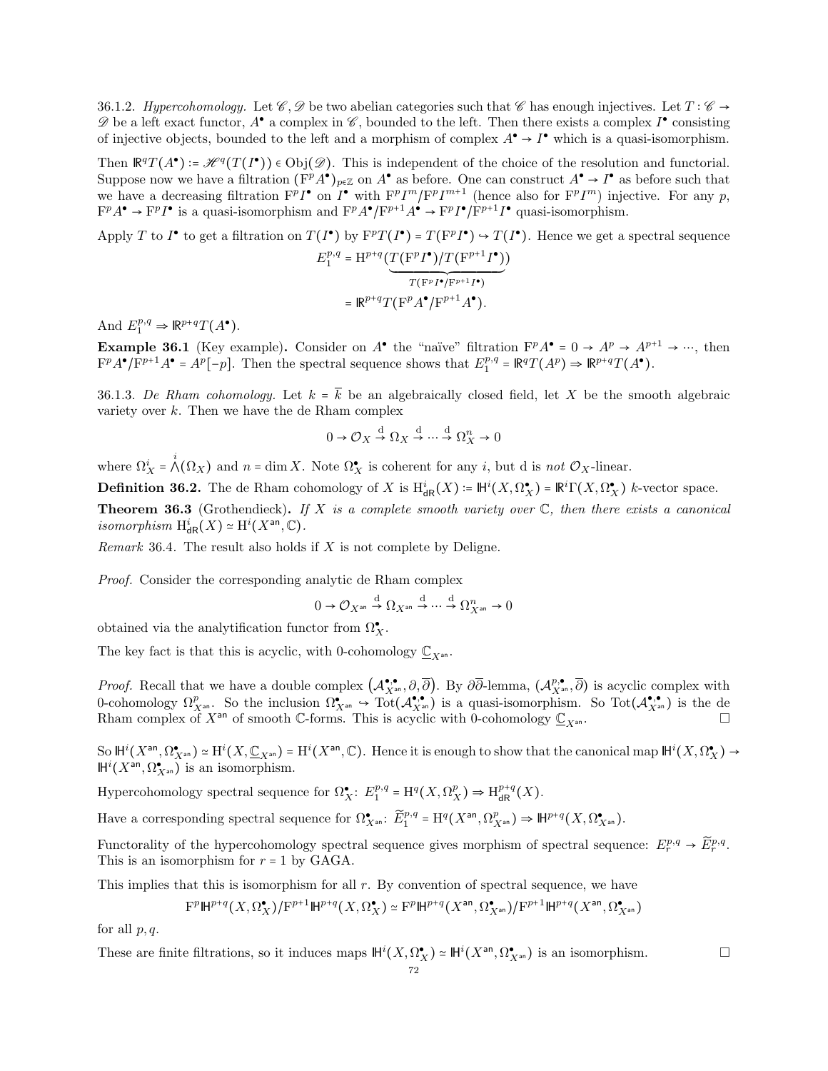36.1.2. *Hypercohomology.* Let $\mathscr{C}, \mathscr{D}$ be two abelian categories such that $\mathscr{C}$ has enough injectives. Let $T : \mathscr{C} \to \mathscr{D}$ be a left exact functor, $A^\bullet$ a complex in $\mathscr{C}$, bounded to the left. Then there exists a complex $I^\bullet$ consisting of injective objects, bounded to the left and a morphism of complex $A^\bullet \to I^\bullet$ which is a quasi-isomorphism.

Then $\mathbb{R}^q T(A^\bullet) := \mathscr{H}^q(T(I^\bullet)) \in \mathrm{Obj}(\mathscr{D})$. This is independent of the choice of the resolution and functorial. Suppose now we have a filtration $(\mathrm{F}^p A^\bullet)_{p \in \mathbb{Z}}$ on $A^\bullet$ as before. One can construct $A^\bullet \to I^\bullet$ as before such that we have a decreasing filtration $\mathrm{F}^p I^\bullet$ on $I^\bullet$ with $\mathrm{F}^p I^m / \mathrm{F}^p I^{m+1}$ (hence also for $\mathrm{F}^p I^m$) injective. For any $p$, $\mathrm{F}^p A^\bullet \to \mathrm{F}^p I^\bullet$ is a quasi-isomorphism and $\mathrm{F}^p A^\bullet / \mathrm{F}^{p+1} A^\bullet \to \mathrm{F}^p I^\bullet / \mathrm{F}^{p+1} I^\bullet$ quasi-isomorphism.

Apply $T$ to $I^\bullet$ to get a filtration on $T(I^\bullet)$ by $\mathrm{F}^p T(I^\bullet) = T(\mathrm{F}^p I^\bullet) \hookrightarrow T(I^\bullet)$. Hence we get a spectral sequence

$$
\begin{aligned}
E_1^{p,q} &= \mathrm{H}^{p+q}(\underbrace{T(\mathrm{F}^p I^\bullet)/T(\mathrm{F}^{p+1} I^\bullet)}_{T(\mathrm{F}^p I^\bullet / \mathrm{F}^{p+1} I^\bullet)}) \\
&= \mathbb{R}^{p+q} T(\mathrm{F}^p A^\bullet / \mathrm{F}^{p+1} A^\bullet).
\end{aligned}
$$

And $E_1^{p,q} \Rightarrow \mathbb{R}^{p+q} T(A^\bullet)$.

**Example 36.1** (Key example)**.** Consider on $A^\bullet$ the "naïve" filtration $\mathrm{F}^p A^\bullet = 0 \to A^p \to A^{p+1} \to \cdots$, then $\mathrm{F}^p A^\bullet / \mathrm{F}^{p+1} A^\bullet = A^p[-p]$. Then the spectral sequence shows that $E_1^{p,q} = \mathbb{R}^q T(A^p) \Rightarrow \mathbb{R}^{p+q} T(A^\bullet)$.

36.1.3. *De Rham cohomology.* Let $k = \overline{k}$ be an algebraically closed field, let $X$ be the smooth algebraic variety over $k$. Then we have the de Rham complex

$$
0 \to \mathcal{O}_X \xrightarrow{\mathrm{d}} \Omega_X \xrightarrow{\mathrm{d}} \cdots \xrightarrow{\mathrm{d}} \Omega_X^n \to 0
$$

where $\Omega_X^i = \bigwedge^i(\Omega_X)$ and $n = \dim X$. Note $\Omega_X^\bullet$ is coherent for any $i$, but d is *not* $\mathcal{O}_X$-linear.

**Definition 36.2.** The de Rham cohomology of $X$ is $\mathrm{H}^i_{\mathsf{dR}}(X) := \mathbb{H}^i(X, \Omega_X^\bullet) = \mathbb{R}^i \Gamma(X, \Omega_X^\bullet)$ $k$-vector space.

**Theorem 36.3** (Grothendieck)**.** *If $X$ is a complete smooth variety over $\mathbb{C}$, then there exists a canonical isomorphism $\mathrm{H}^i_{\mathsf{dR}}(X) \simeq \mathrm{H}^i(X^{\mathsf{an}}, \mathbb{C})$.*

*Remark* 36.4. The result also holds if $X$ is not complete by Deligne.

*Proof.* Consider the corresponding analytic de Rham complex

$$
0 \to \mathcal{O}_{X^{\mathsf{an}}} \xrightarrow{\mathrm{d}} \Omega_{X^{\mathsf{an}}} \xrightarrow{\mathrm{d}} \cdots \xrightarrow{\mathrm{d}} \Omega^n_{X^{\mathsf{an}}} \to 0
$$

obtained via the analytification functor from $\Omega_X^\bullet$.

The key fact is that this is acyclic, with 0-cohomology $\underline{\mathbb{C}}_{X^{\mathsf{an}}}$.

*Proof.* Recall that we have a double complex $(\mathcal{A}^{\bullet,\bullet}_{X^{\mathsf{an}}}, \partial, \overline{\partial})$. By $\partial\overline{\partial}$-lemma, $(\mathcal{A}^{p,\bullet}_{X^{\mathsf{an}}}, \overline{\partial})$ is acyclic complex with 0-cohomology $\Omega^p_{X^{\mathsf{an}}}$. So the inclusion $\Omega^\bullet_{X^{\mathsf{an}}} \hookrightarrow \mathrm{Tot}(\mathcal{A}^{\bullet,\bullet}_{X^{\mathsf{an}}})$ is a quasi-isomorphism. So $\mathrm{Tot}(\mathcal{A}^{\bullet,\bullet}_{X^{\mathsf{an}}})$ is the de Rham complex of $X^{\mathsf{an}}$ of smooth $\mathbb{C}$-forms. This is acyclic with 0-cohomology $\underline{\mathbb{C}}_{X^{\mathsf{an}}}$. ☐

So $\mathbb{H}^i(X^{\mathsf{an}}, \Omega^\bullet_{X^{\mathsf{an}}}) \simeq \mathrm{H}^i(X, \underline{\mathbb{C}}_{X^{\mathsf{an}}}) = \mathrm{H}^i(X^{\mathsf{an}}, \mathbb{C})$. Hence it is enough to show that the canonical map $\mathbb{H}^i(X, \Omega_X^\bullet) \to \mathbb{H}^i(X^{\mathsf{an}}, \Omega^\bullet_{X^{\mathsf{an}}})$ is an isomorphism.

Hypercohomology spectral sequence for $\Omega_X^\bullet$: $E_1^{p,q} = \mathrm{H}^q(X, \Omega_X^p) \Rightarrow \mathrm{H}^{p+q}_{\mathsf{dR}}(X)$.

Have a corresponding spectral sequence for $\Omega^\bullet_{X^{\mathsf{an}}}$: $\widetilde{E}_1^{p,q} = \mathrm{H}^q(X^{\mathsf{an}}, \Omega^p_{X^{\mathsf{an}}}) \Rightarrow \mathbb{H}^{p+q}(X, \Omega^\bullet_{X^{\mathsf{an}}})$.

Functorality of the hypercohomology spectral sequence gives morphism of spectral sequence: $E_r^{p,q} \to \widetilde{E}_r^{p,q}$. This is an isomorphism for $r = 1$ by GAGA.

This implies that this is isomorphism for all $r$. By convention of spectral sequence, we have

$$
\mathrm{F}^p \mathbb{H}^{p+q}(X, \Omega_X^\bullet) / \mathrm{F}^{p+1} \mathbb{H}^{p+q}(X, \Omega_X^\bullet) \simeq \mathrm{F}^p \mathbb{H}^{p+q}(X^{\mathsf{an}}, \Omega^\bullet_{X^{\mathsf{an}}}) / \mathrm{F}^{p+1} \mathbb{H}^{p+q}(X^{\mathsf{an}}, \Omega^\bullet_{X^{\mathsf{an}}})
$$

for all $p, q$.

These are finite filtrations, so it induces maps $\mathbb{H}^i(X, \Omega_X^\bullet) \simeq \mathbb{H}^i(X^{\mathsf{an}}, \Omega^\bullet_{X^{\mathsf{an}}})$ is an isomorphism. ☐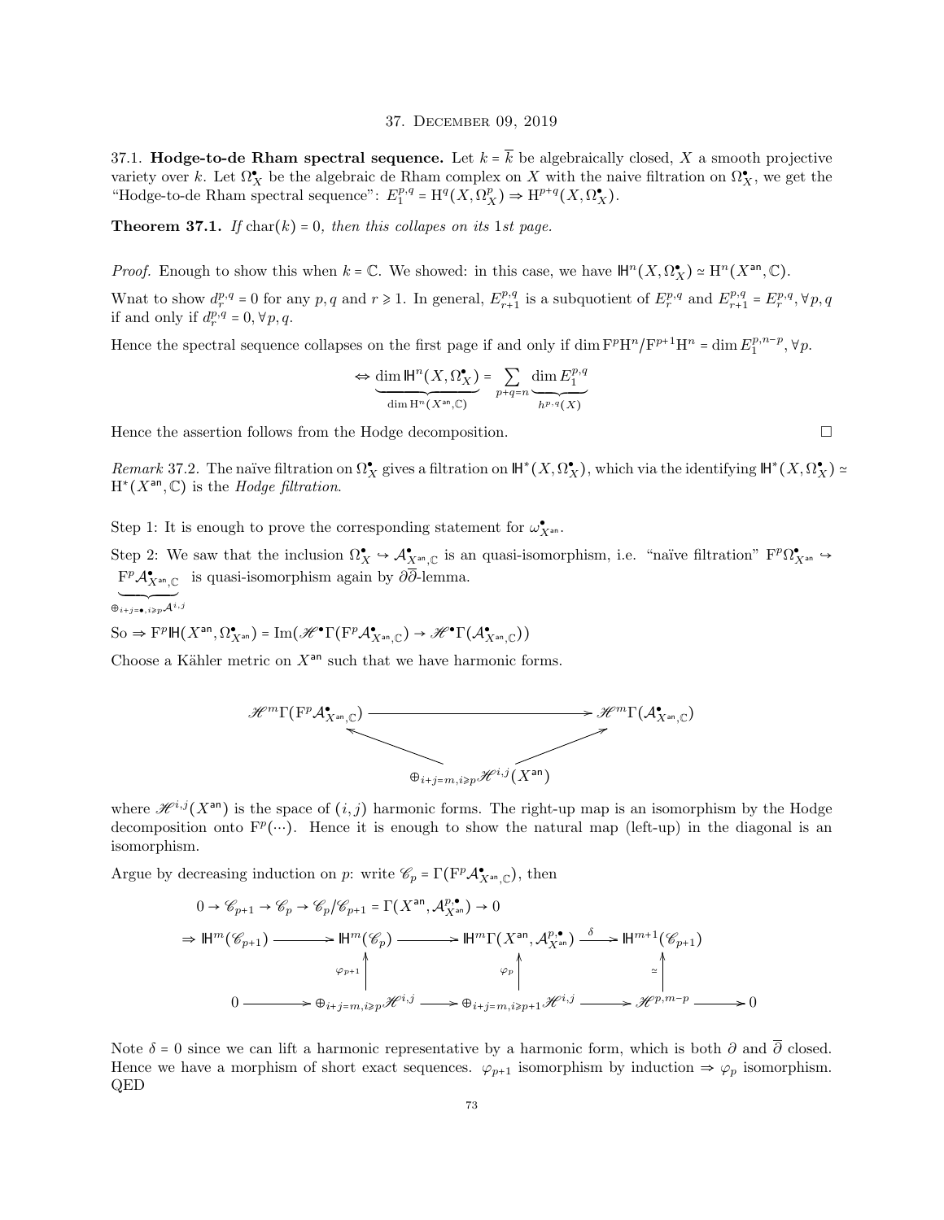# 37. December 09, 2019

**37.1. Hodge-to-de Rham spectral sequence.** Let $k = \overline{k}$ be algebraically closed, $X$ a smooth projective variety over $k$. Let $\Omega_X^\bullet$ be the algebraic de Rham complex on $X$ with the naive filtration on $\Omega_X^\bullet$, we get the "Hodge-to-de Rham spectral sequence": $E_1^{p,q} = \mathrm{H}^q(X, \Omega_X^p) \Rightarrow \mathrm{H}^{p+q}(X, \Omega_X^\bullet)$.

**Theorem 37.1.** *If* $\mathrm{char}(k) = 0$*, then this collapes on its* 1*st page.*

*Proof.* Enough to show this when $k = \mathbb{C}$. We showed: in this case, we have $\mathbb{H}^n(X, \Omega_X^\bullet) \simeq \mathrm{H}^n(X^{\mathsf{an}}, \mathbb{C})$.

Wnat to show $d_r^{p,q} = 0$ for any $p, q$ and $r \geqslant 1$. In general, $E_{r+1}^{p,q}$ is a subquotient of $E_r^{p,q}$ and $E_{r+1}^{p,q} = E_r^{p,q}, \forall p, q$ if and only if $d_r^{p,q} = 0, \forall p, q$.

Hence the spectral sequence collapses on the first page if and only if $\dim \mathrm{F}^p\mathrm{H}^n / \mathrm{F}^{p+1}\mathrm{H}^n = \dim E_1^{p,n-p}, \forall p$.

$$\Leftrightarrow \underbrace{\dim \mathbb{H}^n(X, \Omega_X^\bullet)}_{\dim \mathrm{H}^n(X^{\mathsf{an}}, \mathbb{C})} = \sum_{p+q=n} \underbrace{\dim E_1^{p,q}}_{h^{p,q}(X)}$$

Hence the assertion follows from the Hodge decomposition. $\square$

*Remark* 37.2. The naïve filtration on $\Omega_X^\bullet$ gives a filtration on $\mathbb{H}^*(X, \Omega_X^\bullet)$, which via the identifying $\mathbb{H}^*(X, \Omega_X^\bullet) \simeq \mathrm{H}^*(X^{\mathsf{an}}, \mathbb{C})$ is the *Hodge filtration*.

Step 1: It is enough to prove the corresponding statement for $\omega_{X^{\mathsf{an}}}^\bullet$.

Step 2: We saw that the inclusion $\Omega_X^\bullet \hookrightarrow \mathcal{A}_{X^{\mathsf{an}},\mathbb{C}}^\bullet$ is an quasi-isomorphism, i.e. "naïve filtration" $\mathrm{F}^p\Omega_{X^{\mathsf{an}}}^\bullet \hookrightarrow \underbrace{\mathrm{F}^p\mathcal{A}_{X^{\mathsf{an}},\mathbb{C}}^\bullet}_{\oplus_{i+j=\bullet, i\geqslant p}\mathcal{A}^{i,j}}$ is quasi-isomorphism again by $\partial\overline{\partial}$-lemma.

So $\Rightarrow \mathrm{F}^p\mathbb{H}(X^{\mathsf{an}}, \Omega_{X^{\mathsf{an}}}^\bullet) = \mathrm{Im}(\mathscr{H}^\bullet\Gamma(\mathrm{F}^p\mathcal{A}_{X^{\mathsf{an}},\mathbb{C}}^\bullet) \to \mathscr{H}^\bullet\Gamma(\mathcal{A}_{X^{\mathsf{an}},\mathbb{C}}^\bullet))$

Choose a Kähler metric on $X^{\mathsf{an}}$ such that we have harmonic forms.

$$\begin{array}{ccc} \mathscr{H}^m\Gamma(\mathrm{F}^p\mathcal{A}_{X^{\mathsf{an}},\mathbb{C}}^\bullet) & \longrightarrow & \mathscr{H}^m\Gamma(\mathcal{A}_{X^{\mathsf{an}},\mathbb{C}}^\bullet) \\ \nwarrow & & \nearrow \\ & \oplus_{i+j=m, i\geqslant p}\mathscr{H}^{i,j}(X^{\mathsf{an}}) & \end{array}$$

where $\mathscr{H}^{i,j}(X^{\mathsf{an}})$ is the space of $(i,j)$ harmonic forms. The right-up map is an isomorphism by the Hodge decomposition onto $\mathrm{F}^p(\cdots)$. Hence it is enough to show the natural map (left-up) in the diagonal is an isomorphism.

Argue by decreasing induction on $p$: write $\mathscr{C}_p = \Gamma(\mathrm{F}^p\mathcal{A}_{X^{\mathsf{an}},\mathbb{C}}^\bullet)$, then

$$0 \to \mathscr{C}_{p+1} \to \mathscr{C}_p \to \mathscr{C}_p/\mathscr{C}_{p+1} = \Gamma(X^{\mathsf{an}}, \mathcal{A}_{X^{\mathsf{an}}}^{p,\bullet}) \to 0$$

$$\begin{array}{ccccccccc} \Rightarrow \mathbb{H}^m(\mathscr{C}_{p+1}) & \longrightarrow & \mathbb{H}^m(\mathscr{C}_p) & \longrightarrow & \mathbb{H}^m\Gamma(X^{\mathsf{an}}, \mathcal{A}_{X^{\mathsf{an}}}^{p,\bullet}) & \xrightarrow{\delta} & \mathbb{H}^{m+1}(\mathscr{C}_{p+1}) & & \\ & & \uparrow{\scriptstyle \varphi_{p+1}} & & \uparrow{\scriptstyle \varphi_p} & & \uparrow{\scriptstyle \simeq} & & \\ 0 & \longrightarrow & \oplus_{i+j=m, i\geqslant p}\mathscr{H}^{i,j} & \longrightarrow & \oplus_{i+j=m, i\geqslant p+1}\mathscr{H}^{i,j} & \longrightarrow & \mathscr{H}^{p,m-p} & \longrightarrow & 0 \end{array}$$

Note $\delta = 0$ since we can lift a harmonic representative by a harmonic form, which is both $\partial$ and $\overline{\partial}$ closed. Hence we have a morphism of short exact sequences. $\varphi_{p+1}$ isomorphism by induction $\Rightarrow \varphi_p$ isomorphism. QED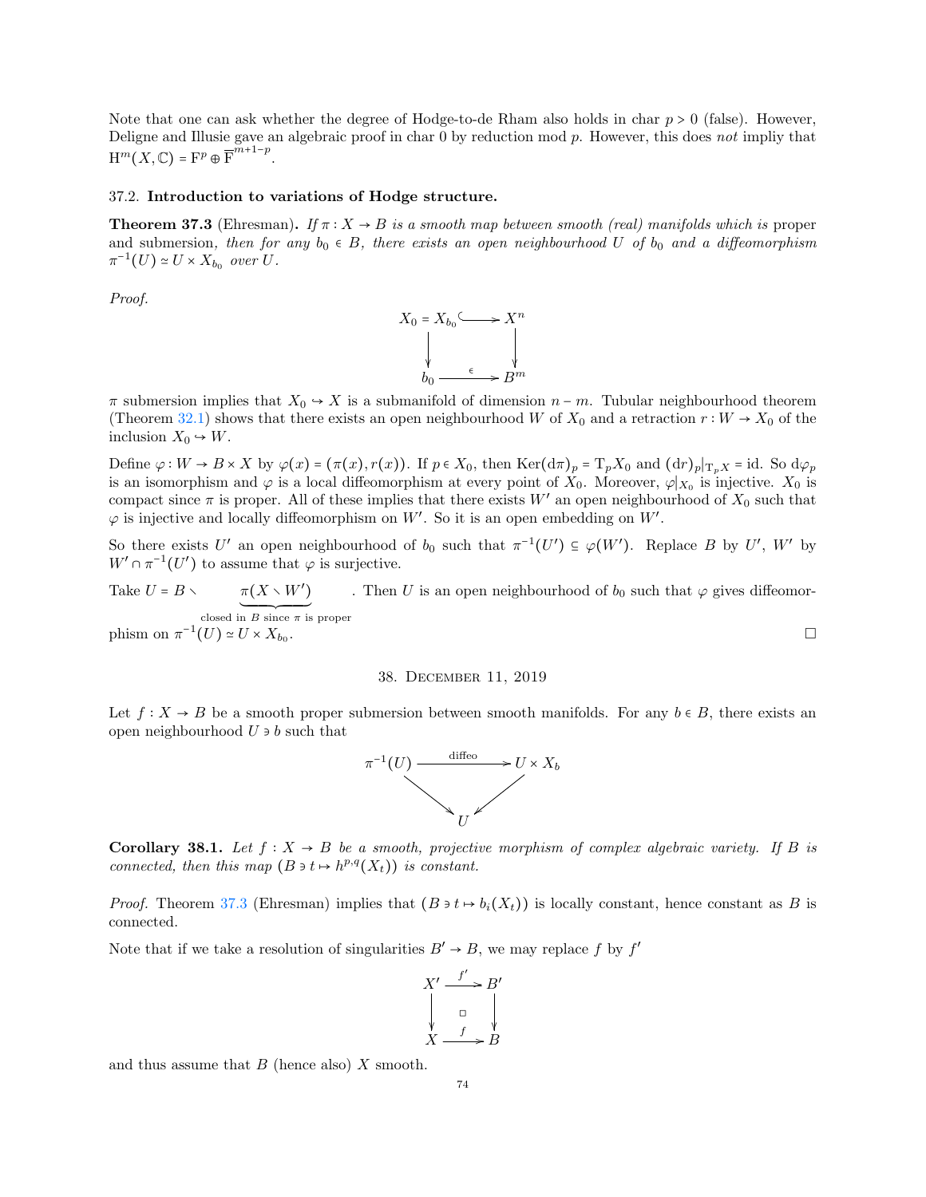Note that one can ask whether the degree of Hodge-to-de Rham also holds in char $p > 0$ (false). However, Deligne and Illusie gave an algebraic proof in char 0 by reduction mod $p$. However, this does *not* impliy that $\mathrm{H}^m(X, \mathbb{C}) = \mathrm{F}^p \oplus \overline{\mathrm{F}}^{m+1-p}$.

### 37.2. **Introduction to variations of Hodge structure.**

**Theorem 37.3** (Ehresman)**.** *If $\pi : X \to B$ is a smooth map between smooth (real) manifolds which is* proper and submersion*, then for any $b_0 \in B$, there exists an open neighbourhood $U$ of $b_0$ and a diffeomorphism $\pi^{-1}(U) \simeq U \times X_{b_0}$ over $U$.*

*Proof.*

$$\begin{array}{ccc} X_0 = X_{b_0} & \hookrightarrow & X^n \\ \downarrow & & \downarrow \\ b_0 & \xrightarrow{\in} & B^m \end{array}$$

$\pi$ submersion implies that $X_0 \hookrightarrow X$ is a submanifold of dimension $n - m$. Tubular neighbourhood theorem (Theorem 32.1) shows that there exists an open neighbourhood $W$ of $X_0$ and a retraction $r : W \to X_0$ of the inclusion $X_0 \hookrightarrow W$.

Define $\varphi : W \to B \times X$ by $\varphi(x) = (\pi(x), r(x))$. If $p \in X_0$, then $\mathrm{Ker}(\mathrm{d}\pi)_p = \mathrm{T}_p X_0$ and $(\mathrm{d}r)_p|_{\mathrm{T}_p X} = \mathrm{id}$. So $\mathrm{d}\varphi_p$ is an isomorphism and $\varphi$ is a local diffeomorphism at every point of $X_0$. Moreover, $\varphi|_{X_0}$ is injective. $X_0$ is compact since $\pi$ is proper. All of these implies that there exists $W'$ an open neighbourhood of $X_0$ such that $\varphi$ is injective and locally diffeomorphism on $W'$. So it is an open embedding on $W'$.

So there exists $U'$ an open neighbourhood of $b_0$ such that $\pi^{-1}(U') \subseteq \varphi(W')$. Replace $B$ by $U'$, $W'$ by $W' \cap \pi^{-1}(U')$ to assume that $\varphi$ is surjective.

Take $U = B \smallsetminus \underbrace{\pi(X \smallsetminus W')}_{\text{closed in } B \text{ since } \pi \text{ is proper}}$. Then $U$ is an open neighbourhood of $b_0$ such that $\varphi$ gives diffeomorphism on $\pi^{-1}(U) \simeq U \times X_{b_0}$. $\square$

## 38. December 11, 2019

Let $f : X \to B$ be a smooth proper submersion between smooth manifolds. For any $b \in B$, there exists an open neighbourhood $U \ni b$ such that

$$\begin{array}{ccc} \pi^{-1}(U) & \xrightarrow{\text{diffeo}} & U \times X_b \\ & \searrow \quad \swarrow & \\ & U & \end{array}$$

**Corollary 38.1.** *Let $f : X \to B$ be a smooth, projective morphism of complex algebraic variety. If $B$ is connected, then this map $(B \ni t \mapsto h^{p,q}(X_t))$ is constant.*

*Proof.* Theorem 37.3 (Ehresman) implies that $(B \ni t \mapsto b_i(X_t))$ is locally constant, hence constant as $B$ is connected.

Note that if we take a resolution of singularities $B' \to B$, we may replace $f$ by $f'$

$$\begin{array}{ccc} X' & \xrightarrow{f'} & B' \\ \downarrow & \square & \downarrow \\ X & \xrightarrow{f} & B \end{array}$$

and thus assume that $B$ (hence also) $X$ smooth.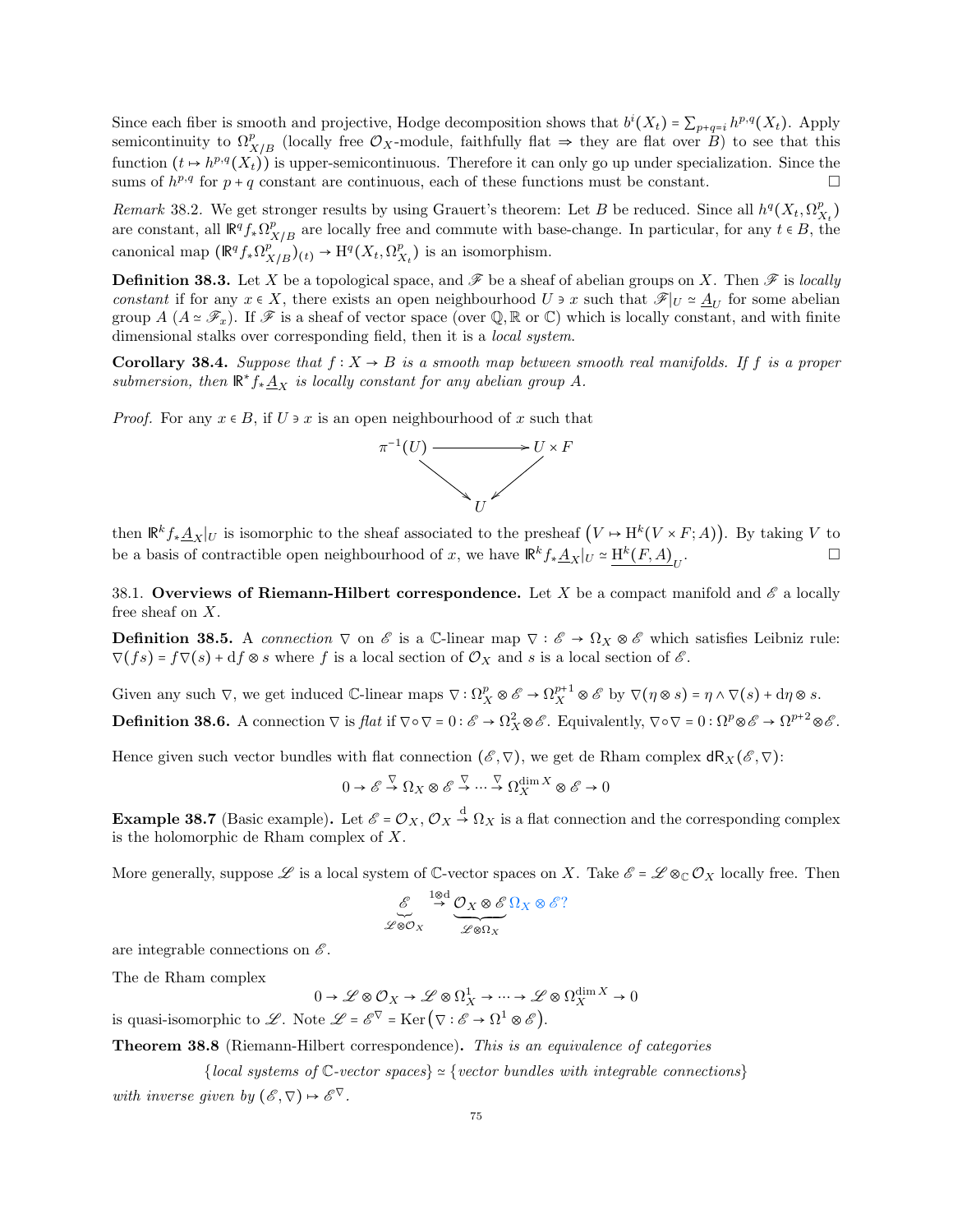Since each fiber is smooth and projective, Hodge decomposition shows that $b^i(X_t) = \sum_{p+q=i} h^{p,q}(X_t)$. Apply semicontinuity to $\Omega^p_{X/B}$ (locally free $\mathcal{O}_X$-module, faithfully flat $\Rightarrow$ they are flat over $B$) to see that this function $(t \mapsto h^{p,q}(X_t))$ is upper-semicontinuous. Therefore it can only go up under specialization. Since the sums of $h^{p,q}$ for $p+q$ constant are continuous, each of these functions must be constant. □

*Remark* 38.2. We get stronger results by using Grauert's theorem: Let $B$ be reduced. Since all $h^q(X_t, \Omega^p_{X_t})$ are constant, all $\mathbb{R}^q f_* \Omega^p_{X/B}$ are locally free and commute with base-change. In particular, for any $t \in B$, the canonical map $(\mathbb{R}^q f_* \Omega^p_{X/B})_{(t)} \to \mathrm{H}^q(X_t, \Omega^p_{X_t})$ is an isomorphism.

**Definition 38.3.** Let $X$ be a topological space, and $\mathscr{F}$ be a sheaf of abelian groups on $X$. Then $\mathscr{F}$ is *locally constant* if for any $x \in X$, there exists an open neighbourhood $U \ni x$ such that $\mathscr{F}|_U \simeq \underline{A}_U$ for some abelian group $A$ ($A \simeq \mathscr{F}_x$). If $\mathscr{F}$ is a sheaf of vector space (over $\mathbb{Q}, \mathbb{R}$ or $\mathbb{C}$) which is locally constant, and with finite dimensional stalks over corresponding field, then it is a *local system*.

**Corollary 38.4.** *Suppose that $f : X \to B$ is a smooth map between smooth real manifolds. If $f$ is a proper submersion, then $\mathbb{R}^* f_* \underline{A}_X$ is locally constant for any abelian group $A$.*

*Proof.* For any $x \in B$, if $U \ni x$ is an open neighbourhood of $x$ such that

$$\begin{array}{ccc} \pi^{-1}(U) & \longrightarrow & U \times F \\ & \searrow \quad \swarrow & \\ & U & \end{array}$$

then $\mathbb{R}^k f_* \underline{A}_X|_U$ is isomorphic to the sheaf associated to the presheaf $\big(V \mapsto \mathrm{H}^k(V \times F; A)\big)$. By taking $V$ to be a basis of contractible open neighbourhood of $x$, we have $\mathbb{R}^k f_* \underline{A}_X|_U \simeq \underline{\mathrm{H}^k(F,A)}_U$. □

38.1. **Overviews of Riemann-Hilbert correspondence.** Let $X$ be a compact manifold and $\mathscr{E}$ a locally free sheaf on $X$.

**Definition 38.5.** A *connection* $\nabla$ on $\mathscr{E}$ is a $\mathbb{C}$-linear map $\nabla : \mathscr{E} \to \Omega_X \otimes \mathscr{E}$ which satisfies Leibniz rule: $\nabla(fs) = f\nabla(s) + \mathrm{d}f \otimes s$ where $f$ is a local section of $\mathcal{O}_X$ and $s$ is a local section of $\mathscr{E}$.

Given any such $\nabla$, we get induced $\mathbb{C}$-linear maps $\nabla : \Omega^p_X \otimes \mathscr{E} \to \Omega^{p+1}_X \otimes \mathscr{E}$ by $\nabla(\eta \otimes s) = \eta \wedge \nabla(s) + \mathrm{d}\eta \otimes s$.

**Definition 38.6.** A connection $\nabla$ is *flat* if $\nabla \circ \nabla = 0 : \mathscr{E} \to \Omega^2_X \otimes \mathscr{E}$. Equivalently, $\nabla \circ \nabla = 0 : \Omega^p \otimes \mathscr{E} \to \Omega^{p+2} \otimes \mathscr{E}$.

Hence given such vector bundles with flat connection $(\mathscr{E}, \nabla)$, we get de Rham complex $\mathsf{dR}_X(\mathscr{E}, \nabla)$:

$$0 \to \mathscr{E} \xrightarrow{\nabla} \Omega_X \otimes \mathscr{E} \xrightarrow{\nabla} \cdots \xrightarrow{\nabla} \Omega^{\dim X}_X \otimes \mathscr{E} \to 0$$

**Example 38.7** (Basic example)**.** Let $\mathscr{E} = \mathcal{O}_X$, $\mathcal{O}_X \xrightarrow{\mathrm{d}} \Omega_X$ is a flat connection and the corresponding complex is the holomorphic de Rham complex of $X$.

More generally, suppose $\mathscr{L}$ is a local system of $\mathbb{C}$-vector spaces on $X$. Take $\mathscr{E} = \mathscr{L} \otimes_{\mathbb{C}} \mathcal{O}_X$ locally free. Then

$$\underbrace{\mathscr{E}}_{\mathscr{L} \otimes \mathcal{O}_X} \xrightarrow{1 \otimes \mathrm{d}} \underbrace{\mathcal{O}_X \otimes \mathscr{E}}_{\mathscr{L} \otimes \Omega_X} \; \Omega_X \otimes \mathscr{E}?$$

are integrable connections on $\mathscr{E}$.

The de Rham complex

$$0 \to \mathscr{L} \otimes \mathcal{O}_X \to \mathscr{L} \otimes \Omega^1_X \to \cdots \to \mathscr{L} \otimes \Omega^{\dim X}_X \to 0$$

is quasi-isomorphic to $\mathscr{L}$. Note $\mathscr{L} = \mathscr{E}^{\nabla} = \mathrm{Ker}\big(\nabla : \mathscr{E} \to \Omega^1 \otimes \mathscr{E}\big)$.

**Theorem 38.8** (Riemann-Hilbert correspondence)**.** *This is an equivalence of categories*

$$\{\textit{local systems of } \mathbb{C}\textit{-vector spaces}\} \simeq \{\textit{vector bundles with integrable connections}\}$$

*with inverse given by* $(\mathscr{E}, \nabla) \mapsto \mathscr{E}^{\nabla}$.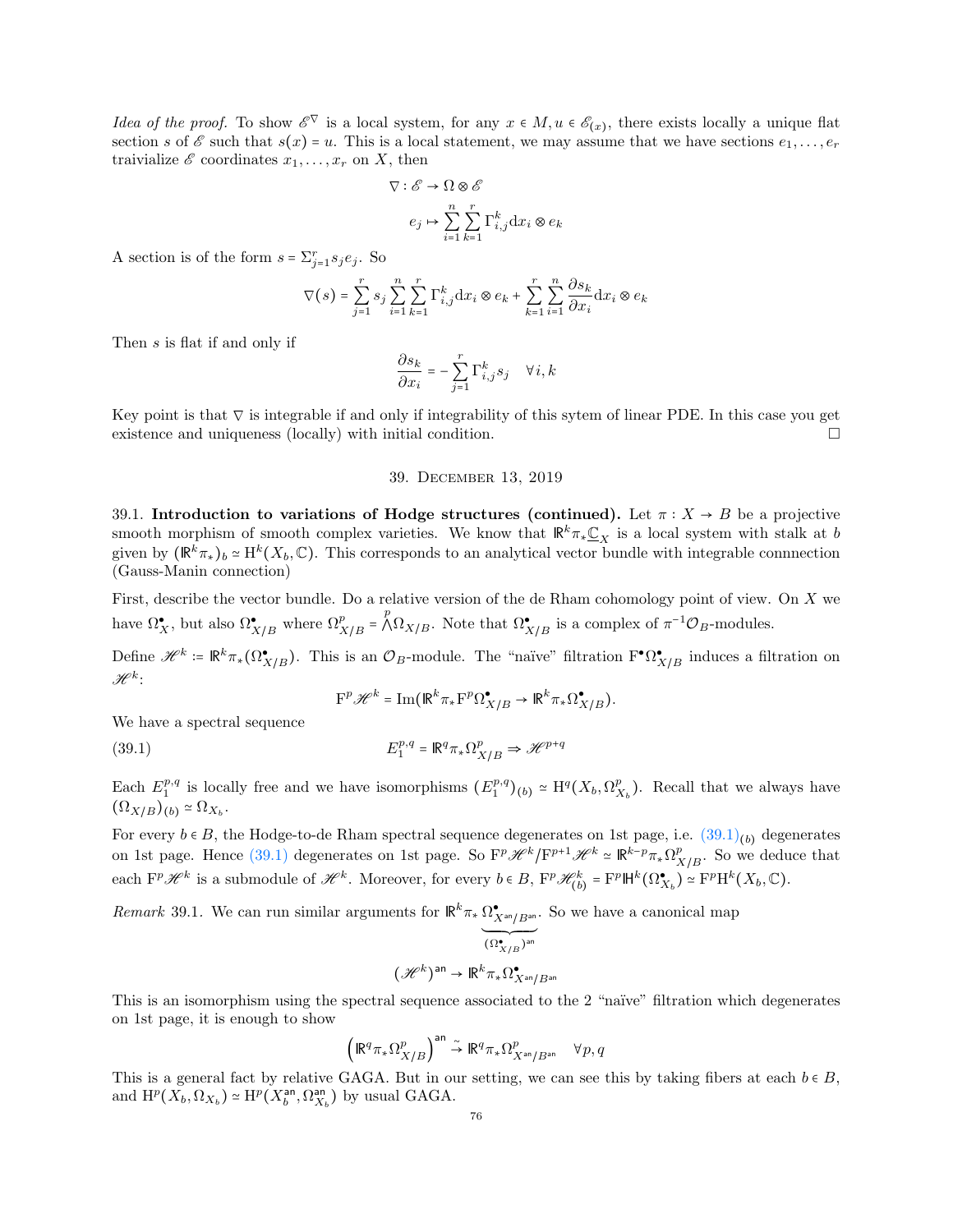*Idea of the proof.* To show $\mathscr{E}^\nabla$ is a local system, for any $x \in M, u \in \mathscr{E}_{(x)}$, there exists locally a unique flat section $s$ of $\mathscr{E}$ such that $s(x) = u$. This is a local statement, we may assume that we have sections $e_1, \ldots, e_r$ traivialize $\mathscr{E}$ coordinates $x_1, \ldots, x_r$ on $X$, then

$$\nabla : \mathscr{E} \to \Omega \otimes \mathscr{E}$$

$$e_j \mapsto \sum_{i=1}^{n} \sum_{k=1}^{r} \Gamma_{i,j}^k \mathrm{d}x_i \otimes e_k$$

A section is of the form $s = \Sigma_{j=1}^r s_j e_j$. So

$$\nabla(s) = \sum_{j=1}^{r} s_j \sum_{i=1}^{n} \sum_{k=1}^{r} \Gamma_{i,j}^k \mathrm{d}x_i \otimes e_k + \sum_{k=1}^{r} \sum_{i=1}^{n} \frac{\partial s_k}{\partial x_i} \mathrm{d}x_i \otimes e_k$$

Then $s$ is flat if and only if

$$\frac{\partial s_k}{\partial x_i} = -\sum_{j=1}^{r} \Gamma_{i,j}^k s_j \quad \forall i, k$$

Key point is that $\nabla$ is integrable if and only if integrability of this sytem of linear PDE. In this case you get existence and uniqueness (locally) with initial condition. $\square$

## 39. December 13, 2019

**39.1. Introduction to variations of Hodge structures (continued).** Let $\pi : X \to B$ be a projective smooth morphism of smooth complex varieties. We know that $\mathbb{R}^k \pi_* \underline{\mathbb{C}}_X$ is a local system with stalk at $b$ given by $(\mathbb{R}^k \pi_*)_b \simeq \mathrm{H}^k(X_b, \mathbb{C})$. This corresponds to an analytical vector bundle with integrable connnection (Gauss-Manin connection)

First, describe the vector bundle. Do a relative version of the de Rham cohomology point of view. On $X$ we have $\Omega_X^\bullet$, but also $\Omega_{X/B}^\bullet$ where $\Omega_{X/B}^p = \bigwedge^p \Omega_{X/B}$. Note that $\Omega_{X/B}^\bullet$ is a complex of $\pi^{-1}\mathcal{O}_B$-modules.

Define $\mathscr{H}^k := \mathbb{R}^k \pi_* (\Omega_{X/B}^\bullet)$. This is an $\mathcal{O}_B$-module. The "naïve" filtration $\mathrm{F}^\bullet \Omega_{X/B}^\bullet$ induces a filtration on $\mathscr{H}^k$:

$$\mathrm{F}^p \mathscr{H}^k = \mathrm{Im}(\mathbb{R}^k \pi_* \mathrm{F}^p \Omega_{X/B}^\bullet \to \mathbb{R}^k \pi_* \Omega_{X/B}^\bullet).$$

We have a spectral sequence

$$E_1^{p,q} = \mathbb{R}^q \pi_* \Omega_{X/B}^p \Rightarrow \mathscr{H}^{p+q} \tag{39.1}$$

Each $E_1^{p,q}$ is locally free and we have isomorphisms $(E_1^{p,q})_{(b)} \simeq \mathrm{H}^q(X_b, \Omega_{X_b}^p)$. Recall that we always have $(\Omega_{X/B})_{(b)} \simeq \Omega_{X_b}$.

For every $b \in B$, the Hodge-to-de Rham spectral sequence degenerates on 1st page, i.e. $(39.1)_{(b)}$ degenerates on 1st page. Hence (39.1) degenerates on 1st page. So $\mathrm{F}^p \mathscr{H}^k / \mathrm{F}^{p+1} \mathscr{H}^k \simeq \mathbb{R}^{k-p} \pi_* \Omega_{X/B}^p$. So we deduce that each $\mathrm{F}^p \mathscr{H}^k$ is a submodule of $\mathscr{H}^k$. Moreover, for every $b \in B$, $\mathrm{F}^p \mathscr{H}_{(b)}^k = \mathrm{F}^p \mathbb{H}^k(\Omega_{X_b}^\bullet) \simeq \mathrm{F}^p \mathrm{H}^k(X_b, \mathbb{C})$.

*Remark* 39.1. We can run similar arguments for $\mathbb{R}^k \pi_* \underbrace{\Omega_{X^{\mathsf{an}}/B^{\mathsf{an}}}^\bullet}_{(\Omega_{X/B}^\bullet)^{\mathsf{an}}}$. So we have a canonical map

$$(\mathscr{H}^k)^{\mathsf{an}} \to \mathbb{R}^k \pi_* \Omega_{X^{\mathsf{an}}/B^{\mathsf{an}}}^\bullet$$

This is an isomorphism using the spectral sequence associated to the 2 "naïve" filtration which degenerates on 1st page, it is enough to show

$$\left(\mathbb{R}^q \pi_* \Omega_{X/B}^p\right)^{\mathsf{an}} \xrightarrow{\sim} \mathbb{R}^q \pi_* \Omega_{X^{\mathsf{an}}/B^{\mathsf{an}}}^p \quad \forall p, q$$

This is a general fact by relative GAGA. But in our setting, we can see this by taking fibers at each $b \in B$, and $\mathrm{H}^p(X_b, \Omega_{X_b}) \simeq \mathrm{H}^p(X_b^{\mathsf{an}}, \Omega_{X_b}^{\mathsf{an}})$ by usual GAGA.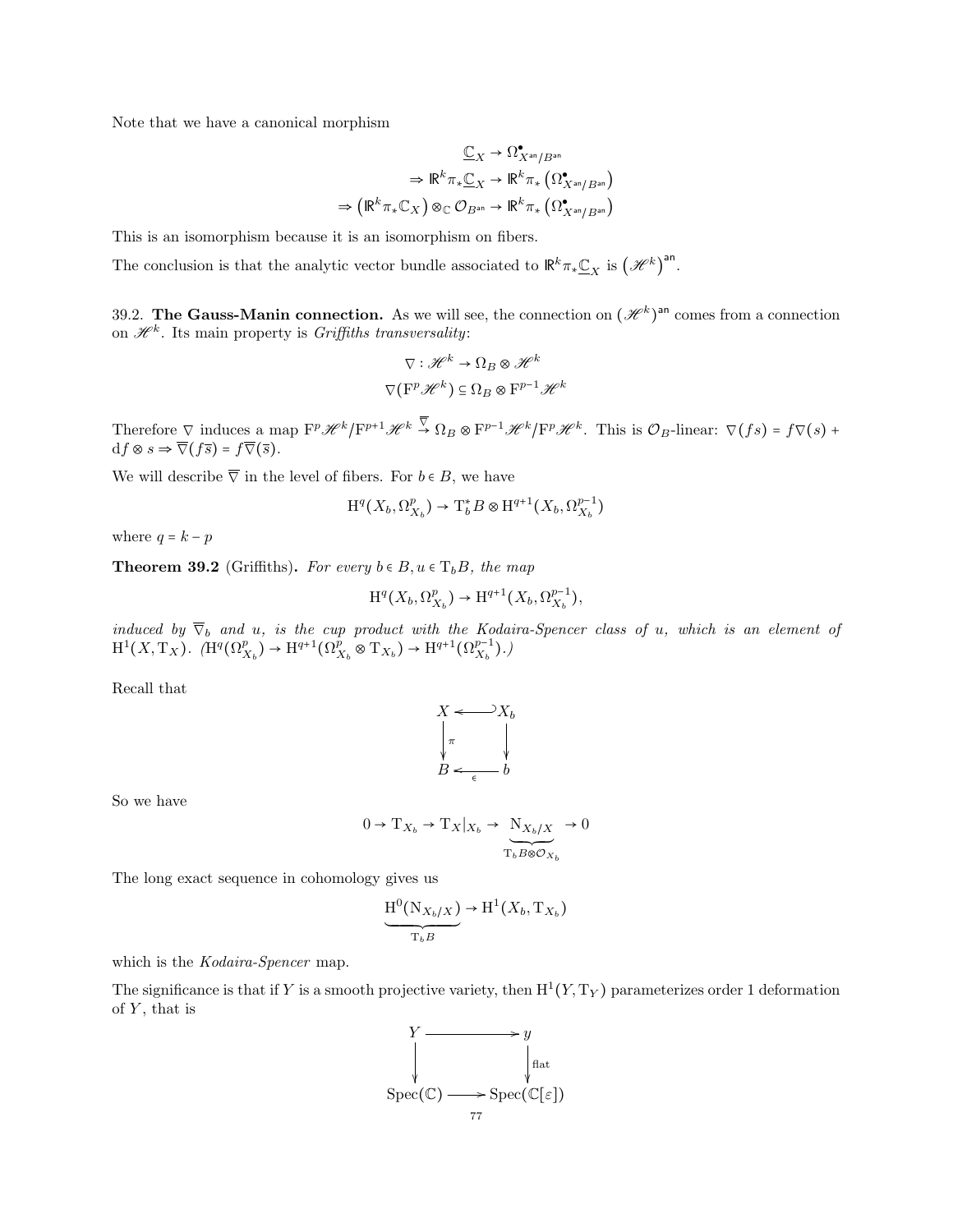Note that we have a canonical morphism

$$
\begin{aligned}
\underline{\mathbb{C}}_X &\to \Omega^\bullet_{X^{\mathsf{an}}/B^{\mathsf{an}}} \\
\Rightarrow \mathbb{R}^k\pi_*\underline{\mathbb{C}}_X &\to \mathbb{R}^k\pi_*\left(\Omega^\bullet_{X^{\mathsf{an}}/B^{\mathsf{an}}}\right) \\
\Rightarrow \left(\mathbb{R}^k\pi_*\mathbb{C}_X\right)\otimes_{\mathbb{C}}\mathcal{O}_{B^{\mathsf{an}}} &\to \mathbb{R}^k\pi_*\left(\Omega^\bullet_{X^{\mathsf{an}}/B^{\mathsf{an}}}\right)
\end{aligned}
$$

This is an isomorphism because it is an isomorphism on fibers.

The conclusion is that the analytic vector bundle associated to $\mathbb{R}^k\pi_*\underline{\mathbb{C}}_X$ is $\left(\mathscr{H}^k\right)^{\mathsf{an}}$.

39.2. **The Gauss-Manin connection.** As we will see, the connection on $(\mathscr{H}^k)^{\mathsf{an}}$ comes from a connection on $\mathscr{H}^k$. Its main property is *Griffiths transversality*:

$$
\nabla : \mathscr{H}^k \to \Omega_B \otimes \mathscr{H}^k
$$

$$
\nabla(\mathrm{F}^p\mathscr{H}^k) \subseteq \Omega_B \otimes \mathrm{F}^{p-1}\mathscr{H}^k
$$

Therefore $\nabla$ induces a map $\mathrm{F}^p\mathscr{H}^k/\mathrm{F}^{p+1}\mathscr{H}^k \xrightarrow{\overline{\nabla}} \Omega_B \otimes \mathrm{F}^{p-1}\mathscr{H}^k/\mathrm{F}^p\mathscr{H}^k$. This is $\mathcal{O}_B$-linear: $\nabla(fs) = f\nabla(s) + \mathrm{d}f\otimes s \Rightarrow \overline{\nabla}(f\overline{s}) = f\overline{\nabla}(\overline{s})$.

We will describe $\overline{\nabla}$ in the level of fibers. For $b \in B$, we have

$$
\mathrm{H}^q(X_b, \Omega^p_{X_b}) \to \mathrm{T}^*_b B \otimes \mathrm{H}^{q+1}(X_b, \Omega^{p-1}_{X_b})
$$

where $q = k - p$

**Theorem 39.2** (Griffiths)**.** *For every $b\in B, u \in \mathrm{T}_b B$, the map*

$$
\mathrm{H}^q(X_b, \Omega^p_{X_b}) \to \mathrm{H}^{q+1}(X_b, \Omega^{p-1}_{X_b}),
$$

*induced by $\overline{\nabla}_b$ and $u$, is the cup product with the Kodaira-Spencer class of $u$, which is an element of $\mathrm{H}^1(X, \mathrm{T}_X)$. ($\mathrm{H}^q(\Omega^p_{X_b}) \to \mathrm{H}^{q+1}(\Omega^p_{X_b}\otimes \mathrm{T}_{X_b}) \to \mathrm{H}^{q+1}(\Omega^{p-1}_{X_b})$.)*

Recall that

$$
\begin{array}{ccc}
X & \hookleftarrow & X_b \\
\downarrow \pi & & \downarrow \\
B & \xleftarrow{\epsilon} & b
\end{array}
$$

So we have

$$
0 \to \mathrm{T}_{X_b} \to \mathrm{T}_X|_{X_b} \to \underbrace{\mathrm{N}_{X_b/X}}_{\mathrm{T}_bB\otimes\mathcal{O}_{X_b}} \to 0
$$

The long exact sequence in cohomology gives us

$$
\underbrace{\mathrm{H}^0(\mathrm{N}_{X_b/X})}_{\mathrm{T}_bB} \to \mathrm{H}^1(X_b, \mathrm{T}_{X_b})
$$

which is the *Kodaira-Spencer* map.

The significance is that if $Y$ is a smooth projective variety, then $\mathrm{H}^1(Y, \mathrm{T}_Y)$ parameterizes order 1 deformation of $Y$, that is

$$
\begin{array}{ccc}
Y & \longrightarrow & y \\
\downarrow & & \downarrow \text{flat} \\
\mathrm{Spec}(\mathbb{C}) & \longrightarrow & \mathrm{Spec}(\mathbb{C}[\varepsilon])
\end{array}
$$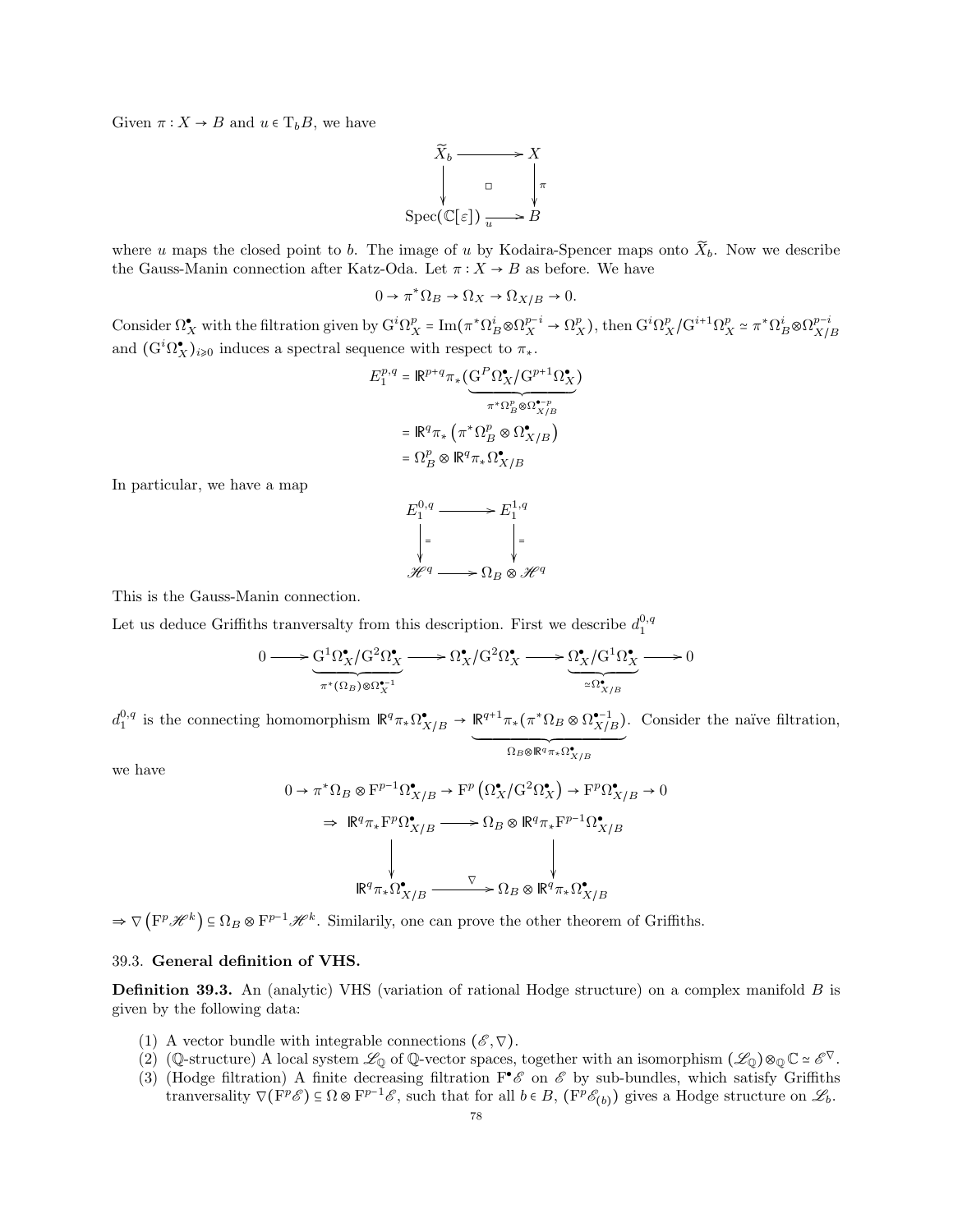Given $\pi : X \to B$ and $u \in \mathrm{T}_b B$, we have

$$\begin{array}{ccc} \widetilde{X}_b & \longrightarrow & X \\ \big\downarrow & \square & \big\downarrow \pi \\ \mathrm{Spec}(\mathbb{C}[\varepsilon]) & \xrightarrow[u]{} & B \end{array}$$

where $u$ maps the closed point to $b$. The image of $u$ by Kodaira-Spencer maps onto $\widetilde{X}_b$. Now we describe the Gauss-Manin connection after Katz-Oda. Let $\pi : X \to B$ as before. We have

$$0 \to \pi^*\Omega_B \to \Omega_X \to \Omega_{X/B} \to 0.$$

Consider $\Omega_X^\bullet$ with the filtration given by $\mathrm{G}^i\Omega_X^p = \mathrm{Im}(\pi^*\Omega_B^i \otimes \Omega_X^{p-i} \to \Omega_X^p)$, then $\mathrm{G}^i\Omega_X^p/\mathrm{G}^{i+1}\Omega_X^p \simeq \pi^*\Omega_B^i \otimes \Omega_{X/B}^{p-i}$ and $(\mathrm{G}^i\Omega_X^\bullet)_{i\geqslant 0}$ induces a spectral sequence with respect to $\pi_*$.

$$\begin{aligned} E_1^{p,q} &= \mathbb{R}^{p+q}\pi_*(\underbrace{\mathrm{G}^P\Omega_X^\bullet/\mathrm{G}^{p+1}\Omega_X^\bullet}_{\pi^*\Omega_B^p \otimes \Omega_{X/B}^{\bullet-p}}) \\ &= \mathbb{R}^q\pi_*\left(\pi^*\Omega_B^p \otimes \Omega_{X/B}^\bullet\right) \\ &= \Omega_B^p \otimes \mathbb{R}^q\pi_*\Omega_{X/B}^\bullet \end{aligned}$$

In particular, we have a map

$$\begin{array}{ccc} E_1^{0,q} & \longrightarrow & E_1^{1,q} \\ \big\downarrow = & & \big\downarrow = \\ \mathscr{H}^q & \longrightarrow & \Omega_B \otimes \mathscr{H}^q \end{array}$$

This is the Gauss-Manin connection.

Let us deduce Griffiths tranversalty from this description. First we describe $d_1^{0,q}$

$$0 \longrightarrow \underbrace{\mathrm{G}^1\Omega_X^\bullet/\mathrm{G}^2\Omega_X^\bullet}_{\pi^*(\Omega_B)\otimes\Omega_X^{\bullet-1}} \longrightarrow \Omega_X^\bullet/\mathrm{G}^2\Omega_X^\bullet \longrightarrow \underbrace{\Omega_X^\bullet/\mathrm{G}^1\Omega_X^\bullet}_{\simeq\Omega_{X/B}^\bullet} \longrightarrow 0$$

$d_1^{0,q}$ is the connecting homomorphism $\mathbb{R}^q\pi_*\Omega_{X/B}^\bullet \to \underbrace{\mathbb{R}^{q+1}\pi_*(\pi^*\Omega_B \otimes \Omega_{X/B}^{\bullet-1})}_{\Omega_B\otimes\mathbb{R}^q\pi_*\Omega_{X/B}^\bullet}$. Consider the naïve filtration, we have

$$0 \to \pi^*\Omega_B \otimes \mathrm{F}^{p-1}\Omega_{X/B}^\bullet \to \mathrm{F}^p\left(\Omega_X^\bullet/\mathrm{G}^2\Omega_X^\bullet\right) \to \mathrm{F}^p\Omega_{X/B}^\bullet \to 0$$

$$\Rightarrow \begin{array}{ccc} \mathbb{R}^q\pi_*\mathrm{F}^p\Omega_{X/B}^\bullet & \longrightarrow & \Omega_B \otimes \mathbb{R}^q\pi_*\mathrm{F}^{p-1}\Omega_{X/B}^\bullet \\ \big\downarrow & & \big\downarrow \\ \mathbb{R}^q\pi_*\Omega_{X/B}^\bullet & \xrightarrow{\nabla} & \Omega_B \otimes \mathbb{R}^q\pi_*\Omega_{X/B}^\bullet \end{array}$$

$\Rightarrow \nabla\left(\mathrm{F}^p\mathscr{H}^k\right) \subseteq \Omega_B \otimes \mathrm{F}^{p-1}\mathscr{H}^k$. Similarily, one can prove the other theorem of Griffiths.

### 39.3. General definition of VHS.

**Definition 39.3.** An (analytic) VHS (variation of rational Hodge structure) on a complex manifold $B$ is given by the following data:

1. A vector bundle with integrable connections $(\mathscr{E}, \nabla)$.
2. ($\mathbb{Q}$-structure) A local system $\mathscr{L}_\mathbb{Q}$ of $\mathbb{Q}$-vector spaces, together with an isomorphism $(\mathscr{L}_\mathbb{Q}) \otimes_\mathbb{Q} \mathbb{C} \simeq \mathscr{E}^\nabla$.
3. (Hodge filtration) A finite decreasing filtration $\mathrm{F}^\bullet\mathscr{E}$ on $\mathscr{E}$ by sub-bundles, which satisfy Griffiths tranversality $\nabla(\mathrm{F}^p\mathscr{E}) \subseteq \Omega \otimes \mathrm{F}^{p-1}\mathscr{E}$, such that for all $b \in B$, $(\mathrm{F}^p\mathscr{E}_{(b)})$ gives a Hodge structure on $\mathscr{L}_b$.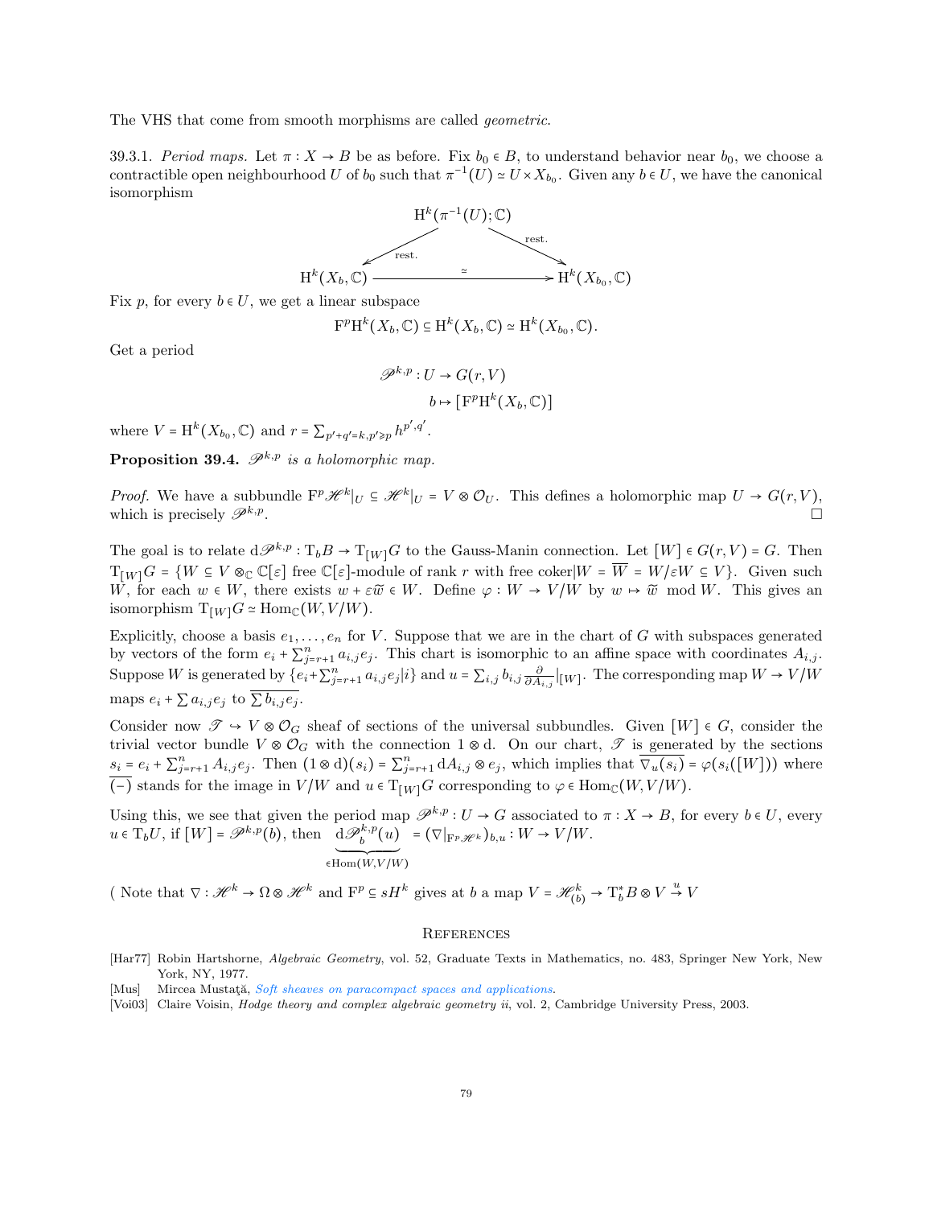The VHS that come from smooth morphisms are called *geometric*.

39.3.1. *Period maps.* Let $\pi : X \to B$ be as before. Fix $b_0 \in B$, to understand behavior near $b_0$, we choose a contractible open neighbourhood $U$ of $b_0$ such that $\pi^{-1}(U) \simeq U \times X_{b_0}$. Given any $b \in U$, we have the canonical isomorphism

$$\begin{array}{ccc} & \mathrm{H}^k(\pi^{-1}(U);\mathbb{C}) & \\ \swarrow^{\text{rest.}} & & \searrow^{\text{rest.}} \\ \mathrm{H}^k(X_b,\mathbb{C}) & \xrightarrow{\simeq} & \mathrm{H}^k(X_{b_0},\mathbb{C}) \end{array}$$

Fix $p$, for every $b \in U$, we get a linear subspace

$$\mathrm{F}^p\mathrm{H}^k(X_b,\mathbb{C}) \subseteq \mathrm{H}^k(X_b,\mathbb{C}) \simeq \mathrm{H}^k(X_{b_0},\mathbb{C}).$$

Get a period

$$\mathscr{P}^{k,p} : U \to G(r,V)$$
$$b \mapsto [\mathrm{F}^p\mathrm{H}^k(X_b,\mathbb{C})]$$

where $V = \mathrm{H}^k(X_{b_0},\mathbb{C})$ and $r = \sum_{p'+q'=k,p'\geqslant p} h^{p',q'}$.

**Proposition 39.4.** *$\mathscr{P}^{k,p}$ is a holomorphic map.*

*Proof.* We have a subbundle $\mathrm{F}^p\mathscr{H}^k|_U \subseteq \mathscr{H}^k|_U = V \otimes \mathcal{O}_U$. This defines a holomorphic map $U \to G(r,V)$, which is precisely $\mathscr{P}^{k,p}$. □

The goal is to relate $\mathrm{d}\mathscr{P}^{k,p} : \mathrm{T}_bB \to \mathrm{T}_{[W]}G$ to the Gauss-Manin connection. Let $[W] \in G(r,V) = G$. Then $\mathrm{T}_{[W]}G = \{W \subseteq V \otimes_{\mathbb{C}} \mathbb{C}[\varepsilon]$ free $\mathbb{C}[\varepsilon]$-module of rank $r$ with free $\mathrm{coker}|W = \overline{W} = W/\varepsilon W \subseteq V\}$. Given such $W$, for each $w \in W$, there exists $w + \varepsilon\widetilde{w} \in W$. Define $\varphi : W \to V/W$ by $w \mapsto \widetilde{w} \mod W$. This gives an isomorphism $\mathrm{T}_{[W]}G \simeq \mathrm{Hom}_{\mathbb{C}}(W,V/W)$.

Explicitly, choose a basis $e_1,\ldots,e_n$ for $V$. Suppose that we are in the chart of $G$ with subspaces generated by vectors of the form $e_i + \sum_{j=r+1}^n a_{i,j}e_j$. This chart is isomorphic to an affine space with coordinates $A_{i,j}$. Suppose $W$ is generated by $\{e_i+\sum_{j=r+1}^n a_{i,j}e_j|i\}$ and $u = \sum_{i,j} b_{i,j}\frac{\partial}{\partial A_{i,j}}|_{[W]}$. The corresponding map $W \to V/W$ maps $e_i + \sum a_{i,j}e_j$ to $\overline{\sum b_{i,j}e_j}$.

Consider now $\mathscr{T} \hookrightarrow V \otimes \mathcal{O}_G$ sheaf of sections of the universal subbundles. Given $[W] \in G$, consider the trivial vector bundle $V \otimes \mathcal{O}_G$ with the connection $1 \otimes \mathrm{d}$. On our chart, $\mathscr{T}$ is generated by the sections $s_i = e_i + \sum_{j=r+1}^n A_{i,j}e_j$. Then $(1\otimes \mathrm{d})(s_i) = \sum_{j=r+1}^n \mathrm{d}A_{i,j} \otimes e_j$, which implies that $\overline{\nabla_u(s_i)} = \varphi(s_i([W]))$ where $\overline{(-)}$ stands for the image in $V/W$ and $u \in \mathrm{T}_{[W]}G$ corresponding to $\varphi \in \mathrm{Hom}_{\mathbb{C}}(W,V/W)$.

Using this, we see that given the period map $\mathscr{P}^{k,p} : U \to G$ associated to $\pi : X \to B$, for every $b \in U$, every $u \in \mathrm{T}_bU$, if $[W] = \mathscr{P}^{k,p}(b)$, then $\underbrace{\mathrm{d}\mathscr{P}^{k,p}_b(u)}_{\in \mathrm{Hom}(W,V/W)} = (\nabla|_{\mathrm{F}^p\mathscr{H}^k})_{b,u} : W \to V/W$.

( Note that $\nabla : \mathscr{H}^k \to \Omega \otimes \mathscr{H}^k$ and $\mathrm{F}^p \subseteq sH^k$ gives at $b$ a map $V = \mathscr{H}^k_{(b)} \to \mathrm{T}^*_bB \otimes V \xrightarrow{u} V$

## References

[Har77] Robin Hartshorne, *Algebraic Geometry*, vol. 52, Graduate Texts in Mathematics, no. 483, Springer New York, New York, NY, 1977.

[Mus] Mircea Mustaţă, *Soft sheaves on paracompact spaces and applications*.

[Voi03] Claire Voisin, *Hodge theory and complex algebraic geometry ii*, vol. 2, Cambridge University Press, 2003.